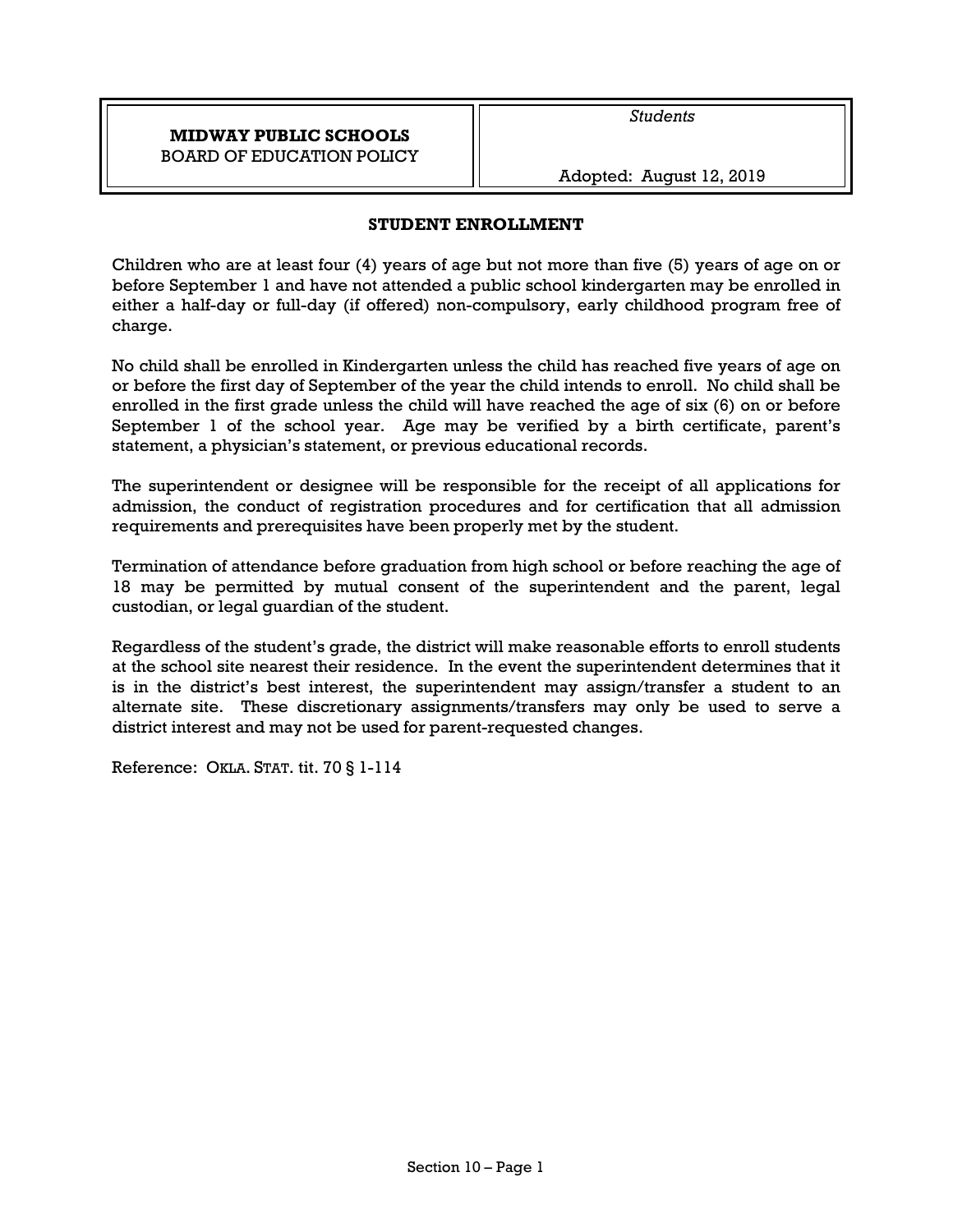**MIDWAY PUBLIC SCHOOLS**
BOARD OF EDUCATION POLICY

*Students*

Adopted: August 12, 2019

## STUDENT ENROLLMENT

Children who are at least four (4) years of age but not more than five (5) years of age on or before September 1 and have not attended a public school kindergarten may be enrolled in either a half-day or full-day (if offered) non-compulsory, early childhood program free of charge.

No child shall be enrolled in Kindergarten unless the child has reached five years of age on or before the first day of September of the year the child intends to enroll. No child shall be enrolled in the first grade unless the child will have reached the age of six (6) on or before September 1 of the school year. Age may be verified by a birth certificate, parent's statement, a physician's statement, or previous educational records.

The superintendent or designee will be responsible for the receipt of all applications for admission, the conduct of registration procedures and for certification that all admission requirements and prerequisites have been properly met by the student.

Termination of attendance before graduation from high school or before reaching the age of 18 may be permitted by mutual consent of the superintendent and the parent, legal custodian, or legal guardian of the student.

Regardless of the student's grade, the district will make reasonable efforts to enroll students at the school site nearest their residence. In the event the superintendent determines that it is in the district's best interest, the superintendent may assign/transfer a student to an alternate site. These discretionary assignments/transfers may only be used to serve a district interest and may not be used for parent-requested changes.

Reference: OKLA. STAT. tit. 70 § 1-114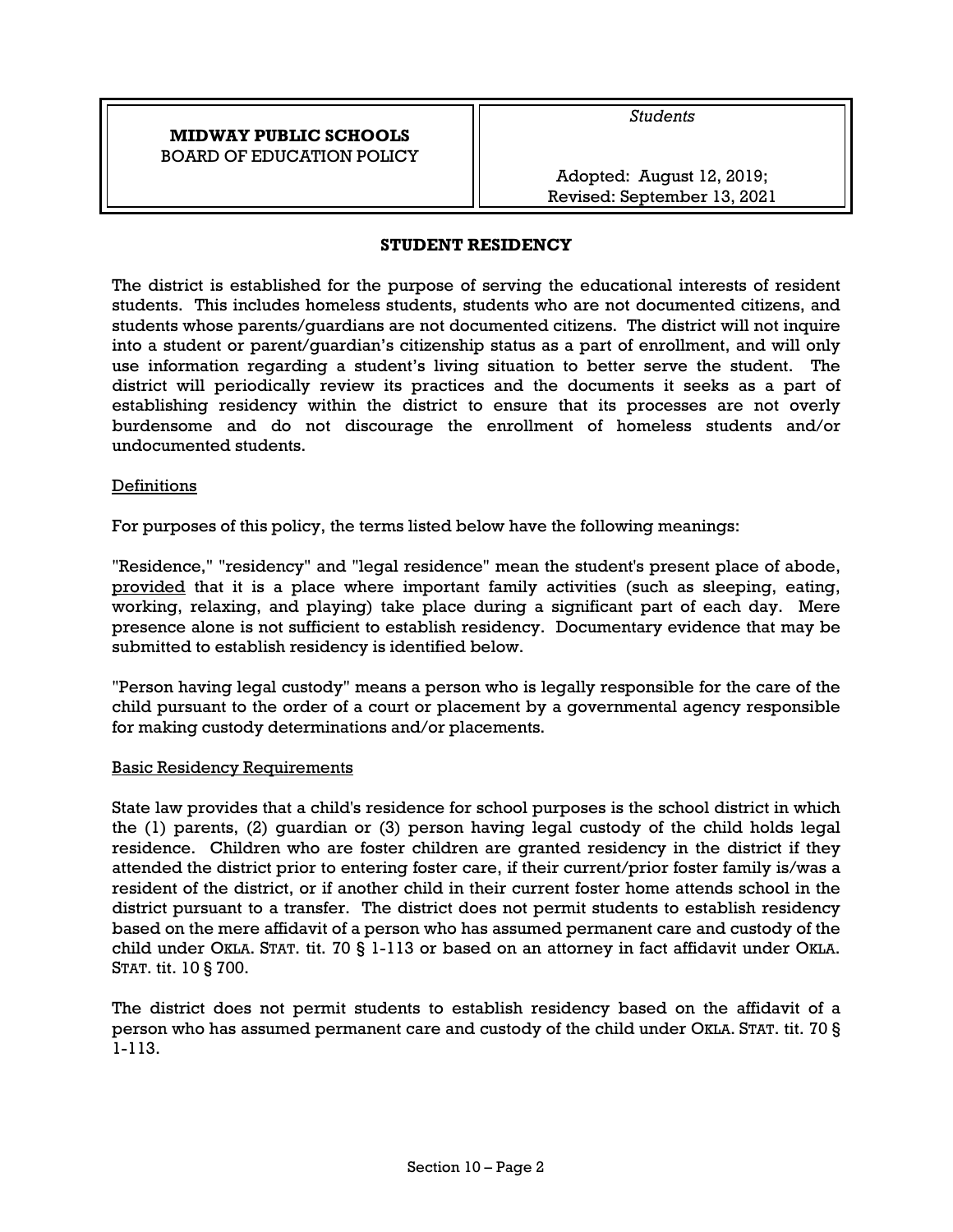| **MIDWAY PUBLIC SCHOOLS**<br>BOARD OF EDUCATION POLICY | *Students*<br><br>Adopted: August 12, 2019;<br>Revised: September 13, 2021 |
|---|---|

## STUDENT RESIDENCY

The district is established for the purpose of serving the educational interests of resident students. This includes homeless students, students who are not documented citizens, and students whose parents/guardians are not documented citizens. The district will not inquire into a student or parent/guardian's citizenship status as a part of enrollment, and will only use information regarding a student's living situation to better serve the student. The district will periodically review its practices and the documents it seeks as a part of establishing residency within the district to ensure that its processes are not overly burdensome and do not discourage the enrollment of homeless students and/or undocumented students.

### Definitions

For purposes of this policy, the terms listed below have the following meanings:

"Residence," "residency" and "legal residence" mean the student's present place of abode, provided that it is a place where important family activities (such as sleeping, eating, working, relaxing, and playing) take place during a significant part of each day. Mere presence alone is not sufficient to establish residency. Documentary evidence that may be submitted to establish residency is identified below.

"Person having legal custody" means a person who is legally responsible for the care of the child pursuant to the order of a court or placement by a governmental agency responsible for making custody determinations and/or placements.

### Basic Residency Requirements

State law provides that a child's residence for school purposes is the school district in which the (1) parents, (2) guardian or (3) person having legal custody of the child holds legal residence. Children who are foster children are granted residency in the district if they attended the district prior to entering foster care, if their current/prior foster family is/was a resident of the district, or if another child in their current foster home attends school in the district pursuant to a transfer. The district does not permit students to establish residency based on the mere affidavit of a person who has assumed permanent care and custody of the child under OKLA. STAT. tit. 70 § 1-113 or based on an attorney in fact affidavit under OKLA. STAT. tit. 10 § 700.

The district does not permit students to establish residency based on the affidavit of a person who has assumed permanent care and custody of the child under OKLA. STAT. tit. 70 § 1-113.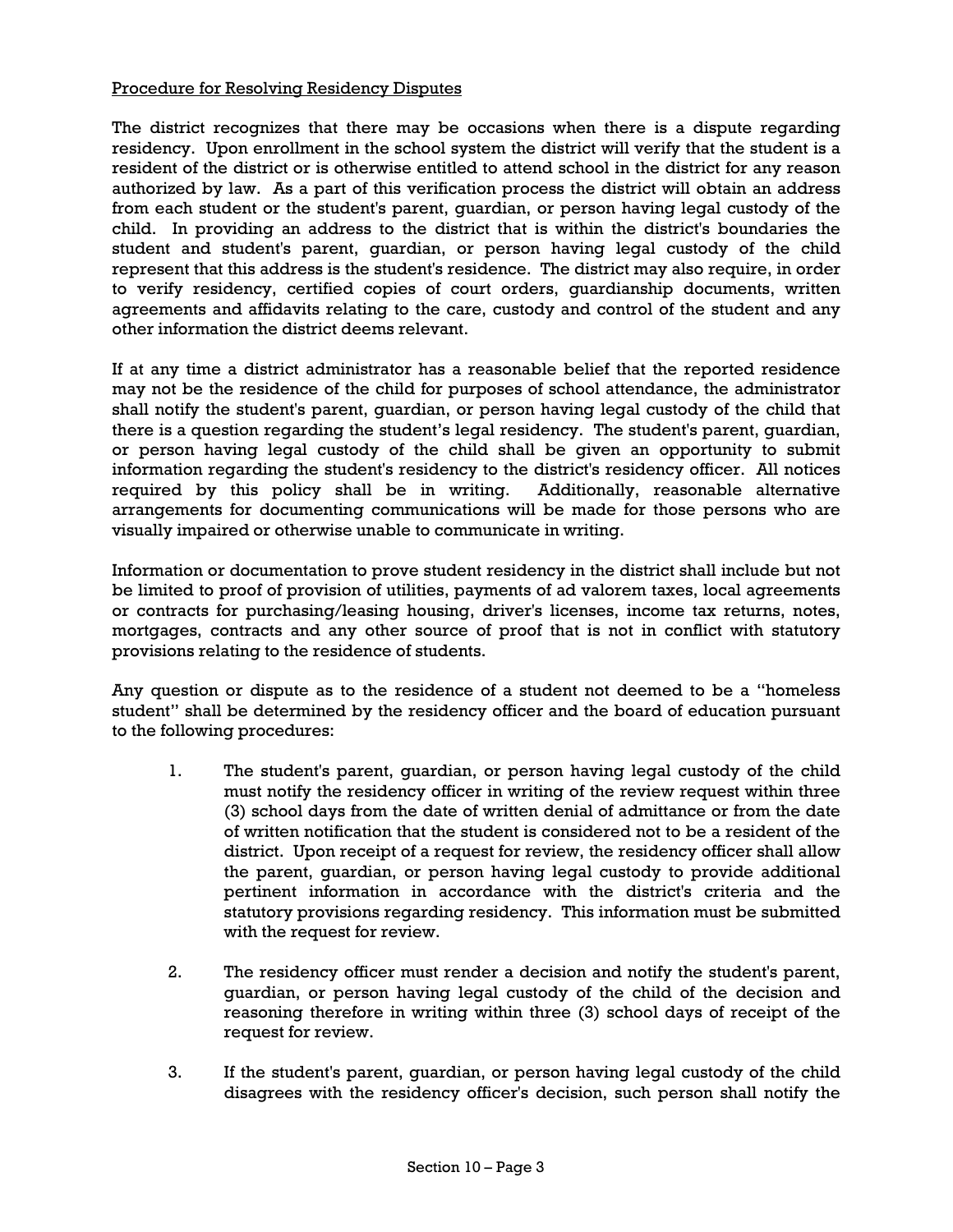Procedure for Resolving Residency Disputes

The district recognizes that there may be occasions when there is a dispute regarding residency. Upon enrollment in the school system the district will verify that the student is a resident of the district or is otherwise entitled to attend school in the district for any reason authorized by law. As a part of this verification process the district will obtain an address from each student or the student's parent, guardian, or person having legal custody of the child. In providing an address to the district that is within the district's boundaries the student and student's parent, guardian, or person having legal custody of the child represent that this address is the student's residence. The district may also require, in order to verify residency, certified copies of court orders, guardianship documents, written agreements and affidavits relating to the care, custody and control of the student and any other information the district deems relevant.

If at any time a district administrator has a reasonable belief that the reported residence may not be the residence of the child for purposes of school attendance, the administrator shall notify the student's parent, guardian, or person having legal custody of the child that there is a question regarding the student's legal residency. The student's parent, guardian, or person having legal custody of the child shall be given an opportunity to submit information regarding the student's residency to the district's residency officer. All notices required by this policy shall be in writing. Additionally, reasonable alternative arrangements for documenting communications will be made for those persons who are visually impaired or otherwise unable to communicate in writing.

Information or documentation to prove student residency in the district shall include but not be limited to proof of provision of utilities, payments of ad valorem taxes, local agreements or contracts for purchasing/leasing housing, driver's licenses, income tax returns, notes, mortgages, contracts and any other source of proof that is not in conflict with statutory provisions relating to the residence of students.

Any question or dispute as to the residence of a student not deemed to be a "homeless student" shall be determined by the residency officer and the board of education pursuant to the following procedures:

1. The student's parent, guardian, or person having legal custody of the child must notify the residency officer in writing of the review request within three (3) school days from the date of written denial of admittance or from the date of written notification that the student is considered not to be a resident of the district. Upon receipt of a request for review, the residency officer shall allow the parent, guardian, or person having legal custody to provide additional pertinent information in accordance with the district's criteria and the statutory provisions regarding residency. This information must be submitted with the request for review.

2. The residency officer must render a decision and notify the student's parent, guardian, or person having legal custody of the child of the decision and reasoning therefore in writing within three (3) school days of receipt of the request for review.

3. If the student's parent, guardian, or person having legal custody of the child disagrees with the residency officer's decision, such person shall notify the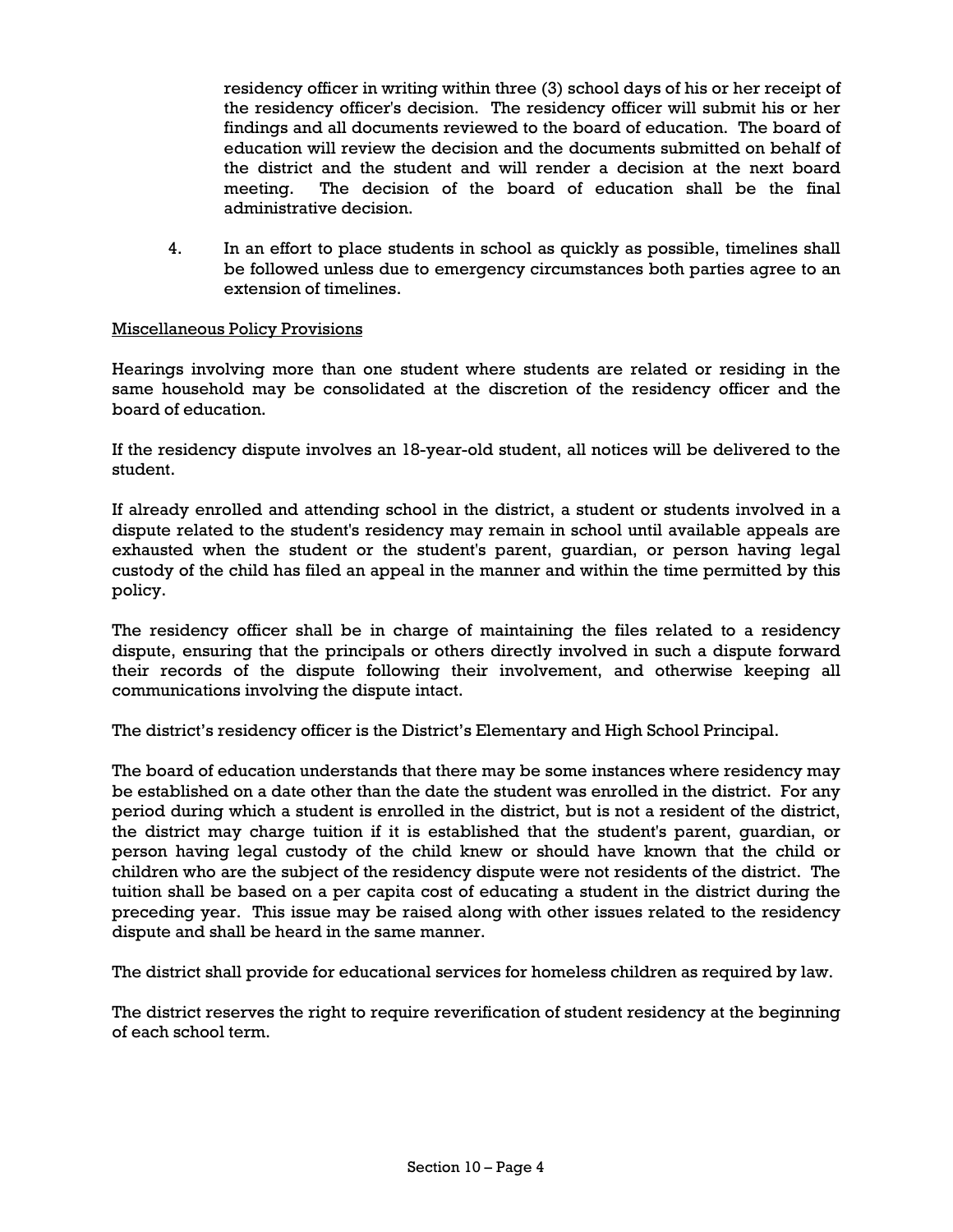residency officer in writing within three (3) school days of his or her receipt of the residency officer's decision. The residency officer will submit his or her findings and all documents reviewed to the board of education. The board of education will review the decision and the documents submitted on behalf of the district and the student and will render a decision at the next board meeting. The decision of the board of education shall be the final administrative decision.

4. In an effort to place students in school as quickly as possible, timelines shall be followed unless due to emergency circumstances both parties agree to an extension of timelines.

<u>Miscellaneous Policy Provisions</u>

Hearings involving more than one student where students are related or residing in the same household may be consolidated at the discretion of the residency officer and the board of education.

If the residency dispute involves an 18-year-old student, all notices will be delivered to the student.

If already enrolled and attending school in the district, a student or students involved in a dispute related to the student's residency may remain in school until available appeals are exhausted when the student or the student's parent, guardian, or person having legal custody of the child has filed an appeal in the manner and within the time permitted by this policy.

The residency officer shall be in charge of maintaining the files related to a residency dispute, ensuring that the principals or others directly involved in such a dispute forward their records of the dispute following their involvement, and otherwise keeping all communications involving the dispute intact.

The district's residency officer is the District's Elementary and High School Principal.

The board of education understands that there may be some instances where residency may be established on a date other than the date the student was enrolled in the district. For any period during which a student is enrolled in the district, but is not a resident of the district, the district may charge tuition if it is established that the student's parent, guardian, or person having legal custody of the child knew or should have known that the child or children who are the subject of the residency dispute were not residents of the district. The tuition shall be based on a per capita cost of educating a student in the district during the preceding year. This issue may be raised along with other issues related to the residency dispute and shall be heard in the same manner.

The district shall provide for educational services for homeless children as required by law.

The district reserves the right to require reverification of student residency at the beginning of each school term.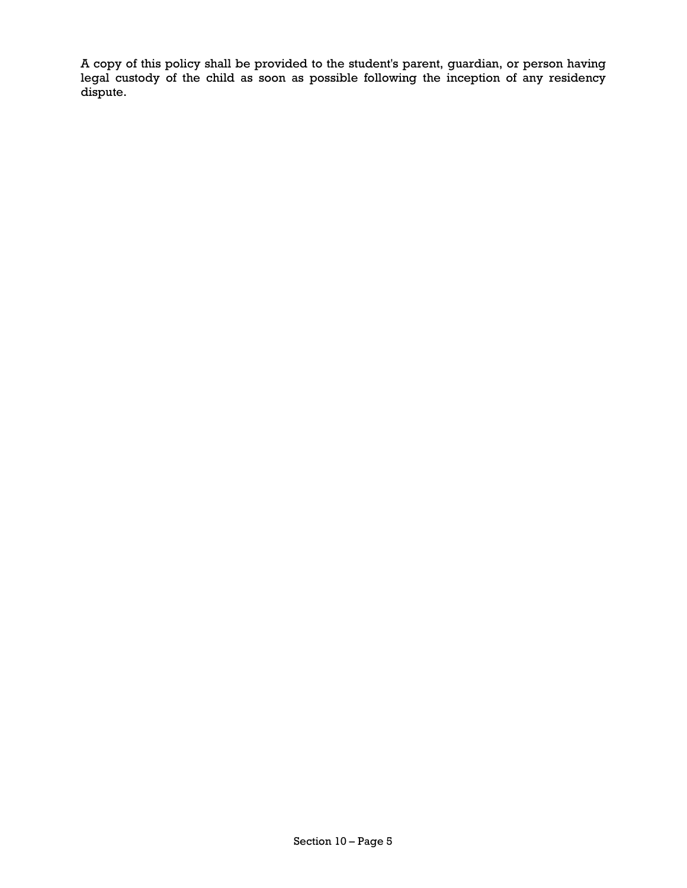A copy of this policy shall be provided to the student's parent, guardian, or person having legal custody of the child as soon as possible following the inception of any residency dispute.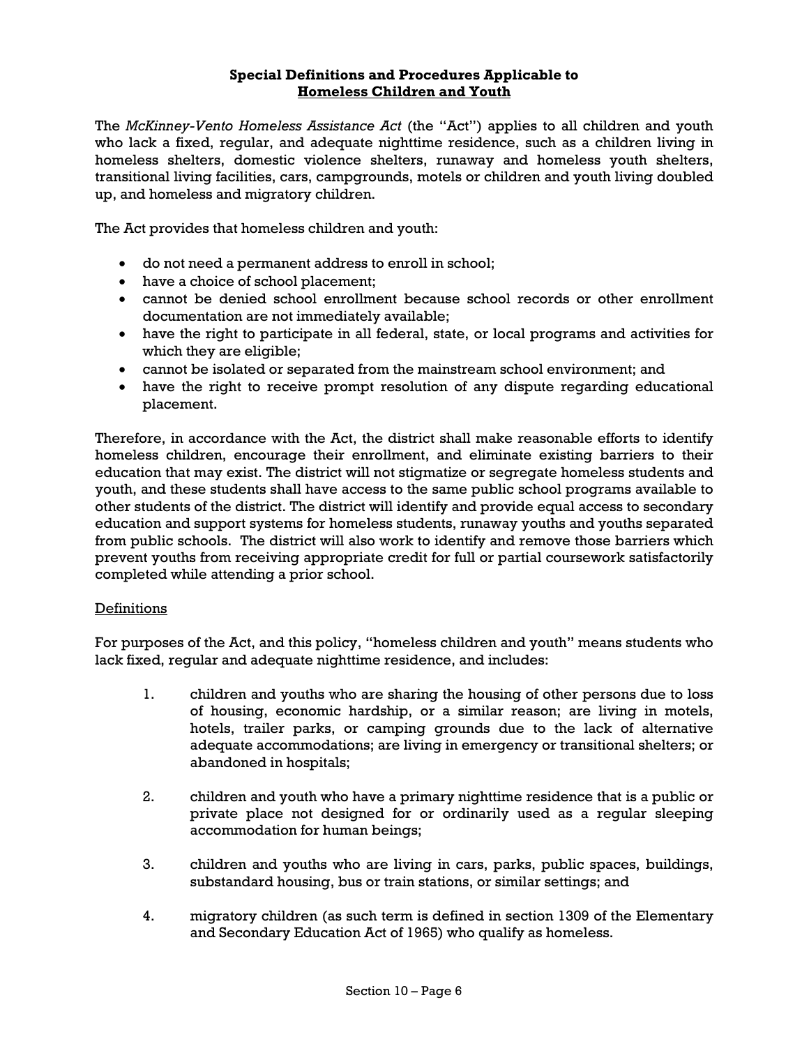**Special Definitions and Procedures Applicable to**
**Homeless Children and Youth**

The *McKinney-Vento Homeless Assistance Act* (the "Act") applies to all children and youth who lack a fixed, regular, and adequate nighttime residence, such as a children living in homeless shelters, domestic violence shelters, runaway and homeless youth shelters, transitional living facilities, cars, campgrounds, motels or children and youth living doubled up, and homeless and migratory children.

The Act provides that homeless children and youth:

- do not need a permanent address to enroll in school;
- have a choice of school placement;
- cannot be denied school enrollment because school records or other enrollment documentation are not immediately available;
- have the right to participate in all federal, state, or local programs and activities for which they are eligible;
- cannot be isolated or separated from the mainstream school environment; and
- have the right to receive prompt resolution of any dispute regarding educational placement.

Therefore, in accordance with the Act, the district shall make reasonable efforts to identify homeless children, encourage their enrollment, and eliminate existing barriers to their education that may exist. The district will not stigmatize or segregate homeless students and youth, and these students shall have access to the same public school programs available to other students of the district. The district will identify and provide equal access to secondary education and support systems for homeless students, runaway youths and youths separated from public schools. The district will also work to identify and remove those barriers which prevent youths from receiving appropriate credit for full or partial coursework satisfactorily completed while attending a prior school.

Definitions

For purposes of the Act, and this policy, "homeless children and youth" means students who lack fixed, regular and adequate nighttime residence, and includes:

1. children and youths who are sharing the housing of other persons due to loss of housing, economic hardship, or a similar reason; are living in motels, hotels, trailer parks, or camping grounds due to the lack of alternative adequate accommodations; are living in emergency or transitional shelters; or abandoned in hospitals;

2. children and youth who have a primary nighttime residence that is a public or private place not designed for or ordinarily used as a regular sleeping accommodation for human beings;

3. children and youths who are living in cars, parks, public spaces, buildings, substandard housing, bus or train stations, or similar settings; and

4. migratory children (as such term is defined in section 1309 of the Elementary and Secondary Education Act of 1965) who qualify as homeless.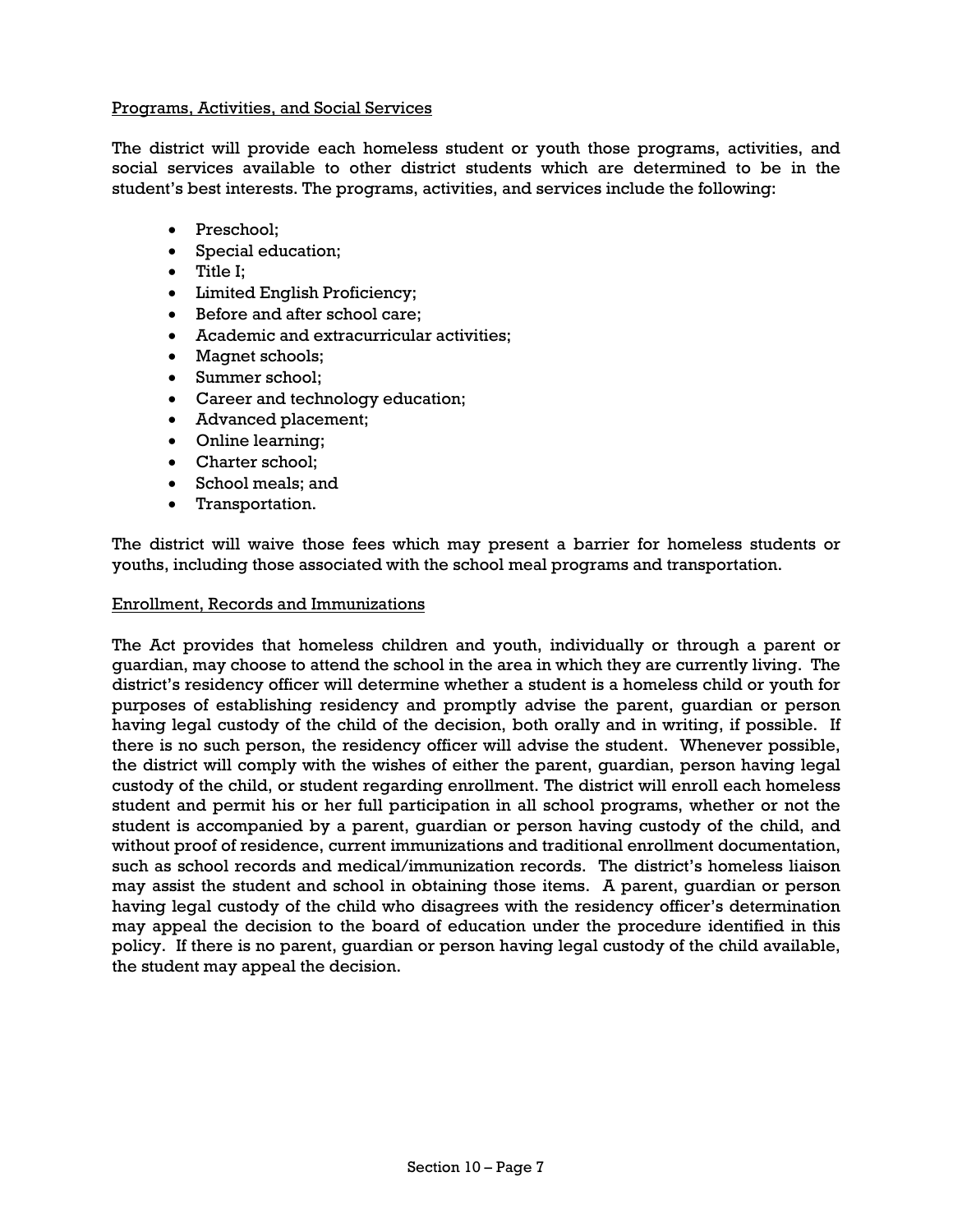Programs, Activities, and Social Services

The district will provide each homeless student or youth those programs, activities, and social services available to other district students which are determined to be in the student's best interests. The programs, activities, and services include the following:

- Preschool;
- Special education;
- Title I;
- Limited English Proficiency;
- Before and after school care;
- Academic and extracurricular activities;
- Magnet schools;
- Summer school;
- Career and technology education;
- Advanced placement;
- Online learning;
- Charter school;
- School meals; and
- Transportation.

The district will waive those fees which may present a barrier for homeless students or youths, including those associated with the school meal programs and transportation.

Enrollment, Records and Immunizations

The Act provides that homeless children and youth, individually or through a parent or guardian, may choose to attend the school in the area in which they are currently living. The district's residency officer will determine whether a student is a homeless child or youth for purposes of establishing residency and promptly advise the parent, guardian or person having legal custody of the child of the decision, both orally and in writing, if possible. If there is no such person, the residency officer will advise the student. Whenever possible, the district will comply with the wishes of either the parent, guardian, person having legal custody of the child, or student regarding enrollment. The district will enroll each homeless student and permit his or her full participation in all school programs, whether or not the student is accompanied by a parent, guardian or person having custody of the child, and without proof of residence, current immunizations and traditional enrollment documentation, such as school records and medical/immunization records. The district's homeless liaison may assist the student and school in obtaining those items. A parent, guardian or person having legal custody of the child who disagrees with the residency officer's determination may appeal the decision to the board of education under the procedure identified in this policy. If there is no parent, guardian or person having legal custody of the child available, the student may appeal the decision.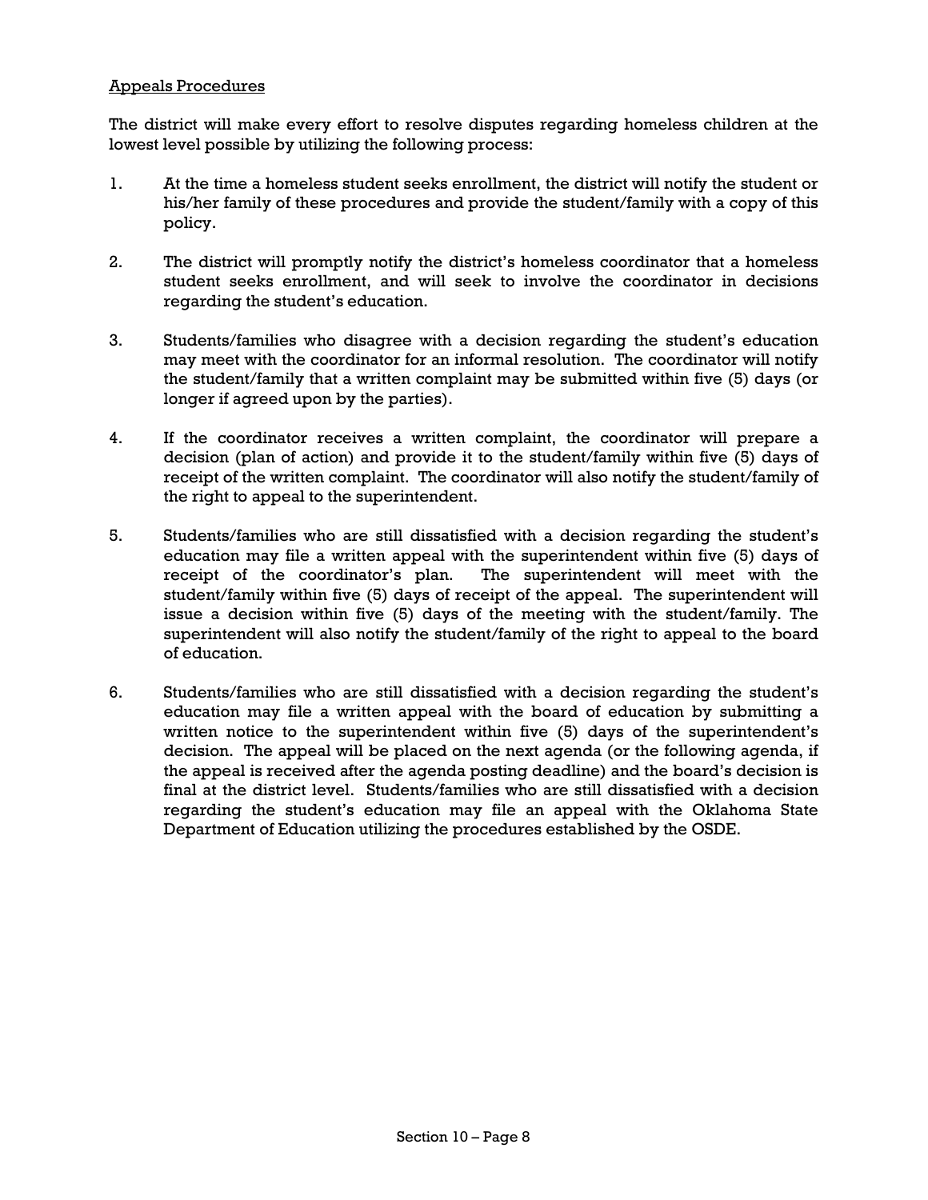<u>Appeals Procedures</u>

The district will make every effort to resolve disputes regarding homeless children at the lowest level possible by utilizing the following process:

1. At the time a homeless student seeks enrollment, the district will notify the student or his/her family of these procedures and provide the student/family with a copy of this policy.

2. The district will promptly notify the district's homeless coordinator that a homeless student seeks enrollment, and will seek to involve the coordinator in decisions regarding the student's education.

3. Students/families who disagree with a decision regarding the student's education may meet with the coordinator for an informal resolution. The coordinator will notify the student/family that a written complaint may be submitted within five (5) days (or longer if agreed upon by the parties).

4. If the coordinator receives a written complaint, the coordinator will prepare a decision (plan of action) and provide it to the student/family within five (5) days of receipt of the written complaint. The coordinator will also notify the student/family of the right to appeal to the superintendent.

5. Students/families who are still dissatisfied with a decision regarding the student's education may file a written appeal with the superintendent within five (5) days of receipt of the coordinator's plan. The superintendent will meet with the student/family within five (5) days of receipt of the appeal. The superintendent will issue a decision within five (5) days of the meeting with the student/family. The superintendent will also notify the student/family of the right to appeal to the board of education.

6. Students/families who are still dissatisfied with a decision regarding the student's education may file a written appeal with the board of education by submitting a written notice to the superintendent within five (5) days of the superintendent's decision. The appeal will be placed on the next agenda (or the following agenda, if the appeal is received after the agenda posting deadline) and the board's decision is final at the district level. Students/families who are still dissatisfied with a decision regarding the student's education may file an appeal with the Oklahoma State Department of Education utilizing the procedures established by the OSDE.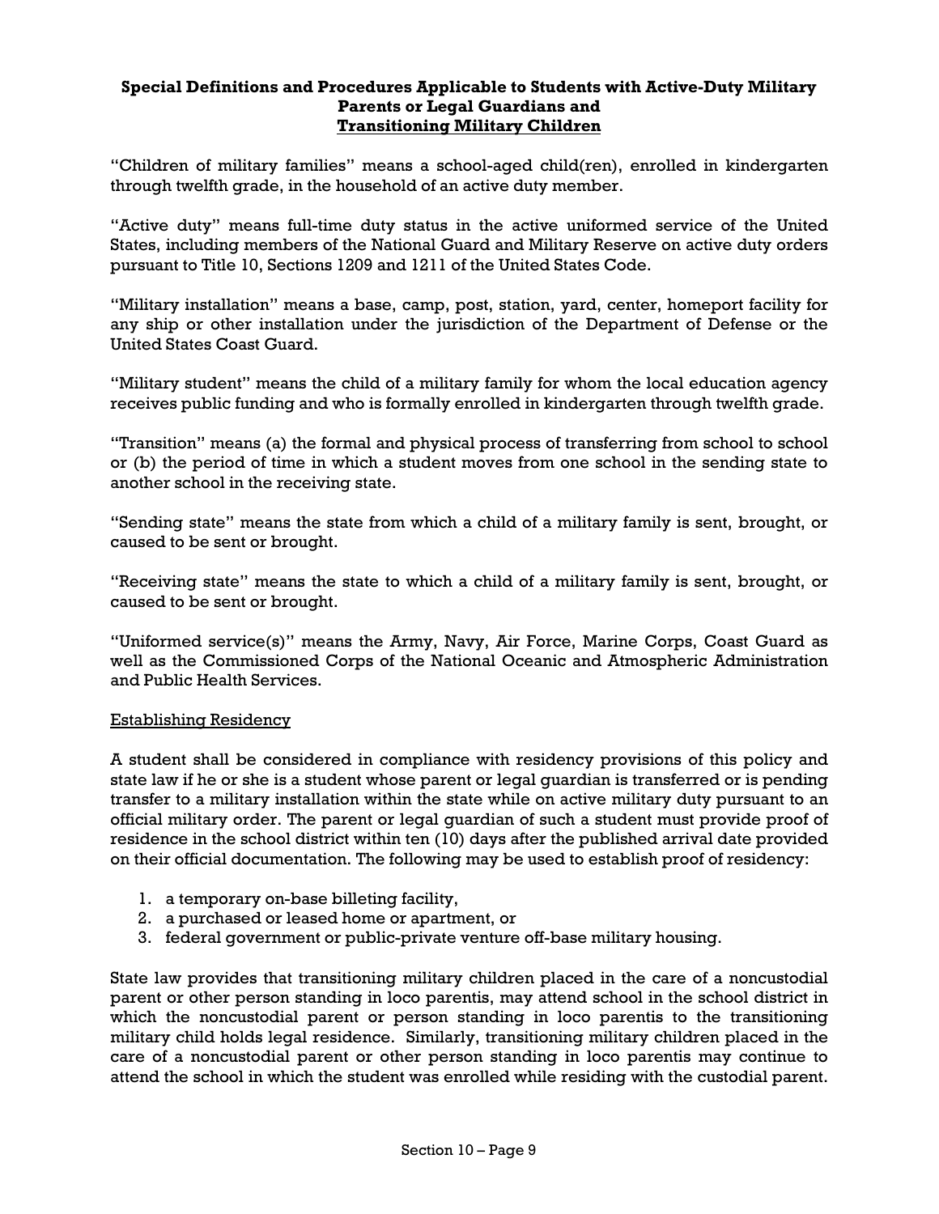## Special Definitions and Procedures Applicable to Students with Active-Duty Military Parents or Legal Guardians and Transitioning Military Children

"Children of military families" means a school-aged child(ren), enrolled in kindergarten through twelfth grade, in the household of an active duty member.

"Active duty" means full-time duty status in the active uniformed service of the United States, including members of the National Guard and Military Reserve on active duty orders pursuant to Title 10, Sections 1209 and 1211 of the United States Code.

"Military installation" means a base, camp, post, station, yard, center, homeport facility for any ship or other installation under the jurisdiction of the Department of Defense or the United States Coast Guard.

"Military student" means the child of a military family for whom the local education agency receives public funding and who is formally enrolled in kindergarten through twelfth grade.

"Transition" means (a) the formal and physical process of transferring from school to school or (b) the period of time in which a student moves from one school in the sending state to another school in the receiving state.

"Sending state" means the state from which a child of a military family is sent, brought, or caused to be sent or brought.

"Receiving state" means the state to which a child of a military family is sent, brought, or caused to be sent or brought.

"Uniformed service(s)" means the Army, Navy, Air Force, Marine Corps, Coast Guard as well as the Commissioned Corps of the National Oceanic and Atmospheric Administration and Public Health Services.

### Establishing Residency

A student shall be considered in compliance with residency provisions of this policy and state law if he or she is a student whose parent or legal guardian is transferred or is pending transfer to a military installation within the state while on active military duty pursuant to an official military order. The parent or legal guardian of such a student must provide proof of residence in the school district within ten (10) days after the published arrival date provided on their official documentation. The following may be used to establish proof of residency:

1. a temporary on-base billeting facility,
2. a purchased or leased home or apartment, or
3. federal government or public-private venture off-base military housing.

State law provides that transitioning military children placed in the care of a noncustodial parent or other person standing in loco parentis, may attend school in the school district in which the noncustodial parent or person standing in loco parentis to the transitioning military child holds legal residence. Similarly, transitioning military children placed in the care of a noncustodial parent or other person standing in loco parentis may continue to attend the school in which the student was enrolled while residing with the custodial parent.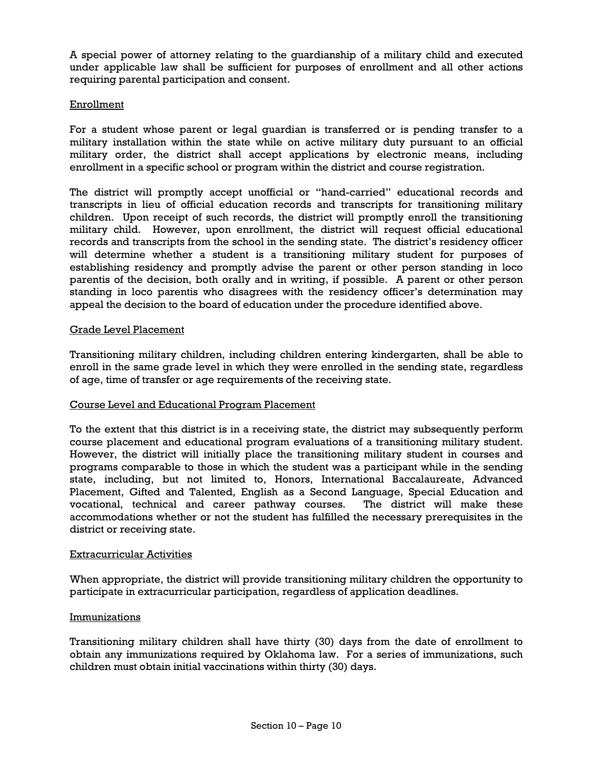A special power of attorney relating to the guardianship of a military child and executed under applicable law shall be sufficient for purposes of enrollment and all other actions requiring parental participation and consent.

## Enrollment

For a student whose parent or legal guardian is transferred or is pending transfer to a military installation within the state while on active military duty pursuant to an official military order, the district shall accept applications by electronic means, including enrollment in a specific school or program within the district and course registration.

The district will promptly accept unofficial or "hand-carried" educational records and transcripts in lieu of official education records and transcripts for transitioning military children. Upon receipt of such records, the district will promptly enroll the transitioning military child. However, upon enrollment, the district will request official educational records and transcripts from the school in the sending state. The district's residency officer will determine whether a student is a transitioning military student for purposes of establishing residency and promptly advise the parent or other person standing in loco parentis of the decision, both orally and in writing, if possible. A parent or other person standing in loco parentis who disagrees with the residency officer's determination may appeal the decision to the board of education under the procedure identified above.

## Grade Level Placement

Transitioning military children, including children entering kindergarten, shall be able to enroll in the same grade level in which they were enrolled in the sending state, regardless of age, time of transfer or age requirements of the receiving state.

## Course Level and Educational Program Placement

To the extent that this district is in a receiving state, the district may subsequently perform course placement and educational program evaluations of a transitioning military student. However, the district will initially place the transitioning military student in courses and programs comparable to those in which the student was a participant while in the sending state, including, but not limited to, Honors, International Baccalaureate, Advanced Placement, Gifted and Talented, English as a Second Language, Special Education and vocational, technical and career pathway courses. The district will make these accommodations whether or not the student has fulfilled the necessary prerequisites in the district or receiving state.

## Extracurricular Activities

When appropriate, the district will provide transitioning military children the opportunity to participate in extracurricular participation, regardless of application deadlines.

## Immunizations

Transitioning military children shall have thirty (30) days from the date of enrollment to obtain any immunizations required by Oklahoma law. For a series of immunizations, such children must obtain initial vaccinations within thirty (30) days.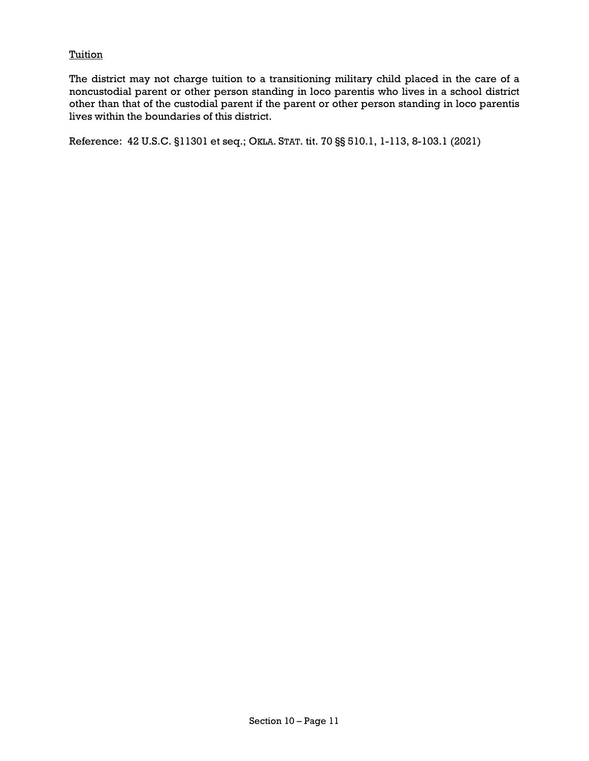<u>Tuition</u>

The district may not charge tuition to a transitioning military child placed in the care of a noncustodial parent or other person standing in loco parentis who lives in a school district other than that of the custodial parent if the parent or other person standing in loco parentis lives within the boundaries of this district.

Reference: 42 U.S.C. §11301 et seq.; OKLA. STAT. tit. 70 §§ 510.1, 1-113, 8-103.1 (2021)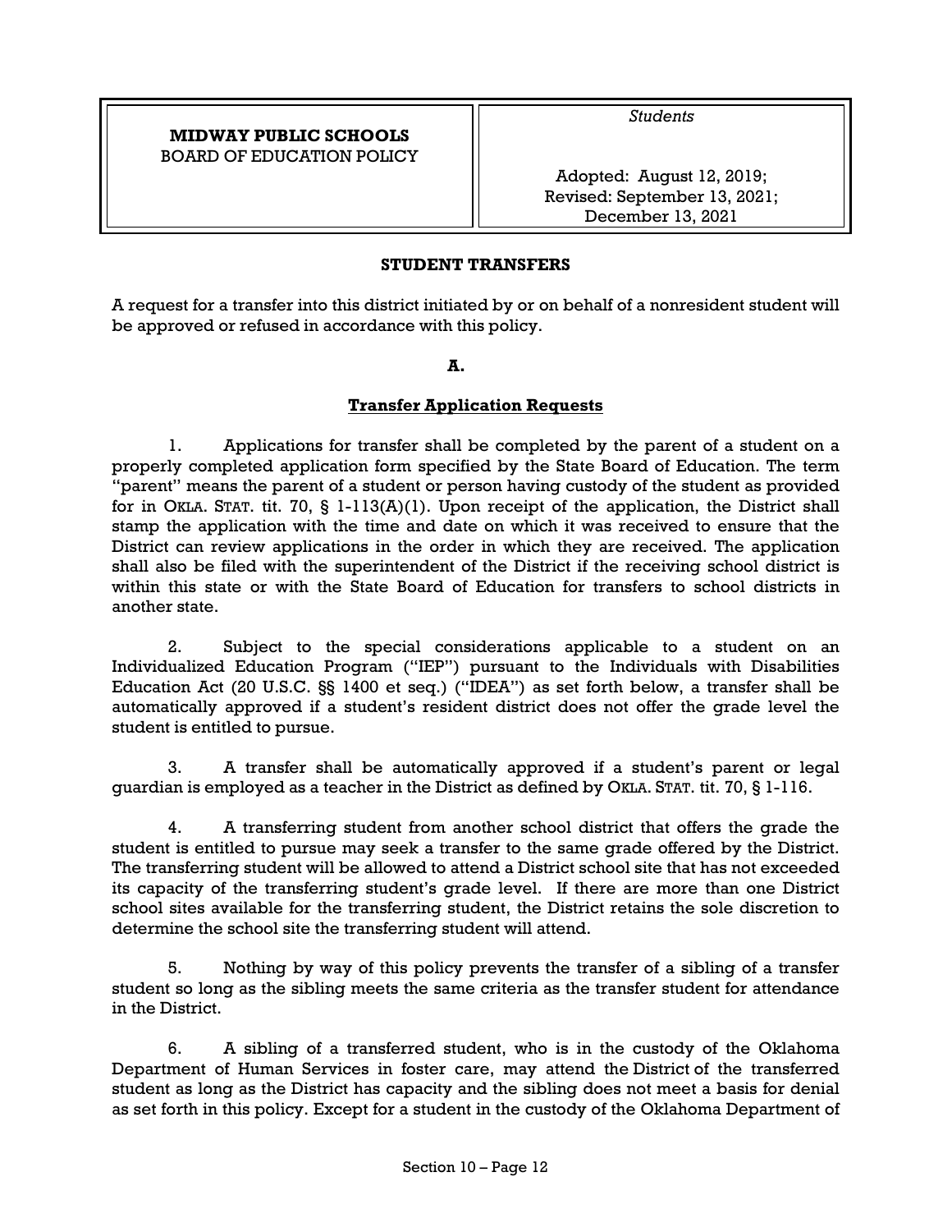| **MIDWAY PUBLIC SCHOOLS**<br>BOARD OF EDUCATION POLICY | *Students*<br><br>Adopted: August 12, 2019;<br>Revised: September 13, 2021;<br>December 13, 2021 |
| --- | --- |

## STUDENT TRANSFERS

A request for a transfer into this district initiated by or on behalf of a nonresident student will be approved or refused in accordance with this policy.

### A.

### Transfer Application Requests

1. Applications for transfer shall be completed by the parent of a student on a properly completed application form specified by the State Board of Education. The term "parent" means the parent of a student or person having custody of the student as provided for in OKLA. STAT. tit. 70, § 1-113(A)(1). Upon receipt of the application, the District shall stamp the application with the time and date on which it was received to ensure that the District can review applications in the order in which they are received. The application shall also be filed with the superintendent of the District if the receiving school district is within this state or with the State Board of Education for transfers to school districts in another state.

2. Subject to the special considerations applicable to a student on an Individualized Education Program ("IEP") pursuant to the Individuals with Disabilities Education Act (20 U.S.C. §§ 1400 et seq.) ("IDEA") as set forth below, a transfer shall be automatically approved if a student's resident district does not offer the grade level the student is entitled to pursue.

3. A transfer shall be automatically approved if a student's parent or legal guardian is employed as a teacher in the District as defined by OKLA. STAT. tit. 70, § 1-116.

4. A transferring student from another school district that offers the grade the student is entitled to pursue may seek a transfer to the same grade offered by the District. The transferring student will be allowed to attend a District school site that has not exceeded its capacity of the transferring student's grade level. If there are more than one District school sites available for the transferring student, the District retains the sole discretion to determine the school site the transferring student will attend.

5. Nothing by way of this policy prevents the transfer of a sibling of a transfer student so long as the sibling meets the same criteria as the transfer student for attendance in the District.

6. A sibling of a transferred student, who is in the custody of the Oklahoma Department of Human Services in foster care, may attend the District of the transferred student as long as the District has capacity and the sibling does not meet a basis for denial as set forth in this policy. Except for a student in the custody of the Oklahoma Department of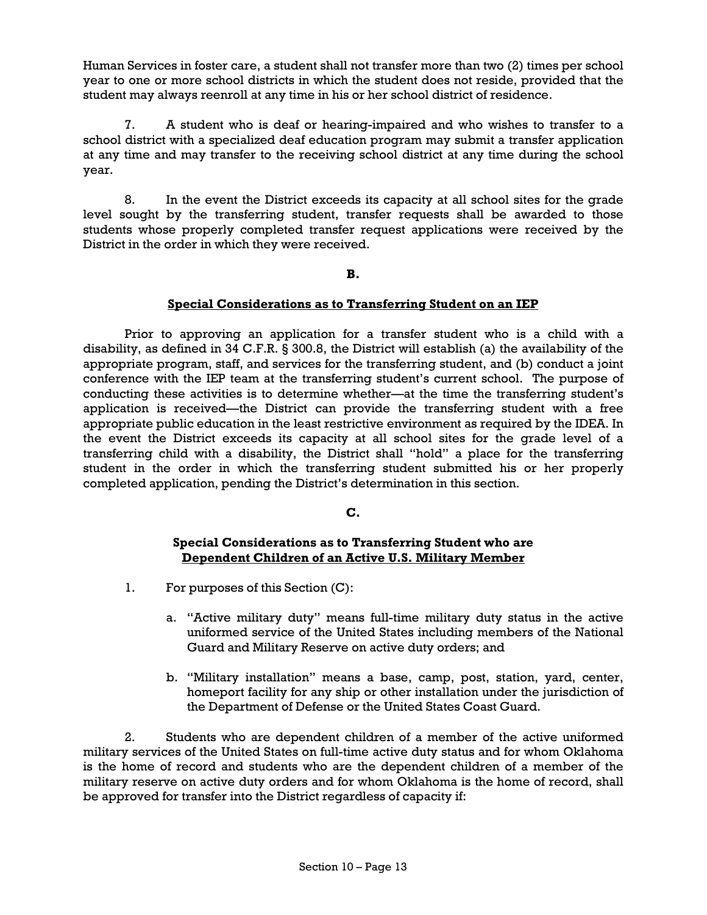Human Services in foster care, a student shall not transfer more than two (2) times per school year to one or more school districts in which the student does not reside, provided that the student may always reenroll at any time in his or her school district of residence.

7. A student who is deaf or hearing-impaired and who wishes to transfer to a school district with a specialized deaf education program may submit a transfer application at any time and may transfer to the receiving school district at any time during the school year.

8. In the event the District exceeds its capacity at all school sites for the grade level sought by the transferring student, transfer requests shall be awarded to those students whose properly completed transfer request applications were received by the District in the order in which they were received.

**B.**

**Special Considerations as to Transferring Student on an IEP**

Prior to approving an application for a transfer student who is a child with a disability, as defined in 34 C.F.R. § 300.8, the District will establish (a) the availability of the appropriate program, staff, and services for the transferring student, and (b) conduct a joint conference with the IEP team at the transferring student's current school. The purpose of conducting these activities is to determine whether—at the time the transferring student's application is received—the District can provide the transferring student with a free appropriate public education in the least restrictive environment as required by the IDEA. In the event the District exceeds its capacity at all school sites for the grade level of a transferring child with a disability, the District shall "hold" a place for the transferring student in the order in which the transferring student submitted his or her properly completed application, pending the District's determination in this section.

**C.**

**Special Considerations as to Transferring Student who are Dependent Children of an Active U.S. Military Member**

1. For purposes of this Section (C):

   a. "Active military duty" means full-time military duty status in the active uniformed service of the United States including members of the National Guard and Military Reserve on active duty orders; and

   b. "Military installation" means a base, camp, post, station, yard, center, homeport facility for any ship or other installation under the jurisdiction of the Department of Defense or the United States Coast Guard.

2. Students who are dependent children of a member of the active uniformed military services of the United States on full-time active duty status and for whom Oklahoma is the home of record and students who are the dependent children of a member of the military reserve on active duty orders and for whom Oklahoma is the home of record, shall be approved for transfer into the District regardless of capacity if: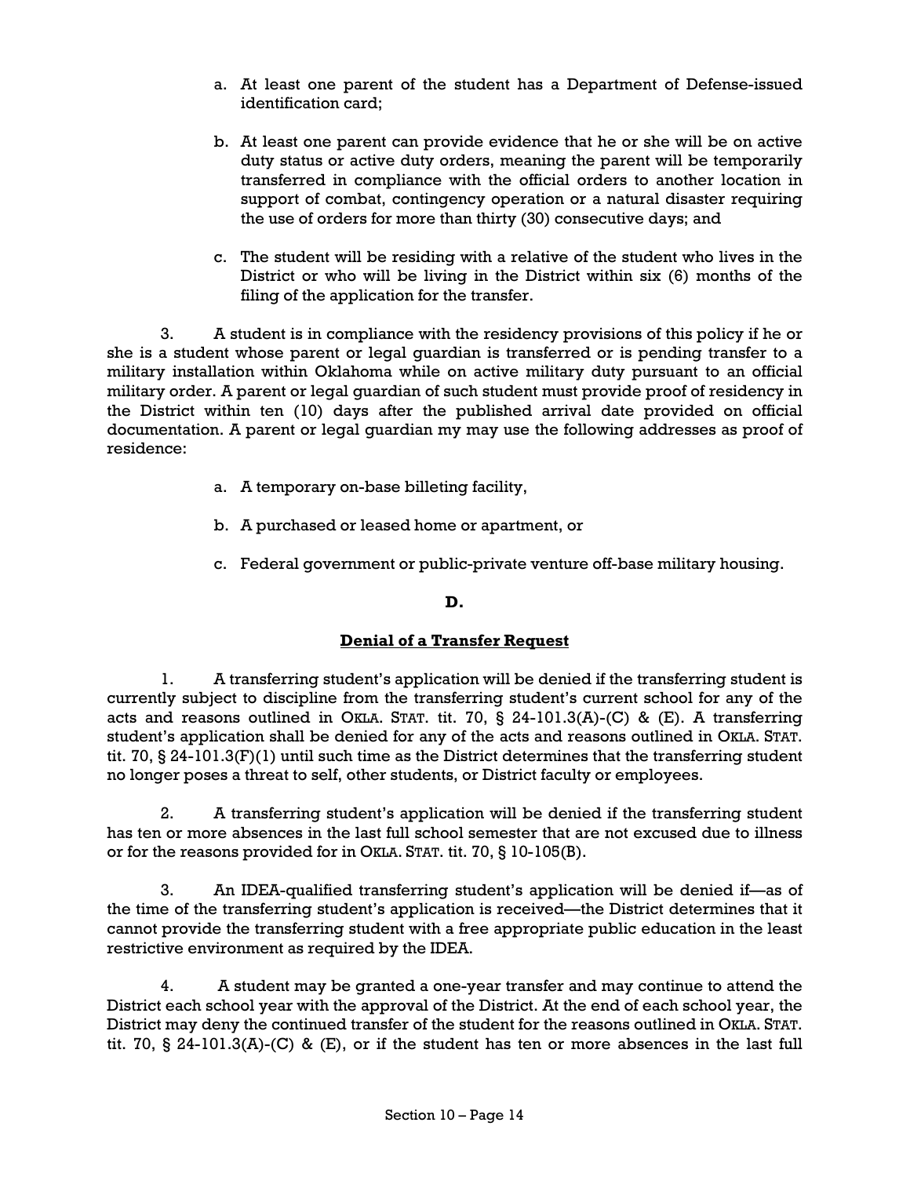a. At least one parent of the student has a Department of Defense-issued identification card;

b. At least one parent can provide evidence that he or she will be on active duty status or active duty orders, meaning the parent will be temporarily transferred in compliance with the official orders to another location in support of combat, contingency operation or a natural disaster requiring the use of orders for more than thirty (30) consecutive days; and

c. The student will be residing with a relative of the student who lives in the District or who will be living in the District within six (6) months of the filing of the application for the transfer.

3. A student is in compliance with the residency provisions of this policy if he or she is a student whose parent or legal guardian is transferred or is pending transfer to a military installation within Oklahoma while on active military duty pursuant to an official military order. A parent or legal guardian of such student must provide proof of residency in the District within ten (10) days after the published arrival date provided on official documentation. A parent or legal guardian my may use the following addresses as proof of residence:

a. A temporary on-base billeting facility,

b. A purchased or leased home or apartment, or

c. Federal government or public-private venture off-base military housing.

**D.**

**Denial of a Transfer Request**

1. A transferring student's application will be denied if the transferring student is currently subject to discipline from the transferring student's current school for any of the acts and reasons outlined in OKLA. STAT. tit. 70, § 24-101.3(A)-(C) & (E). A transferring student's application shall be denied for any of the acts and reasons outlined in OKLA. STAT. tit. 70, § 24-101.3(F)(1) until such time as the District determines that the transferring student no longer poses a threat to self, other students, or District faculty or employees.

2. A transferring student's application will be denied if the transferring student has ten or more absences in the last full school semester that are not excused due to illness or for the reasons provided for in OKLA. STAT. tit. 70, § 10-105(B).

3. An IDEA-qualified transferring student's application will be denied if—as of the time of the transferring student's application is received—the District determines that it cannot provide the transferring student with a free appropriate public education in the least restrictive environment as required by the IDEA.

4. A student may be granted a one-year transfer and may continue to attend the District each school year with the approval of the District. At the end of each school year, the District may deny the continued transfer of the student for the reasons outlined in OKLA. STAT. tit. 70, § 24-101.3(A)-(C) & (E), or if the student has ten or more absences in the last full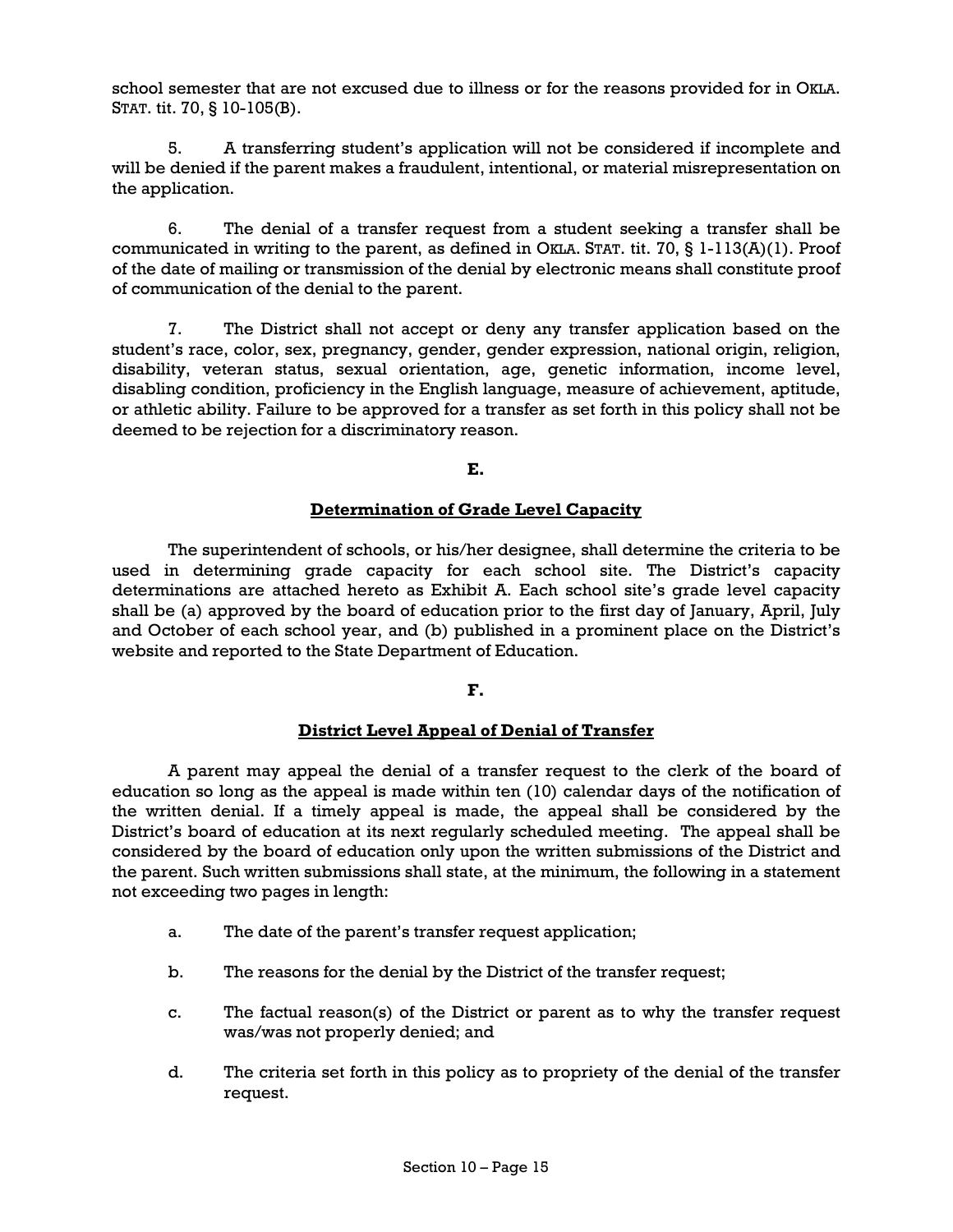school semester that are not excused due to illness or for the reasons provided for in OKLA. STAT. tit. 70, § 10-105(B).

5. A transferring student's application will not be considered if incomplete and will be denied if the parent makes a fraudulent, intentional, or material misrepresentation on the application.

6. The denial of a transfer request from a student seeking a transfer shall be communicated in writing to the parent, as defined in OKLA. STAT. tit. 70, § 1-113(A)(1). Proof of the date of mailing or transmission of the denial by electronic means shall constitute proof of communication of the denial to the parent.

7. The District shall not accept or deny any transfer application based on the student's race, color, sex, pregnancy, gender, gender expression, national origin, religion, disability, veteran status, sexual orientation, age, genetic information, income level, disabling condition, proficiency in the English language, measure of achievement, aptitude, or athletic ability. Failure to be approved for a transfer as set forth in this policy shall not be deemed to be rejection for a discriminatory reason.

**E.**

**Determination of Grade Level Capacity**

The superintendent of schools, or his/her designee, shall determine the criteria to be used in determining grade capacity for each school site. The District's capacity determinations are attached hereto as Exhibit A. Each school site's grade level capacity shall be (a) approved by the board of education prior to the first day of January, April, July and October of each school year, and (b) published in a prominent place on the District's website and reported to the State Department of Education.

**F.**

**District Level Appeal of Denial of Transfer**

A parent may appeal the denial of a transfer request to the clerk of the board of education so long as the appeal is made within ten (10) calendar days of the notification of the written denial. If a timely appeal is made, the appeal shall be considered by the District's board of education at its next regularly scheduled meeting. The appeal shall be considered by the board of education only upon the written submissions of the District and the parent. Such written submissions shall state, at the minimum, the following in a statement not exceeding two pages in length:

a. The date of the parent's transfer request application;

b. The reasons for the denial by the District of the transfer request;

c. The factual reason(s) of the District or parent as to why the transfer request was/was not properly denied; and

d. The criteria set forth in this policy as to propriety of the denial of the transfer request.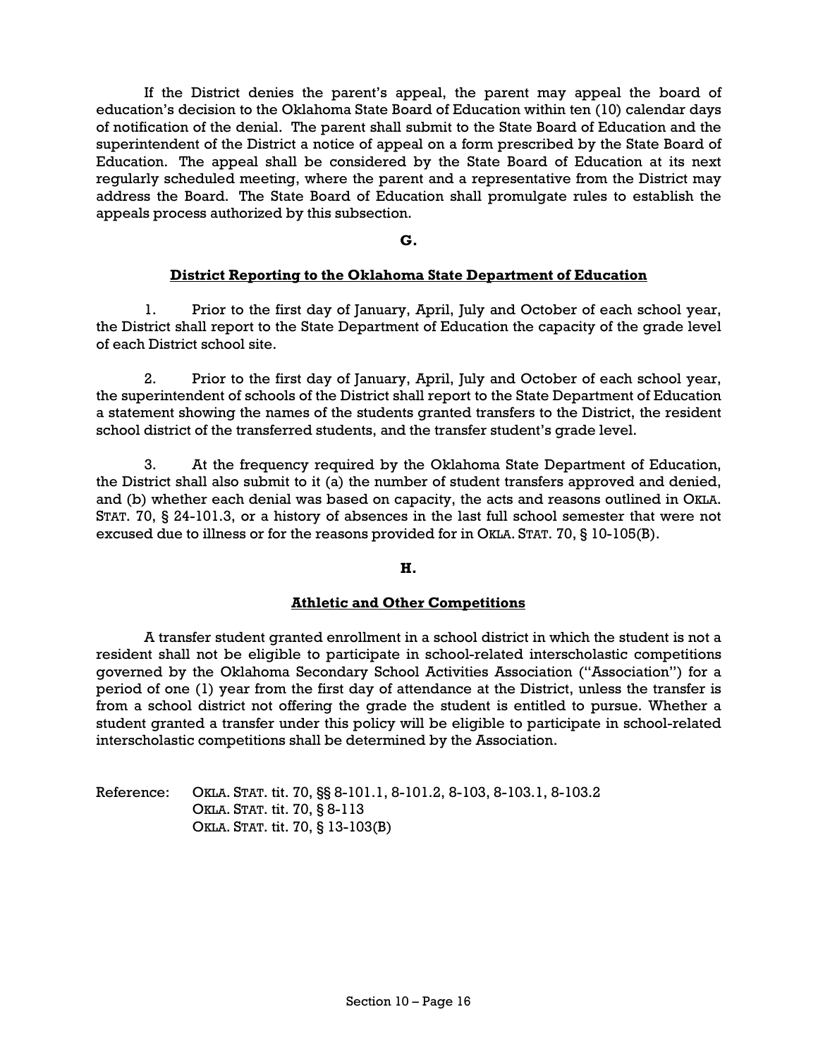If the District denies the parent's appeal, the parent may appeal the board of education's decision to the Oklahoma State Board of Education within ten (10) calendar days of notification of the denial. The parent shall submit to the State Board of Education and the superintendent of the District a notice of appeal on a form prescribed by the State Board of Education. The appeal shall be considered by the State Board of Education at its next regularly scheduled meeting, where the parent and a representative from the District may address the Board. The State Board of Education shall promulgate rules to establish the appeals process authorized by this subsection.

**G.**

**District Reporting to the Oklahoma State Department of Education**

1. Prior to the first day of January, April, July and October of each school year, the District shall report to the State Department of Education the capacity of the grade level of each District school site.

2. Prior to the first day of January, April, July and October of each school year, the superintendent of schools of the District shall report to the State Department of Education a statement showing the names of the students granted transfers to the District, the resident school district of the transferred students, and the transfer student's grade level.

3. At the frequency required by the Oklahoma State Department of Education, the District shall also submit to it (a) the number of student transfers approved and denied, and (b) whether each denial was based on capacity, the acts and reasons outlined in OKLA. STAT. 70, § 24-101.3, or a history of absences in the last full school semester that were not excused due to illness or for the reasons provided for in OKLA. STAT. 70, § 10-105(B).

**H.**

**Athletic and Other Competitions**

A transfer student granted enrollment in a school district in which the student is not a resident shall not be eligible to participate in school-related interscholastic competitions governed by the Oklahoma Secondary School Activities Association ("Association") for a period of one (1) year from the first day of attendance at the District, unless the transfer is from a school district not offering the grade the student is entitled to pursue. Whether a student granted a transfer under this policy will be eligible to participate in school-related interscholastic competitions shall be determined by the Association.

Reference: OKLA. STAT. tit. 70, §§ 8-101.1, 8-101.2, 8-103, 8-103.1, 8-103.2
OKLA. STAT. tit. 70, § 8-113
OKLA. STAT. tit. 70, § 13-103(B)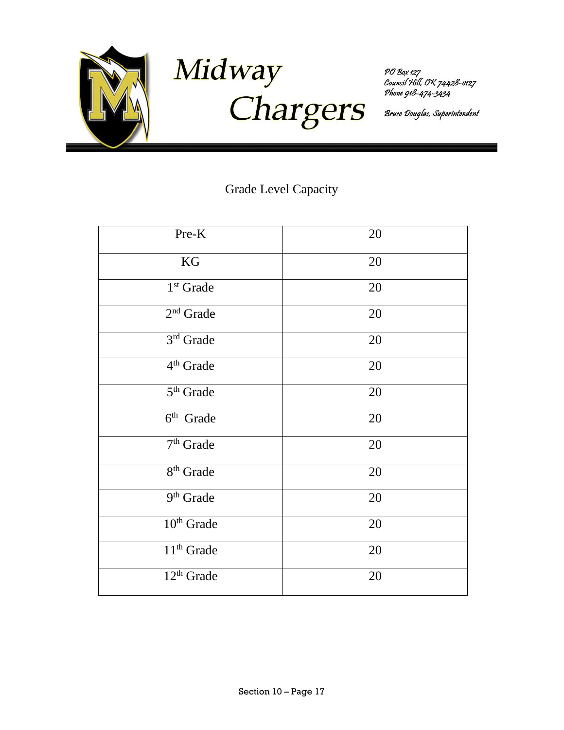# Midway Chargers

PO Box 127
Council Hill, OK 74428-0127
Phone 918-474-3434

Bruce Douglas, Superintendent

## Grade Level Capacity

| Pre-K | 20 |
|---|---|
| KG | 20 |
| 1st Grade | 20 |
| 2nd Grade | 20 |
| 3rd Grade | 20 |
| 4th Grade | 20 |
| 5th Grade | 20 |
| 6th Grade | 20 |
| 7th Grade | 20 |
| 8th Grade | 20 |
| 9th Grade | 20 |
| 10th Grade | 20 |
| 11th Grade | 20 |
| 12th Grade | 20 |

Section 10 – Page 17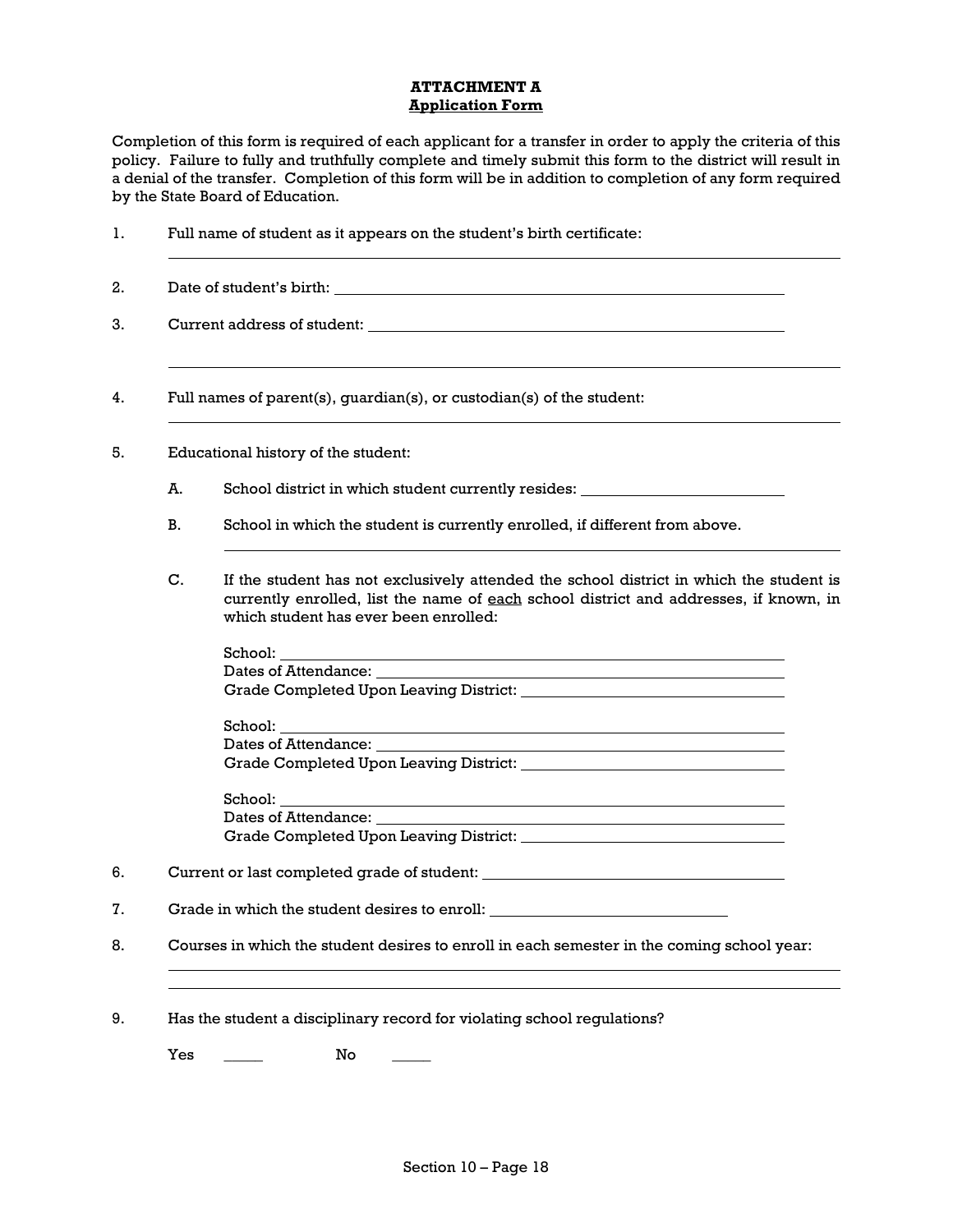**ATTACHMENT A**
**Application Form**

Completion of this form is required of each applicant for a transfer in order to apply the criteria of this policy. Failure to fully and truthfully complete and timely submit this form to the district will result in a denial of the transfer. Completion of this form will be in addition to completion of any form required by the State Board of Education.

1. Full name of student as it appears on the student's birth certificate:
   ______________________________________________

2. Date of student's birth: ______________________________________________

3. Current address of student: ______________________________________________
   ______________________________________________

4. Full names of parent(s), guardian(s), or custodian(s) of the student:
   ______________________________________________

5. Educational history of the student:

   A. School district in which student currently resides: ______________________

   B. School in which the student is currently enrolled, if different from above.
      ______________________________________________

   C. If the student has not exclusively attended the school district in which the student is currently enrolled, list the name of <u>each</u> school district and addresses, if known, in which student has ever been enrolled:

      School: ______________________________________________
      Dates of Attendance: ______________________________________________
      Grade Completed Upon Leaving District: ______________________________

      School: ______________________________________________
      Dates of Attendance: ______________________________________________
      Grade Completed Upon Leaving District: ______________________________

      School: ______________________________________________
      Dates of Attendance: ______________________________________________
      Grade Completed Upon Leaving District: ______________________________

6. Current or last completed grade of student: ______________________________

7. Grade in which the student desires to enroll: ______________________________

8. Courses in which the student desires to enroll in each semester in the coming school year:
   ______________________________________________
   ______________________________________________

9. Has the student a disciplinary record for violating school regulations?

   Yes _____ No _____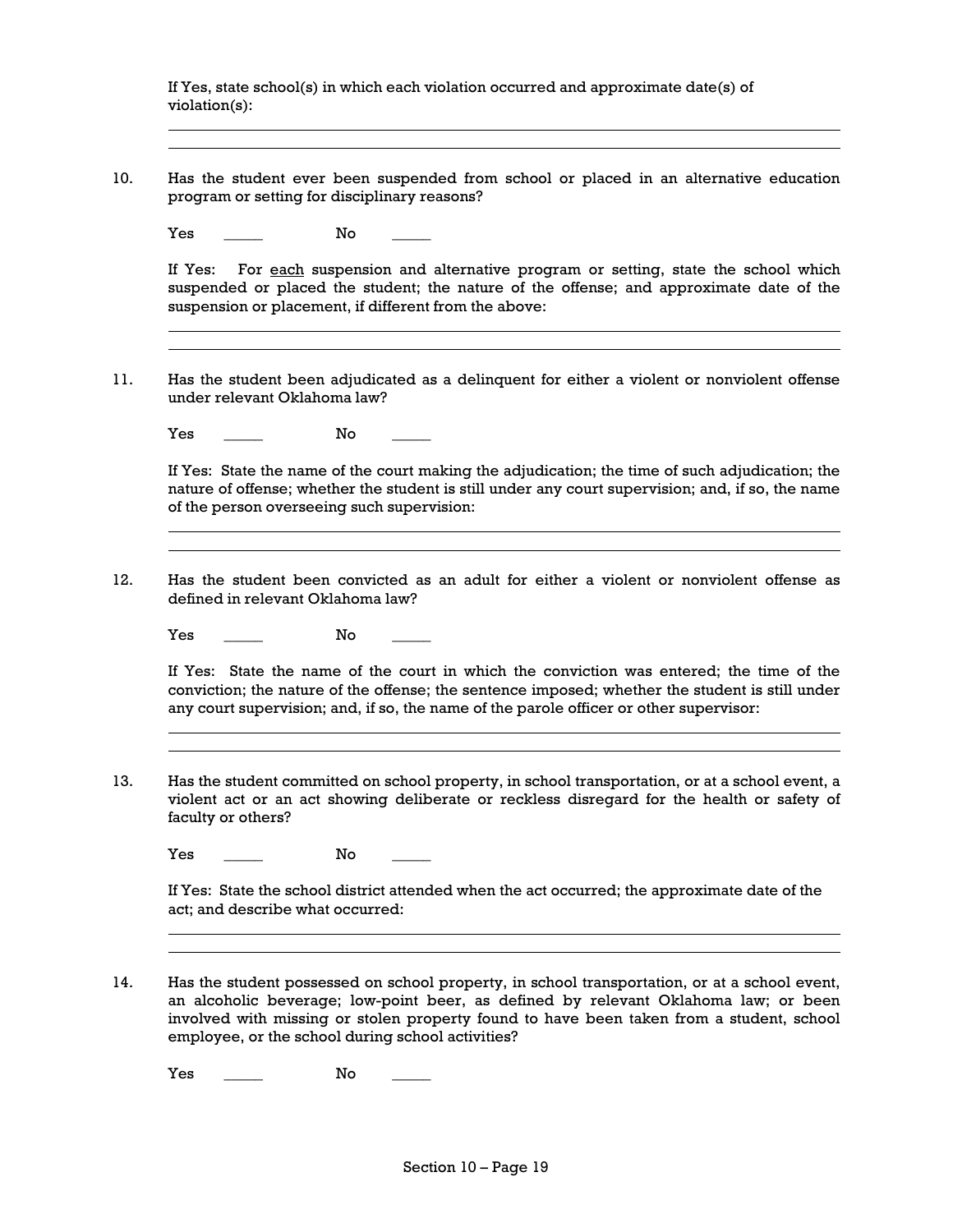If Yes, state school(s) in which each violation occurred and approximate date(s) of violation(s):

\_\_\_\_\_\_\_\_\_\_\_\_\_\_\_\_\_\_\_\_\_\_\_\_\_\_\_\_\_\_\_\_\_\_\_\_\_\_\_\_\_\_\_\_\_\_\_\_\_\_\_\_\_\_\_\_\_\_\_\_\_\_\_\_\_\_\_\_\_\_\_\_\_\_

\_\_\_\_\_\_\_\_\_\_\_\_\_\_\_\_\_\_\_\_\_\_\_\_\_\_\_\_\_\_\_\_\_\_\_\_\_\_\_\_\_\_\_\_\_\_\_\_\_\_\_\_\_\_\_\_\_\_\_\_\_\_\_\_\_\_\_\_\_\_\_\_\_\_

10. Has the student ever been suspended from school or placed in an alternative education program or setting for disciplinary reasons?

    Yes \_\_\_\_\_ No \_\_\_\_\_

    If Yes: For <u>each</u> suspension and alternative program or setting, state the school which suspended or placed the student; the nature of the offense; and approximate date of the suspension or placement, if different from the above:

    \_\_\_\_\_\_\_\_\_\_\_\_\_\_\_\_\_\_\_\_\_\_\_\_\_\_\_\_\_\_\_\_\_\_\_\_\_\_\_\_\_\_\_\_\_\_\_\_\_\_\_\_\_\_\_\_\_\_\_\_\_\_\_\_\_\_\_\_\_\_\_\_\_\_

    \_\_\_\_\_\_\_\_\_\_\_\_\_\_\_\_\_\_\_\_\_\_\_\_\_\_\_\_\_\_\_\_\_\_\_\_\_\_\_\_\_\_\_\_\_\_\_\_\_\_\_\_\_\_\_\_\_\_\_\_\_\_\_\_\_\_\_\_\_\_\_\_\_\_

11. Has the student been adjudicated as a delinquent for either a violent or nonviolent offense under relevant Oklahoma law?

    Yes \_\_\_\_\_ No \_\_\_\_\_

    If Yes: State the name of the court making the adjudication; the time of such adjudication; the nature of offense; whether the student is still under any court supervision; and, if so, the name of the person overseeing such supervision:

    \_\_\_\_\_\_\_\_\_\_\_\_\_\_\_\_\_\_\_\_\_\_\_\_\_\_\_\_\_\_\_\_\_\_\_\_\_\_\_\_\_\_\_\_\_\_\_\_\_\_\_\_\_\_\_\_\_\_\_\_\_\_\_\_\_\_\_\_\_\_\_\_\_\_

    \_\_\_\_\_\_\_\_\_\_\_\_\_\_\_\_\_\_\_\_\_\_\_\_\_\_\_\_\_\_\_\_\_\_\_\_\_\_\_\_\_\_\_\_\_\_\_\_\_\_\_\_\_\_\_\_\_\_\_\_\_\_\_\_\_\_\_\_\_\_\_\_\_\_

12. Has the student been convicted as an adult for either a violent or nonviolent offense as defined in relevant Oklahoma law?

    Yes \_\_\_\_\_ No \_\_\_\_\_

    If Yes: State the name of the court in which the conviction was entered; the time of the conviction; the nature of the offense; the sentence imposed; whether the student is still under any court supervision; and, if so, the name of the parole officer or other supervisor:

    \_\_\_\_\_\_\_\_\_\_\_\_\_\_\_\_\_\_\_\_\_\_\_\_\_\_\_\_\_\_\_\_\_\_\_\_\_\_\_\_\_\_\_\_\_\_\_\_\_\_\_\_\_\_\_\_\_\_\_\_\_\_\_\_\_\_\_\_\_\_\_\_\_\_

    \_\_\_\_\_\_\_\_\_\_\_\_\_\_\_\_\_\_\_\_\_\_\_\_\_\_\_\_\_\_\_\_\_\_\_\_\_\_\_\_\_\_\_\_\_\_\_\_\_\_\_\_\_\_\_\_\_\_\_\_\_\_\_\_\_\_\_\_\_\_\_\_\_\_

13. Has the student committed on school property, in school transportation, or at a school event, a violent act or an act showing deliberate or reckless disregard for the health or safety of faculty or others?

    Yes \_\_\_\_\_ No \_\_\_\_\_

    If Yes: State the school district attended when the act occurred; the approximate date of the act; and describe what occurred:

    \_\_\_\_\_\_\_\_\_\_\_\_\_\_\_\_\_\_\_\_\_\_\_\_\_\_\_\_\_\_\_\_\_\_\_\_\_\_\_\_\_\_\_\_\_\_\_\_\_\_\_\_\_\_\_\_\_\_\_\_\_\_\_\_\_\_\_\_\_\_\_\_\_\_

    \_\_\_\_\_\_\_\_\_\_\_\_\_\_\_\_\_\_\_\_\_\_\_\_\_\_\_\_\_\_\_\_\_\_\_\_\_\_\_\_\_\_\_\_\_\_\_\_\_\_\_\_\_\_\_\_\_\_\_\_\_\_\_\_\_\_\_\_\_\_\_\_\_\_

14. Has the student possessed on school property, in school transportation, or at a school event, an alcoholic beverage; low-point beer, as defined by relevant Oklahoma law; or been involved with missing or stolen property found to have been taken from a student, school employee, or the school during school activities?

    Yes \_\_\_\_\_ No \_\_\_\_\_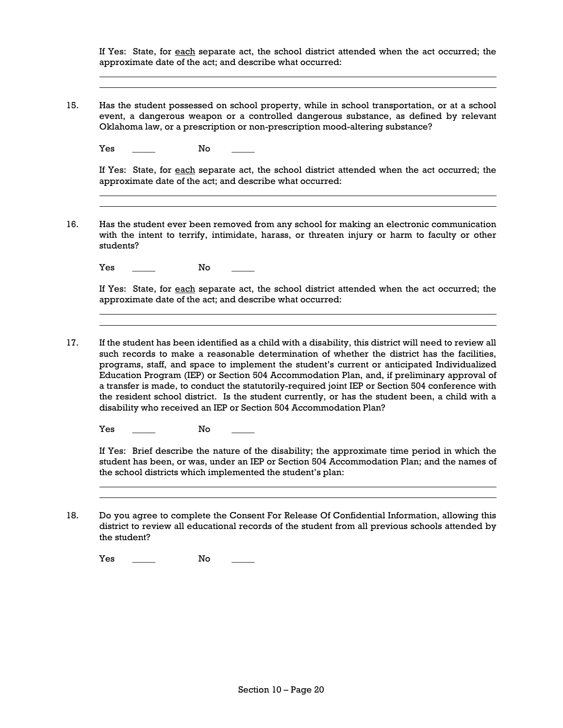If Yes: State, for <u>each</u> separate act, the school district attended when the act occurred; the approximate date of the act; and describe what occurred:

\_\_\_\_\_\_\_\_\_\_\_\_\_\_\_\_\_\_\_\_\_\_\_\_\_\_\_\_\_\_\_\_\_\_\_\_\_\_\_\_\_\_\_\_\_\_\_\_\_\_\_\_\_\_\_\_\_\_\_\_\_\_\_\_\_\_\_\_\_\_

\_\_\_\_\_\_\_\_\_\_\_\_\_\_\_\_\_\_\_\_\_\_\_\_\_\_\_\_\_\_\_\_\_\_\_\_\_\_\_\_\_\_\_\_\_\_\_\_\_\_\_\_\_\_\_\_\_\_\_\_\_\_\_\_\_\_\_\_\_\_

15. Has the student possessed on school property, while in school transportation, or at a school event, a dangerous weapon or a controlled dangerous substance, as defined by relevant Oklahoma law, or a prescription or non-prescription mood-altering substance?

    Yes \_\_\_\_\_ No \_\_\_\_\_

    If Yes: State, for <u>each</u> separate act, the school district attended when the act occurred; the approximate date of the act; and describe what occurred:

    \_\_\_\_\_\_\_\_\_\_\_\_\_\_\_\_\_\_\_\_\_\_\_\_\_\_\_\_\_\_\_\_\_\_\_\_\_\_\_\_\_\_\_\_\_\_\_\_\_\_\_\_\_\_\_\_\_\_\_\_\_\_\_\_\_\_\_\_\_\_

    \_\_\_\_\_\_\_\_\_\_\_\_\_\_\_\_\_\_\_\_\_\_\_\_\_\_\_\_\_\_\_\_\_\_\_\_\_\_\_\_\_\_\_\_\_\_\_\_\_\_\_\_\_\_\_\_\_\_\_\_\_\_\_\_\_\_\_\_\_\_

16. Has the student ever been removed from any school for making an electronic communication with the intent to terrify, intimidate, harass, or threaten injury or harm to faculty or other students?

    Yes \_\_\_\_\_ No \_\_\_\_\_

    If Yes: State, for <u>each</u> separate act, the school district attended when the act occurred; the approximate date of the act; and describe what occurred:

    \_\_\_\_\_\_\_\_\_\_\_\_\_\_\_\_\_\_\_\_\_\_\_\_\_\_\_\_\_\_\_\_\_\_\_\_\_\_\_\_\_\_\_\_\_\_\_\_\_\_\_\_\_\_\_\_\_\_\_\_\_\_\_\_\_\_\_\_\_\_

    \_\_\_\_\_\_\_\_\_\_\_\_\_\_\_\_\_\_\_\_\_\_\_\_\_\_\_\_\_\_\_\_\_\_\_\_\_\_\_\_\_\_\_\_\_\_\_\_\_\_\_\_\_\_\_\_\_\_\_\_\_\_\_\_\_\_\_\_\_\_

17. If the student has been identified as a child with a disability, this district will need to review all such records to make a reasonable determination of whether the district has the facilities, programs, staff, and space to implement the student's current or anticipated Individualized Education Program (IEP) or Section 504 Accommodation Plan, and, if preliminary approval of a transfer is made, to conduct the statutorily-required joint IEP or Section 504 conference with the resident school district. Is the student currently, or has the student been, a child with a disability who received an IEP or Section 504 Accommodation Plan?

    Yes \_\_\_\_\_ No \_\_\_\_\_

    If Yes: Brief describe the nature of the disability; the approximate time period in which the student has been, or was, under an IEP or Section 504 Accommodation Plan; and the names of the school districts which implemented the student's plan:

    \_\_\_\_\_\_\_\_\_\_\_\_\_\_\_\_\_\_\_\_\_\_\_\_\_\_\_\_\_\_\_\_\_\_\_\_\_\_\_\_\_\_\_\_\_\_\_\_\_\_\_\_\_\_\_\_\_\_\_\_\_\_\_\_\_\_\_\_\_\_

    \_\_\_\_\_\_\_\_\_\_\_\_\_\_\_\_\_\_\_\_\_\_\_\_\_\_\_\_\_\_\_\_\_\_\_\_\_\_\_\_\_\_\_\_\_\_\_\_\_\_\_\_\_\_\_\_\_\_\_\_\_\_\_\_\_\_\_\_\_\_

18. Do you agree to complete the Consent For Release Of Confidential Information, allowing this district to review all educational records of the student from all previous schools attended by the student?

    Yes \_\_\_\_\_ No \_\_\_\_\_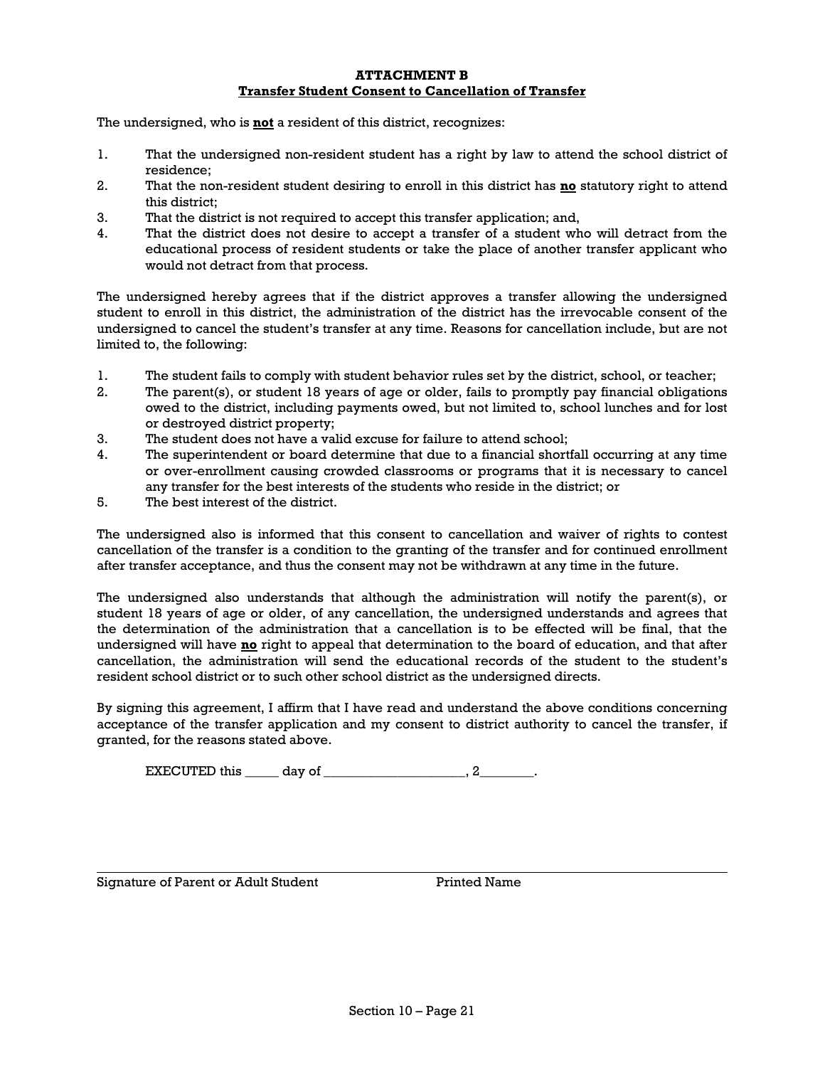**ATTACHMENT B**
**Transfer Student Consent to Cancellation of Transfer**

The undersigned, who is **not** a resident of this district, recognizes:

1. That the undersigned non-resident student has a right by law to attend the school district of residence;
2. That the non-resident student desiring to enroll in this district has **no** statutory right to attend this district;
3. That the district is not required to accept this transfer application; and,
4. That the district does not desire to accept a transfer of a student who will detract from the educational process of resident students or take the place of another transfer applicant who would not detract from that process.

The undersigned hereby agrees that if the district approves a transfer allowing the undersigned student to enroll in this district, the administration of the district has the irrevocable consent of the undersigned to cancel the student's transfer at any time. Reasons for cancellation include, but are not limited to, the following:

1. The student fails to comply with student behavior rules set by the district, school, or teacher;
2. The parent(s), or student 18 years of age or older, fails to promptly pay financial obligations owed to the district, including payments owed, but not limited to, school lunches and for lost or destroyed district property;
3. The student does not have a valid excuse for failure to attend school;
4. The superintendent or board determine that due to a financial shortfall occurring at any time or over-enrollment causing crowded classrooms or programs that it is necessary to cancel any transfer for the best interests of the students who reside in the district; or
5. The best interest of the district.

The undersigned also is informed that this consent to cancellation and waiver of rights to contest cancellation of the transfer is a condition to the granting of the transfer and for continued enrollment after transfer acceptance, and thus the consent may not be withdrawn at any time in the future.

The undersigned also understands that although the administration will notify the parent(s), or student 18 years of age or older, of any cancellation, the undersigned understands and agrees that the determination of the administration that a cancellation is to be effected will be final, that the undersigned will have **no** right to appeal that determination to the board of education, and that after cancellation, the administration will send the educational records of the student to the student's resident school district or to such other school district as the undersigned directs.

By signing this agreement, I affirm that I have read and understand the above conditions concerning acceptance of the transfer application and my consent to district authority to cancel the transfer, if granted, for the reasons stated above.

EXECUTED this _____ day of ____________________, 2________.

Signature of Parent or Adult Student　　　　Printed Name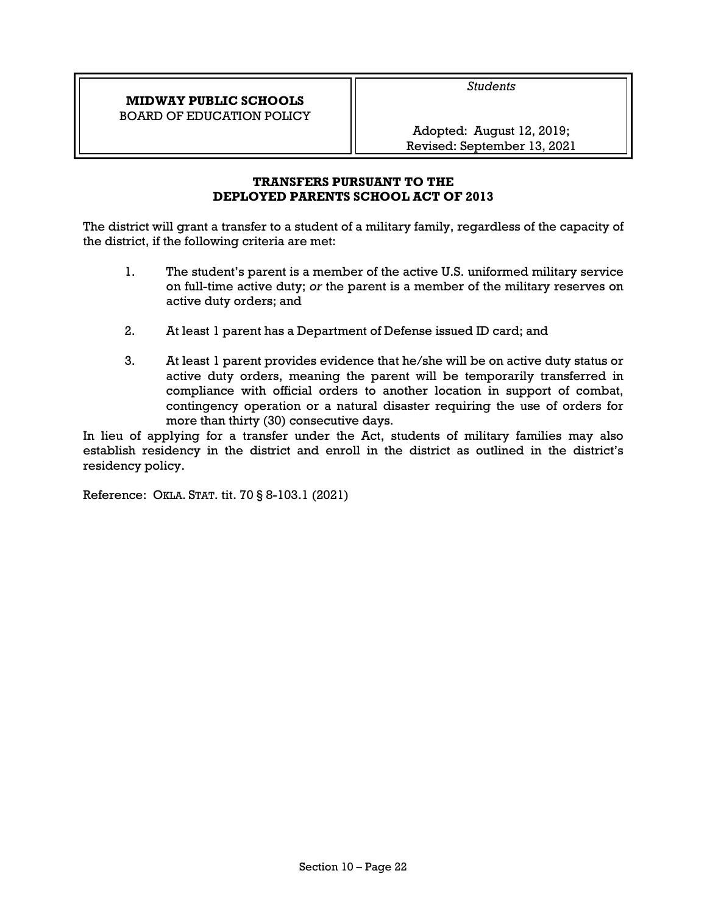| **MIDWAY PUBLIC SCHOOLS**<br>BOARD OF EDUCATION POLICY | *Students*<br><br>Adopted: August 12, 2019;<br>Revised: September 13, 2021 |
| --- | --- |

## TRANSFERS PURSUANT TO THE DEPLOYED PARENTS SCHOOL ACT OF 2013

The district will grant a transfer to a student of a military family, regardless of the capacity of the district, if the following criteria are met:

1. The student's parent is a member of the active U.S. uniformed military service on full-time active duty; *or* the parent is a member of the military reserves on active duty orders; and

2. At least 1 parent has a Department of Defense issued ID card; and

3. At least 1 parent provides evidence that he/she will be on active duty status or active duty orders, meaning the parent will be temporarily transferred in compliance with official orders to another location in support of combat, contingency operation or a natural disaster requiring the use of orders for more than thirty (30) consecutive days.

In lieu of applying for a transfer under the Act, students of military families may also establish residency in the district and enroll in the district as outlined in the district's residency policy.

Reference: OKLA. STAT. tit. 70 § 8-103.1 (2021)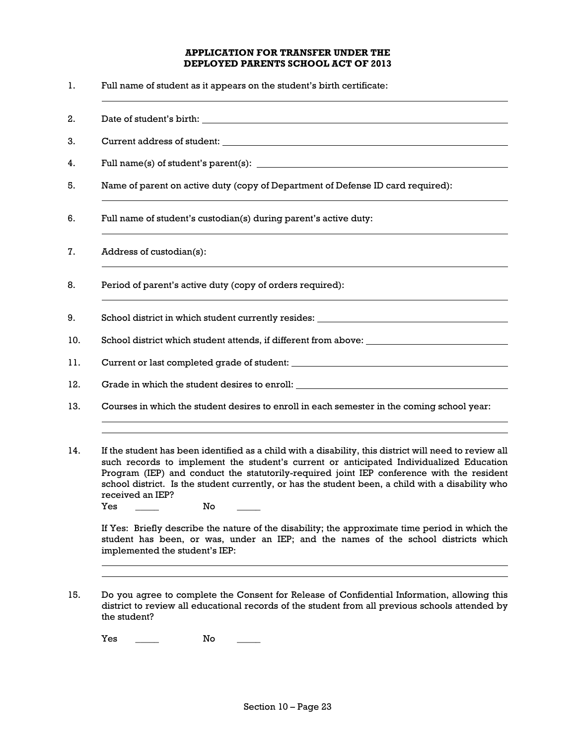**APPLICATION FOR TRANSFER UNDER THE DEPLOYED PARENTS SCHOOL ACT OF 2013**

1. Full name of student as it appears on the student's birth certificate:

   ______________________________________________________________

2. Date of student's birth: ______________________________________________

3. Current address of student: __________________________________________

4. Full name(s) of student's parent(s): ___________________________________

5. Name of parent on active duty (copy of Department of Defense ID card required):

   ______________________________________________________________

6. Full name of student's custodian(s) during parent's active duty:

   ______________________________________________________________

7. Address of custodian(s):

   ______________________________________________________________

8. Period of parent's active duty (copy of orders required):

   ______________________________________________________________

9. School district in which student currently resides: _________________________

10. School district which student attends, if different from above: ______________

11. Current or last completed grade of student: _____________________________

12. Grade in which the student desires to enroll: ____________________________

13. Courses in which the student desires to enroll in each semester in the coming school year:

    ______________________________________________________________

    ______________________________________________________________

14. If the student has been identified as a child with a disability, this district will need to review all such records to implement the student's current or anticipated Individualized Education Program (IEP) and conduct the statutorily-required joint IEP conference with the resident school district. Is the student currently, or has the student been, a child with a disability who received an IEP?

    Yes _____ No _____

    If Yes: Briefly describe the nature of the disability; the approximate time period in which the student has been, or was, under an IEP; and the names of the school districts which implemented the student's IEP:

    ______________________________________________________________

    ______________________________________________________________

15. Do you agree to complete the Consent for Release of Confidential Information, allowing this district to review all educational records of the student from all previous schools attended by the student?

    Yes _____ No _____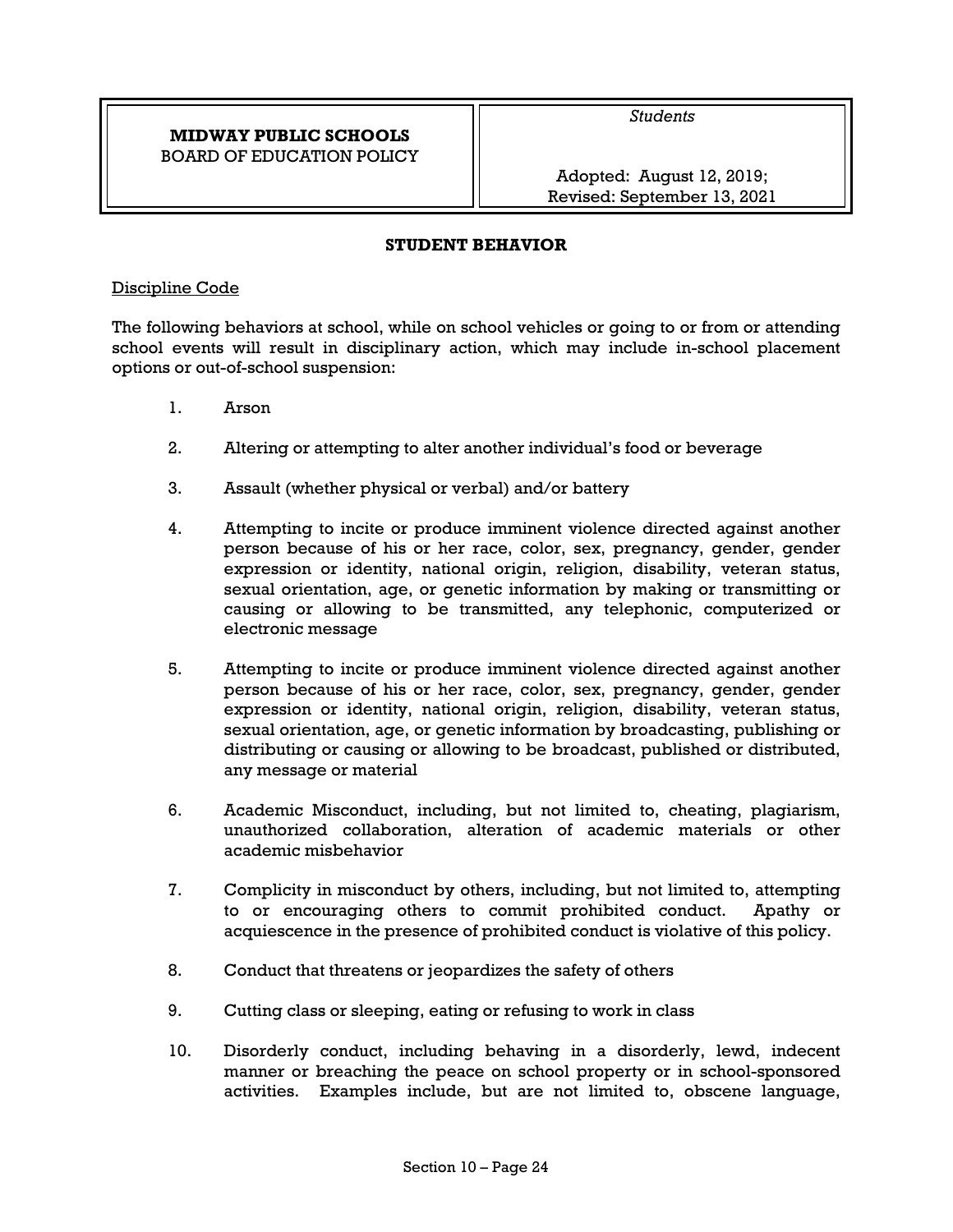| **MIDWAY PUBLIC SCHOOLS**<br>BOARD OF EDUCATION POLICY | *Students*<br><br>Adopted: August 12, 2019;<br>Revised: September 13, 2021 |
|---|---|

## STUDENT BEHAVIOR

Discipline Code

The following behaviors at school, while on school vehicles or going to or from or attending school events will result in disciplinary action, which may include in-school placement options or out-of-school suspension:

1. Arson

2. Altering or attempting to alter another individual's food or beverage

3. Assault (whether physical or verbal) and/or battery

4. Attempting to incite or produce imminent violence directed against another person because of his or her race, color, sex, pregnancy, gender, gender expression or identity, national origin, religion, disability, veteran status, sexual orientation, age, or genetic information by making or transmitting or causing or allowing to be transmitted, any telephonic, computerized or electronic message

5. Attempting to incite or produce imminent violence directed against another person because of his or her race, color, sex, pregnancy, gender, gender expression or identity, national origin, religion, disability, veteran status, sexual orientation, age, or genetic information by broadcasting, publishing or distributing or causing or allowing to be broadcast, published or distributed, any message or material

6. Academic Misconduct, including, but not limited to, cheating, plagiarism, unauthorized collaboration, alteration of academic materials or other academic misbehavior

7. Complicity in misconduct by others, including, but not limited to, attempting to or encouraging others to commit prohibited conduct. Apathy or acquiescence in the presence of prohibited conduct is violative of this policy.

8. Conduct that threatens or jeopardizes the safety of others

9. Cutting class or sleeping, eating or refusing to work in class

10. Disorderly conduct, including behaving in a disorderly, lewd, indecent manner or breaching the peace on school property or in school-sponsored activities. Examples include, but are not limited to, obscene language,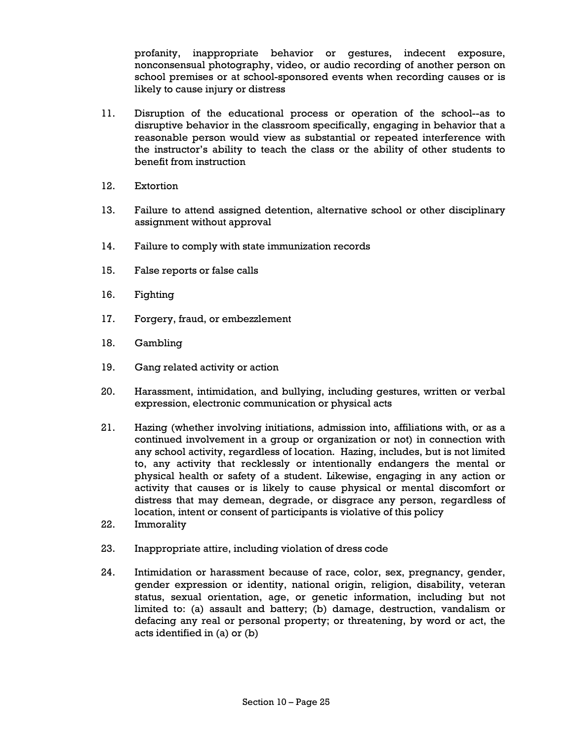profanity, inappropriate behavior or gestures, indecent exposure, nonconsensual photography, video, or audio recording of another person on school premises or at school-sponsored events when recording causes or is likely to cause injury or distress

11. Disruption of the educational process or operation of the school--as to disruptive behavior in the classroom specifically, engaging in behavior that a reasonable person would view as substantial or repeated interference with the instructor's ability to teach the class or the ability of other students to benefit from instruction

12. Extortion

13. Failure to attend assigned detention, alternative school or other disciplinary assignment without approval

14. Failure to comply with state immunization records

15. False reports or false calls

16. Fighting

17. Forgery, fraud, or embezzlement

18. Gambling

19. Gang related activity or action

20. Harassment, intimidation, and bullying, including gestures, written or verbal expression, electronic communication or physical acts

21. Hazing (whether involving initiations, admission into, affiliations with, or as a continued involvement in a group or organization or not) in connection with any school activity, regardless of location. Hazing, includes, but is not limited to, any activity that recklessly or intentionally endangers the mental or physical health or safety of a student. Likewise, engaging in any action or activity that causes or is likely to cause physical or mental discomfort or distress that may demean, degrade, or disgrace any person, regardless of location, intent or consent of participants is violative of this policy

22. Immorality

23. Inappropriate attire, including violation of dress code

24. Intimidation or harassment because of race, color, sex, pregnancy, gender, gender expression or identity, national origin, religion, disability, veteran status, sexual orientation, age, or genetic information, including but not limited to: (a) assault and battery; (b) damage, destruction, vandalism or defacing any real or personal property; or threatening, by word or act, the acts identified in (a) or (b)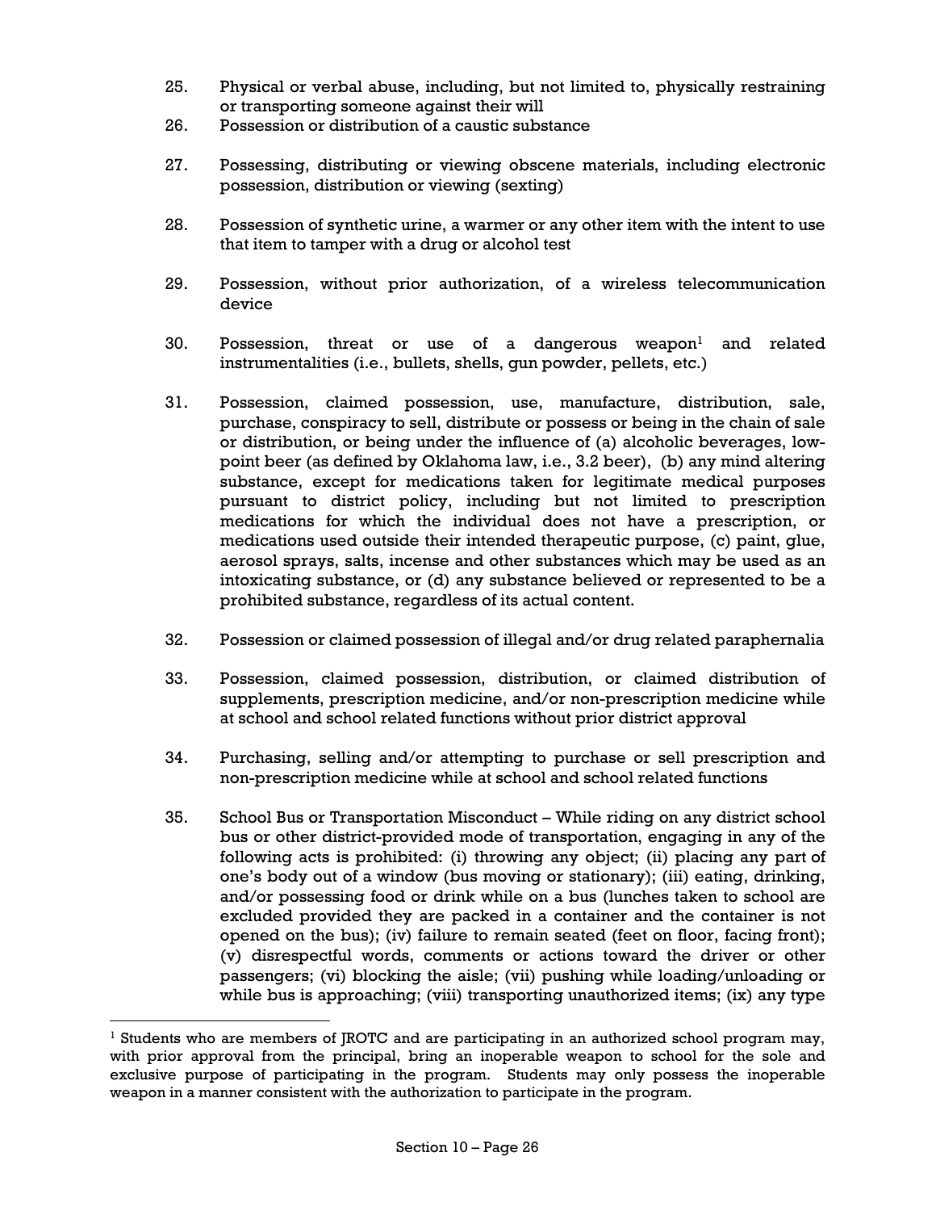25. Physical or verbal abuse, including, but not limited to, physically restraining or transporting someone against their will

26. Possession or distribution of a caustic substance

27. Possessing, distributing or viewing obscene materials, including electronic possession, distribution or viewing (sexting)

28. Possession of synthetic urine, a warmer or any other item with the intent to use that item to tamper with a drug or alcohol test

29. Possession, without prior authorization, of a wireless telecommunication device

30. Possession, threat or use of a dangerous weapon[1] and related instrumentalities (i.e., bullets, shells, gun powder, pellets, etc.)

31. Possession, claimed possession, use, manufacture, distribution, sale, purchase, conspiracy to sell, distribute or possess or being in the chain of sale or distribution, or being under the influence of (a) alcoholic beverages, low-point beer (as defined by Oklahoma law, i.e., 3.2 beer), (b) any mind altering substance, except for medications taken for legitimate medical purposes pursuant to district policy, including but not limited to prescription medications for which the individual does not have a prescription, or medications used outside their intended therapeutic purpose, (c) paint, glue, aerosol sprays, salts, incense and other substances which may be used as an intoxicating substance, or (d) any substance believed or represented to be a prohibited substance, regardless of its actual content.

32. Possession or claimed possession of illegal and/or drug related paraphernalia

33. Possession, claimed possession, distribution, or claimed distribution of supplements, prescription medicine, and/or non-prescription medicine while at school and school related functions without prior district approval

34. Purchasing, selling and/or attempting to purchase or sell prescription and non-prescription medicine while at school and school related functions

35. School Bus or Transportation Misconduct – While riding on any district school bus or other district-provided mode of transportation, engaging in any of the following acts is prohibited: (i) throwing any object; (ii) placing any part of one's body out of a window (bus moving or stationary); (iii) eating, drinking, and/or possessing food or drink while on a bus (lunches taken to school are excluded provided they are packed in a container and the container is not opened on the bus); (iv) failure to remain seated (feet on floor, facing front); (v) disrespectful words, comments or actions toward the driver or other passengers; (vi) blocking the aisle; (vii) pushing while loading/unloading or while bus is approaching; (viii) transporting unauthorized items; (ix) any type

---

[1] Students who are members of JROTC and are participating in an authorized school program may, with prior approval from the principal, bring an inoperable weapon to school for the sole and exclusive purpose of participating in the program. Students may only possess the inoperable weapon in a manner consistent with the authorization to participate in the program.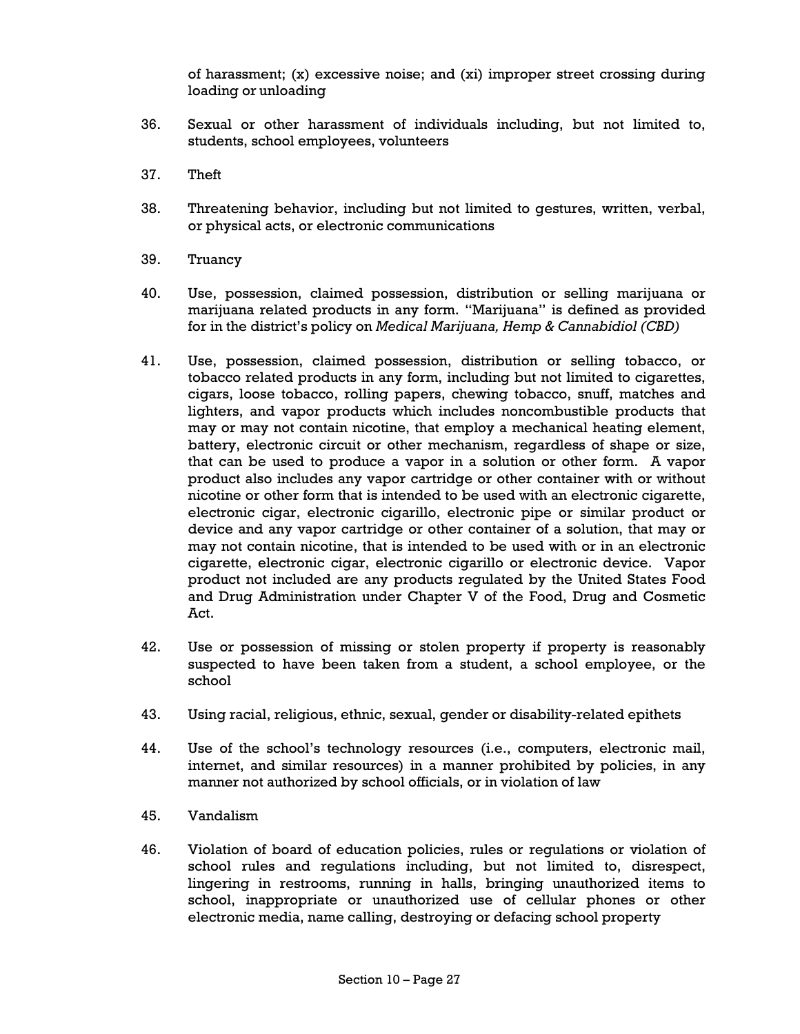of harassment; (x) excessive noise; and (xi) improper street crossing during loading or unloading

36. Sexual or other harassment of individuals including, but not limited to, students, school employees, volunteers

37. Theft

38. Threatening behavior, including but not limited to gestures, written, verbal, or physical acts, or electronic communications

39. Truancy

40. Use, possession, claimed possession, distribution or selling marijuana or marijuana related products in any form. "Marijuana" is defined as provided for in the district's policy on *Medical Marijuana, Hemp & Cannabidiol (CBD)*

41. Use, possession, claimed possession, distribution or selling tobacco, or tobacco related products in any form, including but not limited to cigarettes, cigars, loose tobacco, rolling papers, chewing tobacco, snuff, matches and lighters, and vapor products which includes noncombustible products that may or may not contain nicotine, that employ a mechanical heating element, battery, electronic circuit or other mechanism, regardless of shape or size, that can be used to produce a vapor in a solution or other form. A vapor product also includes any vapor cartridge or other container with or without nicotine or other form that is intended to be used with an electronic cigarette, electronic cigar, electronic cigarillo, electronic pipe or similar product or device and any vapor cartridge or other container of a solution, that may or may not contain nicotine, that is intended to be used with or in an electronic cigarette, electronic cigar, electronic cigarillo or electronic device. Vapor product not included are any products regulated by the United States Food and Drug Administration under Chapter V of the Food, Drug and Cosmetic Act.

42. Use or possession of missing or stolen property if property is reasonably suspected to have been taken from a student, a school employee, or the school

43. Using racial, religious, ethnic, sexual, gender or disability-related epithets

44. Use of the school's technology resources (i.e., computers, electronic mail, internet, and similar resources) in a manner prohibited by policies, in any manner not authorized by school officials, or in violation of law

45. Vandalism

46. Violation of board of education policies, rules or regulations or violation of school rules and regulations including, but not limited to, disrespect, lingering in restrooms, running in halls, bringing unauthorized items to school, inappropriate or unauthorized use of cellular phones or other electronic media, name calling, destroying or defacing school property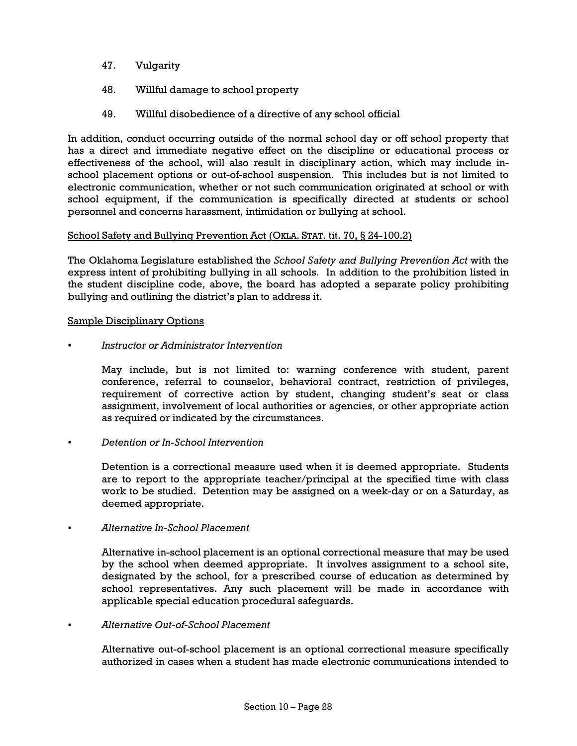47. Vulgarity

48. Willful damage to school property

49. Willful disobedience of a directive of any school official

In addition, conduct occurring outside of the normal school day or off school property that has a direct and immediate negative effect on the discipline or educational process or effectiveness of the school, will also result in disciplinary action, which may include in-school placement options or out-of-school suspension. This includes but is not limited to electronic communication, whether or not such communication originated at school or with school equipment, if the communication is specifically directed at students or school personnel and concerns harassment, intimidation or bullying at school.

School Safety and Bullying Prevention Act (OKLA. STAT. tit. 70, § 24-100.2)

The Oklahoma Legislature established the *School Safety and Bullying Prevention Act* with the express intent of prohibiting bullying in all schools. In addition to the prohibition listed in the student discipline code, above, the board has adopted a separate policy prohibiting bullying and outlining the district's plan to address it.

Sample Disciplinary Options

- *Instructor or Administrator Intervention*

  May include, but is not limited to: warning conference with student, parent conference, referral to counselor, behavioral contract, restriction of privileges, requirement of corrective action by student, changing student's seat or class assignment, involvement of local authorities or agencies, or other appropriate action as required or indicated by the circumstances.

- *Detention or In-School Intervention*

  Detention is a correctional measure used when it is deemed appropriate. Students are to report to the appropriate teacher/principal at the specified time with class work to be studied. Detention may be assigned on a week-day or on a Saturday, as deemed appropriate.

- *Alternative In-School Placement*

  Alternative in-school placement is an optional correctional measure that may be used by the school when deemed appropriate. It involves assignment to a school site, designated by the school, for a prescribed course of education as determined by school representatives. Any such placement will be made in accordance with applicable special education procedural safeguards.

- *Alternative Out-of-School Placement*

  Alternative out-of-school placement is an optional correctional measure specifically authorized in cases when a student has made electronic communications intended to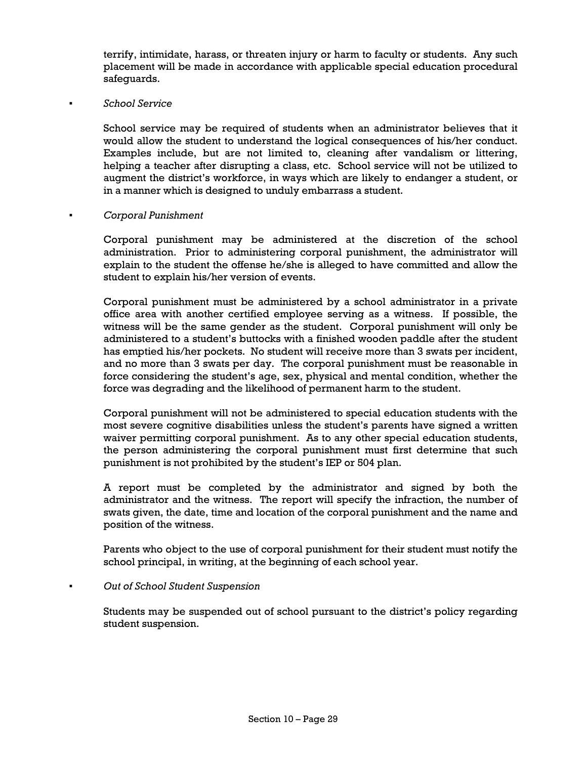terrify, intimidate, harass, or threaten injury or harm to faculty or students. Any such placement will be made in accordance with applicable special education procedural safeguards.

- *School Service*

  School service may be required of students when an administrator believes that it would allow the student to understand the logical consequences of his/her conduct. Examples include, but are not limited to, cleaning after vandalism or littering, helping a teacher after disrupting a class, etc. School service will not be utilized to augment the district's workforce, in ways which are likely to endanger a student, or in a manner which is designed to unduly embarrass a student.

- *Corporal Punishment*

  Corporal punishment may be administered at the discretion of the school administration. Prior to administering corporal punishment, the administrator will explain to the student the offense he/she is alleged to have committed and allow the student to explain his/her version of events.

  Corporal punishment must be administered by a school administrator in a private office area with another certified employee serving as a witness. If possible, the witness will be the same gender as the student. Corporal punishment will only be administered to a student's buttocks with a finished wooden paddle after the student has emptied his/her pockets. No student will receive more than 3 swats per incident, and no more than 3 swats per day. The corporal punishment must be reasonable in force considering the student's age, sex, physical and mental condition, whether the force was degrading and the likelihood of permanent harm to the student.

  Corporal punishment will not be administered to special education students with the most severe cognitive disabilities unless the student's parents have signed a written waiver permitting corporal punishment. As to any other special education students, the person administering the corporal punishment must first determine that such punishment is not prohibited by the student's IEP or 504 plan.

  A report must be completed by the administrator and signed by both the administrator and the witness. The report will specify the infraction, the number of swats given, the date, time and location of the corporal punishment and the name and position of the witness.

  Parents who object to the use of corporal punishment for their student must notify the school principal, in writing, at the beginning of each school year.

- *Out of School Student Suspension*

  Students may be suspended out of school pursuant to the district's policy regarding student suspension.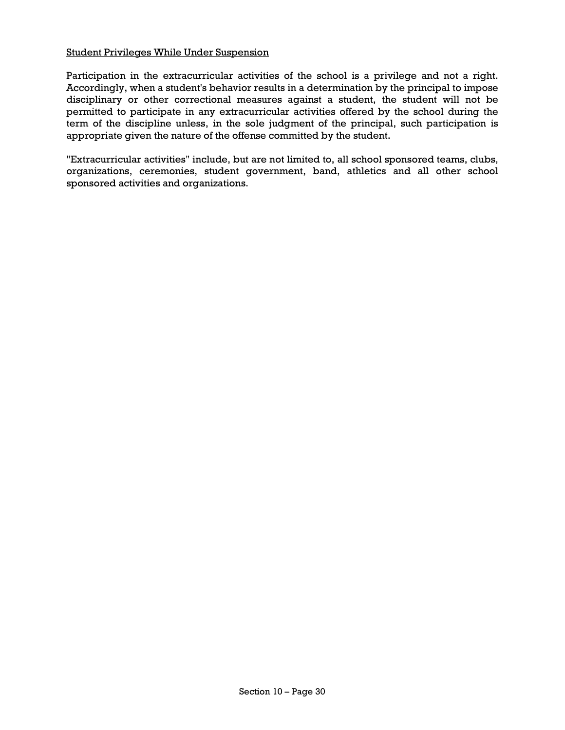<u>Student Privileges While Under Suspension</u>

Participation in the extracurricular activities of the school is a privilege and not a right. Accordingly, when a student's behavior results in a determination by the principal to impose disciplinary or other correctional measures against a student, the student will not be permitted to participate in any extracurricular activities offered by the school during the term of the discipline unless, in the sole judgment of the principal, such participation is appropriate given the nature of the offense committed by the student.

"Extracurricular activities" include, but are not limited to, all school sponsored teams, clubs, organizations, ceremonies, student government, band, athletics and all other school sponsored activities and organizations.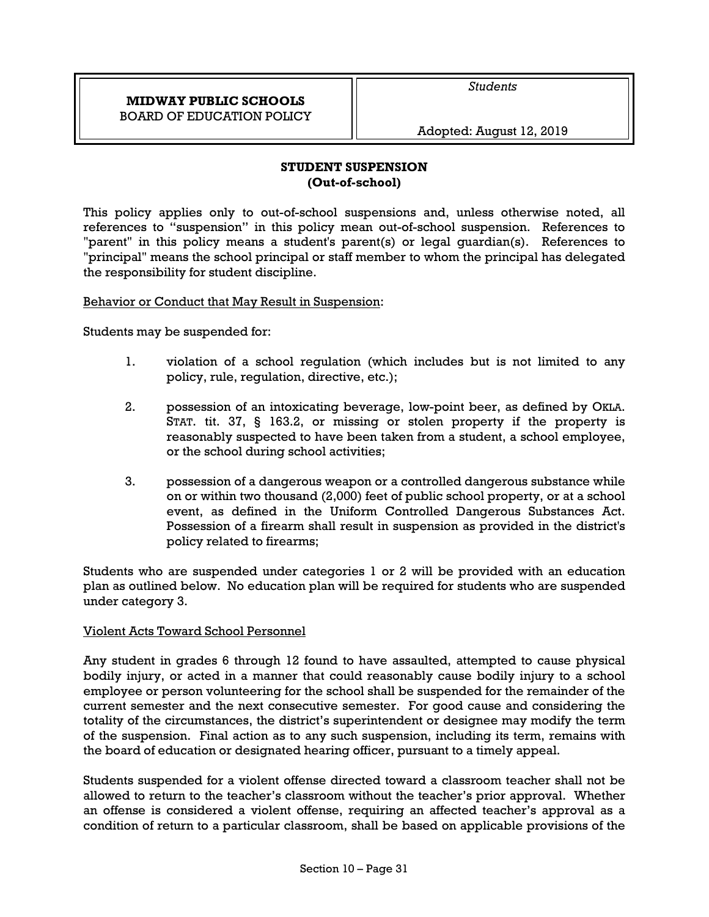**MIDWAY PUBLIC SCHOOLS**
BOARD OF EDUCATION POLICY

*Students*

Adopted: August 12, 2019

## STUDENT SUSPENSION
### (Out-of-school)

This policy applies only to out-of-school suspensions and, unless otherwise noted, all references to "suspension" in this policy mean out-of-school suspension. References to "parent" in this policy means a student's parent(s) or legal guardian(s). References to "principal" means the school principal or staff member to whom the principal has delegated the responsibility for student discipline.

Behavior or Conduct that May Result in Suspension:

Students may be suspended for:

1. violation of a school regulation (which includes but is not limited to any policy, rule, regulation, directive, etc.);

2. possession of an intoxicating beverage, low-point beer, as defined by OKLA. STAT. tit. 37, § 163.2, or missing or stolen property if the property is reasonably suspected to have been taken from a student, a school employee, or the school during school activities;

3. possession of a dangerous weapon or a controlled dangerous substance while on or within two thousand (2,000) feet of public school property, or at a school event, as defined in the Uniform Controlled Dangerous Substances Act. Possession of a firearm shall result in suspension as provided in the district's policy related to firearms;

Students who are suspended under categories 1 or 2 will be provided with an education plan as outlined below. No education plan will be required for students who are suspended under category 3.

Violent Acts Toward School Personnel

Any student in grades 6 through 12 found to have assaulted, attempted to cause physical bodily injury, or acted in a manner that could reasonably cause bodily injury to a school employee or person volunteering for the school shall be suspended for the remainder of the current semester and the next consecutive semester. For good cause and considering the totality of the circumstances, the district's superintendent or designee may modify the term of the suspension. Final action as to any such suspension, including its term, remains with the board of education or designated hearing officer, pursuant to a timely appeal.

Students suspended for a violent offense directed toward a classroom teacher shall not be allowed to return to the teacher's classroom without the teacher's prior approval. Whether an offense is considered a violent offense, requiring an affected teacher's approval as a condition of return to a particular classroom, shall be based on applicable provisions of the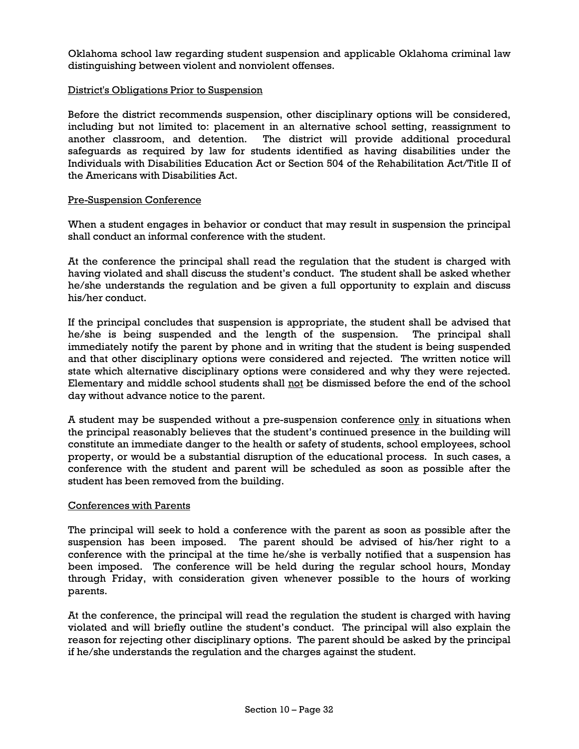Oklahoma school law regarding student suspension and applicable Oklahoma criminal law distinguishing between violent and nonviolent offenses.

<u>District's Obligations Prior to Suspension</u>

Before the district recommends suspension, other disciplinary options will be considered, including but not limited to: placement in an alternative school setting, reassignment to another classroom, and detention. The district will provide additional procedural safeguards as required by law for students identified as having disabilities under the Individuals with Disabilities Education Act or Section 504 of the Rehabilitation Act/Title II of the Americans with Disabilities Act.

<u>Pre-Suspension Conference</u>

When a student engages in behavior or conduct that may result in suspension the principal shall conduct an informal conference with the student.

At the conference the principal shall read the regulation that the student is charged with having violated and shall discuss the student's conduct. The student shall be asked whether he/she understands the regulation and be given a full opportunity to explain and discuss his/her conduct.

If the principal concludes that suspension is appropriate, the student shall be advised that he/she is being suspended and the length of the suspension. The principal shall immediately notify the parent by phone and in writing that the student is being suspended and that other disciplinary options were considered and rejected. The written notice will state which alternative disciplinary options were considered and why they were rejected. Elementary and middle school students shall <u>not</u> be dismissed before the end of the school day without advance notice to the parent.

A student may be suspended without a pre-suspension conference <u>only</u> in situations when the principal reasonably believes that the student's continued presence in the building will constitute an immediate danger to the health or safety of students, school employees, school property, or would be a substantial disruption of the educational process. In such cases, a conference with the student and parent will be scheduled as soon as possible after the student has been removed from the building.

<u>Conferences with Parents</u>

The principal will seek to hold a conference with the parent as soon as possible after the suspension has been imposed. The parent should be advised of his/her right to a conference with the principal at the time he/she is verbally notified that a suspension has been imposed. The conference will be held during the regular school hours, Monday through Friday, with consideration given whenever possible to the hours of working parents.

At the conference, the principal will read the regulation the student is charged with having violated and will briefly outline the student's conduct. The principal will also explain the reason for rejecting other disciplinary options. The parent should be asked by the principal if he/she understands the regulation and the charges against the student.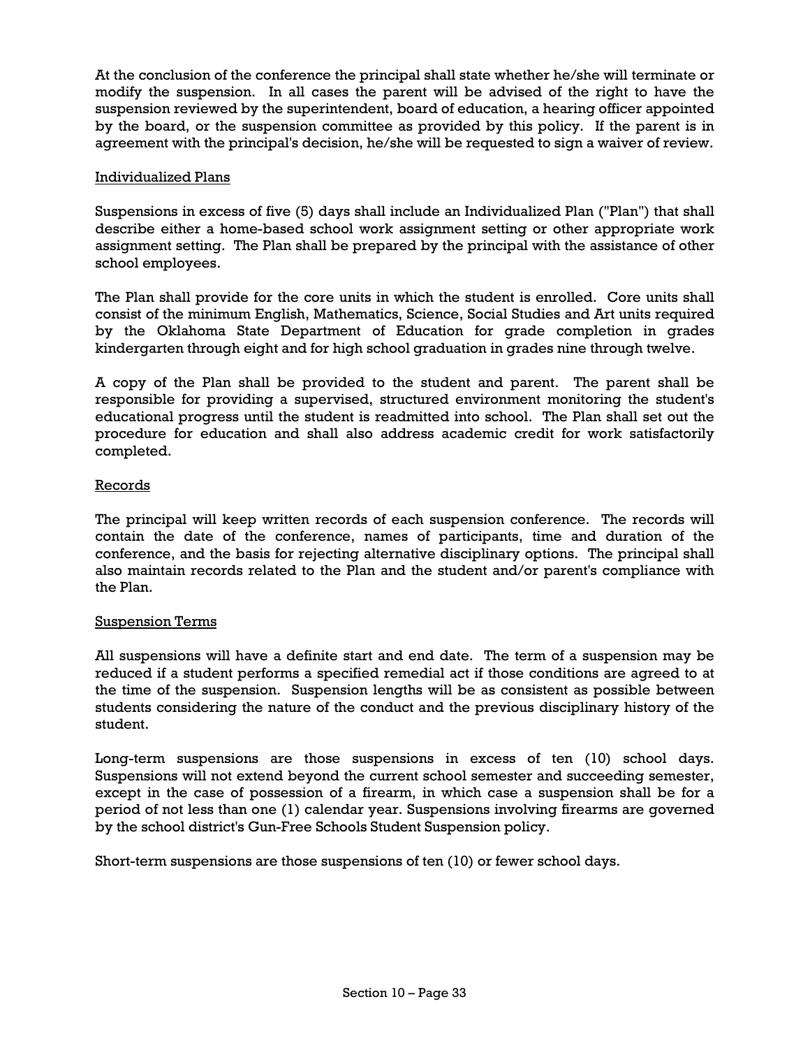At the conclusion of the conference the principal shall state whether he/she will terminate or modify the suspension. In all cases the parent will be advised of the right to have the suspension reviewed by the superintendent, board of education, a hearing officer appointed by the board, or the suspension committee as provided by this policy. If the parent is in agreement with the principal's decision, he/she will be requested to sign a waiver of review.

## Individualized Plans

Suspensions in excess of five (5) days shall include an Individualized Plan ("Plan") that shall describe either a home-based school work assignment setting or other appropriate work assignment setting. The Plan shall be prepared by the principal with the assistance of other school employees.

The Plan shall provide for the core units in which the student is enrolled. Core units shall consist of the minimum English, Mathematics, Science, Social Studies and Art units required by the Oklahoma State Department of Education for grade completion in grades kindergarten through eight and for high school graduation in grades nine through twelve.

A copy of the Plan shall be provided to the student and parent. The parent shall be responsible for providing a supervised, structured environment monitoring the student's educational progress until the student is readmitted into school. The Plan shall set out the procedure for education and shall also address academic credit for work satisfactorily completed.

## Records

The principal will keep written records of each suspension conference. The records will contain the date of the conference, names of participants, time and duration of the conference, and the basis for rejecting alternative disciplinary options. The principal shall also maintain records related to the Plan and the student and/or parent's compliance with the Plan.

## Suspension Terms

All suspensions will have a definite start and end date. The term of a suspension may be reduced if a student performs a specified remedial act if those conditions are agreed to at the time of the suspension. Suspension lengths will be as consistent as possible between students considering the nature of the conduct and the previous disciplinary history of the student.

Long-term suspensions are those suspensions in excess of ten (10) school days. Suspensions will not extend beyond the current school semester and succeeding semester, except in the case of possession of a firearm, in which case a suspension shall be for a period of not less than one (1) calendar year. Suspensions involving firearms are governed by the school district's Gun-Free Schools Student Suspension policy.

Short-term suspensions are those suspensions of ten (10) or fewer school days.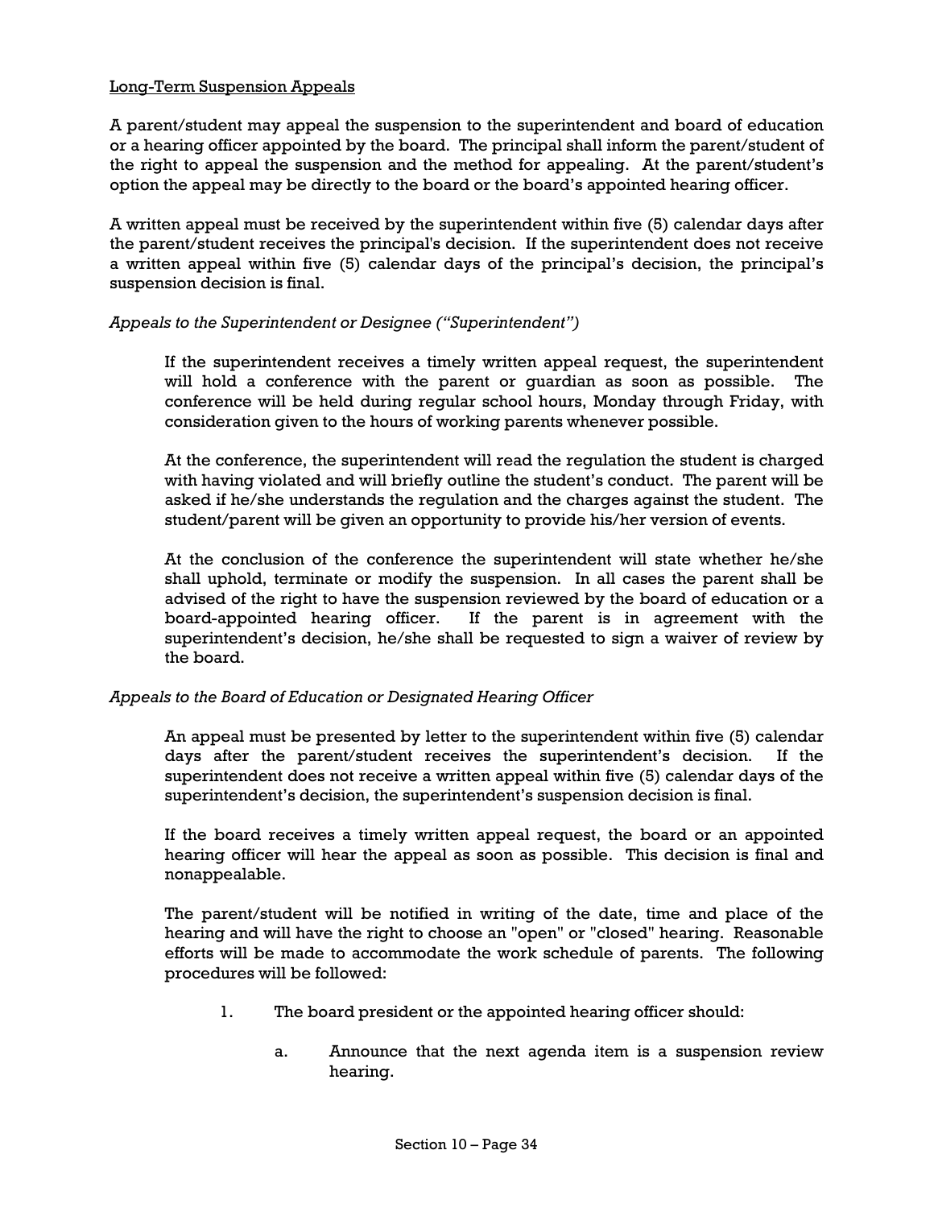<u>Long-Term Suspension Appeals</u>

A parent/student may appeal the suspension to the superintendent and board of education or a hearing officer appointed by the board. The principal shall inform the parent/student of the right to appeal the suspension and the method for appealing. At the parent/student's option the appeal may be directly to the board or the board's appointed hearing officer.

A written appeal must be received by the superintendent within five (5) calendar days after the parent/student receives the principal's decision. If the superintendent does not receive a written appeal within five (5) calendar days of the principal's decision, the principal's suspension decision is final.

*Appeals to the Superintendent or Designee ("Superintendent")*

If the superintendent receives a timely written appeal request, the superintendent will hold a conference with the parent or guardian as soon as possible. The conference will be held during regular school hours, Monday through Friday, with consideration given to the hours of working parents whenever possible.

At the conference, the superintendent will read the regulation the student is charged with having violated and will briefly outline the student's conduct. The parent will be asked if he/she understands the regulation and the charges against the student. The student/parent will be given an opportunity to provide his/her version of events.

At the conclusion of the conference the superintendent will state whether he/she shall uphold, terminate or modify the suspension. In all cases the parent shall be advised of the right to have the suspension reviewed by the board of education or a board-appointed hearing officer. If the parent is in agreement with the superintendent's decision, he/she shall be requested to sign a waiver of review by the board.

*Appeals to the Board of Education or Designated Hearing Officer*

An appeal must be presented by letter to the superintendent within five (5) calendar days after the parent/student receives the superintendent's decision. If the superintendent does not receive a written appeal within five (5) calendar days of the superintendent's decision, the superintendent's suspension decision is final.

If the board receives a timely written appeal request, the board or an appointed hearing officer will hear the appeal as soon as possible. This decision is final and nonappealable.

The parent/student will be notified in writing of the date, time and place of the hearing and will have the right to choose an "open" or "closed" hearing. Reasonable efforts will be made to accommodate the work schedule of parents. The following procedures will be followed:

1. The board president or the appointed hearing officer should:

   a. Announce that the next agenda item is a suspension review hearing.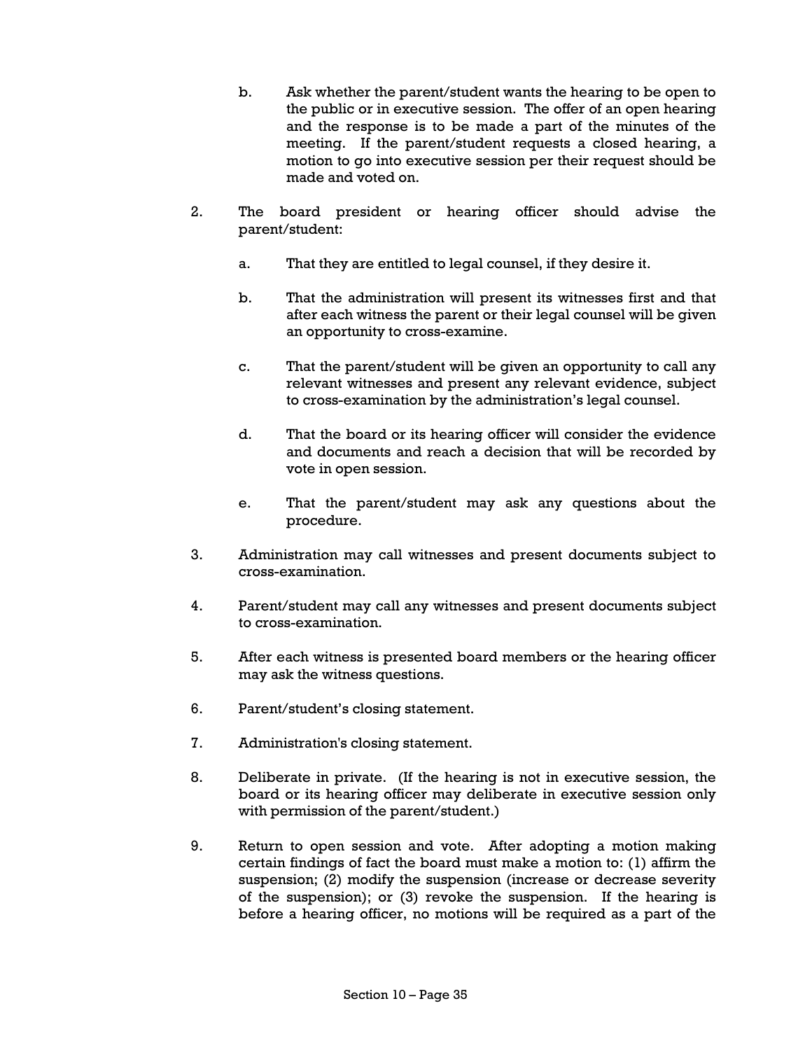b. Ask whether the parent/student wants the hearing to be open to the public or in executive session. The offer of an open hearing and the response is to be made a part of the minutes of the meeting. If the parent/student requests a closed hearing, a motion to go into executive session per their request should be made and voted on.

2. The board president or hearing officer should advise the parent/student:

   a. That they are entitled to legal counsel, if they desire it.

   b. That the administration will present its witnesses first and that after each witness the parent or their legal counsel will be given an opportunity to cross-examine.

   c. That the parent/student will be given an opportunity to call any relevant witnesses and present any relevant evidence, subject to cross-examination by the administration's legal counsel.

   d. That the board or its hearing officer will consider the evidence and documents and reach a decision that will be recorded by vote in open session.

   e. That the parent/student may ask any questions about the procedure.

3. Administration may call witnesses and present documents subject to cross-examination.

4. Parent/student may call any witnesses and present documents subject to cross-examination.

5. After each witness is presented board members or the hearing officer may ask the witness questions.

6. Parent/student's closing statement.

7. Administration's closing statement.

8. Deliberate in private. (If the hearing is not in executive session, the board or its hearing officer may deliberate in executive session only with permission of the parent/student.)

9. Return to open session and vote. After adopting a motion making certain findings of fact the board must make a motion to: (1) affirm the suspension; (2) modify the suspension (increase or decrease severity of the suspension); or (3) revoke the suspension. If the hearing is before a hearing officer, no motions will be required as a part of the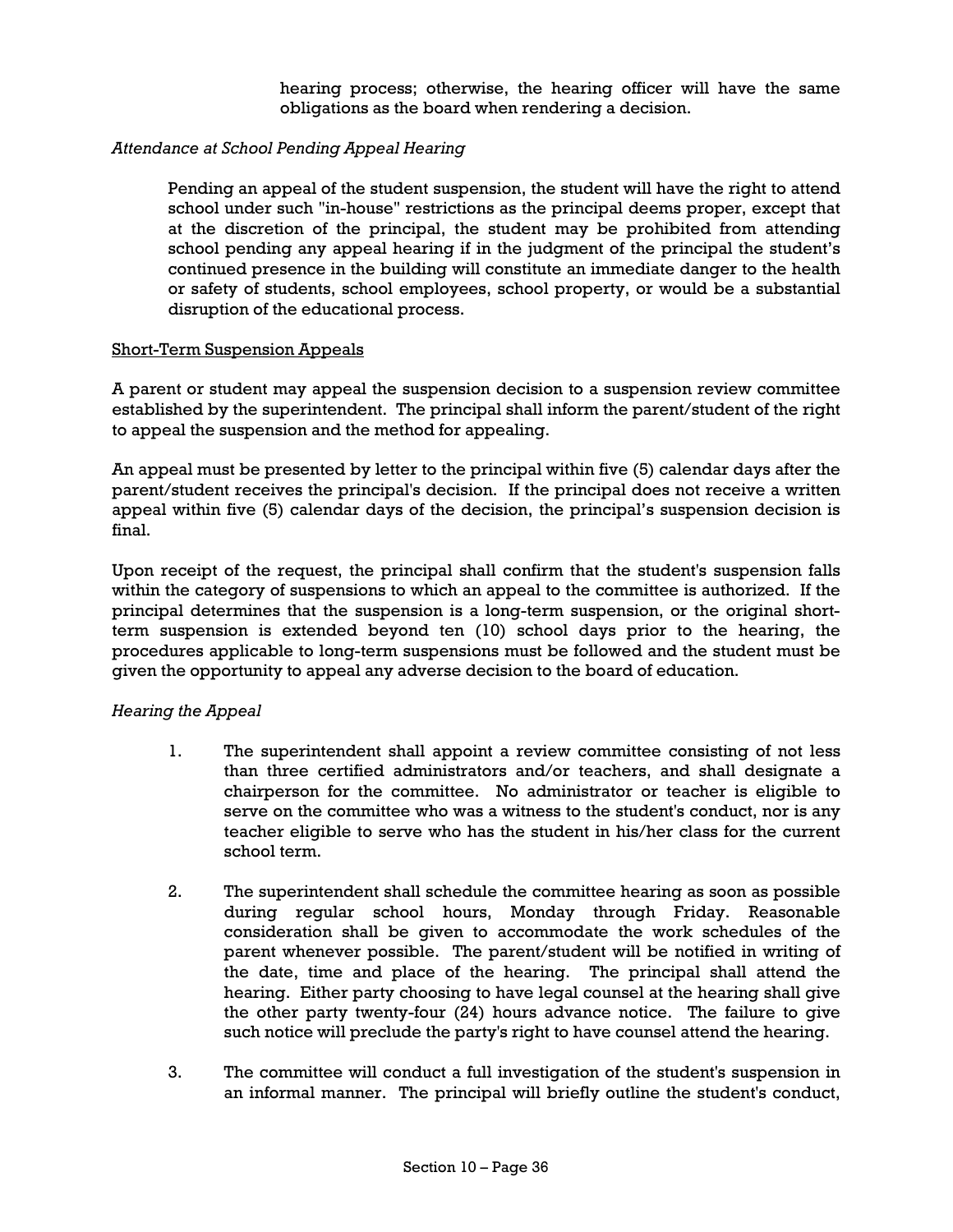hearing process; otherwise, the hearing officer will have the same obligations as the board when rendering a decision.

*Attendance at School Pending Appeal Hearing*

Pending an appeal of the student suspension, the student will have the right to attend school under such "in-house" restrictions as the principal deems proper, except that at the discretion of the principal, the student may be prohibited from attending school pending any appeal hearing if in the judgment of the principal the student's continued presence in the building will constitute an immediate danger to the health or safety of students, school employees, school property, or would be a substantial disruption of the educational process.

<u>Short-Term Suspension Appeals</u>

A parent or student may appeal the suspension decision to a suspension review committee established by the superintendent. The principal shall inform the parent/student of the right to appeal the suspension and the method for appealing.

An appeal must be presented by letter to the principal within five (5) calendar days after the parent/student receives the principal's decision. If the principal does not receive a written appeal within five (5) calendar days of the decision, the principal's suspension decision is final.

Upon receipt of the request, the principal shall confirm that the student's suspension falls within the category of suspensions to which an appeal to the committee is authorized. If the principal determines that the suspension is a long-term suspension, or the original short-term suspension is extended beyond ten (10) school days prior to the hearing, the procedures applicable to long-term suspensions must be followed and the student must be given the opportunity to appeal any adverse decision to the board of education.

*Hearing the Appeal*

1. The superintendent shall appoint a review committee consisting of not less than three certified administrators and/or teachers, and shall designate a chairperson for the committee. No administrator or teacher is eligible to serve on the committee who was a witness to the student's conduct, nor is any teacher eligible to serve who has the student in his/her class for the current school term.

2. The superintendent shall schedule the committee hearing as soon as possible during regular school hours, Monday through Friday. Reasonable consideration shall be given to accommodate the work schedules of the parent whenever possible. The parent/student will be notified in writing of the date, time and place of the hearing. The principal shall attend the hearing. Either party choosing to have legal counsel at the hearing shall give the other party twenty-four (24) hours advance notice. The failure to give such notice will preclude the party's right to have counsel attend the hearing.

3. The committee will conduct a full investigation of the student's suspension in an informal manner. The principal will briefly outline the student's conduct,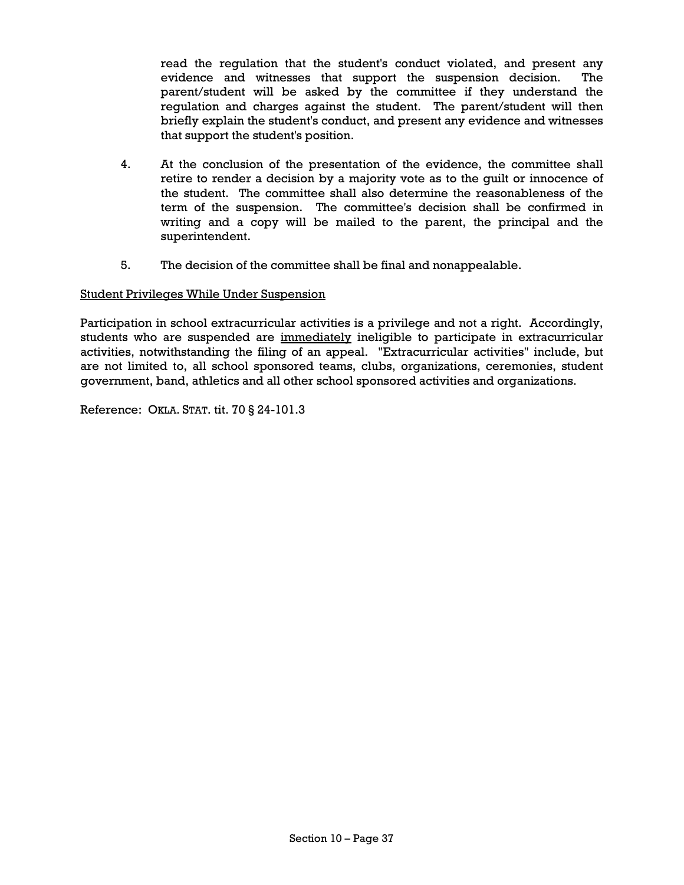read the regulation that the student's conduct violated, and present any evidence and witnesses that support the suspension decision. The parent/student will be asked by the committee if they understand the regulation and charges against the student. The parent/student will then briefly explain the student's conduct, and present any evidence and witnesses that support the student's position.

4. At the conclusion of the presentation of the evidence, the committee shall retire to render a decision by a majority vote as to the guilt or innocence of the student. The committee shall also determine the reasonableness of the term of the suspension. The committee's decision shall be confirmed in writing and a copy will be mailed to the parent, the principal and the superintendent.

5. The decision of the committee shall be final and nonappealable.

<u>Student Privileges While Under Suspension</u>

Participation in school extracurricular activities is a privilege and not a right. Accordingly, students who are suspended are <u>immediately</u> ineligible to participate in extracurricular activities, notwithstanding the filing of an appeal. "Extracurricular activities" include, but are not limited to, all school sponsored teams, clubs, organizations, ceremonies, student government, band, athletics and all other school sponsored activities and organizations.

Reference: OKLA. STAT. tit. 70 § 24-101.3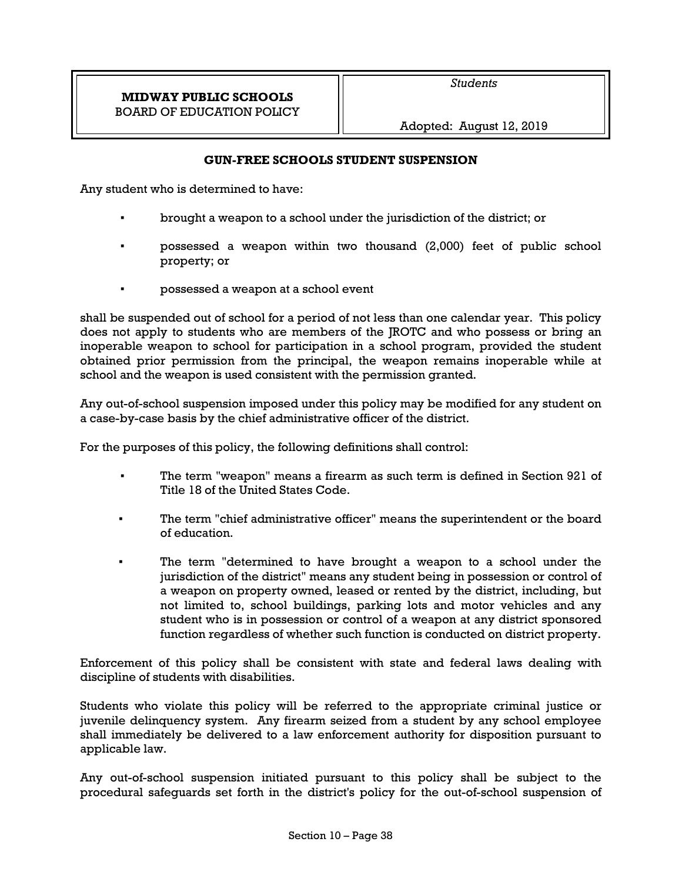**MIDWAY PUBLIC SCHOOLS**
BOARD OF EDUCATION POLICY

*Students*

Adopted: August 12, 2019

## GUN-FREE SCHOOLS STUDENT SUSPENSION

Any student who is determined to have:

- brought a weapon to a school under the jurisdiction of the district; or
- possessed a weapon within two thousand (2,000) feet of public school property; or
- possessed a weapon at a school event

shall be suspended out of school for a period of not less than one calendar year. This policy does not apply to students who are members of the JROTC and who possess or bring an inoperable weapon to school for participation in a school program, provided the student obtained prior permission from the principal, the weapon remains inoperable while at school and the weapon is used consistent with the permission granted.

Any out-of-school suspension imposed under this policy may be modified for any student on a case-by-case basis by the chief administrative officer of the district.

For the purposes of this policy, the following definitions shall control:

- The term "weapon" means a firearm as such term is defined in Section 921 of Title 18 of the United States Code.
- The term "chief administrative officer" means the superintendent or the board of education.
- The term "determined to have brought a weapon to a school under the jurisdiction of the district" means any student being in possession or control of a weapon on property owned, leased or rented by the district, including, but not limited to, school buildings, parking lots and motor vehicles and any student who is in possession or control of a weapon at any district sponsored function regardless of whether such function is conducted on district property.

Enforcement of this policy shall be consistent with state and federal laws dealing with discipline of students with disabilities.

Students who violate this policy will be referred to the appropriate criminal justice or juvenile delinquency system. Any firearm seized from a student by any school employee shall immediately be delivered to a law enforcement authority for disposition pursuant to applicable law.

Any out-of-school suspension initiated pursuant to this policy shall be subject to the procedural safeguards set forth in the district's policy for the out-of-school suspension of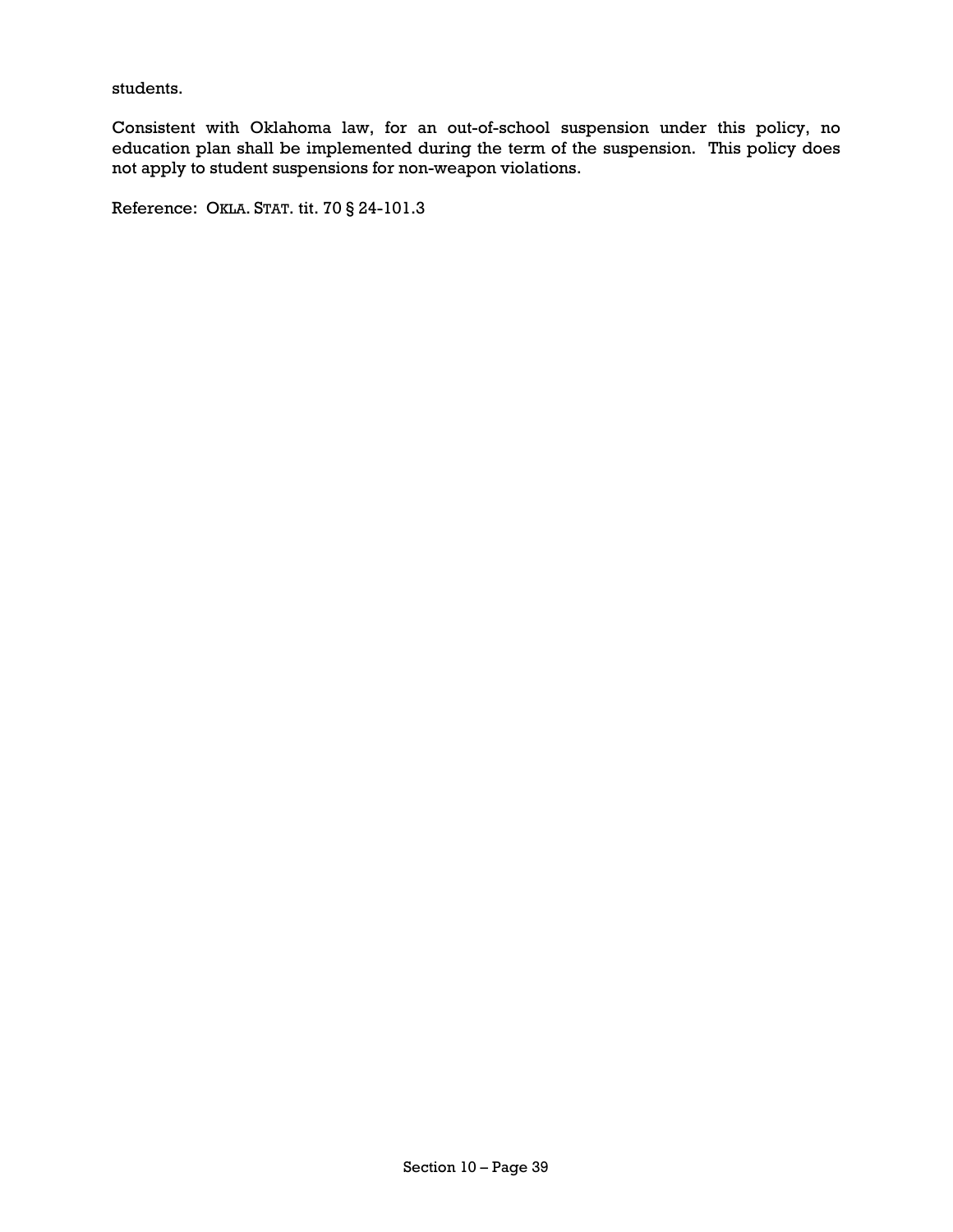students.

Consistent with Oklahoma law, for an out-of-school suspension under this policy, no education plan shall be implemented during the term of the suspension. This policy does not apply to student suspensions for non-weapon violations.

Reference: OKLA. STAT. tit. 70 § 24-101.3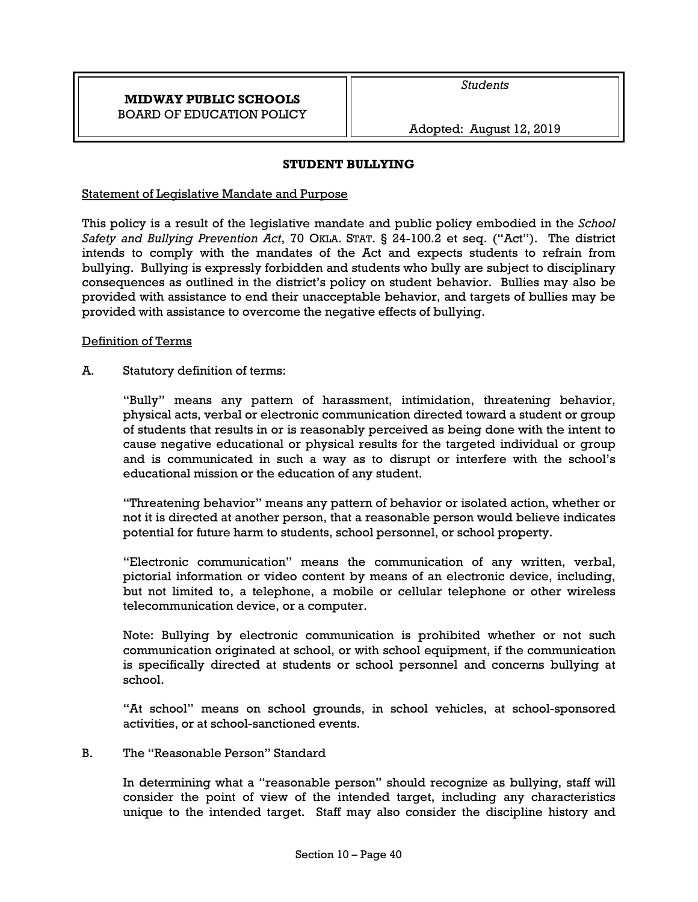| **MIDWAY PUBLIC SCHOOLS** BOARD OF EDUCATION POLICY | *Students* Adopted: August 12, 2019 |
|---|---|

## STUDENT BULLYING

Statement of Legislative Mandate and Purpose

This policy is a result of the legislative mandate and public policy embodied in the *School Safety and Bullying Prevention Act*, 70 OKLA. STAT. § 24-100.2 et seq. ("Act"). The district intends to comply with the mandates of the Act and expects students to refrain from bullying. Bullying is expressly forbidden and students who bully are subject to disciplinary consequences as outlined in the district's policy on student behavior. Bullies may also be provided with assistance to end their unacceptable behavior, and targets of bullies may be provided with assistance to overcome the negative effects of bullying.

Definition of Terms

A. Statutory definition of terms:

"Bully" means any pattern of harassment, intimidation, threatening behavior, physical acts, verbal or electronic communication directed toward a student or group of students that results in or is reasonably perceived as being done with the intent to cause negative educational or physical results for the targeted individual or group and is communicated in such a way as to disrupt or interfere with the school's educational mission or the education of any student.

"Threatening behavior" means any pattern of behavior or isolated action, whether or not it is directed at another person, that a reasonable person would believe indicates potential for future harm to students, school personnel, or school property.

"Electronic communication" means the communication of any written, verbal, pictorial information or video content by means of an electronic device, including, but not limited to, a telephone, a mobile or cellular telephone or other wireless telecommunication device, or a computer.

Note: Bullying by electronic communication is prohibited whether or not such communication originated at school, or with school equipment, if the communication is specifically directed at students or school personnel and concerns bullying at school.

"At school" means on school grounds, in school vehicles, at school-sponsored activities, or at school-sanctioned events.

B. The "Reasonable Person" Standard

In determining what a "reasonable person" should recognize as bullying, staff will consider the point of view of the intended target, including any characteristics unique to the intended target. Staff may also consider the discipline history and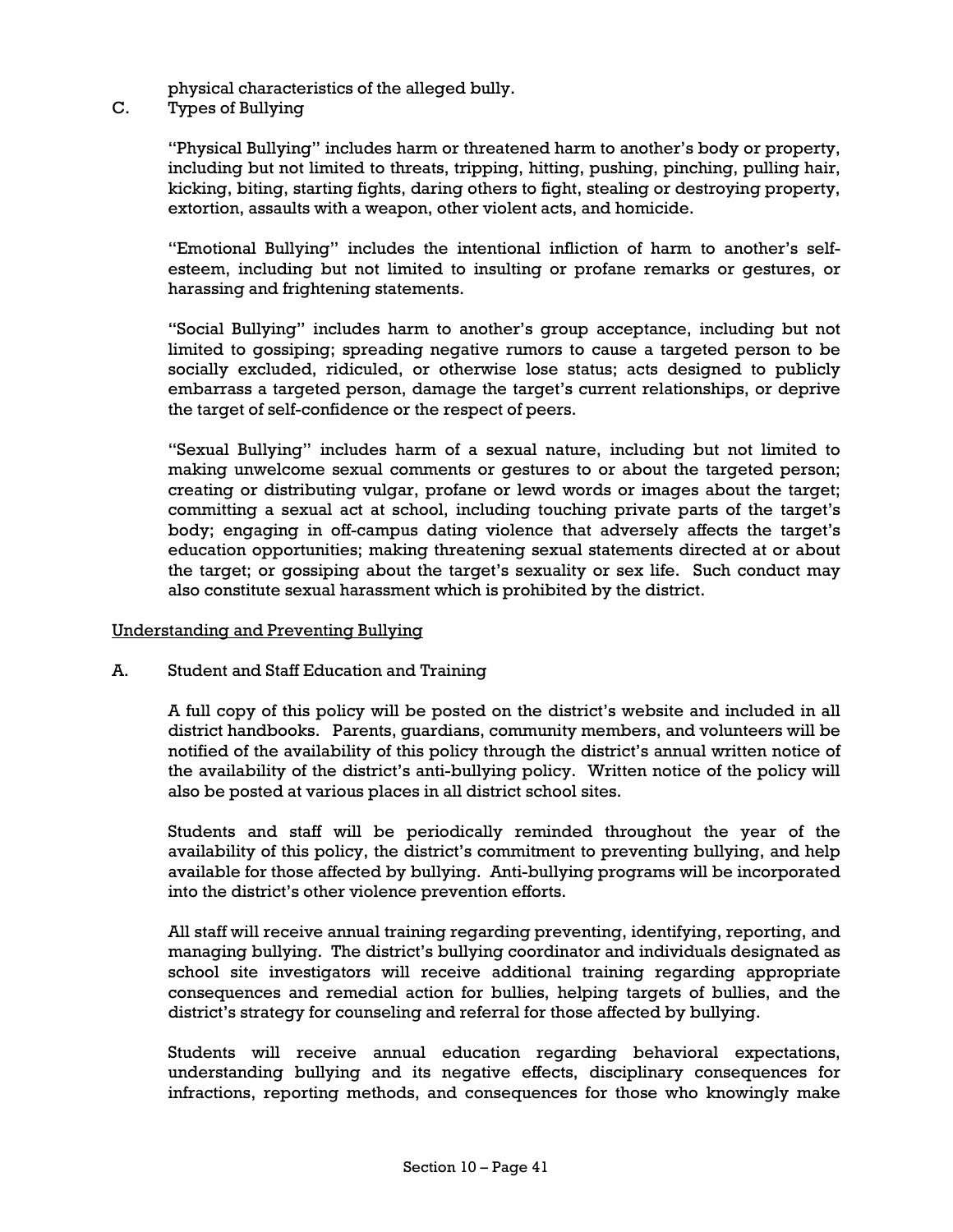physical characteristics of the alleged bully.

C. Types of Bullying

"Physical Bullying" includes harm or threatened harm to another's body or property, including but not limited to threats, tripping, hitting, pushing, pinching, pulling hair, kicking, biting, starting fights, daring others to fight, stealing or destroying property, extortion, assaults with a weapon, other violent acts, and homicide.

"Emotional Bullying" includes the intentional infliction of harm to another's self-esteem, including but not limited to insulting or profane remarks or gestures, or harassing and frightening statements.

"Social Bullying" includes harm to another's group acceptance, including but not limited to gossiping; spreading negative rumors to cause a targeted person to be socially excluded, ridiculed, or otherwise lose status; acts designed to publicly embarrass a targeted person, damage the target's current relationships, or deprive the target of self-confidence or the respect of peers.

"Sexual Bullying" includes harm of a sexual nature, including but not limited to making unwelcome sexual comments or gestures to or about the targeted person; creating or distributing vulgar, profane or lewd words or images about the target; committing a sexual act at school, including touching private parts of the target's body; engaging in off-campus dating violence that adversely affects the target's education opportunities; making threatening sexual statements directed at or about the target; or gossiping about the target's sexuality or sex life. Such conduct may also constitute sexual harassment which is prohibited by the district.

<u>Understanding and Preventing Bullying</u>

A. Student and Staff Education and Training

A full copy of this policy will be posted on the district's website and included in all district handbooks. Parents, guardians, community members, and volunteers will be notified of the availability of this policy through the district's annual written notice of the availability of the district's anti-bullying policy. Written notice of the policy will also be posted at various places in all district school sites.

Students and staff will be periodically reminded throughout the year of the availability of this policy, the district's commitment to preventing bullying, and help available for those affected by bullying. Anti-bullying programs will be incorporated into the district's other violence prevention efforts.

All staff will receive annual training regarding preventing, identifying, reporting, and managing bullying. The district's bullying coordinator and individuals designated as school site investigators will receive additional training regarding appropriate consequences and remedial action for bullies, helping targets of bullies, and the district's strategy for counseling and referral for those affected by bullying.

Students will receive annual education regarding behavioral expectations, understanding bullying and its negative effects, disciplinary consequences for infractions, reporting methods, and consequences for those who knowingly make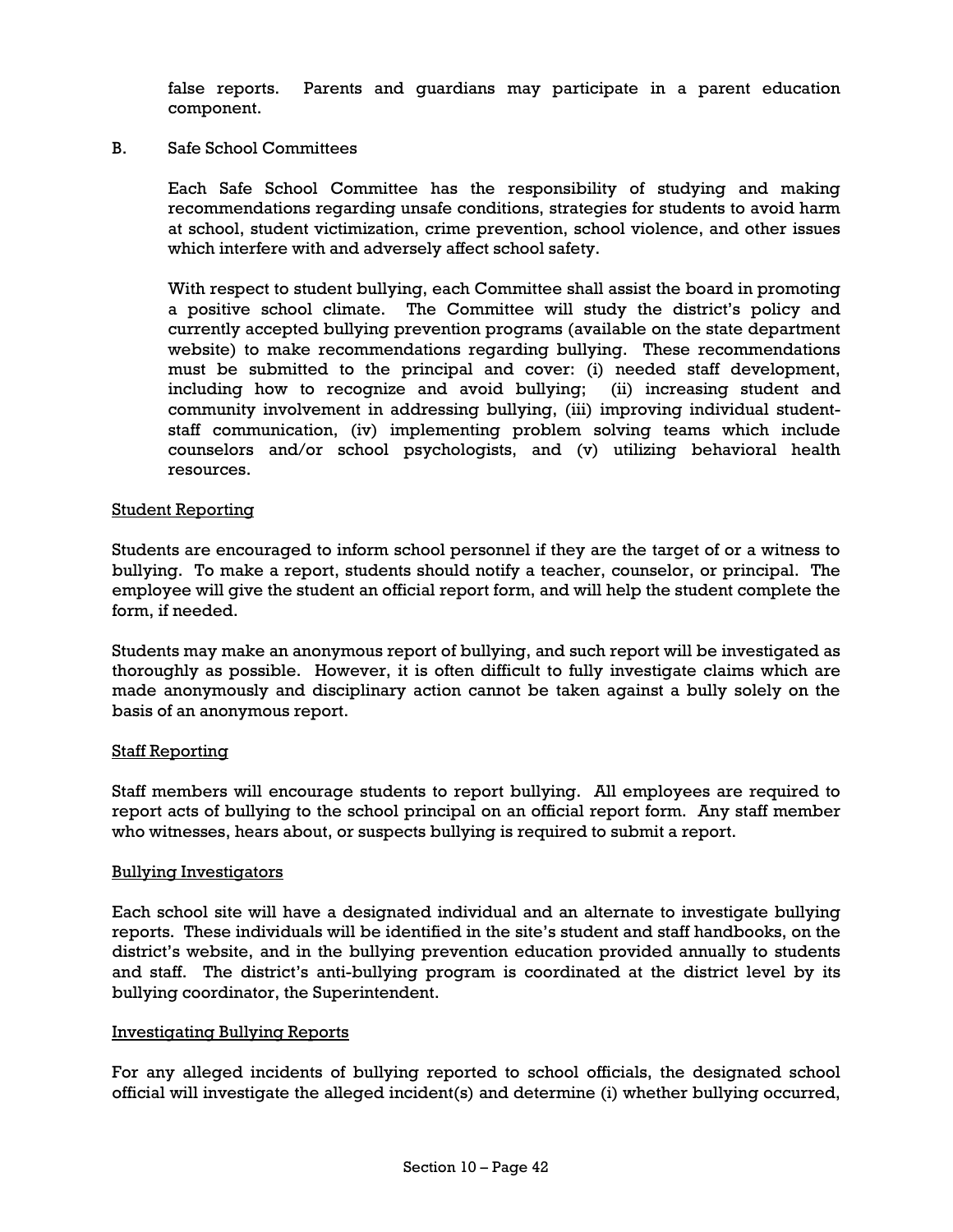false reports. Parents and guardians may participate in a parent education component.

B. Safe School Committees

Each Safe School Committee has the responsibility of studying and making recommendations regarding unsafe conditions, strategies for students to avoid harm at school, student victimization, crime prevention, school violence, and other issues which interfere with and adversely affect school safety.

With respect to student bullying, each Committee shall assist the board in promoting a positive school climate. The Committee will study the district's policy and currently accepted bullying prevention programs (available on the state department website) to make recommendations regarding bullying. These recommendations must be submitted to the principal and cover: (i) needed staff development, including how to recognize and avoid bullying; (ii) increasing student and community involvement in addressing bullying, (iii) improving individual student-staff communication, (iv) implementing problem solving teams which include counselors and/or school psychologists, and (v) utilizing behavioral health resources.

<u>Student Reporting</u>

Students are encouraged to inform school personnel if they are the target of or a witness to bullying. To make a report, students should notify a teacher, counselor, or principal. The employee will give the student an official report form, and will help the student complete the form, if needed.

Students may make an anonymous report of bullying, and such report will be investigated as thoroughly as possible. However, it is often difficult to fully investigate claims which are made anonymously and disciplinary action cannot be taken against a bully solely on the basis of an anonymous report.

<u>Staff Reporting</u>

Staff members will encourage students to report bullying. All employees are required to report acts of bullying to the school principal on an official report form. Any staff member who witnesses, hears about, or suspects bullying is required to submit a report.

<u>Bullying Investigators</u>

Each school site will have a designated individual and an alternate to investigate bullying reports. These individuals will be identified in the site's student and staff handbooks, on the district's website, and in the bullying prevention education provided annually to students and staff. The district's anti-bullying program is coordinated at the district level by its bullying coordinator, the Superintendent.

<u>Investigating Bullying Reports</u>

For any alleged incidents of bullying reported to school officials, the designated school official will investigate the alleged incident(s) and determine (i) whether bullying occurred,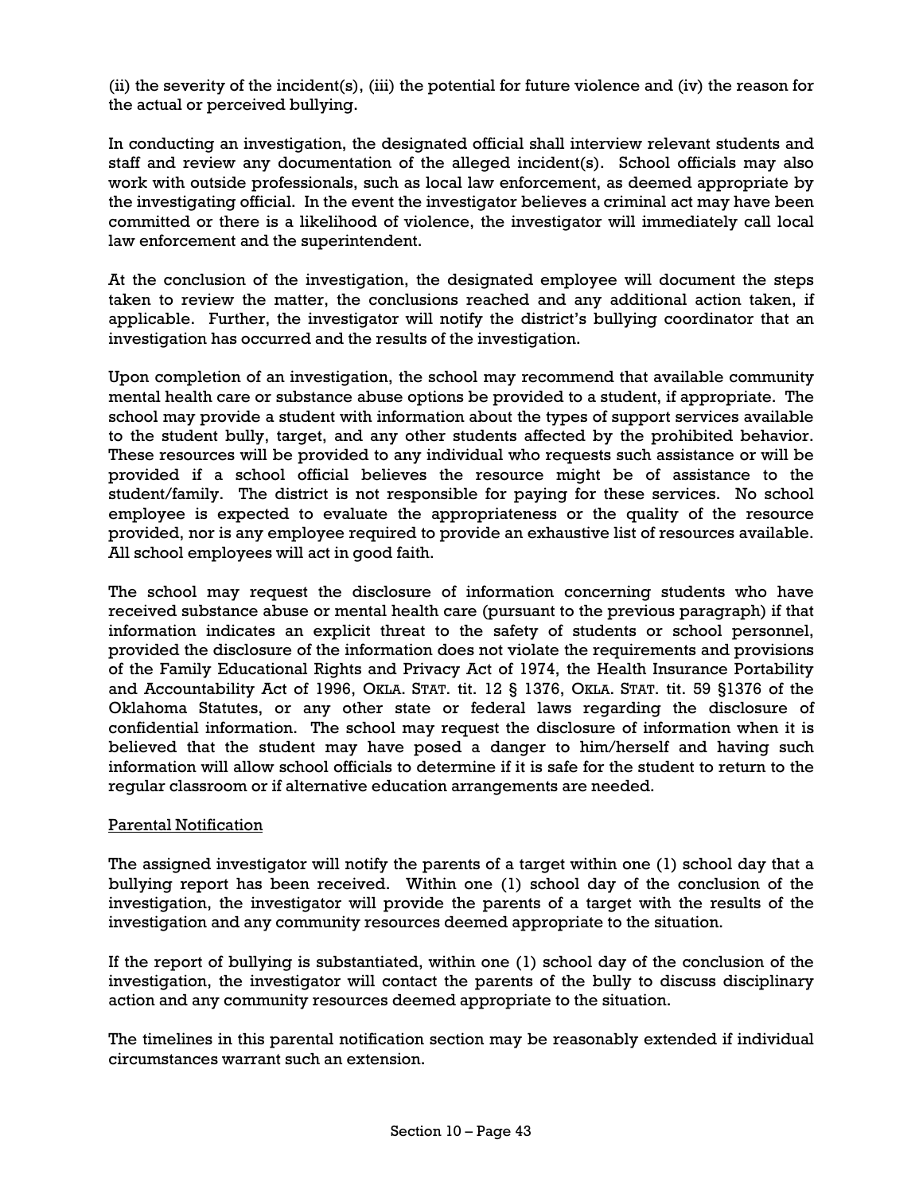(ii) the severity of the incident(s), (iii) the potential for future violence and (iv) the reason for the actual or perceived bullying.

In conducting an investigation, the designated official shall interview relevant students and staff and review any documentation of the alleged incident(s). School officials may also work with outside professionals, such as local law enforcement, as deemed appropriate by the investigating official. In the event the investigator believes a criminal act may have been committed or there is a likelihood of violence, the investigator will immediately call local law enforcement and the superintendent.

At the conclusion of the investigation, the designated employee will document the steps taken to review the matter, the conclusions reached and any additional action taken, if applicable. Further, the investigator will notify the district's bullying coordinator that an investigation has occurred and the results of the investigation.

Upon completion of an investigation, the school may recommend that available community mental health care or substance abuse options be provided to a student, if appropriate. The school may provide a student with information about the types of support services available to the student bully, target, and any other students affected by the prohibited behavior. These resources will be provided to any individual who requests such assistance or will be provided if a school official believes the resource might be of assistance to the student/family. The district is not responsible for paying for these services. No school employee is expected to evaluate the appropriateness or the quality of the resource provided, nor is any employee required to provide an exhaustive list of resources available. All school employees will act in good faith.

The school may request the disclosure of information concerning students who have received substance abuse or mental health care (pursuant to the previous paragraph) if that information indicates an explicit threat to the safety of students or school personnel, provided the disclosure of the information does not violate the requirements and provisions of the Family Educational Rights and Privacy Act of 1974, the Health Insurance Portability and Accountability Act of 1996, OKLA. STAT. tit. 12 § 1376, OKLA. STAT. tit. 59 §1376 of the Oklahoma Statutes, or any other state or federal laws regarding the disclosure of confidential information. The school may request the disclosure of information when it is believed that the student may have posed a danger to him/herself and having such information will allow school officials to determine if it is safe for the student to return to the regular classroom or if alternative education arrangements are needed.

Parental Notification

The assigned investigator will notify the parents of a target within one (1) school day that a bullying report has been received. Within one (1) school day of the conclusion of the investigation, the investigator will provide the parents of a target with the results of the investigation and any community resources deemed appropriate to the situation.

If the report of bullying is substantiated, within one (1) school day of the conclusion of the investigation, the investigator will contact the parents of the bully to discuss disciplinary action and any community resources deemed appropriate to the situation.

The timelines in this parental notification section may be reasonably extended if individual circumstances warrant such an extension.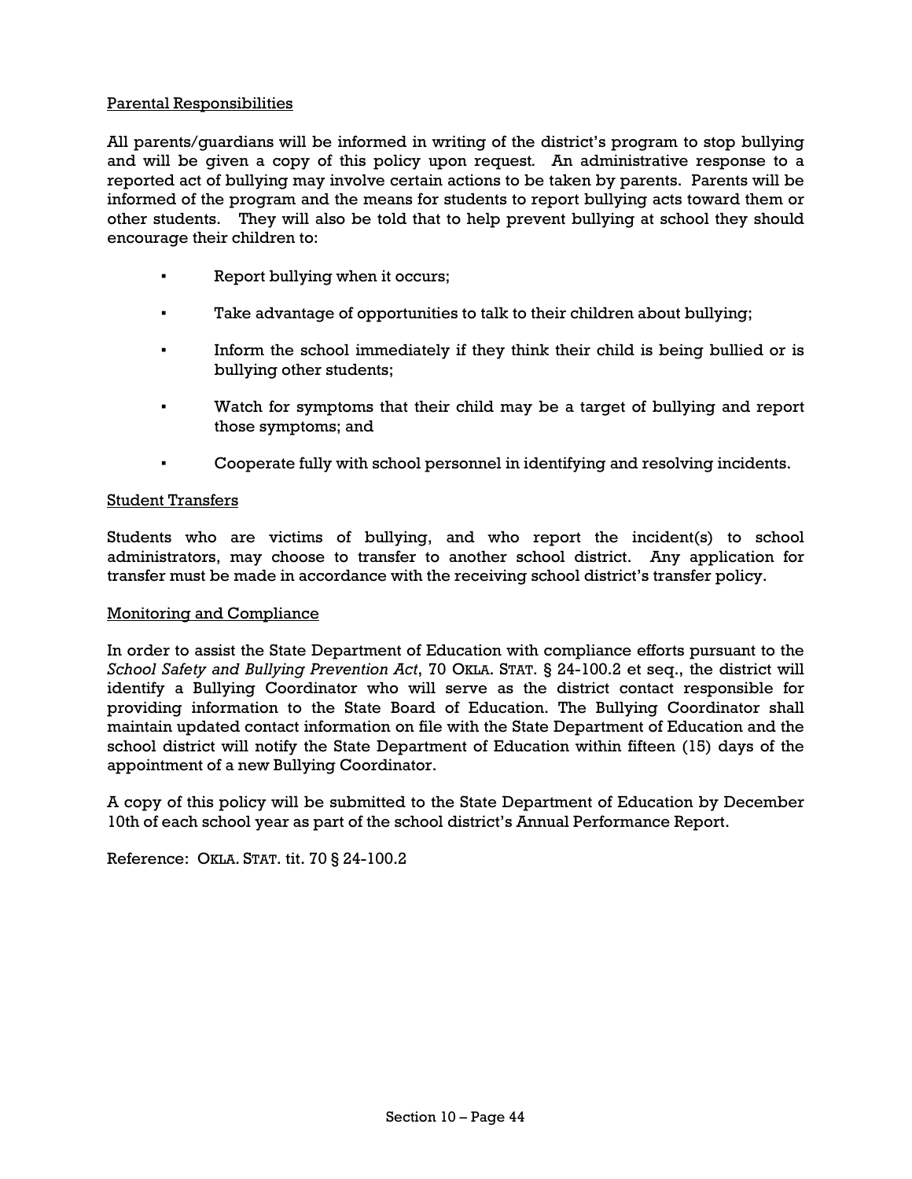<u>Parental Responsibilities</u>

All parents/guardians will be informed in writing of the district's program to stop bullying and will be given a copy of this policy upon request. An administrative response to a reported act of bullying may involve certain actions to be taken by parents. Parents will be informed of the program and the means for students to report bullying acts toward them or other students. They will also be told that to help prevent bullying at school they should encourage their children to:

- Report bullying when it occurs;
- Take advantage of opportunities to talk to their children about bullying;
- Inform the school immediately if they think their child is being bullied or is bullying other students;
- Watch for symptoms that their child may be a target of bullying and report those symptoms; and
- Cooperate fully with school personnel in identifying and resolving incidents.

<u>Student Transfers</u>

Students who are victims of bullying, and who report the incident(s) to school administrators, may choose to transfer to another school district. Any application for transfer must be made in accordance with the receiving school district's transfer policy.

<u>Monitoring and Compliance</u>

In order to assist the State Department of Education with compliance efforts pursuant to the *School Safety and Bullying Prevention Act*, 70 OKLA. STAT. § 24-100.2 et seq., the district will identify a Bullying Coordinator who will serve as the district contact responsible for providing information to the State Board of Education. The Bullying Coordinator shall maintain updated contact information on file with the State Department of Education and the school district will notify the State Department of Education within fifteen (15) days of the appointment of a new Bullying Coordinator.

A copy of this policy will be submitted to the State Department of Education by December 10th of each school year as part of the school district's Annual Performance Report.

Reference: OKLA. STAT. tit. 70 § 24-100.2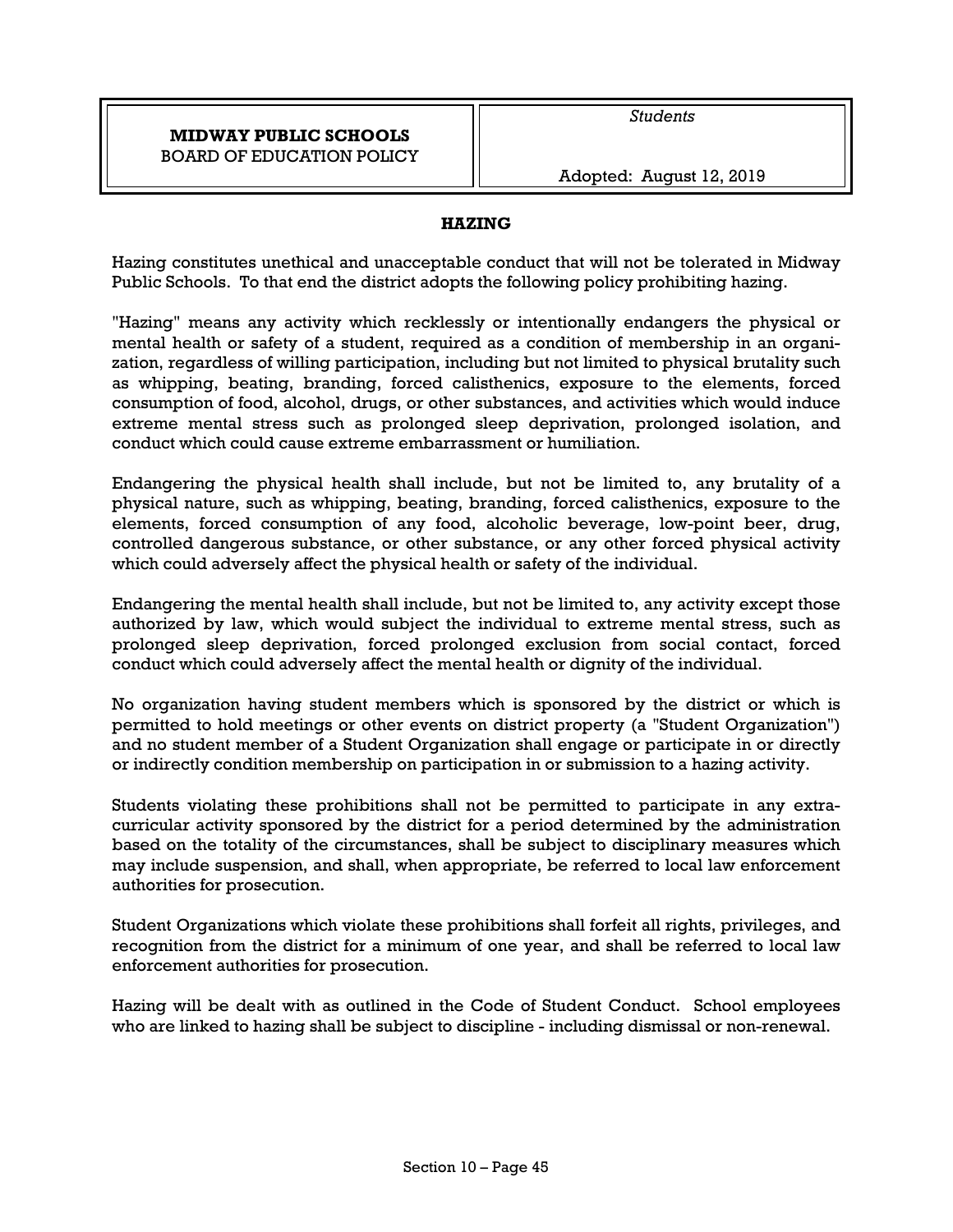**MIDWAY PUBLIC SCHOOLS**
BOARD OF EDUCATION POLICY

*Students*

Adopted: August 12, 2019

## HAZING

Hazing constitutes unethical and unacceptable conduct that will not be tolerated in Midway Public Schools. To that end the district adopts the following policy prohibiting hazing.

"Hazing" means any activity which recklessly or intentionally endangers the physical or mental health or safety of a student, required as a condition of membership in an organization, regardless of willing participation, including but not limited to physical brutality such as whipping, beating, branding, forced calisthenics, exposure to the elements, forced consumption of food, alcohol, drugs, or other substances, and activities which would induce extreme mental stress such as prolonged sleep deprivation, prolonged isolation, and conduct which could cause extreme embarrassment or humiliation.

Endangering the physical health shall include, but not be limited to, any brutality of a physical nature, such as whipping, beating, branding, forced calisthenics, exposure to the elements, forced consumption of any food, alcoholic beverage, low-point beer, drug, controlled dangerous substance, or other substance, or any other forced physical activity which could adversely affect the physical health or safety of the individual.

Endangering the mental health shall include, but not be limited to, any activity except those authorized by law, which would subject the individual to extreme mental stress, such as prolonged sleep deprivation, forced prolonged exclusion from social contact, forced conduct which could adversely affect the mental health or dignity of the individual.

No organization having student members which is sponsored by the district or which is permitted to hold meetings or other events on district property (a "Student Organization") and no student member of a Student Organization shall engage or participate in or directly or indirectly condition membership on participation in or submission to a hazing activity.

Students violating these prohibitions shall not be permitted to participate in any extracurricular activity sponsored by the district for a period determined by the administration based on the totality of the circumstances, shall be subject to disciplinary measures which may include suspension, and shall, when appropriate, be referred to local law enforcement authorities for prosecution.

Student Organizations which violate these prohibitions shall forfeit all rights, privileges, and recognition from the district for a minimum of one year, and shall be referred to local law enforcement authorities for prosecution.

Hazing will be dealt with as outlined in the Code of Student Conduct. School employees who are linked to hazing shall be subject to discipline - including dismissal or non-renewal.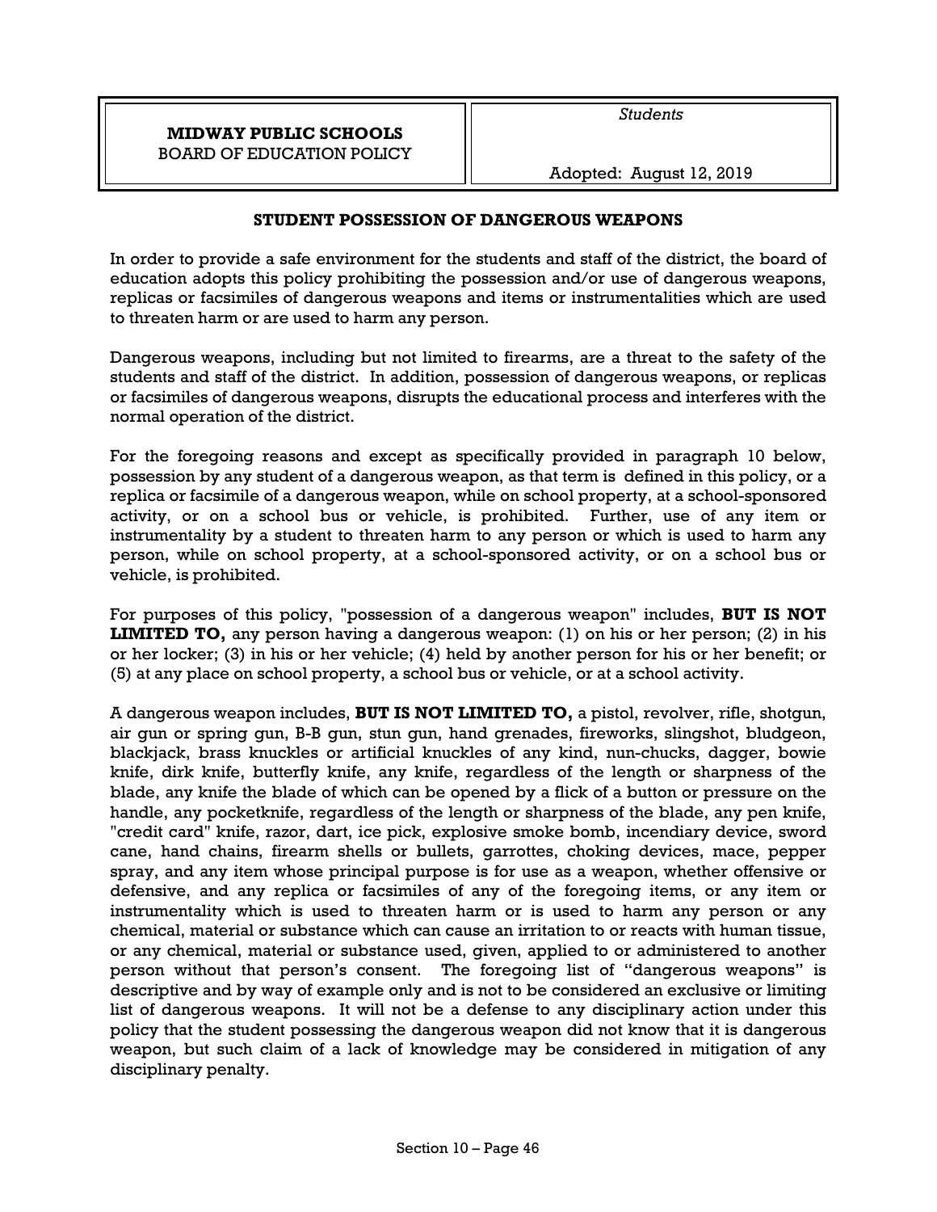| **MIDWAY PUBLIC SCHOOLS**<br>BOARD OF EDUCATION POLICY | *Students*<br><br>Adopted: August 12, 2019 |
|---|---|

### STUDENT POSSESSION OF DANGEROUS WEAPONS

In order to provide a safe environment for the students and staff of the district, the board of education adopts this policy prohibiting the possession and/or use of dangerous weapons, replicas or facsimiles of dangerous weapons and items or instrumentalities which are used to threaten harm or are used to harm any person.

Dangerous weapons, including but not limited to firearms, are a threat to the safety of the students and staff of the district. In addition, possession of dangerous weapons, or replicas or facsimiles of dangerous weapons, disrupts the educational process and interferes with the normal operation of the district.

For the foregoing reasons and except as specifically provided in paragraph 10 below, possession by any student of a dangerous weapon, as that term is defined in this policy, or a replica or facsimile of a dangerous weapon, while on school property, at a school-sponsored activity, or on a school bus or vehicle, is prohibited. Further, use of any item or instrumentality by a student to threaten harm to any person or which is used to harm any person, while on school property, at a school-sponsored activity, or on a school bus or vehicle, is prohibited.

For purposes of this policy, "possession of a dangerous weapon" includes, **BUT IS NOT LIMITED TO,** any person having a dangerous weapon: (1) on his or her person; (2) in his or her locker; (3) in his or her vehicle; (4) held by another person for his or her benefit; or (5) at any place on school property, a school bus or vehicle, or at a school activity.

A dangerous weapon includes, **BUT IS NOT LIMITED TO,** a pistol, revolver, rifle, shotgun, air gun or spring gun, B-B gun, stun gun, hand grenades, fireworks, slingshot, bludgeon, blackjack, brass knuckles or artificial knuckles of any kind, nun-chucks, dagger, bowie knife, dirk knife, butterfly knife, any knife, regardless of the length or sharpness of the blade, any knife the blade of which can be opened by a flick of a button or pressure on the handle, any pocketknife, regardless of the length or sharpness of the blade, any pen knife, "credit card" knife, razor, dart, ice pick, explosive smoke bomb, incendiary device, sword cane, hand chains, firearm shells or bullets, garrottes, choking devices, mace, pepper spray, and any item whose principal purpose is for use as a weapon, whether offensive or defensive, and any replica or facsimiles of any of the foregoing items, or any item or instrumentality which is used to threaten harm or is used to harm any person or any chemical, material or substance which can cause an irritation to or reacts with human tissue, or any chemical, material or substance used, given, applied to or administered to another person without that person's consent. The foregoing list of "dangerous weapons" is descriptive and by way of example only and is not to be considered an exclusive or limiting list of dangerous weapons. It will not be a defense to any disciplinary action under this policy that the student possessing the dangerous weapon did not know that it is dangerous weapon, but such claim of a lack of knowledge may be considered in mitigation of any disciplinary penalty.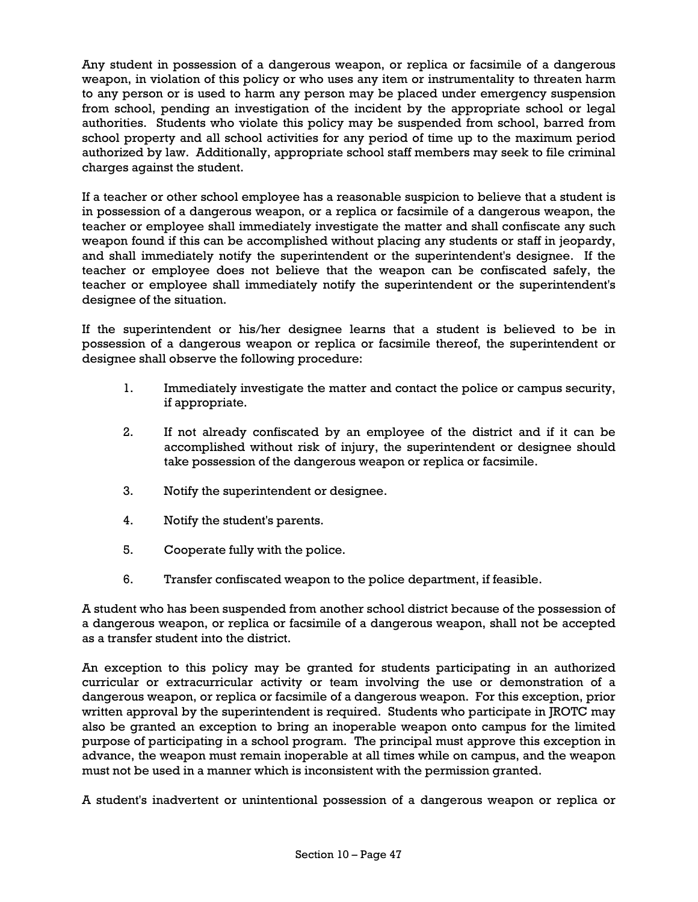Any student in possession of a dangerous weapon, or replica or facsimile of a dangerous weapon, in violation of this policy or who uses any item or instrumentality to threaten harm to any person or is used to harm any person may be placed under emergency suspension from school, pending an investigation of the incident by the appropriate school or legal authorities. Students who violate this policy may be suspended from school, barred from school property and all school activities for any period of time up to the maximum period authorized by law. Additionally, appropriate school staff members may seek to file criminal charges against the student.

If a teacher or other school employee has a reasonable suspicion to believe that a student is in possession of a dangerous weapon, or a replica or facsimile of a dangerous weapon, the teacher or employee shall immediately investigate the matter and shall confiscate any such weapon found if this can be accomplished without placing any students or staff in jeopardy, and shall immediately notify the superintendent or the superintendent's designee. If the teacher or employee does not believe that the weapon can be confiscated safely, the teacher or employee shall immediately notify the superintendent or the superintendent's designee of the situation.

If the superintendent or his/her designee learns that a student is believed to be in possession of a dangerous weapon or replica or facsimile thereof, the superintendent or designee shall observe the following procedure:

1. Immediately investigate the matter and contact the police or campus security, if appropriate.
2. If not already confiscated by an employee of the district and if it can be accomplished without risk of injury, the superintendent or designee should take possession of the dangerous weapon or replica or facsimile.
3. Notify the superintendent or designee.
4. Notify the student's parents.
5. Cooperate fully with the police.
6. Transfer confiscated weapon to the police department, if feasible.

A student who has been suspended from another school district because of the possession of a dangerous weapon, or replica or facsimile of a dangerous weapon, shall not be accepted as a transfer student into the district.

An exception to this policy may be granted for students participating in an authorized curricular or extracurricular activity or team involving the use or demonstration of a dangerous weapon, or replica or facsimile of a dangerous weapon. For this exception, prior written approval by the superintendent is required. Students who participate for JROTC may also be granted an exception to bring an inoperable weapon onto campus for the limited purpose of participating in a school program. The principal must approve this exception in advance, the weapon must remain inoperable at all times while on campus, and the weapon must not be used in a manner which is inconsistent with the permission granted.

A student's inadvertent or unintentional possession of a dangerous weapon or replica or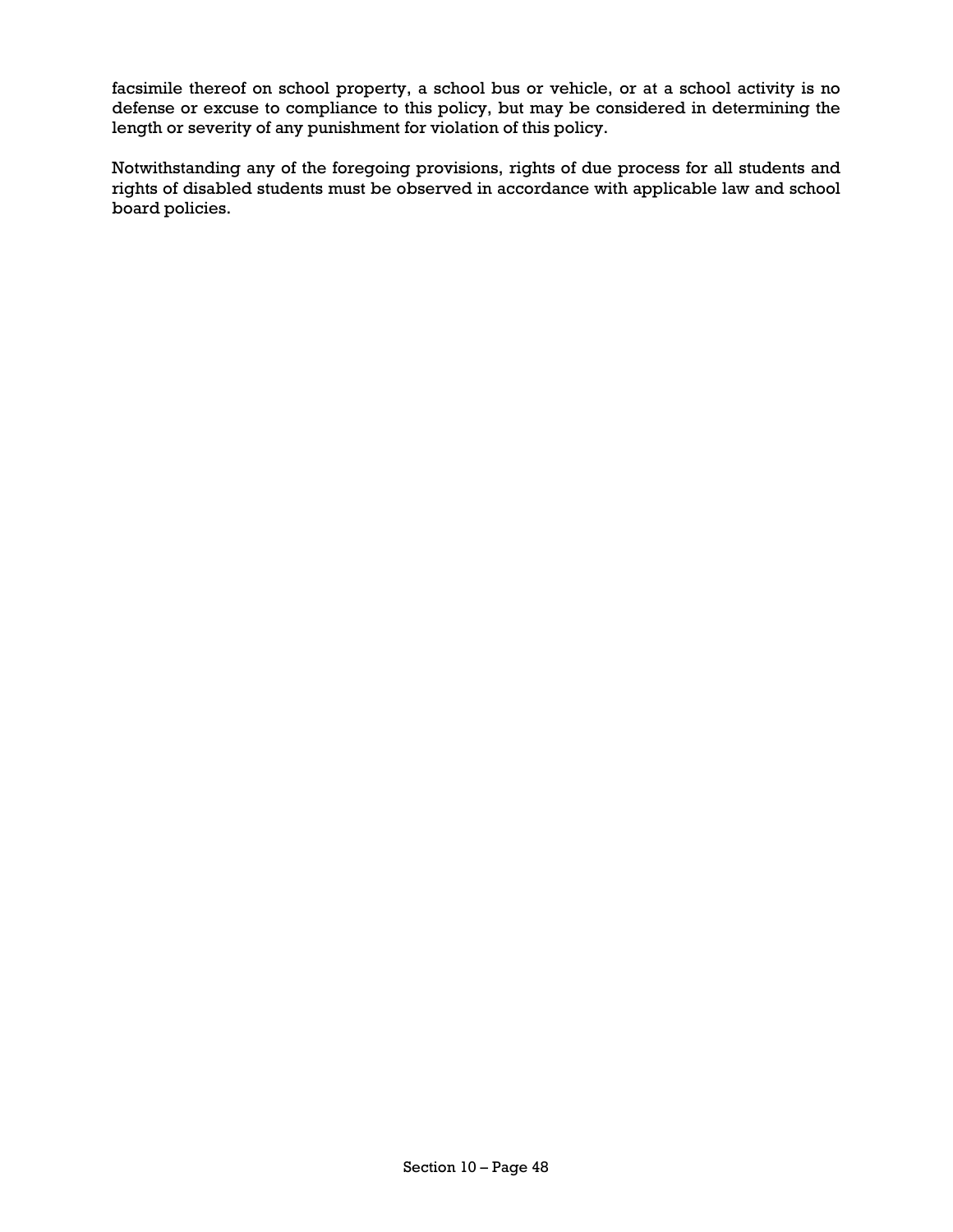facsimile thereof on school property, a school bus or vehicle, or at a school activity is no defense or excuse to compliance to this policy, but may be considered in determining the length or severity of any punishment for violation of this policy.

Notwithstanding any of the foregoing provisions, rights of due process for all students and rights of disabled students must be observed in accordance with applicable law and school board policies.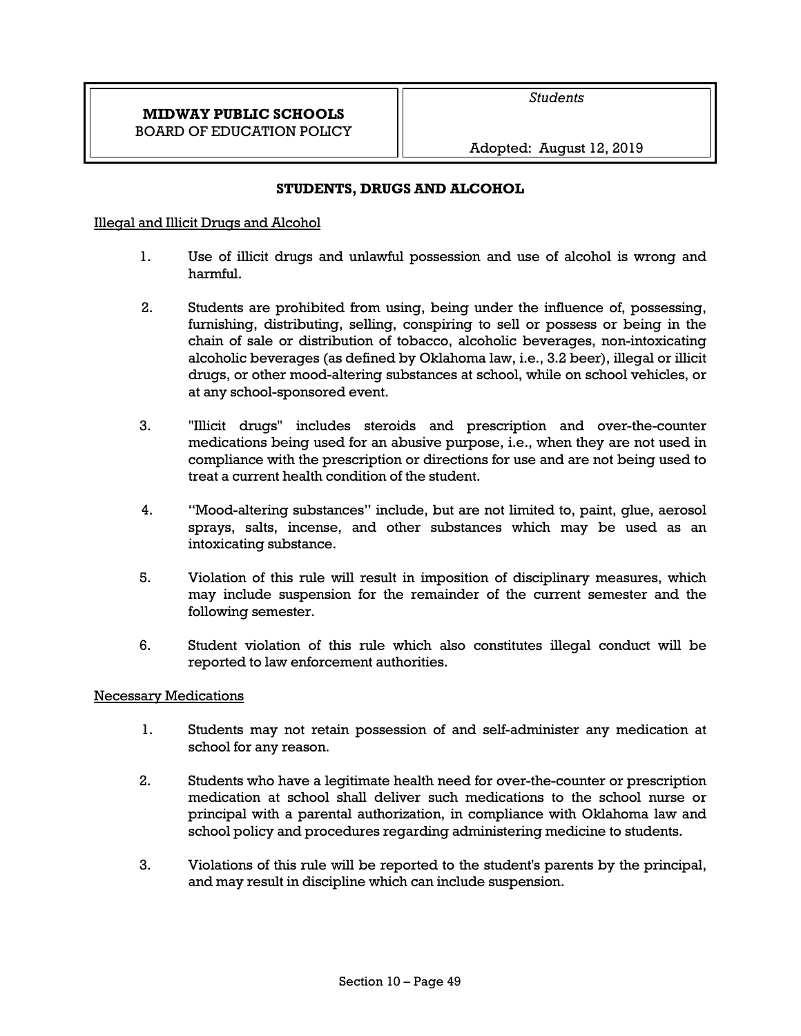**MIDWAY PUBLIC SCHOOLS**
BOARD OF EDUCATION POLICY

*Students*

Adopted: August 12, 2019

## STUDENTS, DRUGS AND ALCOHOL

Illegal and Illicit Drugs and Alcohol

1. Use of illicit drugs and unlawful possession and use of alcohol is wrong and harmful.

2. Students are prohibited from using, being under the influence of, possessing, furnishing, distributing, selling, conspiring to sell or possess or being in the chain of sale or distribution of tobacco, alcoholic beverages, non-intoxicating alcoholic beverages (as defined by Oklahoma law, i.e., 3.2 beer), illegal or illicit drugs, or other mood-altering substances at school, while on school vehicles, or at any school-sponsored event.

3. "Illicit drugs" includes steroids and prescription and over-the-counter medications being used for an abusive purpose, i.e., when they are not used in compliance with the prescription or directions for use and are not being used to treat a current health condition of the student.

4. "Mood-altering substances" include, but are not limited to, paint, glue, aerosol sprays, salts, incense, and other substances which may be used as an intoxicating substance.

5. Violation of this rule will result in imposition of disciplinary measures, which may include suspension for the remainder of the current semester and the following semester.

6. Student violation of this rule which also constitutes illegal conduct will be reported to law enforcement authorities.

Necessary Medications

1. Students may not retain possession of and self-administer any medication at school for any reason.

2. Students who have a legitimate health need for over-the-counter or prescription medication at school shall deliver such medications to the school nurse or principal with a parental authorization, in compliance with Oklahoma law and school policy and procedures regarding administering medicine to students.

3. Violations of this rule will be reported to the student's parents by the principal, and may result in discipline which can include suspension.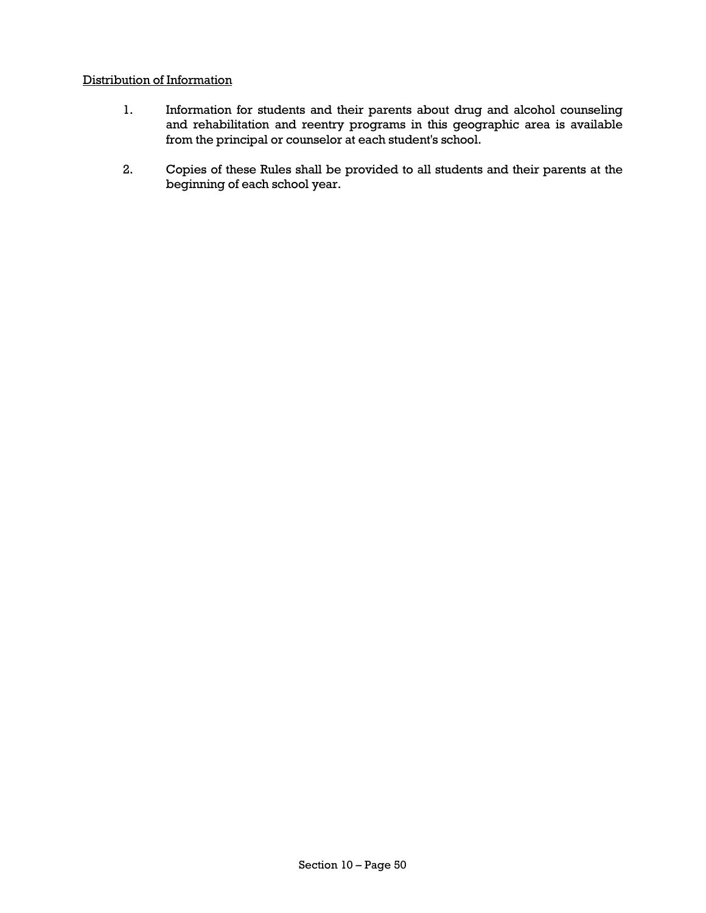Distribution of Information

1. Information for students and their parents about drug and alcohol counseling and rehabilitation and reentry programs in this geographic area is available from the principal or counselor at each student's school.

2. Copies of these Rules shall be provided to all students and their parents at the beginning of each school year.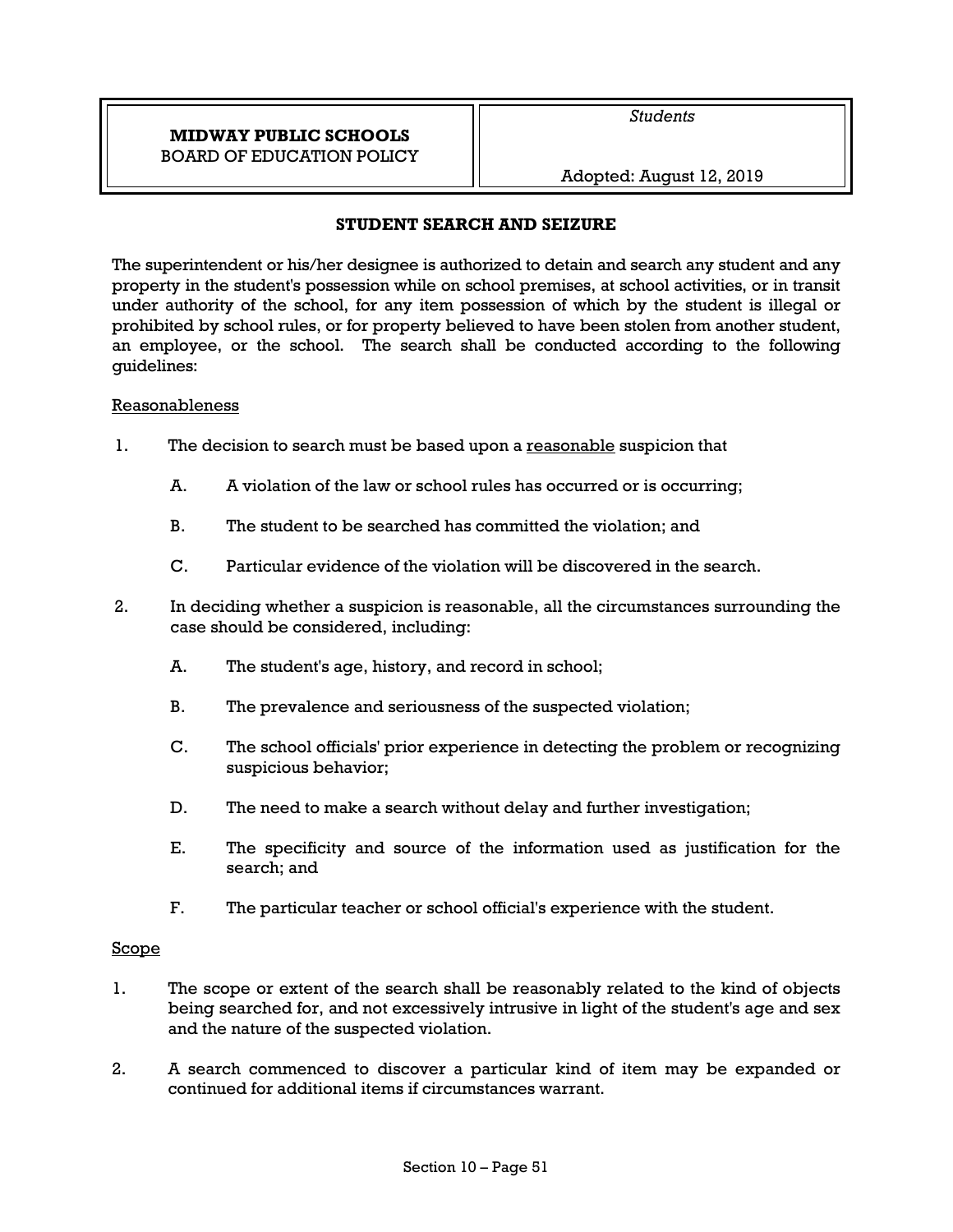| **MIDWAY PUBLIC SCHOOLS**<br>BOARD OF EDUCATION POLICY | *Students*<br><br>Adopted: August 12, 2019 |
|---|---|

## STUDENT SEARCH AND SEIZURE

The superintendent or his/her designee is authorized to detain and search any student and any property in the student's possession while on school premises, at school activities, or in transit under authority of the school, for any item possession of which by the student is illegal or prohibited by school rules, or for property believed to have been stolen from another student, an employee, or the school. The search shall be conducted according to the following guidelines:

<u>Reasonableness</u>

1. The decision to search must be based upon a <u>reasonable</u> suspicion that

   A. A violation of the law or school rules has occurred or is occurring;

   B. The student to be searched has committed the violation; and

   C. Particular evidence of the violation will be discovered in the search.

2. In deciding whether a suspicion is reasonable, all the circumstances surrounding the case should be considered, including:

   A. The student's age, history, and record in school;

   B. The prevalence and seriousness of the suspected violation;

   C. The school officials' prior experience in detecting the problem or recognizing suspicious behavior;

   D. The need to make a search without delay and further investigation;

   E. The specificity and source of the information used as justification for the search; and

   F. The particular teacher or school official's experience with the student.

<u>Scope</u>

1. The scope or extent of the search shall be reasonably related to the kind of objects being searched for, and not excessively intrusive in light of the student's age and sex and the nature of the suspected violation.

2. A search commenced to discover a particular kind of item may be expanded or continued for additional items if circumstances warrant.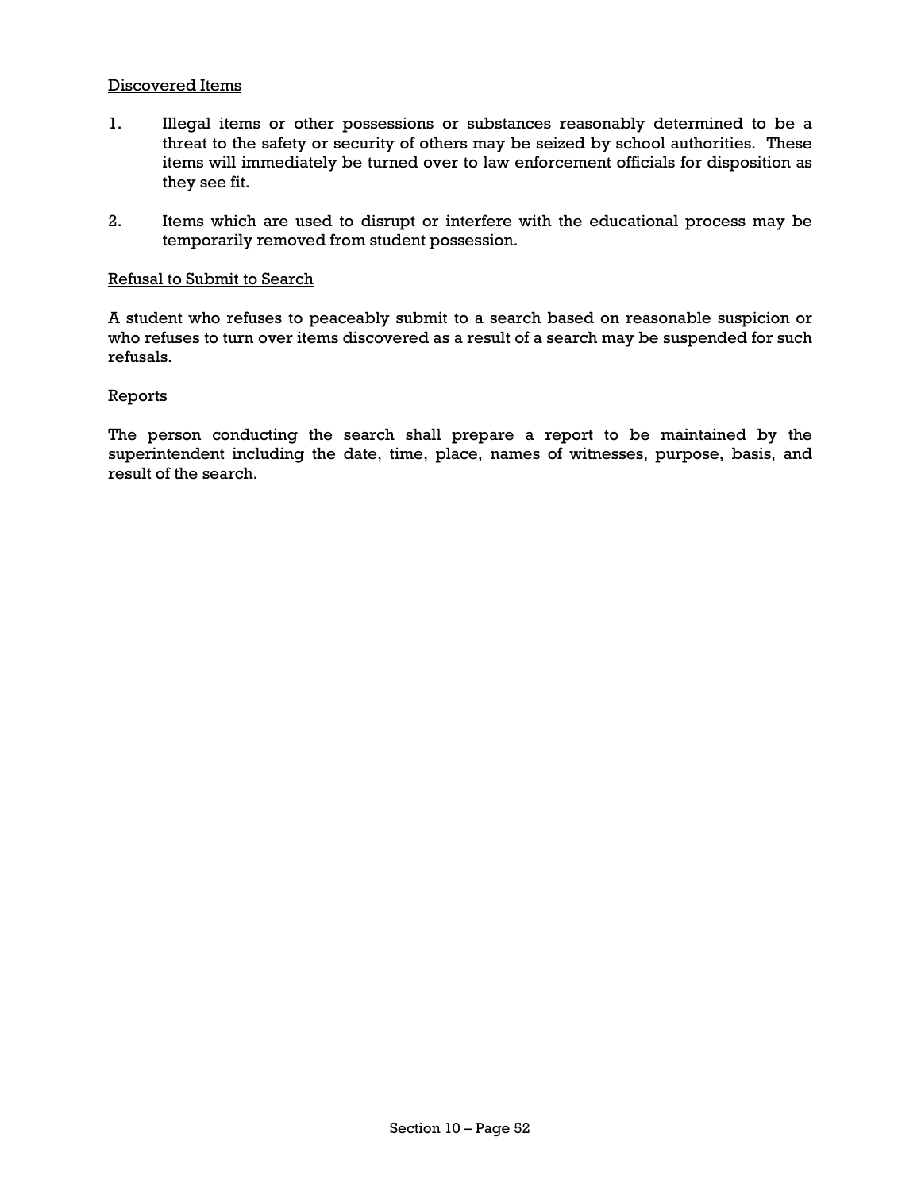## Discovered Items

1. Illegal items or other possessions or substances reasonably determined to be a threat to the safety or security of others may be seized by school authorities. These items will immediately be turned over to law enforcement officials for disposition as they see fit.

2. Items which are used to disrupt or interfere with the educational process may be temporarily removed from student possession.

## Refusal to Submit to Search

A student who refuses to peaceably submit to a search based on reasonable suspicion or who refuses to turn over items discovered as a result of a search may be suspended for such refusals.

## Reports

The person conducting the search shall prepare a report to be maintained by the superintendent including the date, time, place, names of witnesses, purpose, basis, and result of the search.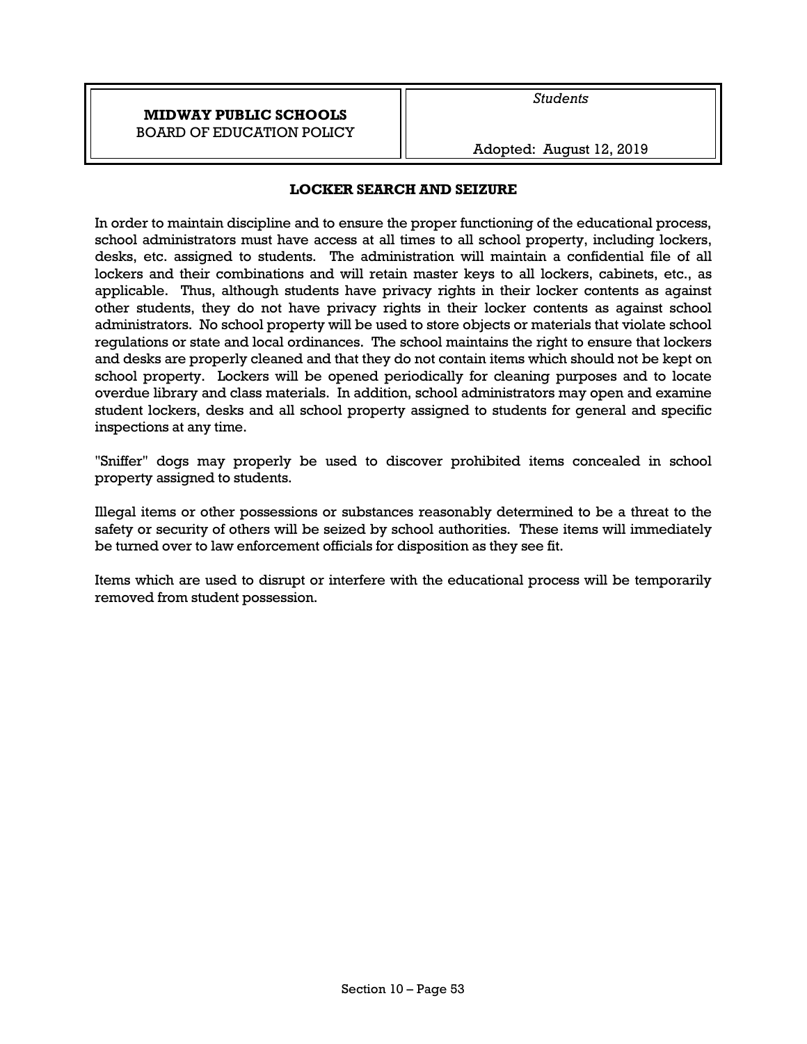| **MIDWAY PUBLIC SCHOOLS** BOARD OF EDUCATION POLICY | *Students* Adopted: August 12, 2019 |
| --- | --- |

## LOCKER SEARCH AND SEIZURE

In order to maintain discipline and to ensure the proper functioning of the educational process, school administrators must have access at all times to all school property, including lockers, desks, etc. assigned to students. The administration will maintain a confidential file of all lockers and their combinations and will retain master keys to all lockers, cabinets, etc., as applicable. Thus, although students have privacy rights in their locker contents as against other students, they do not have privacy rights in their locker contents as against school administrators. No school property will be used to store objects or materials that violate school regulations or state and local ordinances. The school maintains the right to ensure that lockers and desks are properly cleaned and that they do not contain items which should not be kept on school property. Lockers will be opened periodically for cleaning purposes and to locate overdue library and class materials. In addition, school administrators may open and examine student lockers, desks and all school property assigned to students for general and specific inspections at any time.

"Sniffer" dogs may properly be used to discover prohibited items concealed in school property assigned to students.

Illegal items or other possessions or substances reasonably determined to be a threat to the safety or security of others will be seized by school authorities. These items will immediately be turned over to law enforcement officials for disposition as they see fit.

Items which are used to disrupt or interfere with the educational process will be temporarily removed from student possession.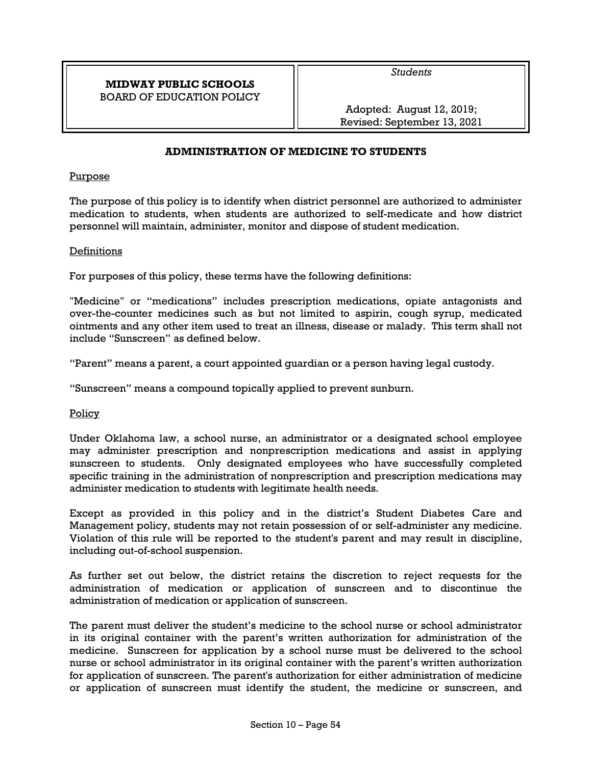**MIDWAY PUBLIC SCHOOLS**
BOARD OF EDUCATION POLICY

*Students*

Adopted: August 12, 2019;
Revised: September 13, 2021

## ADMINISTRATION OF MEDICINE TO STUDENTS

### Purpose

The purpose of this policy is to identify when district personnel are authorized to administer medication to students, when students are authorized to self-medicate and how district personnel will maintain, administer, monitor and dispose of student medication.

### Definitions

For purposes of this policy, these terms have the following definitions:

"Medicine" or "medications" includes prescription medications, opiate antagonists and over-the-counter medicines such as but not limited to aspirin, cough syrup, medicated ointments and any other item used to treat an illness, disease or malady. This term shall not include "Sunscreen" as defined below.

"Parent" means a parent, a court appointed guardian or a person having legal custody.

"Sunscreen" means a compound topically applied to prevent sunburn.

### Policy

Under Oklahoma law, a school nurse, an administrator or a designated school employee may administer prescription and nonprescription medications and assist in applying sunscreen to students. Only designated employees who have successfully completed specific training in the administration of nonprescription and prescription medications may administer medication to students with legitimate health needs.

Except as provided in this policy and in the district's Student Diabetes Care and Management policy, students may not retain possession of or self-administer any medicine. Violation of this rule will be reported to the student's parent and may result in discipline, including out-of-school suspension.

As further set out below, the district retains the discretion to reject requests for the administration of medication or application of sunscreen and to discontinue the administration of medication or application of sunscreen.

The parent must deliver the student's medicine to the school nurse or school administrator in its original container with the parent's written authorization for administration of the medicine. Sunscreen for application by a school nurse must be delivered to the school nurse or school administrator in its original container with the parent's written authorization for application of sunscreen. The parent's authorization for either administration of medicine or application of sunscreen must identify the student, the medicine or sunscreen, and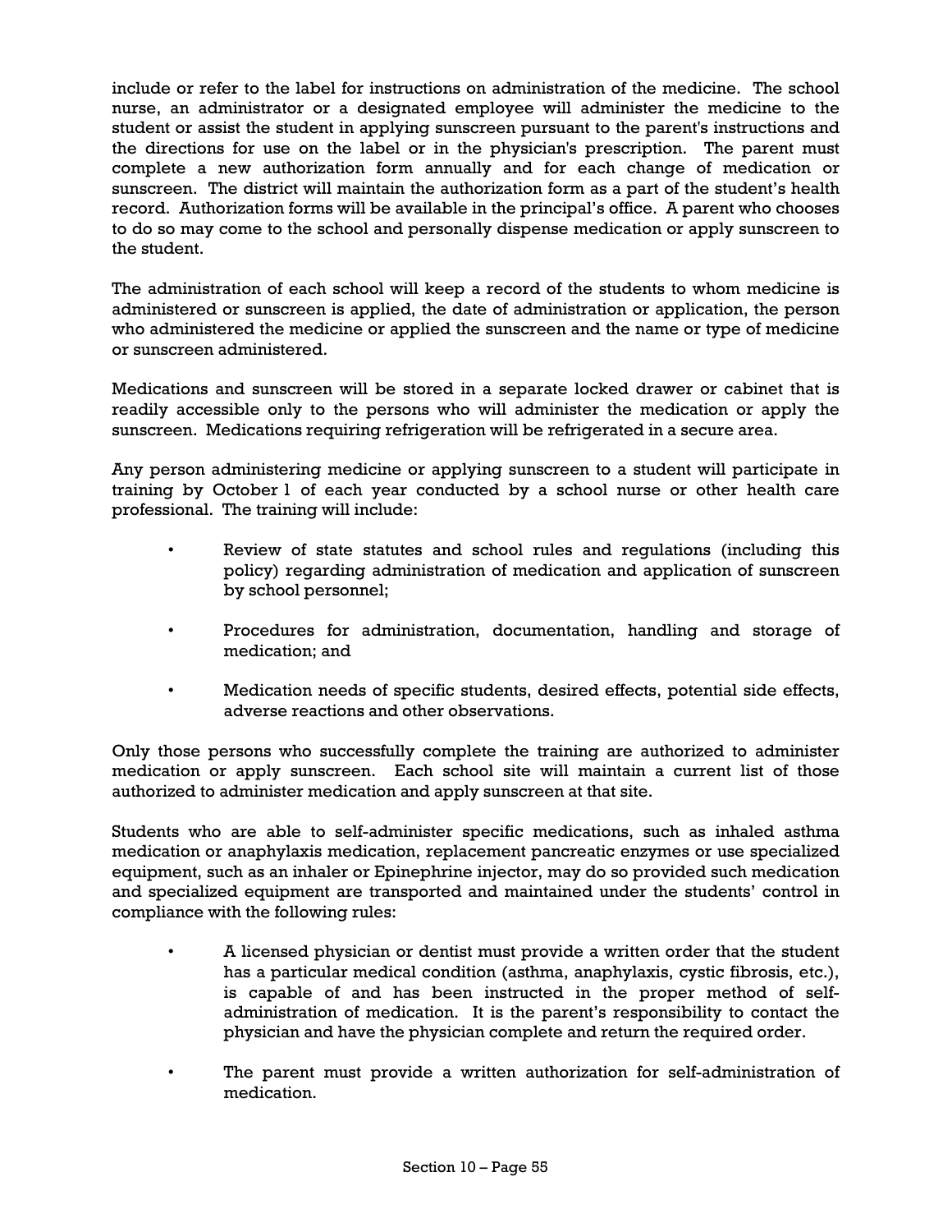include or refer to the label for instructions on administration of the medicine. The school nurse, an administrator or a designated employee will administer the medicine to the student or assist the student in applying sunscreen pursuant to the parent's instructions and the directions for use on the label or in the physician's prescription. The parent must complete a new authorization form annually and for each change of medication or sunscreen. The district will maintain the authorization form as a part of the student's health record. Authorization forms will be available in the principal's office. A parent who chooses to do so may come to the school and personally dispense medication or apply sunscreen to the student.

The administration of each school will keep a record of the students to whom medicine is administered or sunscreen is applied, the date of administration or application, the person who administered the medicine or applied the sunscreen and the name or type of medicine or sunscreen administered.

Medications and sunscreen will be stored in a separate locked drawer or cabinet that is readily accessible only to the persons who will administer the medication or apply the sunscreen. Medications requiring refrigeration will be refrigerated in a secure area.

Any person administering medicine or applying sunscreen to a student will participate in training by October 1 of each year conducted by a school nurse or other health care professional. The training will include:

- Review of state statutes and school rules and regulations (including this policy) regarding administration of medication and application of sunscreen by school personnel;
- Procedures for administration, documentation, handling and storage of medication; and
- Medication needs of specific students, desired effects, potential side effects, adverse reactions and other observations.

Only those persons who successfully complete the training are authorized to administer medication or apply sunscreen. Each school site will maintain a current list of those authorized to administer medication and apply sunscreen at that site.

Students who are able to self-administer specific medications, such as inhaled asthma medication or anaphylaxis medication, replacement pancreatic enzymes or use specialized equipment, such as an inhaler or Epinephrine injector, may do so provided such medication and specialized equipment are transported and maintained under the students' control in compliance with the following rules:

- A licensed physician or dentist must provide a written order that the student has a particular medical condition (asthma, anaphylaxis, cystic fibrosis, etc.), is capable of and has been instructed in the proper method of self-administration of medication. It is the parent's responsibility to contact the physician and have the physician complete and return the required order.
- The parent must provide a written authorization for self-administration of medication.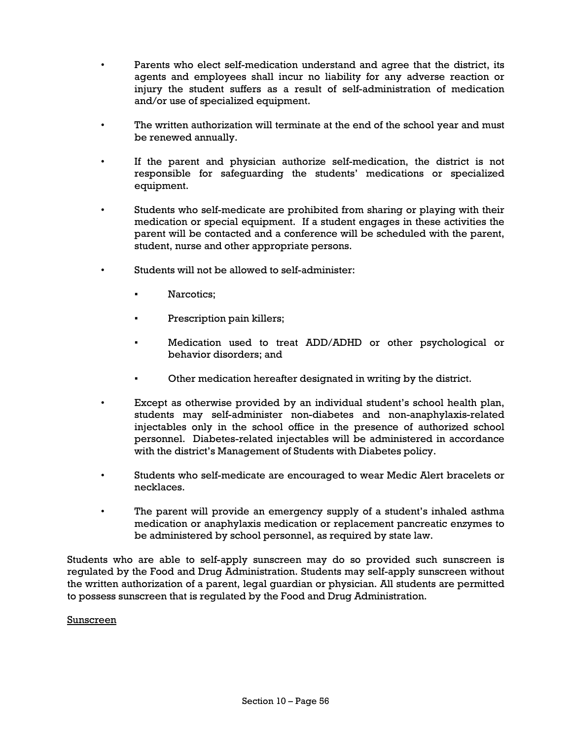- Parents who elect self-medication understand and agree that the district, its agents and employees shall incur no liability for any adverse reaction or injury the student suffers as a result of self-administration of medication and/or use of specialized equipment.

- The written authorization will terminate at the end of the school year and must be renewed annually.

- If the parent and physician authorize self-medication, the district is not responsible for safeguarding the students' medications or specialized equipment.

- Students who self-medicate are prohibited from sharing or playing with their medication or special equipment. If a student engages in these activities the parent will be contacted and a conference will be scheduled with the parent, student, nurse and other appropriate persons.

- Students will not be allowed to self-administer:

  - Narcotics;

  - Prescription pain killers;

  - Medication used to treat ADD/ADHD or other psychological or behavior disorders; and

  - Other medication hereafter designated in writing by the district.

- Except as otherwise provided by an individual student's school health plan, students may self-administer non-diabetes and non-anaphylaxis-related injectables only in the school office in the presence of authorized school personnel. Diabetes-related injectables will be administered in accordance with the district's Management of Students with Diabetes policy.

- Students who self-medicate are encouraged to wear Medic Alert bracelets or necklaces.

- The parent will provide an emergency supply of a student's inhaled asthma medication or anaphylaxis medication or replacement pancreatic enzymes to be administered by school personnel, as required by state law.

Students who are able to self-apply sunscreen may do so provided such sunscreen is regulated by the Food and Drug Administration. Students may self-apply sunscreen without the written authorization of a parent, legal guardian or physician. All students are permitted to possess sunscreen that is regulated by the Food and Drug Administration.

<u>Sunscreen</u>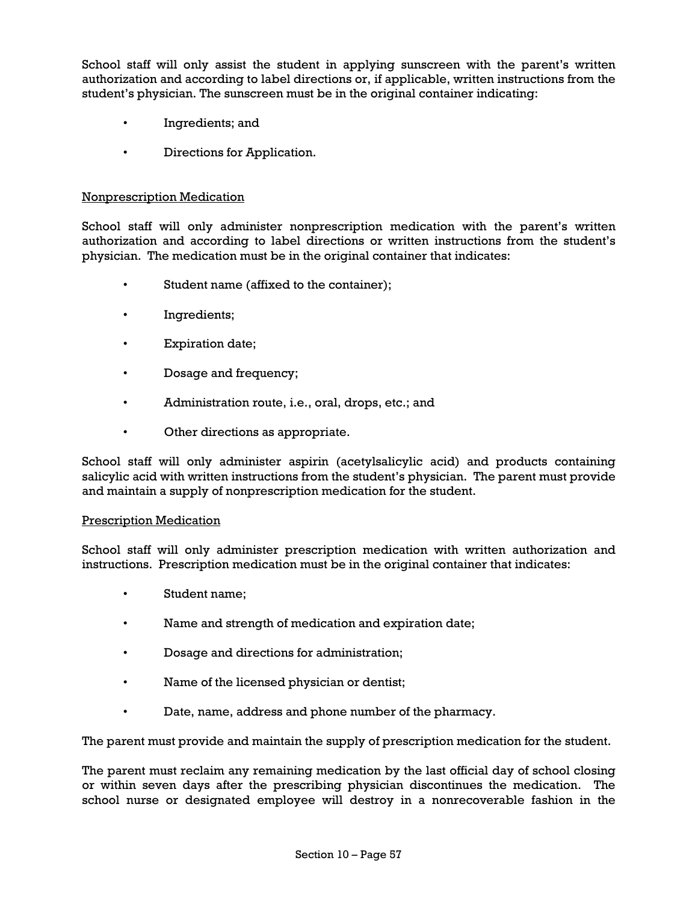School staff will only assist the student in applying sunscreen with the parent's written authorization and according to label directions or, if applicable, written instructions from the student's physician. The sunscreen must be in the original container indicating:

- Ingredients; and
- Directions for Application.

Nonprescription Medication

School staff will only administer nonprescription medication with the parent's written authorization and according to label directions or written instructions from the student's physician. The medication must be in the original container that indicates:

- Student name (affixed to the container);
- Ingredients;
- Expiration date;
- Dosage and frequency;
- Administration route, i.e., oral, drops, etc.; and
- Other directions as appropriate.

School staff will only administer aspirin (acetylsalicylic acid) and products containing salicylic acid with written instructions from the student's physician. The parent must provide and maintain a supply of nonprescription medication for the student.

Prescription Medication

School staff will only administer prescription medication with written authorization and instructions. Prescription medication must be in the original container that indicates:

- Student name;
- Name and strength of medication and expiration date;
- Dosage and directions for administration;
- Name of the licensed physician or dentist;
- Date, name, address and phone number of the pharmacy.

The parent must provide and maintain the supply of prescription medication for the student.

The parent must reclaim any remaining medication by the last official day of school closing or within seven days after the prescribing physician discontinues the medication. The school nurse or designated employee will destroy in a nonrecoverable fashion in the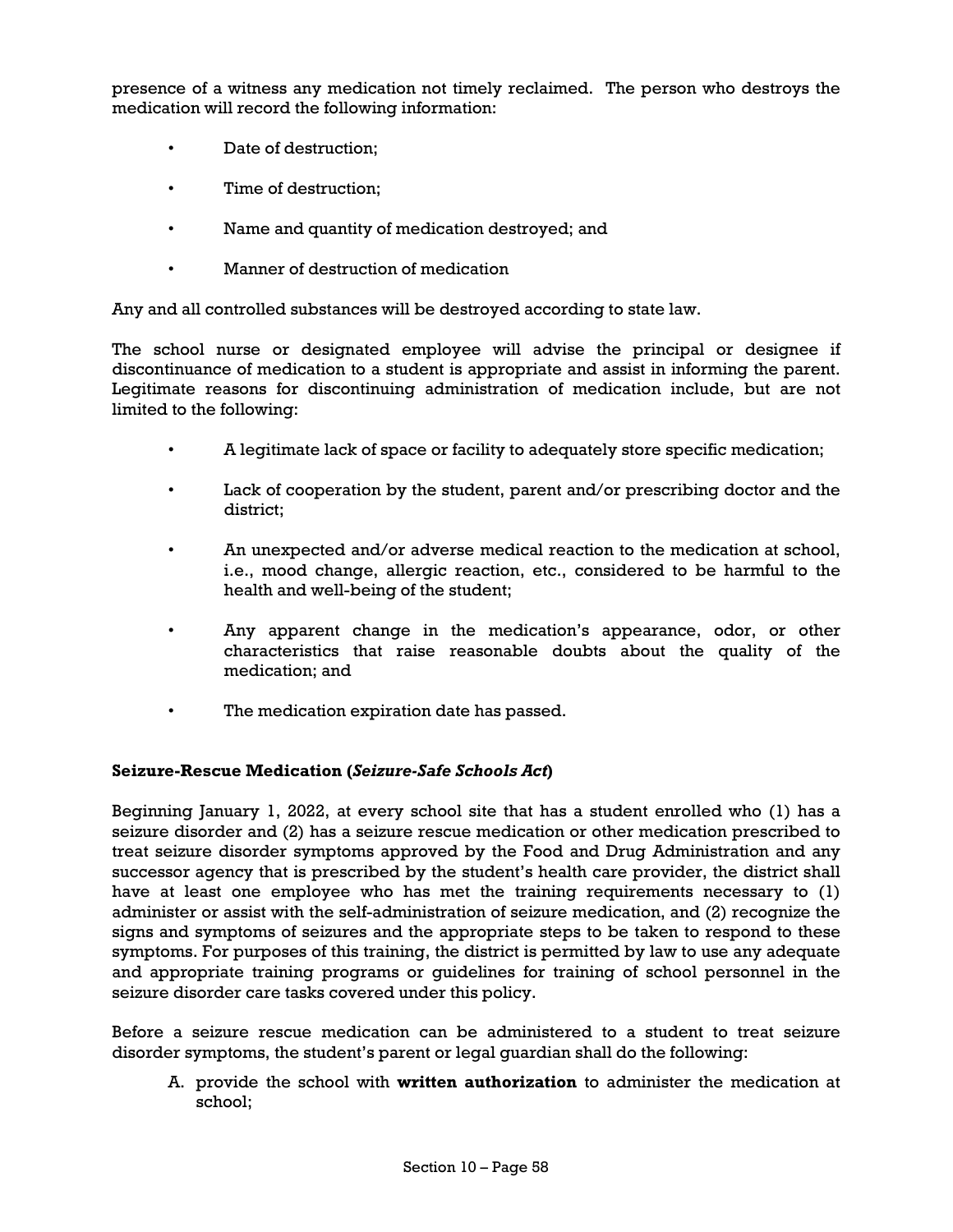presence of a witness any medication not timely reclaimed. The person who destroys the medication will record the following information:

- Date of destruction;
- Time of destruction;
- Name and quantity of medication destroyed; and
- Manner of destruction of medication

Any and all controlled substances will be destroyed according to state law.

The school nurse or designated employee will advise the principal or designee if discontinuance of medication to a student is appropriate and assist in informing the parent. Legitimate reasons for discontinuing administration of medication include, but are not limited to the following:

- A legitimate lack of space or facility to adequately store specific medication;
- Lack of cooperation by the student, parent and/or prescribing doctor and the district;
- An unexpected and/or adverse medical reaction to the medication at school, i.e., mood change, allergic reaction, etc., considered to be harmful to the health and well-being of the student;
- Any apparent change in the medication's appearance, odor, or other characteristics that raise reasonable doubts about the quality of the medication; and
- The medication expiration date has passed.

### Seizure-Rescue Medication (*Seizure-Safe Schools Act*)

Beginning January 1, 2022, at every school site that has a student enrolled who (1) has a seizure disorder and (2) has a seizure rescue medication or other medication prescribed to treat seizure disorder symptoms approved by the Food and Drug Administration and any successor agency that is prescribed by the student's health care provider, the district shall have at least one employee who has met the training requirements necessary to (1) administer or assist with the self-administration of seizure medication, and (2) recognize the signs and symptoms of seizures and the appropriate steps to be taken to respond to these symptoms. For purposes of this training, the district is permitted by law to use any adequate and appropriate training programs or guidelines for training of school personnel in the seizure disorder care tasks covered under this policy.

Before a seizure rescue medication can be administered to a student to treat seizure disorder symptoms, the student's parent or legal guardian shall do the following:

A. provide the school with **written authorization** to administer the medication at school;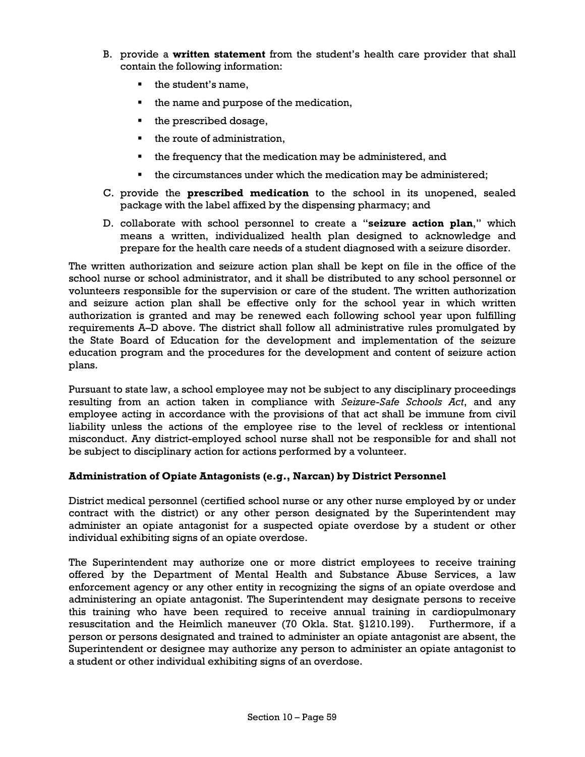B. provide a **written statement** from the student's health care provider that shall contain the following information:
   - the student's name,
   - the name and purpose of the medication,
   - the prescribed dosage,
   - the route of administration,
   - the frequency that the medication may be administered, and
   - the circumstances under which the medication may be administered;

C. provide the **prescribed medication** to the school in its unopened, sealed package with the label affixed by the dispensing pharmacy; and

D. collaborate with school personnel to create a "**seizure action plan**," which means a written, individualized health plan designed to acknowledge and prepare for the health care needs of a student diagnosed with a seizure disorder.

The written authorization and seizure action plan shall be kept on file in the office of the school nurse or school administrator, and it shall be distributed to any school personnel or volunteers responsible for the supervision or care of the student. The written authorization and seizure action plan shall be effective only for the school year in which written authorization is granted and may be renewed each following school year upon fulfilling requirements A–D above. The district shall follow all administrative rules promulgated by the State Board of Education for the development and implementation of the seizure education program and the procedures for the development and content of seizure action plans.

Pursuant to state law, a school employee may not be subject to any disciplinary proceedings resulting from an action taken in compliance with *Seizure-Safe Schools Act*, and any employee acting in accordance with the provisions of that act shall be immune from civil liability unless the actions of the employee rise to the level of reckless or intentional misconduct. Any district-employed school nurse shall not be responsible for and shall not be subject to disciplinary action for actions performed by a volunteer.

**Administration of Opiate Antagonists (e.g., Narcan) by District Personnel**

District medical personnel (certified school nurse or any other nurse employed by or under contract with the district) or any other person designated by the Superintendent may administer an opiate antagonist for a suspected opiate overdose by a student or other individual exhibiting signs of an opiate overdose.

The Superintendent may authorize one or more district employees to receive training offered by the Department of Mental Health and Substance Abuse Services, a law enforcement agency or any other entity in recognizing the signs of an opiate overdose and administering an opiate antagonist. The Superintendent may designate persons to receive this training who have been required to receive annual training in cardiopulmonary resuscitation and the Heimlich maneuver (70 Okla. Stat. §1210.199). Furthermore, if a person or persons designated and trained to administer an opiate antagonist are absent, the Superintendent or designee may authorize any person to administer an opiate antagonist to a student or other individual exhibiting signs of an overdose.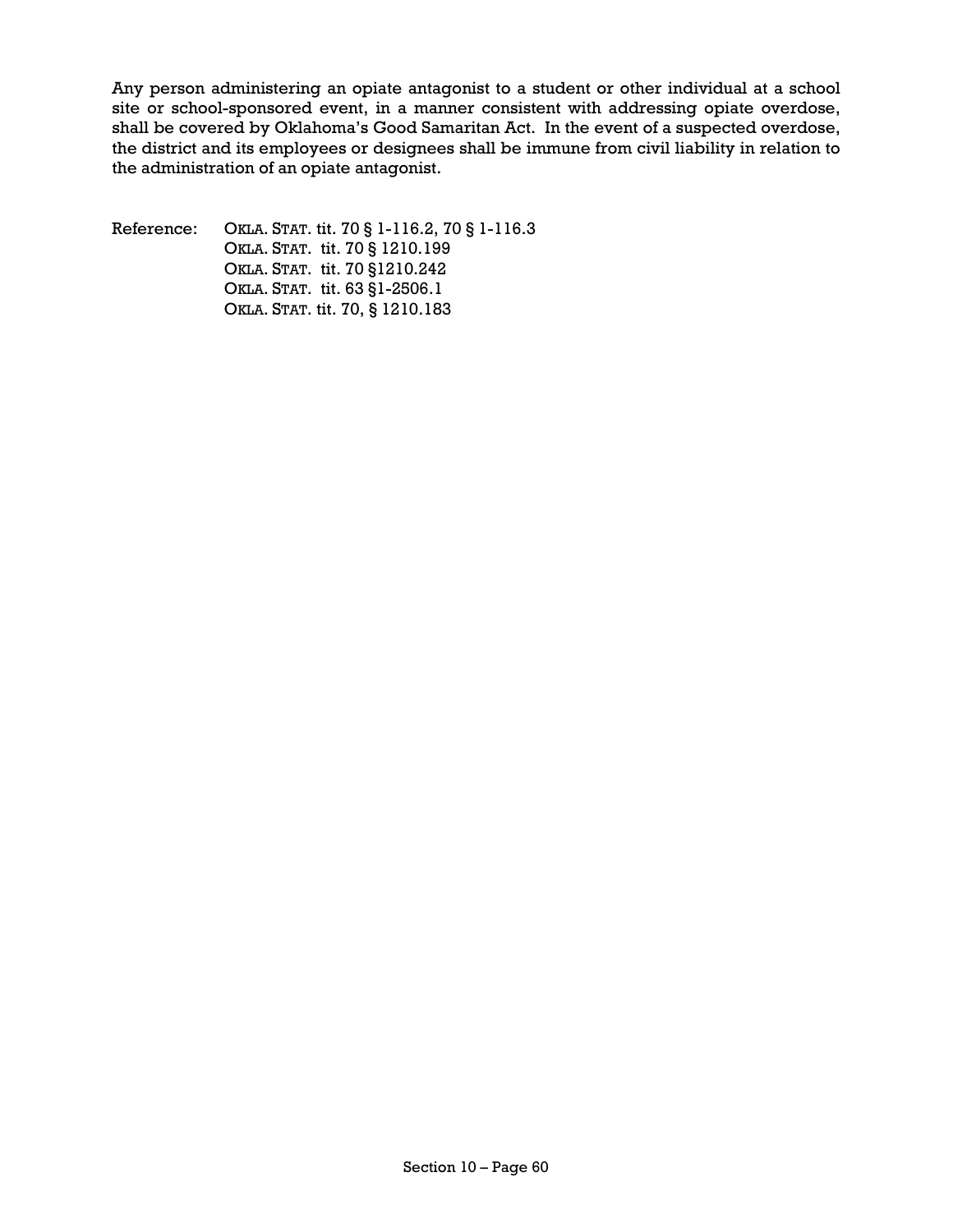Any person administering an opiate antagonist to a student or other individual at a school site or school-sponsored event, in a manner consistent with addressing opiate overdose, shall be covered by Oklahoma's Good Samaritan Act. In the event of a suspected overdose, the district and its employees or designees shall be immune from civil liability in relation to the administration of an opiate antagonist.

Reference: OKLA. STAT. tit. 70 § 1-116.2, 70 § 1-116.3
OKLA. STAT. tit. 70 § 1210.199
OKLA. STAT. tit. 70 §1210.242
OKLA. STAT. tit. 63 §1-2506.1
OKLA. STAT. tit. 70, § 1210.183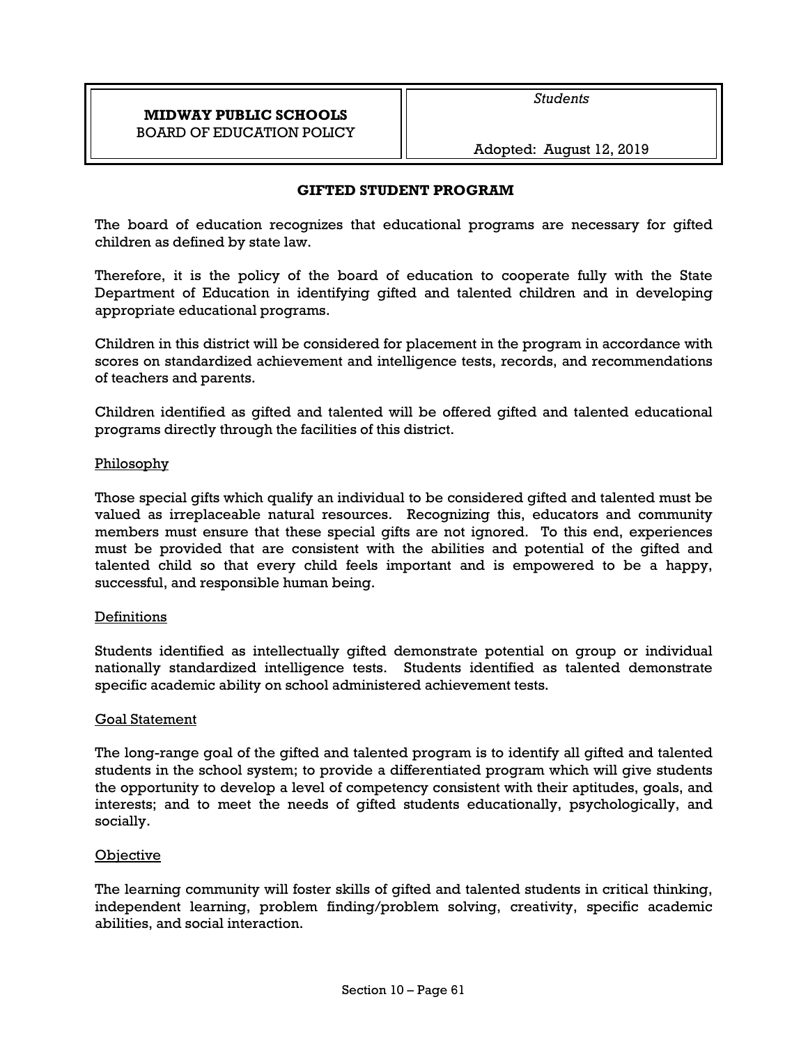**MIDWAY PUBLIC SCHOOLS**
BOARD OF EDUCATION POLICY

*Students*

Adopted: August 12, 2019

## GIFTED STUDENT PROGRAM

The board of education recognizes that educational programs are necessary for gifted children as defined by state law.

Therefore, it is the policy of the board of education to cooperate fully with the State Department of Education in identifying gifted and talented children and in developing appropriate educational programs.

Children in this district will be considered for placement in the program in accordance with scores on standardized achievement and intelligence tests, records, and recommendations of teachers and parents.

Children identified as gifted and talented will be offered gifted and talented educational programs directly through the facilities of this district.

### Philosophy

Those special gifts which qualify an individual to be considered gifted and talented must be valued as irreplaceable natural resources. Recognizing this, educators and community members must ensure that these special gifts are not ignored. To this end, experiences must be provided that are consistent with the abilities and potential of the gifted and talented child so that every child feels important and is empowered to be a happy, successful, and responsible human being.

### Definitions

Students identified as intellectually gifted demonstrate potential on group or individual nationally standardized intelligence tests. Students identified as talented demonstrate specific academic ability on school administered achievement tests.

### Goal Statement

The long-range goal of the gifted and talented program is to identify all gifted and talented students in the school system; to provide a differentiated program which will give students the opportunity to develop a level of competency consistent with their aptitudes, goals, and interests; and to meet the needs of gifted students educationally, psychologically, and socially.

### Objective

The learning community will foster skills of gifted and talented students in critical thinking, independent learning, problem finding/problem solving, creativity, specific academic abilities, and social interaction.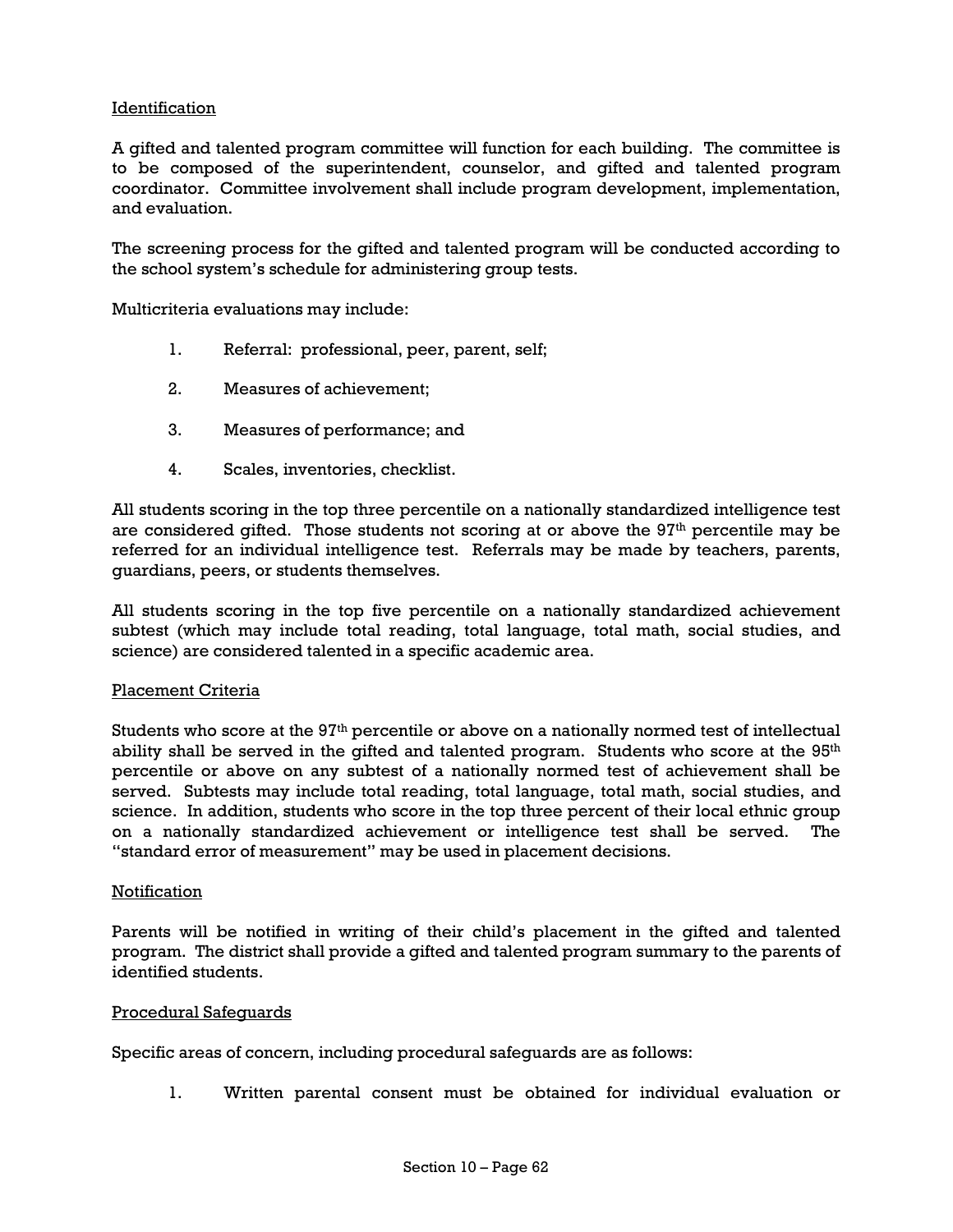Identification

A gifted and talented program committee will function for each building. The committee is to be composed of the superintendent, counselor, and gifted and talented program coordinator. Committee involvement shall include program development, implementation, and evaluation.

The screening process for the gifted and talented program will be conducted according to the school system's schedule for administering group tests.

Multicriteria evaluations may include:

1. Referral: professional, peer, parent, self;
2. Measures of achievement;
3. Measures of performance; and
4. Scales, inventories, checklist.

All students scoring in the top three percentile on a nationally standardized intelligence test are considered gifted. Those students not scoring at or above the 97th percentile may be referred for an individual intelligence test. Referrals may be made by teachers, parents, guardians, peers, or students themselves.

All students scoring in the top five percentile on a nationally standardized achievement subtest (which may include total reading, total language, total math, social studies, and science) are considered talented in a specific academic area.

Placement Criteria

Students who score at the 97th percentile or above on a nationally normed test of intellectual ability shall be served in the gifted and talented program. Students who score at the 95th percentile or above on any subtest of a nationally normed test of achievement shall be served. Subtests may include total reading, total language, total math, social studies, and science. In addition, students who score in the top three percent of their local ethnic group on a nationally standardized achievement or intelligence test shall be served. The "standard error of measurement" may be used in placement decisions.

Notification

Parents will be notified in writing of their child's placement in the gifted and talented program. The district shall provide a gifted and talented program summary to the parents of identified students.

Procedural Safeguards

Specific areas of concern, including procedural safeguards are as follows:

1. Written parental consent must be obtained for individual evaluation or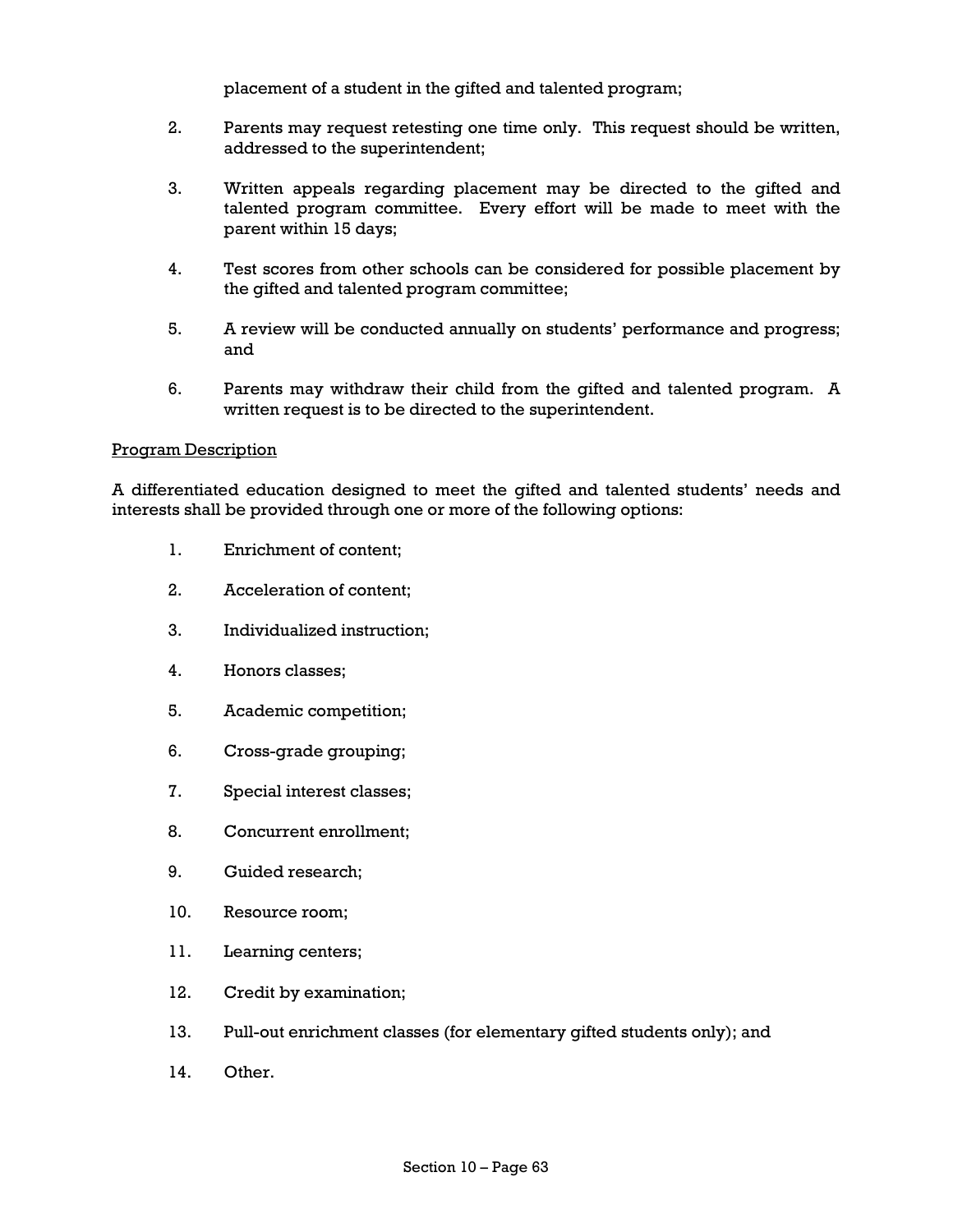placement of a student in the gifted and talented program;

2. Parents may request retesting one time only. This request should be written, addressed to the superintendent;

3. Written appeals regarding placement may be directed to the gifted and talented program committee. Every effort will be made to meet with the parent within 15 days;

4. Test scores from other schools can be considered for possible placement by the gifted and talented program committee;

5. A review will be conducted annually on students' performance and progress; and

6. Parents may withdraw their child from the gifted and talented program. A written request is to be directed to the superintendent.

<u>Program Description</u>

A differentiated education designed to meet the gifted and talented students' needs and interests shall be provided through one or more of the following options:

1. Enrichment of content;
2. Acceleration of content;
3. Individualized instruction;
4. Honors classes;
5. Academic competition;
6. Cross-grade grouping;
7. Special interest classes;
8. Concurrent enrollment;
9. Guided research;
10. Resource room;
11. Learning centers;
12. Credit by examination;
13. Pull-out enrichment classes (for elementary gifted students only); and
14. Other.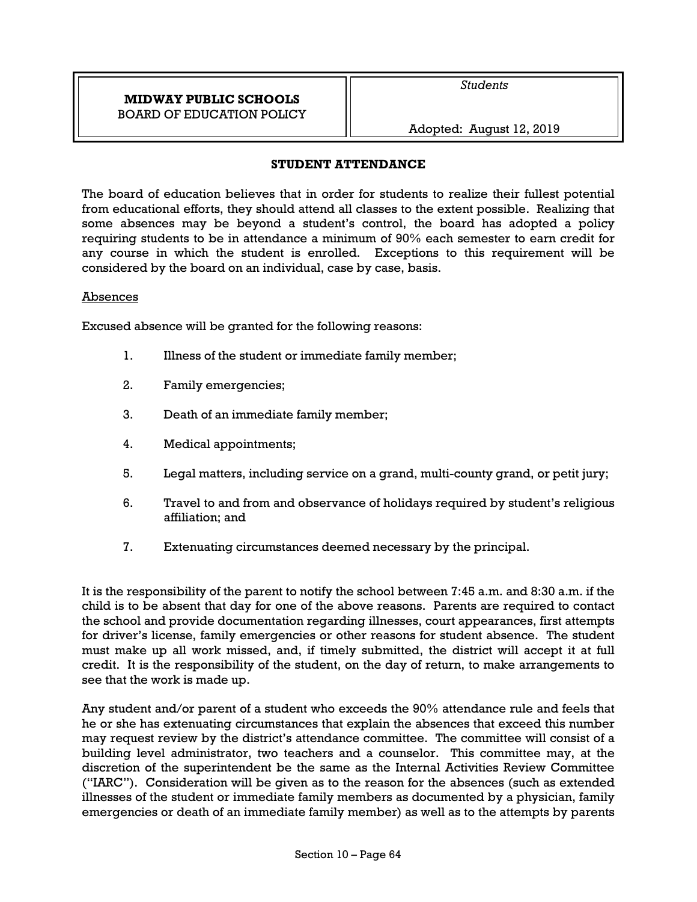**MIDWAY PUBLIC SCHOOLS**
BOARD OF EDUCATION POLICY

*Students*

Adopted: August 12, 2019

## STUDENT ATTENDANCE

The board of education believes that in order for students to realize their fullest potential from educational efforts, they should attend all classes to the extent possible. Realizing that some absences may be beyond a student's control, the board has adopted a policy requiring students to be in attendance a minimum of 90% each semester to earn credit for any course in which the student is enrolled. Exceptions to this requirement will be considered by the board on an individual, case by case, basis.

### Absences

Excused absence will be granted for the following reasons:

1. Illness of the student or immediate family member;
2. Family emergencies;
3. Death of an immediate family member;
4. Medical appointments;
5. Legal matters, including service on a grand, multi-county grand, or petit jury;
6. Travel to and from and observance of holidays required by student's religious affiliation; and
7. Extenuating circumstances deemed necessary by the principal.

It is the responsibility of the parent to notify the school between 7:45 a.m. and 8:30 a.m. if the child is to be absent that day for one of the above reasons. Parents are required to contact the school and provide documentation regarding illnesses, court appearances, first attempts for driver's license, family emergencies or other reasons for student absence. The student must make up all work missed, and, if timely submitted, the district will accept it at full credit. It is the responsibility of the student, on the day of return, to make arrangements to see that the work is made up.

Any student and/or parent of a student who exceeds the 90% attendance rule and feels that he or she has extenuating circumstances that explain the absences that exceed this number may request review by the district's attendance committee. The committee will consist of a building level administrator, two teachers and a counselor. This committee may, at the discretion of the superintendent be the same as the Internal Activities Review Committee ("IARC"). Consideration will be given as to the reason for the absences (such as extended illnesses of the student or immediate family members as documented by a physician, family emergencies or death of an immediate family member) as well as to the attempts by parents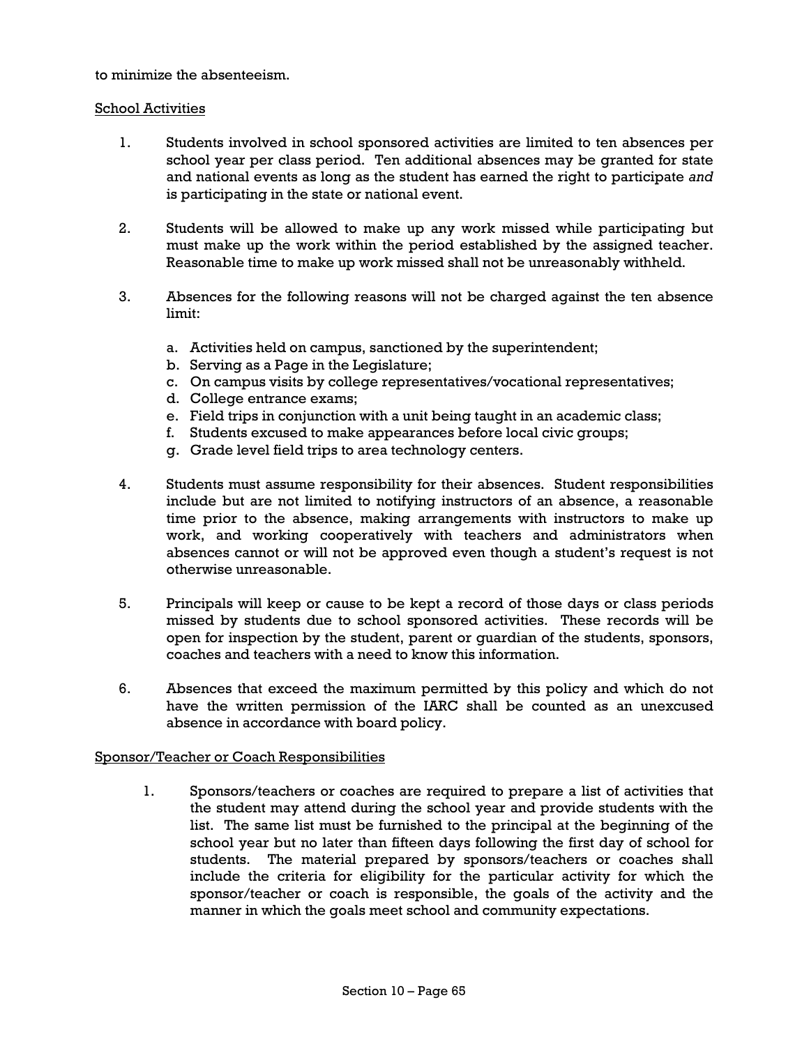to minimize the absenteeism.

School Activities

1. Students involved in school sponsored activities are limited to ten absences per school year per class period. Ten additional absences may be granted for state and national events as long as the student has earned the right to participate *and* is participating in the state or national event.

2. Students will be allowed to make up any work missed while participating but must make up the work within the period established by the assigned teacher. Reasonable time to make up work missed shall not be unreasonably withheld.

3. Absences for the following reasons will not be charged against the ten absence limit:

   a. Activities held on campus, sanctioned by the superintendent;
   b. Serving as a Page in the Legislature;
   c. On campus visits by college representatives/vocational representatives;
   d. College entrance exams;
   e. Field trips in conjunction with a unit being taught in an academic class;
   f. Students excused to make appearances before local civic groups;
   g. Grade level field trips to area technology centers.

4. Students must assume responsibility for their absences. Student responsibilities include but are not limited to notifying instructors of an absence, a reasonable time prior to the absence, making arrangements with instructors to make up work, and working cooperatively with teachers and administrators when absences cannot or will not be approved even though a student's request is not otherwise unreasonable.

5. Principals will keep or cause to be kept a record of those days or class periods missed by students due to school sponsored activities. These records will be open for inspection by the student, parent or guardian of the students, sponsors, coaches and teachers with a need to know this information.

6. Absences that exceed the maximum permitted by this policy and which do not have the written permission of the IARC shall be counted as an unexcused absence in accordance with board policy.

Sponsor/Teacher or Coach Responsibilities

1. Sponsors/teachers or coaches are required to prepare a list of activities that the student may attend during the school year and provide students with the list. The same list must be furnished to the principal at the beginning of the school year but no later than fifteen days following the first day of school for students. The material prepared by sponsors/teachers or coaches shall include the criteria for eligibility for the particular activity for which the sponsor/teacher or coach is responsible, the goals of the activity and the manner in which the goals meet school and community expectations.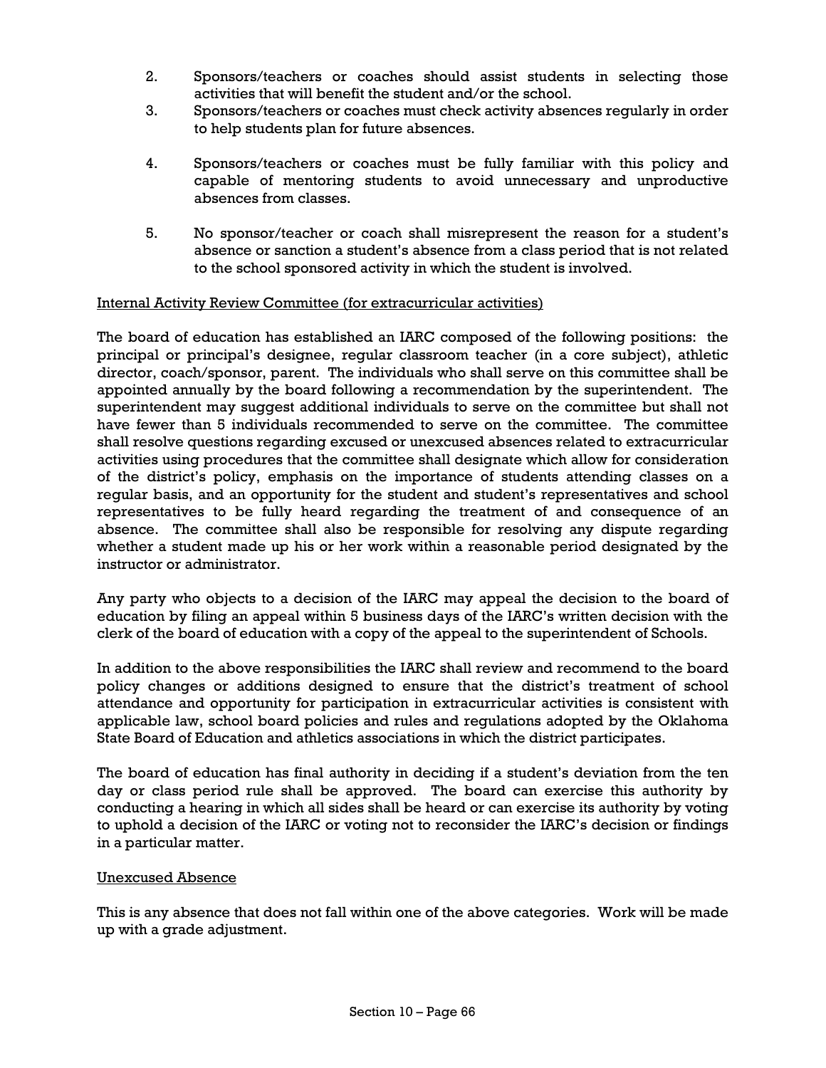2. Sponsors/teachers or coaches should assist students in selecting those activities that will benefit the student and/or the school.
3. Sponsors/teachers or coaches must check activity absences regularly in order to help students plan for future absences.
4. Sponsors/teachers or coaches must be fully familiar with this policy and capable of mentoring students to avoid unnecessary and unproductive absences from classes.
5. No sponsor/teacher or coach shall misrepresent the reason for a student's absence or sanction a student's absence from a class period that is not related to the school sponsored activity in which the student is involved.

Internal Activity Review Committee (for extracurricular activities)

The board of education has established an IARC composed of the following positions: the principal or principal's designee, regular classroom teacher (in a core subject), athletic director, coach/sponsor, parent. The individuals who shall serve on this committee shall be appointed annually by the board following a recommendation by the superintendent. The superintendent may suggest additional individuals to serve on the committee but shall not have fewer than 5 individuals recommended to serve on the committee. The committee shall resolve questions regarding excused or unexcused absences related to extracurricular activities using procedures that the committee shall designate which allow for consideration of the district's policy, emphasis on the importance of students attending classes on a regular basis, and an opportunity for the student and student's representatives and school representatives to be fully heard regarding the treatment of and consequence of an absence. The committee shall also be responsible for resolving any dispute regarding whether a student made up his or her work within a reasonable period designated by the instructor or administrator.

Any party who objects to a decision of the IARC may appeal the decision to the board of education by filing an appeal within 5 business days of the IARC's written decision with the clerk of the board of education with a copy of the appeal to the superintendent of Schools.

In addition to the above responsibilities the IARC shall review and recommend to the board policy changes or additions designed to ensure that the district's treatment of school attendance and opportunity for participation in extracurricular activities is consistent with applicable law, school board policies and rules and regulations adopted by the Oklahoma State Board of Education and athletics associations in which the district participates.

The board of education has final authority in deciding if a student's deviation from the ten day or class period rule shall be approved. The board can exercise this authority by conducting a hearing in which all sides shall be heard or can exercise its authority by voting to uphold a decision of the IARC or voting not to reconsider the IARC's decision or findings in a particular matter.

Unexcused Absence

This is any absence that does not fall within one of the above categories. Work will be made up with a grade adjustment.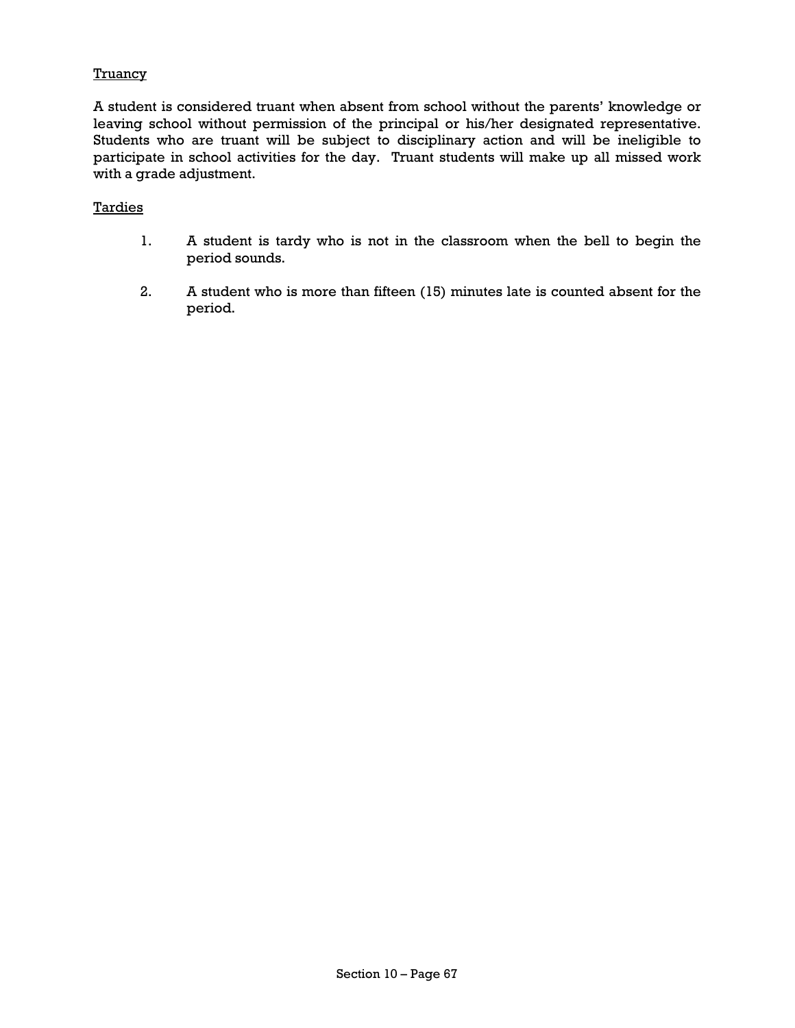## Truancy

A student is considered truant when absent from school without the parents' knowledge or leaving school without permission of the principal or his/her designated representative. Students who are truant will be subject to disciplinary action and will be ineligible to participate in school activities for the day. Truant students will make up all missed work with a grade adjustment.

## Tardies

1. A student is tardy who is not in the classroom when the bell to begin the period sounds.

2. A student who is more than fifteen (15) minutes late is counted absent for the period.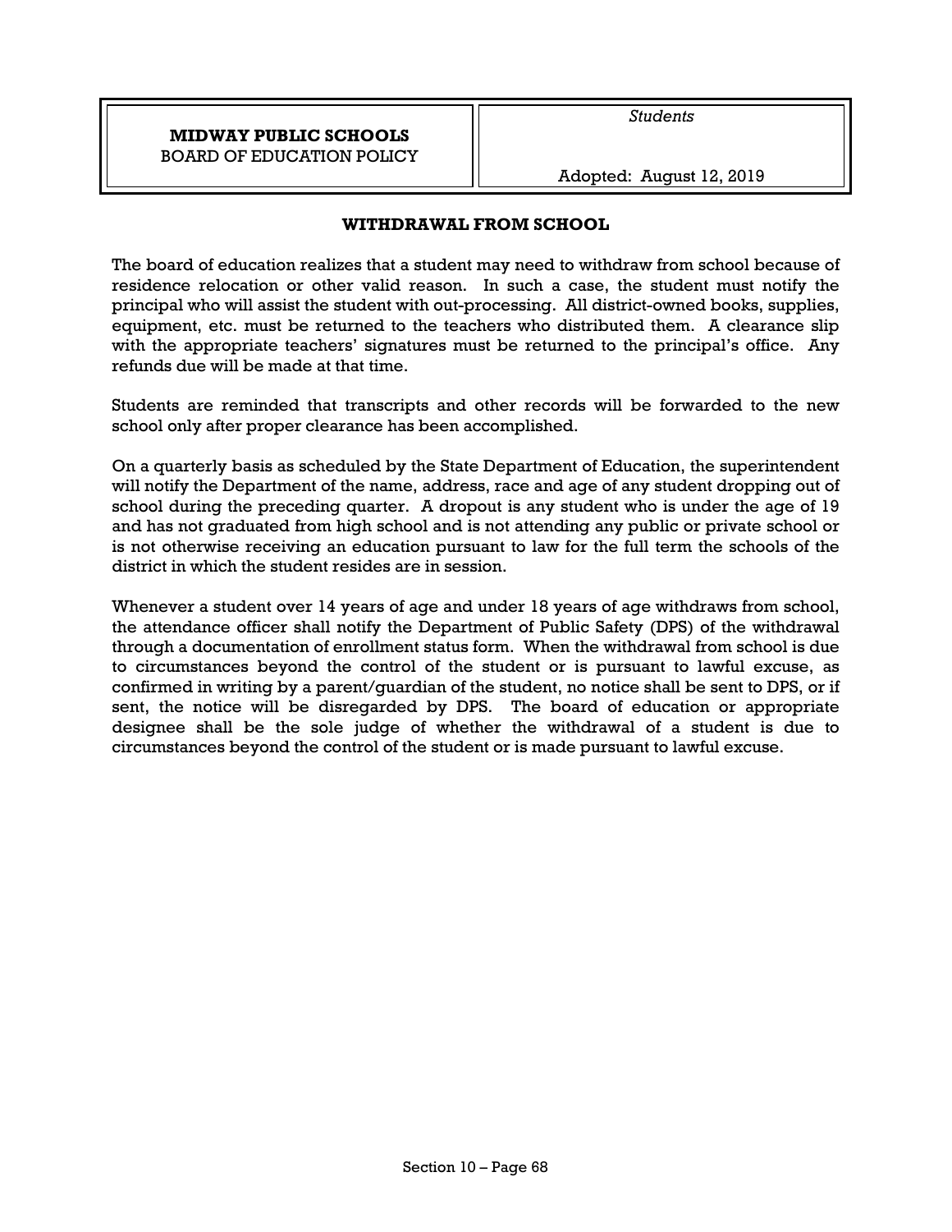**MIDWAY PUBLIC SCHOOLS**
BOARD OF EDUCATION POLICY

*Students*

Adopted: August 12, 2019

## WITHDRAWAL FROM SCHOOL

The board of education realizes that a student may need to withdraw from school because of residence relocation or other valid reason. In such a case, the student must notify the principal who will assist the student with out-processing. All district-owned books, supplies, equipment, etc. must be returned to the teachers who distributed them. A clearance slip with the appropriate teachers' signatures must be returned to the principal's office. Any refunds due will be made at that time.

Students are reminded that transcripts and other records will be forwarded to the new school only after proper clearance has been accomplished.

On a quarterly basis as scheduled by the State Department of Education, the superintendent will notify the Department of the name, address, race and age of any student dropping out of school during the preceding quarter. A dropout is any student who is under the age of 19 and has not graduated from high school and is not attending any public or private school or is not otherwise receiving an education pursuant to law for the full term the schools of the district in which the student resides are in session.

Whenever a student over 14 years of age and under 18 years of age withdraws from school, the attendance officer shall notify the Department of Public Safety (DPS) of the withdrawal through a documentation of enrollment status form. When the withdrawal from school is due to circumstances beyond the control of the student or is pursuant to lawful excuse, as confirmed in writing by a parent/guardian of the student, no notice shall be sent to DPS, or if sent, the notice will be disregarded by DPS. The board of education or appropriate designee shall be the sole judge of whether the withdrawal of a student is due to circumstances beyond the control of the student or is made pursuant to lawful excuse.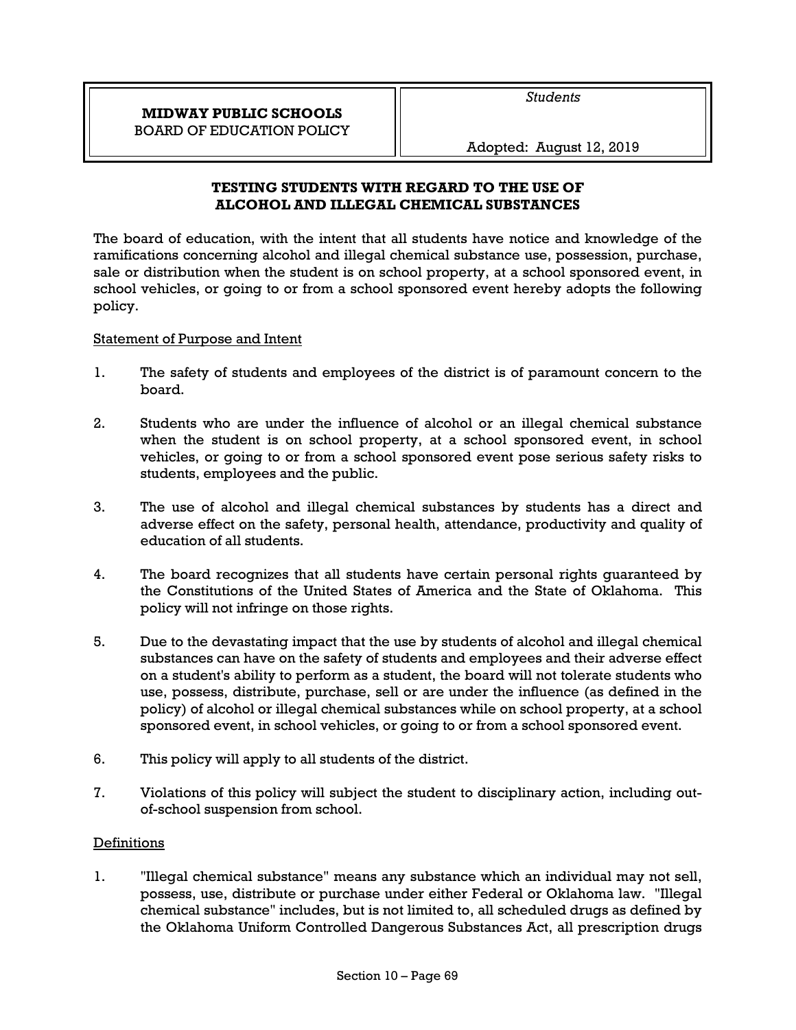**MIDWAY PUBLIC SCHOOLS**
BOARD OF EDUCATION POLICY

*Students*

Adopted: August 12, 2019

## TESTING STUDENTS WITH REGARD TO THE USE OF ALCOHOL AND ILLEGAL CHEMICAL SUBSTANCES

The board of education, with the intent that all students have notice and knowledge of the ramifications concerning alcohol and illegal chemical substance use, possession, purchase, sale or distribution when the student is on school property, at a school sponsored event, in school vehicles, or going to or from a school sponsored event hereby adopts the following policy.

Statement of Purpose and Intent

1. The safety of students and employees of the district is of paramount concern to the board.

2. Students who are under the influence of alcohol or an illegal chemical substance when the student is on school property, at a school sponsored event, in school vehicles, or going to or from a school sponsored event pose serious safety risks to students, employees and the public.

3. The use of alcohol and illegal chemical substances by students has a direct and adverse effect on the safety, personal health, attendance, productivity and quality of education of all students.

4. The board recognizes that all students have certain personal rights guaranteed by the Constitutions of the United States of America and the State of Oklahoma. This policy will not infringe on those rights.

5. Due to the devastating impact that the use by students of alcohol and illegal chemical substances can have on the safety of students and employees and their adverse effect on a student's ability to perform as a student, the board will not tolerate students who use, possess, distribute, purchase, sell or are under the influence (as defined in the policy) of alcohol or illegal chemical substances while on school property, at a school sponsored event, in school vehicles, or going to or from a school sponsored event.

6. This policy will apply to all students of the district.

7. Violations of this policy will subject the student to disciplinary action, including out-of-school suspension from school.

Definitions

1. "Illegal chemical substance" means any substance which an individual may not sell, possess, use, distribute or purchase under either Federal or Oklahoma law. "Illegal chemical substance" includes, but is not limited to, all scheduled drugs as defined by the Oklahoma Uniform Controlled Dangerous Substances Act, all prescription drugs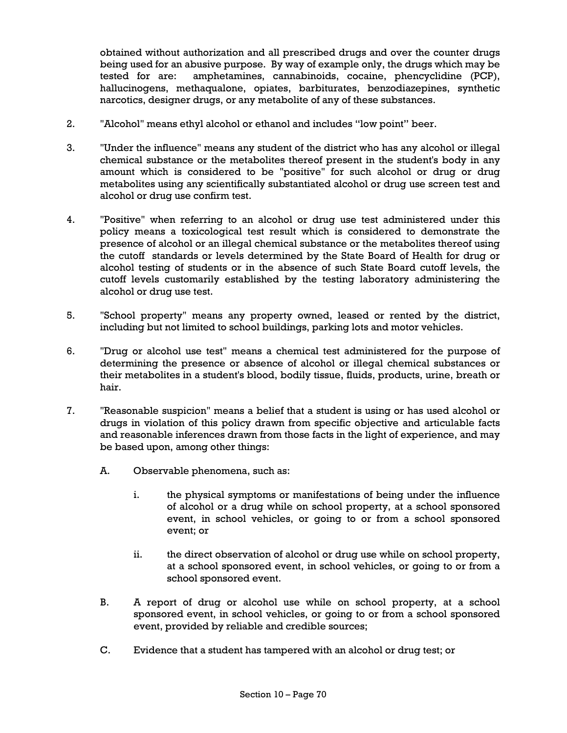obtained without authorization and all prescribed drugs and over the counter drugs being used for an abusive purpose. By way of example only, the drugs which may be tested for are: amphetamines, cannabinoids, cocaine, phencyclidine (PCP), hallucinogens, methaqualone, opiates, barbiturates, benzodiazepines, synthetic narcotics, designer drugs, or any metabolite of any of these substances.

2. "Alcohol" means ethyl alcohol or ethanol and includes "low point" beer.

3. "Under the influence" means any student of the district who has any alcohol or illegal chemical substance or the metabolites thereof present in the student's body in any amount which is considered to be "positive" for such alcohol or drug or drug metabolites using any scientifically substantiated alcohol or drug use screen test and alcohol or drug use confirm test.

4. "Positive" when referring to an alcohol or drug use test administered under this policy means a toxicological test result which is considered to demonstrate the presence of alcohol or an illegal chemical substance or the metabolites thereof using the cutoff standards or levels determined by the State Board of Health for drug or alcohol testing of students or in the absence of such State Board cutoff levels, the cutoff levels customarily established by the testing laboratory administering the alcohol or drug use test.

5. "School property" means any property owned, leased or rented by the district, including but not limited to school buildings, parking lots and motor vehicles.

6. "Drug or alcohol use test" means a chemical test administered for the purpose of determining the presence or absence of alcohol or illegal chemical substances or their metabolites in a student's blood, bodily tissue, fluids, products, urine, breath or hair.

7. "Reasonable suspicion" means a belief that a student is using or has used alcohol or drugs in violation of this policy drawn from specific objective and articulable facts and reasonable inferences drawn from those facts in the light of experience, and may be based upon, among other things:

   A. Observable phenomena, such as:

      i. the physical symptoms or manifestations of being under the influence of alcohol or a drug while on school property, at a school sponsored event, in school vehicles, or going to or from a school sponsored event; or

      ii. the direct observation of alcohol or drug use while on school property, at a school sponsored event, in school vehicles, or going to or from a school sponsored event.

   B. A report of drug or alcohol use while on school property, at a school sponsored event, in school vehicles, or going to or from a school sponsored event, provided by reliable and credible sources;

   C. Evidence that a student has tampered with an alcohol or drug test; or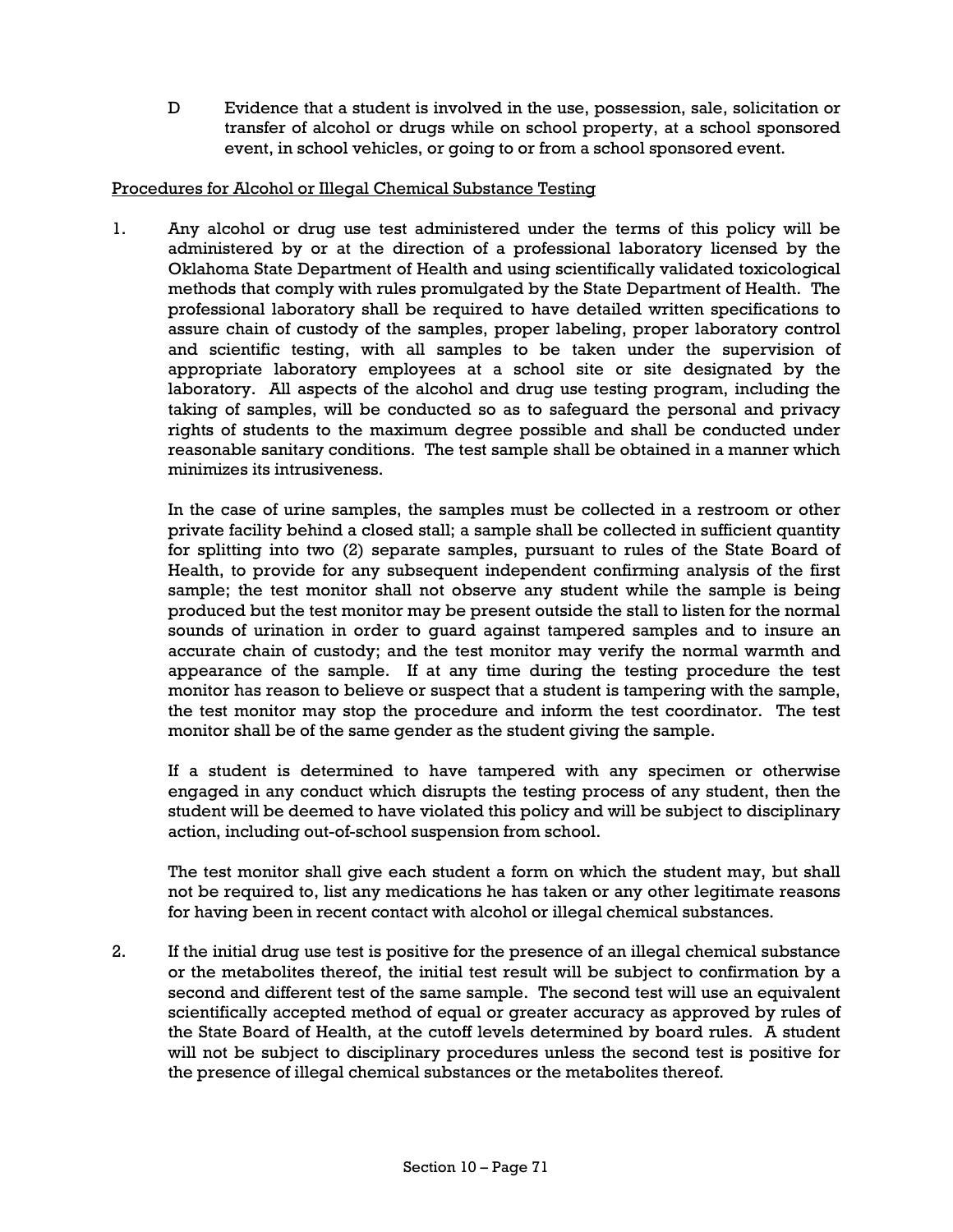D Evidence that a student is involved in the use, possession, sale, solicitation or transfer of alcohol or drugs while on school property, at a school sponsored event, in school vehicles, or going to or from a school sponsored event.

<u>Procedures for Alcohol or Illegal Chemical Substance Testing</u>

1. Any alcohol or drug use test administered under the terms of this policy will be administered by or at the direction of a professional laboratory licensed by the Oklahoma State Department of Health and using scientifically validated toxicological methods that comply with rules promulgated by the State Department of Health. The professional laboratory shall be required to have detailed written specifications to assure chain of custody of the samples, proper labeling, proper laboratory control and scientific testing, with all samples to be taken under the supervision of appropriate laboratory employees at a school site or site designated by the laboratory. All aspects of the alcohol and drug use testing program, including the taking of samples, will be conducted so as to safeguard the personal and privacy rights of students to the maximum degree possible and shall be conducted under reasonable sanitary conditions. The test sample shall be obtained in a manner which minimizes its intrusiveness.

   In the case of urine samples, the samples must be collected in a restroom or other private facility behind a closed stall; a sample shall be collected in sufficient quantity for splitting into two (2) separate samples, pursuant to rules of the State Board of Health, to provide for any subsequent independent confirming analysis of the first sample; the test monitor shall not observe any student while the sample is being produced but the test monitor may be present outside the stall to listen for the normal sounds of urination in order to guard against tampered samples and to insure an accurate chain of custody; and the test monitor may verify the normal warmth and appearance of the sample. If at any time during the testing procedure the test monitor has reason to believe or suspect that a student is tampering with the sample, the test monitor may stop the procedure and inform the test coordinator. The test monitor shall be of the same gender as the student giving the sample.

   If a student is determined to have tampered with any specimen or otherwise engaged in any conduct which disrupts the testing process of any student, then the student will be deemed to have violated this policy and will be subject to disciplinary action, including out-of-school suspension from school.

   The test monitor shall give each student a form on which the student may, but shall not be required to, list any medications he has taken or any other legitimate reasons for having been in recent contact with alcohol or illegal chemical substances.

2. If the initial drug use test is positive for the presence of an illegal chemical substance or the metabolites thereof, the initial test result will be subject to confirmation by a second and different test of the same sample. The second test will use an equivalent scientifically accepted method of equal or greater accuracy as approved by rules of the State Board of Health, at the cutoff levels determined by board rules. A student will not be subject to disciplinary procedures unless the second test is positive for the presence of illegal chemical substances or the metabolites thereof.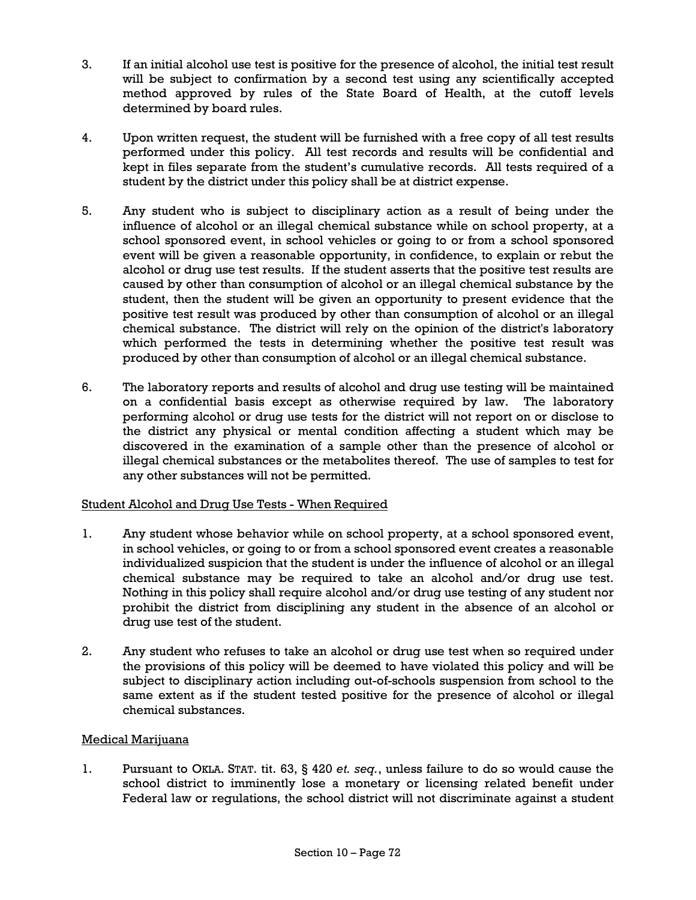3. If an initial alcohol use test is positive for the presence of alcohol, the initial test result will be subject to confirmation by a second test using any scientifically accepted method approved by rules of the State Board of Health, at the cutoff levels determined by board rules.

4. Upon written request, the student will be furnished with a free copy of all test results performed under this policy. All test records and results will be confidential and kept in files separate from the student's cumulative records. All tests required of a student by the district under this policy shall be at district expense.

5. Any student who is subject to disciplinary action as a result of being under the influence of alcohol or an illegal chemical substance while on school property, at a school sponsored event, in school vehicles or going to or from a school sponsored event will be given a reasonable opportunity, in confidence, to explain or rebut the alcohol or drug use test results. If the student asserts that the positive test results are caused by other than consumption of alcohol or an illegal chemical substance by the student, then the student will be given an opportunity to present evidence that the positive test result was produced by other than consumption of alcohol or an illegal chemical substance. The district will rely on the opinion of the district's laboratory which performed the tests in determining whether the positive test result was produced by other than consumption of alcohol or an illegal chemical substance.

6. The laboratory reports and results of alcohol and drug use testing will be maintained on a confidential basis except as otherwise required by law. The laboratory performing alcohol or drug use tests for the district will not report on or disclose to the district any physical or mental condition affecting a student which may be discovered in the examination of a sample other than the presence of alcohol or illegal chemical substances or the metabolites thereof. The use of samples to test for any other substances will not be permitted.

<u>Student Alcohol and Drug Use Tests - When Required</u>

1. Any student whose behavior while on school property, at a school sponsored event, in school vehicles, or going to or from a school sponsored event creates a reasonable individualized suspicion that the student is under the influence of alcohol or an illegal chemical substance may be required to take an alcohol and/or drug use test. Nothing in this policy shall require alcohol and/or drug use testing of any student nor prohibit the district from disciplining any student in the absence of an alcohol or drug use test of the student.

2. Any student who refuses to take an alcohol or drug use test when so required under the provisions of this policy will be deemed to have violated this policy and will be subject to disciplinary action including out-of-schools suspension from school to the same extent as if the student tested positive for the presence of alcohol or illegal chemical substances.

<u>Medical Marijuana</u>

1. Pursuant to OKLA. STAT. tit. 63, § 420 *et. seq.*, unless failure to do so would cause the school district to imminently lose a monetary or licensing related benefit under Federal law or regulations, the school district will not discriminate against a student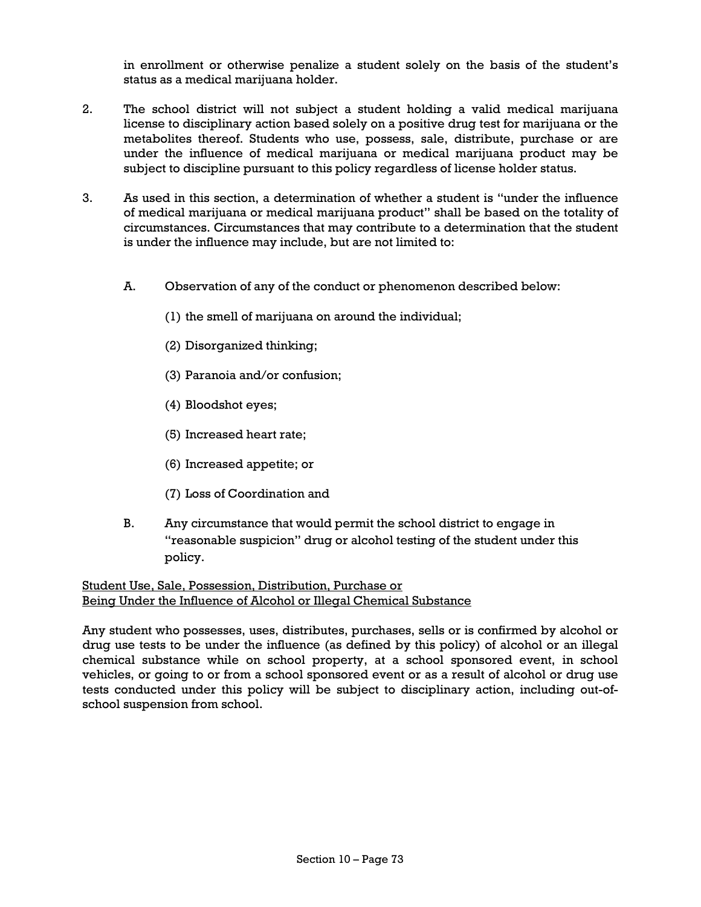in enrollment or otherwise penalize a student solely on the basis of the student's status as a medical marijuana holder.

2. The school district will not subject a student holding a valid medical marijuana license to disciplinary action based solely on a positive drug test for marijuana or the metabolites thereof. Students who use, possess, sale, distribute, purchase or are under the influence of medical marijuana or medical marijuana product may be subject to discipline pursuant to this policy regardless of license holder status.

3. As used in this section, a determination of whether a student is "under the influence of medical marijuana or medical marijuana product" shall be based on the totality of circumstances. Circumstances that may contribute to a determination that the student is under the influence may include, but are not limited to:

   A. Observation of any of the conduct or phenomenon described below:

      (1) the smell of marijuana on around the individual;

      (2) Disorganized thinking;

      (3) Paranoia and/or confusion;

      (4) Bloodshot eyes;

      (5) Increased heart rate;

      (6) Increased appetite; or

      (7) Loss of Coordination and

   B. Any circumstance that would permit the school district to engage in "reasonable suspicion" drug or alcohol testing of the student under this policy.

<u>Student Use, Sale, Possession, Distribution, Purchase or Being Under the Influence of Alcohol or Illegal Chemical Substance</u>

Any student who possesses, uses, distributes, purchases, sells or is confirmed by alcohol or drug use tests to be under the influence (as defined by this policy) of alcohol or an illegal chemical substance while on school property, at a school sponsored event, in school vehicles, or going to or from a school sponsored event or as a result of alcohol or drug use tests conducted under this policy will be subject to disciplinary action, including out-of-school suspension from school.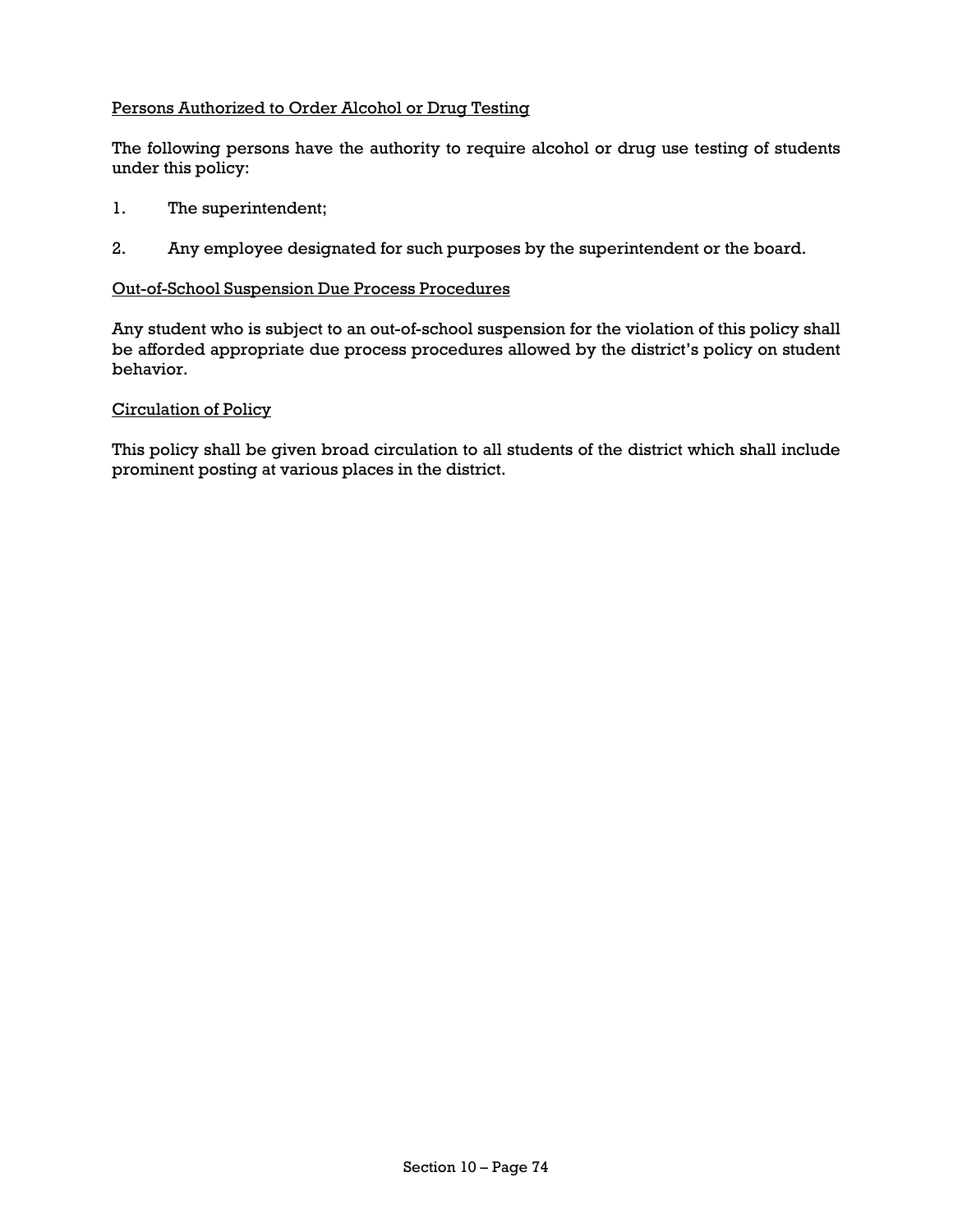Persons Authorized to Order Alcohol or Drug Testing

The following persons have the authority to require alcohol or drug use testing of students under this policy:

1. The superintendent;

2. Any employee designated for such purposes by the superintendent or the board.

Out-of-School Suspension Due Process Procedures

Any student who is subject to an out-of-school suspension for the violation of this policy shall be afforded appropriate due process procedures allowed by the district's policy on student behavior.

Circulation of Policy

This policy shall be given broad circulation to all students of the district which shall include prominent posting at various places in the district.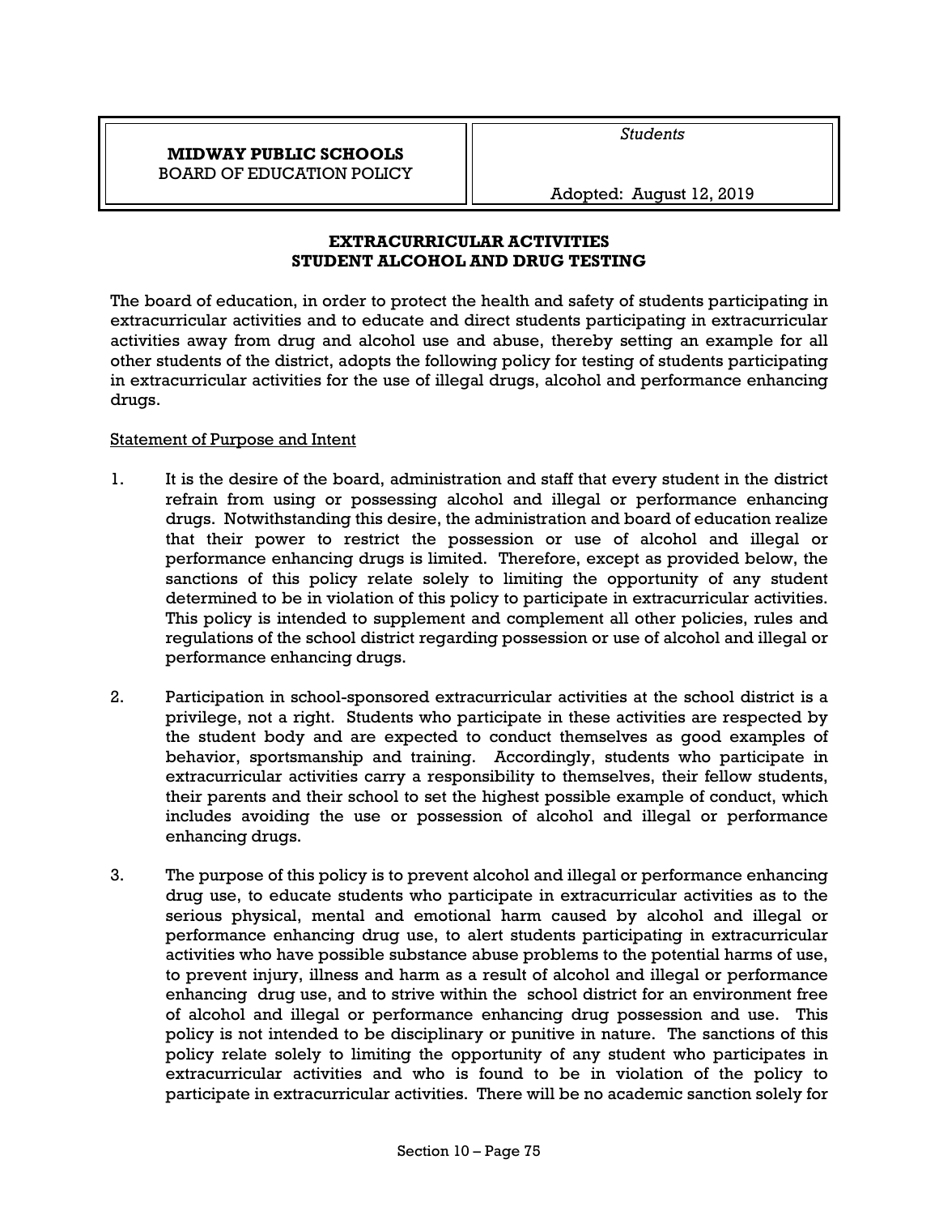| **MIDWAY PUBLIC SCHOOLS** BOARD OF EDUCATION POLICY | *Students* Adopted: August 12, 2019 |
|---|---|

## EXTRACURRICULAR ACTIVITIES STUDENT ALCOHOL AND DRUG TESTING

The board of education, in order to protect the health and safety of students participating in extracurricular activities and to educate and direct students participating in extracurricular activities away from drug and alcohol use and abuse, thereby setting an example for all other students of the district, adopts the following policy for testing of students participating in extracurricular activities for the use of illegal drugs, alcohol and performance enhancing drugs.

Statement of Purpose and Intent

1. It is the desire of the board, administration and staff that every student in the district refrain from using or possessing alcohol and illegal or performance enhancing drugs. Notwithstanding this desire, the administration and board of education realize that their power to restrict the possession or use of alcohol and illegal or performance enhancing drugs is limited. Therefore, except as provided below, the sanctions of this policy relate solely to limiting the opportunity of any student determined to be in violation of this policy to participate in extracurricular activities. This policy is intended to supplement and complement all other policies, rules and regulations of the school district regarding possession or use of alcohol and illegal or performance enhancing drugs.

2. Participation in school-sponsored extracurricular activities at the school district is a privilege, not a right. Students who participate in these activities are respected by the student body and are expected to conduct themselves as good examples of behavior, sportsmanship and training. Accordingly, students who participate in extracurricular activities carry a responsibility to themselves, their fellow students, their parents and their school to set the highest possible example of conduct, which includes avoiding the use or possession of alcohol and illegal or performance enhancing drugs.

3. The purpose of this policy is to prevent alcohol and illegal or performance enhancing drug use, to educate students who participate in extracurricular activities as to the serious physical, mental and emotional harm caused by alcohol and illegal or performance enhancing drug use, to alert students participating in extracurricular activities who have possible substance abuse problems to the potential harms of use, to prevent injury, illness and harm as a result of alcohol and illegal or performance enhancing drug use, and to strive within the school district for an environment free of alcohol and illegal or performance enhancing drug possession and use. This policy is not intended to be disciplinary or punitive in nature. The sanctions of this policy relate solely to limiting the opportunity of any student who participates in extracurricular activities and who is found to be in violation of the policy to participate in extracurricular activities. There will be no academic sanction solely for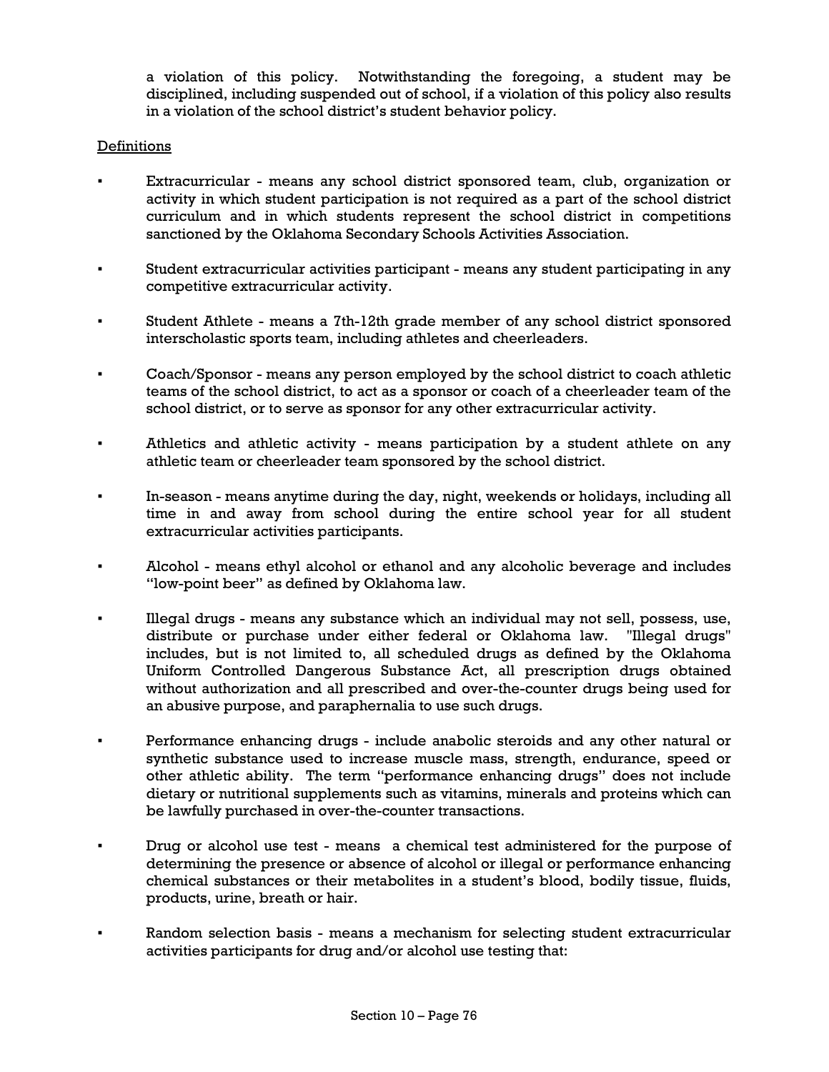a violation of this policy. Notwithstanding the foregoing, a student may be disciplined, including suspended out of school, if a violation of this policy also results in a violation of the school district's student behavior policy.

Definitions

- Extracurricular - means any school district sponsored team, club, organization or activity in which student participation is not required as a part of the school district curriculum and in which students represent the school district in competitions sanctioned by the Oklahoma Secondary Schools Activities Association.

- Student extracurricular activities participant - means any student participating in any competitive extracurricular activity.

- Student Athlete - means a 7th-12th grade member of any school district sponsored interscholastic sports team, including athletes and cheerleaders.

- Coach/Sponsor - means any person employed by the school district to coach athletic teams of the school district, to act as a sponsor or coach of a cheerleader team of the school district, or to serve as sponsor for any other extracurricular activity.

- Athletics and athletic activity - means participation by a student athlete on any athletic team or cheerleader team sponsored by the school district.

- In-season - means anytime during the day, night, weekends or holidays, including all time in and away from school during the entire school year for all student extracurricular activities participants.

- Alcohol - means ethyl alcohol or ethanol and any alcoholic beverage and includes "low-point beer" as defined by Oklahoma law.

- Illegal drugs - means any substance which an individual may not sell, possess, use, distribute or purchase under either federal or Oklahoma law. "Illegal drugs" includes, but is not limited to, all scheduled drugs as defined by the Oklahoma Uniform Controlled Dangerous Substance Act, all prescription drugs obtained without authorization and all prescribed and over-the-counter drugs being used for an abusive purpose, and paraphernalia to use such drugs.

- Performance enhancing drugs - include anabolic steroids and any other natural or synthetic substance used to increase muscle mass, strength, endurance, speed or other athletic ability. The term "performance enhancing drugs" does not include dietary or nutritional supplements such as vitamins, minerals and proteins which can be lawfully purchased in over-the-counter transactions.

- Drug or alcohol use test - means a chemical test administered for the purpose of determining the presence or absence of alcohol or illegal or performance enhancing chemical substances or their metabolites in a student's blood, bodily tissue, fluids, products, urine, breath or hair.

- Random selection basis - means a mechanism for selecting student extracurricular activities participants for drug and/or alcohol use testing that: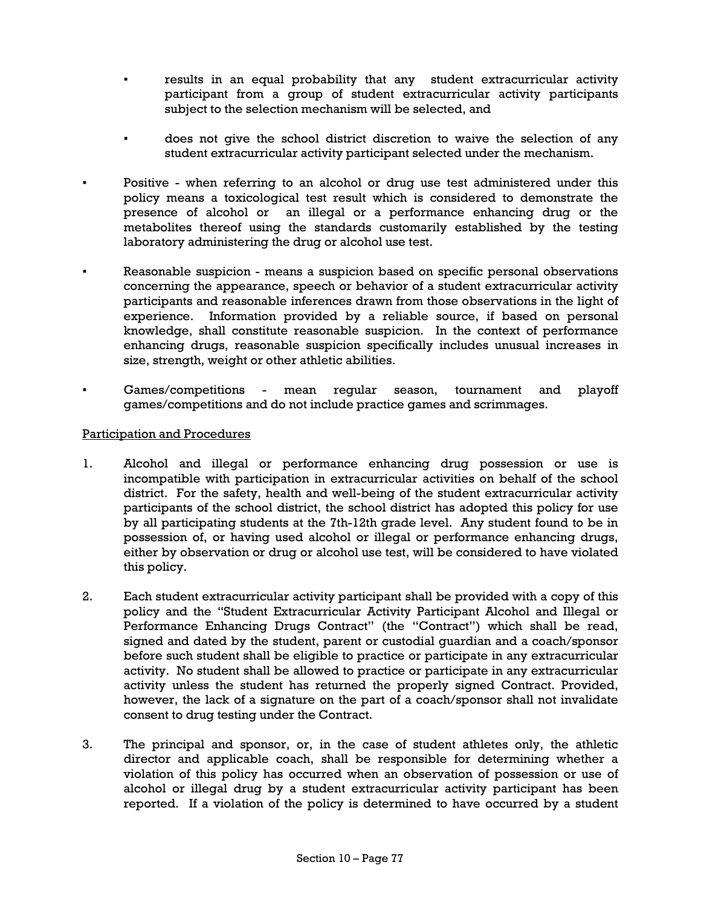- results in an equal probability that any student extracurricular activity participant from a group of student extracurricular activity participants subject to the selection mechanism will be selected, and
- does not give the school district discretion to waive the selection of any student extracurricular activity participant selected under the mechanism.

- Positive - when referring to an alcohol or drug use test administered under this policy means a toxicological test result which is considered to demonstrate the presence of alcohol or an illegal or a performance enhancing drug or the metabolites thereof using the standards customarily established by the testing laboratory administering the drug or alcohol use test.
- Reasonable suspicion - means a suspicion based on specific personal observations concerning the appearance, speech or behavior of a student extracurricular activity participants and reasonable inferences drawn from those observations in the light of experience. Information provided by a reliable source, if based on personal knowledge, shall constitute reasonable suspicion. In the context of performance enhancing drugs, reasonable suspicion specifically includes unusual increases in size, strength, weight or other athletic abilities.
- Games/competitions - mean regular season, tournament and playoff games/competitions and do not include practice games and scrimmages.

<u>Participation and Procedures</u>

1. Alcohol and illegal or performance enhancing drug possession or use is incompatible with participation in extracurricular activities on behalf of the school district. For the safety, health and well-being of the student extracurricular activity participants of the school district, the school district has adopted this policy for use by all participating students at the 7th-12th grade level. Any student found to be in possession of, or having used alcohol or illegal or performance enhancing drugs, either by observation or drug or alcohol use test, will be considered to have violated this policy.

2. Each student extracurricular activity participant shall be provided with a copy of this policy and the "Student Extracurricular Activity Participant Alcohol and Illegal or Performance Enhancing Drugs Contract" (the "Contract") which shall be read, signed and dated by the student, parent or custodial guardian and a coach/sponsor before such student shall be eligible to practice or participate in any extracurricular activity. No student shall be allowed to practice or participate in any extracurricular activity unless the student has returned the properly signed Contract. Provided, however, the lack of a signature on the part of a coach/sponsor shall not invalidate consent to drug testing under the Contract.

3. The principal and sponsor, or, in the case of student athletes only, the athletic director and applicable coach, shall be responsible for determining whether a violation of this policy has occurred when an observation of possession or use of alcohol or illegal drug by a student extracurricular activity participant has been reported. If a violation of the policy is determined to have occurred by a student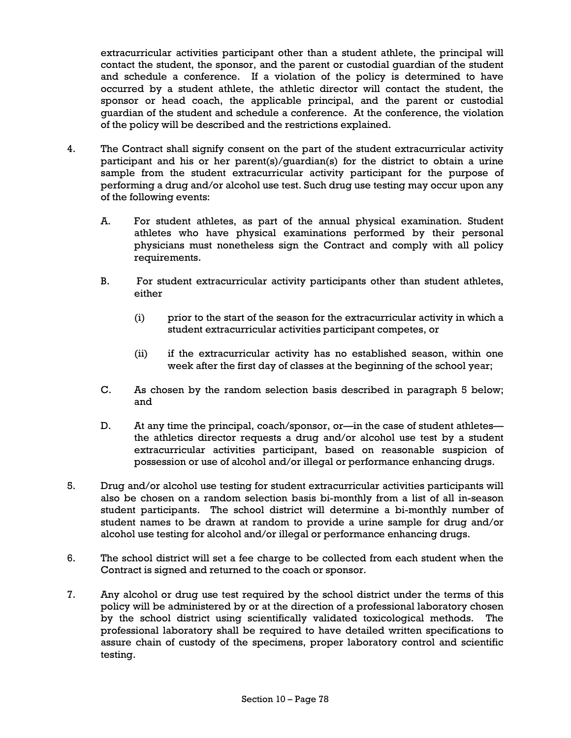extracurricular activities participant other than a student athlete, the principal will contact the student, the sponsor, and the parent or custodial guardian of the student and schedule a conference. If a violation of the policy is determined to have occurred by a student athlete, the athletic director will contact the student, the sponsor or head coach, the applicable principal, and the parent or custodial guardian of the student and schedule a conference. At the conference, the violation of the policy will be described and the restrictions explained.

4. The Contract shall signify consent on the part of the student extracurricular activity participant and his or her parent(s)/guardian(s) for the district to obtain a urine sample from the student extracurricular activity participant for the purpose of performing a drug and/or alcohol use test. Such drug use testing may occur upon any of the following events:

   A. For student athletes, as part of the annual physical examination. Student athletes who have physical examinations performed by their personal physicians must nonetheless sign the Contract and comply with all policy requirements.

   B. For student extracurricular activity participants other than student athletes, either

      (i) prior to the start of the season for the extracurricular activity in which a student extracurricular activities participant competes, or

      (ii) if the extracurricular activity has no established season, within one week after the first day of classes at the beginning of the school year;

   C. As chosen by the random selection basis described in paragraph 5 below; and

   D. At any time the principal, coach/sponsor, or—in the case of student athletes—the athletics director requests a drug and/or alcohol use test by a student extracurricular activities participant, based on reasonable suspicion of possession or use of alcohol and/or illegal or performance enhancing drugs.

5. Drug and/or alcohol use testing for student extracurricular activities participants will also be chosen on a random selection basis bi-monthly from a list of all in-season student participants. The school district will determine a bi-monthly number of student names to be drawn at random to provide a urine sample for drug and/or alcohol use testing for alcohol and/or illegal or performance enhancing drugs.

6. The school district will set a fee charge to be collected from each student when the Contract is signed and returned to the coach or sponsor.

7. Any alcohol or drug use test required by the school district under the terms of this policy will be administered by or at the direction of a professional laboratory chosen by the school district using scientifically validated toxicological methods. The professional laboratory shall be required to have detailed written specifications to assure chain of custody of the specimens, proper laboratory control and scientific testing.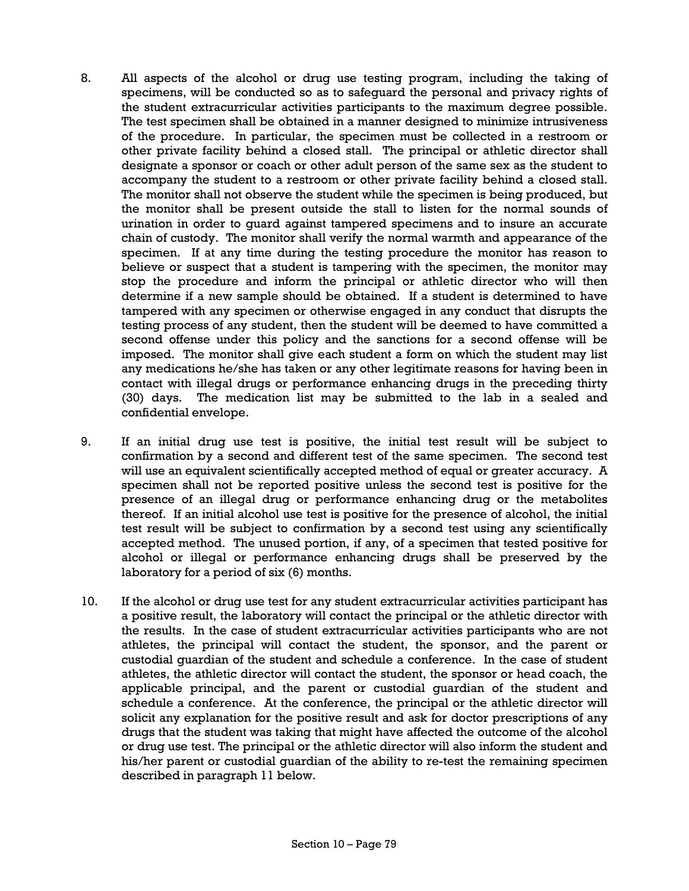8. All aspects of the alcohol or drug use testing program, including the taking of specimens, will be conducted so as to safeguard the personal and privacy rights of the student extracurricular activities participants to the maximum degree possible. The test specimen shall be obtained in a manner designed to minimize intrusiveness of the procedure. In particular, the specimen must be collected in a restroom or other private facility behind a closed stall. The principal or athletic director shall designate a sponsor or coach or other adult person of the same sex as the student to accompany the student to a restroom or other private facility behind a closed stall. The monitor shall not observe the student while the specimen is being produced, but the monitor shall be present outside the stall to listen for the normal sounds of urination in order to guard against tampered specimens and to insure an accurate chain of custody. The monitor shall verify the normal warmth and appearance of the specimen. If at any time during the testing procedure the monitor has reason to believe or suspect that a student is tampering with the specimen, the monitor may stop the procedure and inform the principal or athletic director who will then determine if a new sample should be obtained. If a student is determined to have tampered with any specimen or otherwise engaged in any conduct that disrupts the testing process of any student, then the student will be deemed to have committed a second offense under this policy and the sanctions for a second offense will be imposed. The monitor shall give each student a form on which the student may list any medications he/she has taken or any other legitimate reasons for having been in contact with illegal drugs or performance enhancing drugs in the preceding thirty (30) days. The medication list may be submitted to the lab in a sealed and confidential envelope.

9. If an initial drug use test is positive, the initial test result will be subject to confirmation by a second and different test of the same specimen. The second test will use an equivalent scientifically accepted method of equal or greater accuracy. A specimen shall not be reported positive unless the second test is positive for the presence of an illegal drug or performance enhancing drug or the metabolites thereof. If an initial alcohol use test is positive for the presence of alcohol, the initial test result will be subject to confirmation by a second test using any scientifically accepted method. The unused portion, if any, of a specimen that tested positive for alcohol or illegal or performance enhancing drugs shall be preserved by the laboratory for a period of six (6) months.

10. If the alcohol or drug use test for any student extracurricular activities participant has a positive result, the laboratory will contact the principal or the athletic director with the results. In the case of student extracurricular activities participants who are not athletes, the principal will contact the student, the sponsor, and the parent or custodial guardian of the student and schedule a conference. In the case of student athletes, the athletic director will contact the student, the sponsor or head coach, the applicable principal, and the parent or custodial guardian of the student and schedule a conference. At the conference, the principal or the athletic director will solicit any explanation for the positive result and ask for doctor prescriptions of any drugs that the student was taking that might have affected the outcome of the alcohol or drug use test. The principal or the athletic director will also inform the student and his/her parent or custodial guardian of the ability to re-test the remaining specimen described in paragraph 11 below.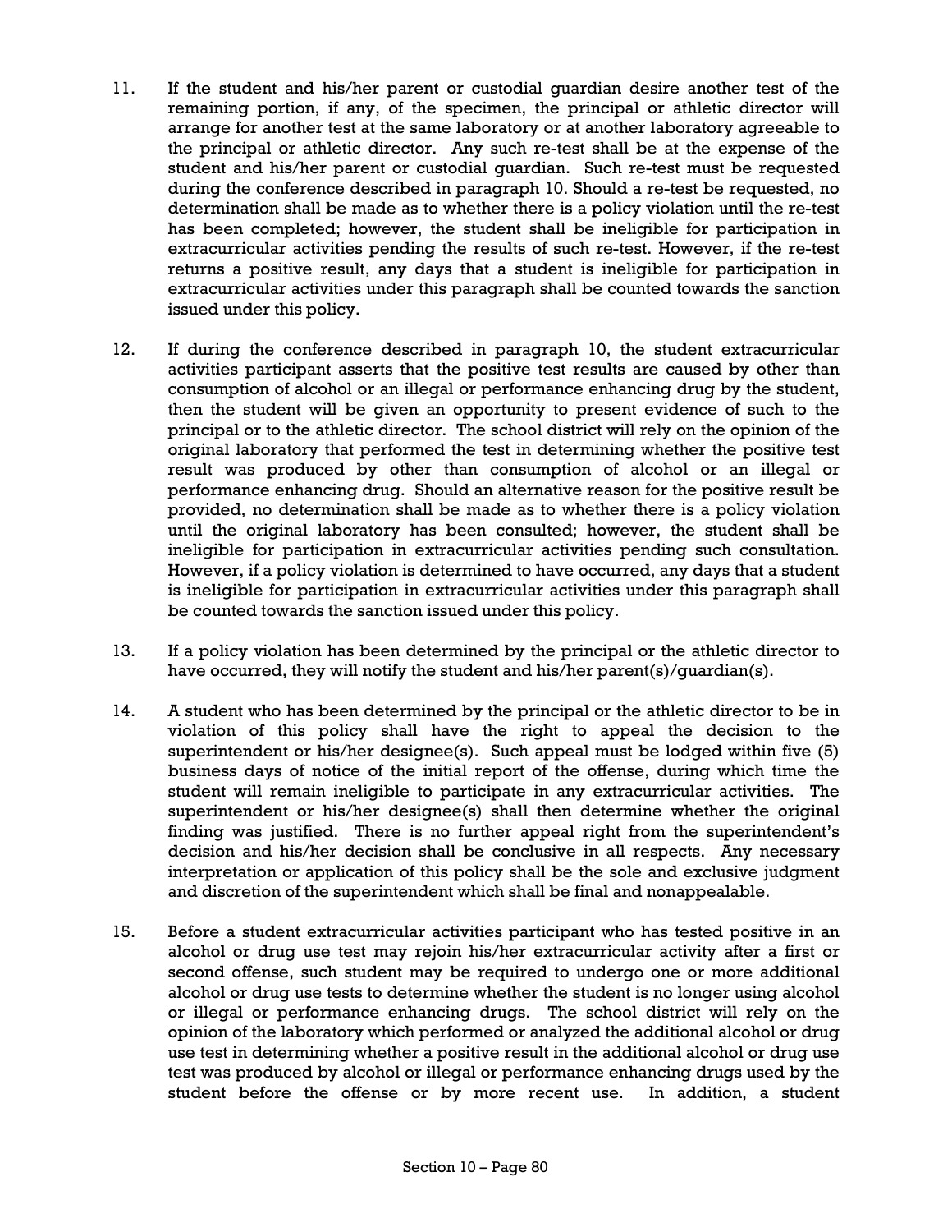11. If the student and his/her parent or custodial guardian desire another test of the remaining portion, if any, of the specimen, the principal or athletic director will arrange for another test at the same laboratory or at another laboratory agreeable to the principal or athletic director. Any such re-test shall be at the expense of the student and his/her parent or custodial guardian. Such re-test must be requested during the conference described in paragraph 10. Should a re-test be requested, no determination shall be made as to whether there is a policy violation until the re-test has been completed; however, the student shall be ineligible for participation in extracurricular activities pending the results of such re-test. However, if the re-test returns a positive result, any days that a student is ineligible for participation in extracurricular activities under this paragraph shall be counted towards the sanction issued under this policy.

12. If during the conference described in paragraph 10, the student extracurricular activities participant asserts that the positive test results are caused by other than consumption of alcohol or an illegal or performance enhancing drug by the student, then the student will be given an opportunity to present evidence of such to the principal or to the athletic director. The school district will rely on the opinion of the original laboratory that performed the test in determining whether the positive test result was produced by other than consumption of alcohol or an illegal or performance enhancing drug. Should an alternative reason for the positive result be provided, no determination shall be made as to whether there is a policy violation until the original laboratory has been consulted; however, the student shall be ineligible for participation in extracurricular activities pending such consultation. However, if a policy violation is determined to have occurred, any days that a student is ineligible for participation in extracurricular activities under this paragraph shall be counted towards the sanction issued under this policy.

13. If a policy violation has been determined by the principal or the athletic director to have occurred, they will notify the student and his/her parent(s)/guardian(s).

14. A student who has been determined by the principal or the athletic director to be in violation of this policy shall have the right to appeal the decision to the superintendent or his/her designee(s). Such appeal must be lodged within five (5) business days of notice of the initial report of the offense, during which time the student will remain ineligible to participate in any extracurricular activities. The superintendent or his/her designee(s) shall then determine whether the original finding was justified. There is no further appeal right from the superintendent's decision and his/her decision shall be conclusive in all respects. Any necessary interpretation or application of this policy shall be the sole and exclusive judgment and discretion of the superintendent which shall be final and nonappealable.

15. Before a student extracurricular activities participant who has tested positive in an alcohol or drug use test may rejoin his/her extracurricular activity after a first or second offense, such student may be required to undergo one or more additional alcohol or drug use tests to determine whether the student is no longer using alcohol or illegal or performance enhancing drugs. The school district will rely on the opinion of the laboratory which performed or analyzed the additional alcohol or drug use test in determining whether a positive result in the additional alcohol or drug use test was produced by alcohol or illegal or performance enhancing drugs used by the student before the offense or by more recent use. In addition, a student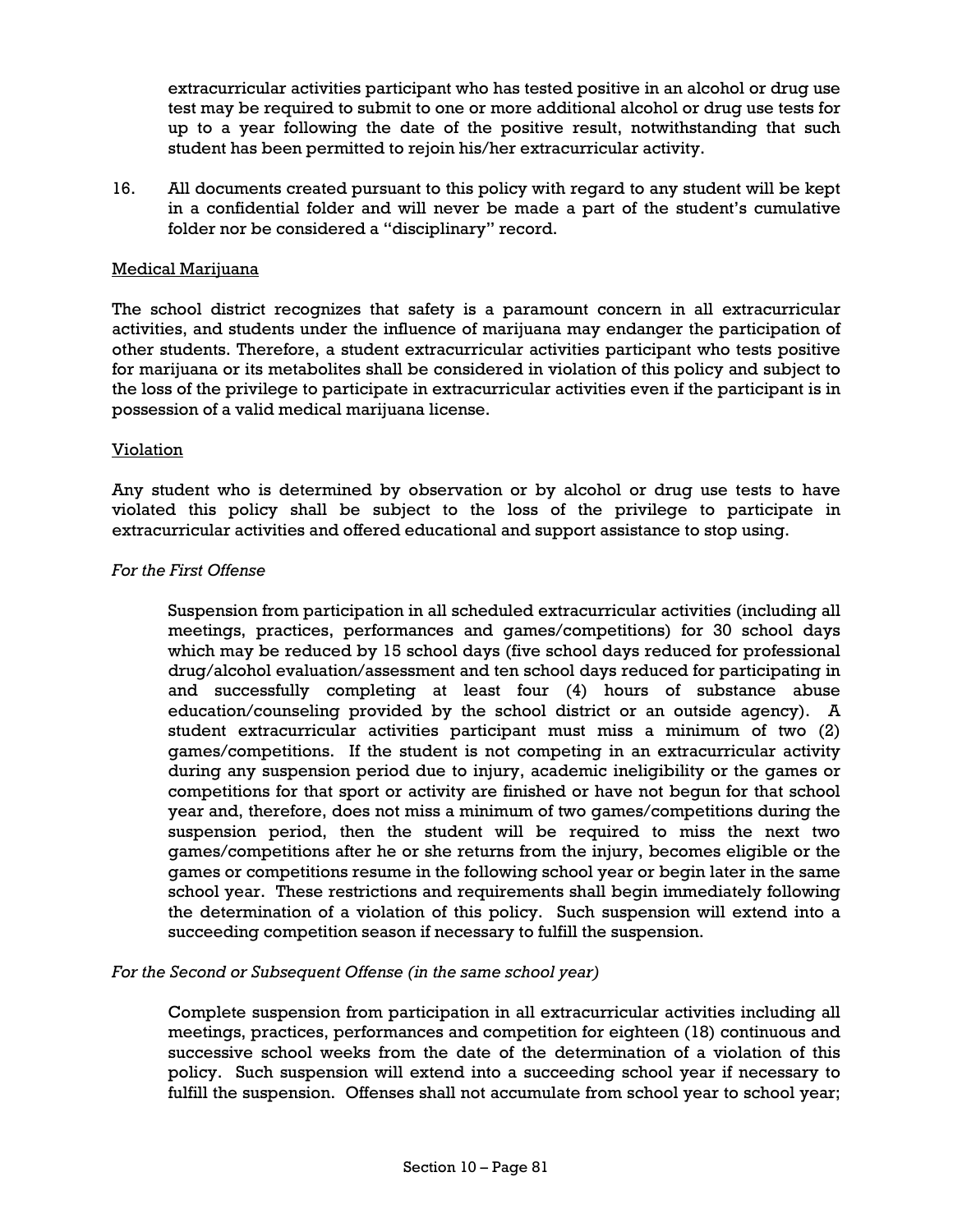extracurricular activities participant who has tested positive in an alcohol or drug use test may be required to submit to one or more additional alcohol or drug use tests for up to a year following the date of the positive result, notwithstanding that such student has been permitted to rejoin his/her extracurricular activity.

16. All documents created pursuant to this policy with regard to any student will be kept in a confidential folder and will never be made a part of the student's cumulative folder nor be considered a "disciplinary" record.

<u>Medical Marijuana</u>

The school district recognizes that safety is a paramount concern in all extracurricular activities, and students under the influence of marijuana may endanger the participation of other students. Therefore, a student extracurricular activities participant who tests positive for marijuana or its metabolites shall be considered in violation of this policy and subject to the loss of the privilege to participate in extracurricular activities even if the participant is in possession of a valid medical marijuana license.

<u>Violation</u>

Any student who is determined by observation or by alcohol or drug use tests to have violated this policy shall be subject to the loss of the privilege to participate in extracurricular activities and offered educational and support assistance to stop using.

*For the First Offense*

Suspension from participation in all scheduled extracurricular activities (including all meetings, practices, performances and games/competitions) for 30 school days which may be reduced by 15 school days (five school days reduced for professional drug/alcohol evaluation/assessment and ten school days reduced for participating in and successfully completing at least four (4) hours of substance abuse education/counseling provided by the school district or an outside agency). A student extracurricular activities participant must miss a minimum of two (2) games/competitions. If the student is not competing in an extracurricular activity during any suspension period due to injury, academic ineligibility or the games or competitions for that sport or activity are finished or have not begun for that school year and, therefore, does not miss a minimum of two games/competitions during the suspension period, then the student will be required to miss the next two games/competitions after he or she returns from the injury, becomes eligible or the games or competitions resume in the following school year or begin later in the same school year. These restrictions and requirements shall begin immediately following the determination of a violation of this policy. Such suspension will extend into a succeeding competition season if necessary to fulfill the suspension.

*For the Second or Subsequent Offense (in the same school year)*

Complete suspension from participation in all extracurricular activities including all meetings, practices, performances and competition for eighteen (18) continuous and successive school weeks from the date of the determination of a violation of this policy. Such suspension will extend into a succeeding school year if necessary to fulfill the suspension. Offenses shall not accumulate from school year to school year;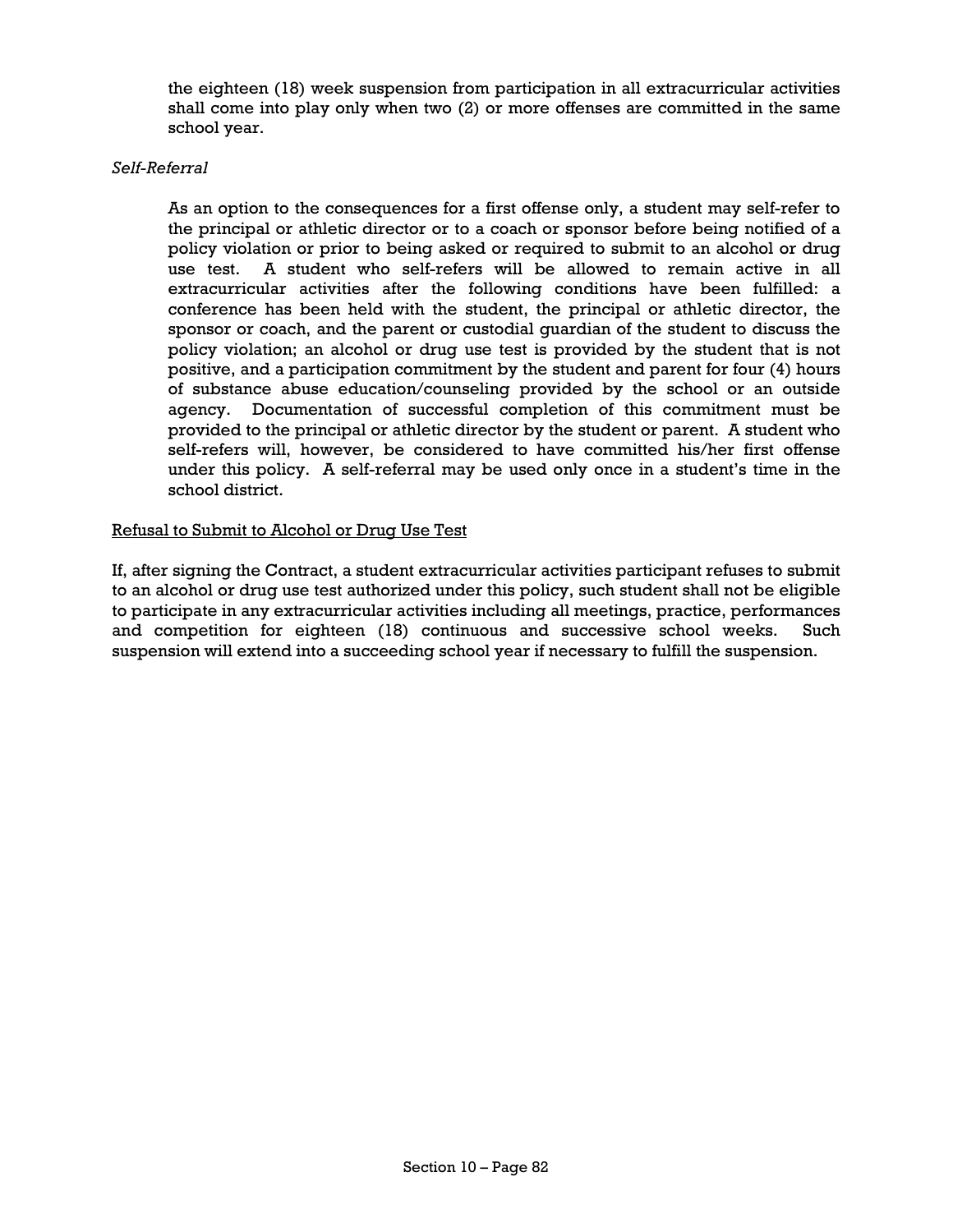the eighteen (18) week suspension from participation in all extracurricular activities shall come into play only when two (2) or more offenses are committed in the same school year.

*Self-Referral*

As an option to the consequences for a first offense only, a student may self-refer to the principal or athletic director or to a coach or sponsor before being notified of a policy violation or prior to being asked or required to submit to an alcohol or drug use test. A student who self-refers will be allowed to remain active in all extracurricular activities after the following conditions have been fulfilled: a conference has been held with the student, the principal or athletic director, the sponsor or coach, and the parent or custodial guardian of the student to discuss the policy violation; an alcohol or drug use test is provided by the student that is not positive, and a participation commitment by the student and parent for four (4) hours of substance abuse education/counseling provided by the school or an outside agency. Documentation of successful completion of this commitment must be provided to the principal or athletic director by the student or parent. A student who self-refers will, however, be considered to have committed his/her first offense under this policy. A self-referral may be used only once in a student's time in the school district.

<u>Refusal to Submit to Alcohol or Drug Use Test</u>

If, after signing the Contract, a student extracurricular activities participant refuses to submit to an alcohol or drug use test authorized under this policy, such student shall not be eligible to participate in any extracurricular activities including all meetings, practice, performances and competition for eighteen (18) continuous and successive school weeks. Such suspension will extend into a succeeding school year if necessary to fulfill the suspension.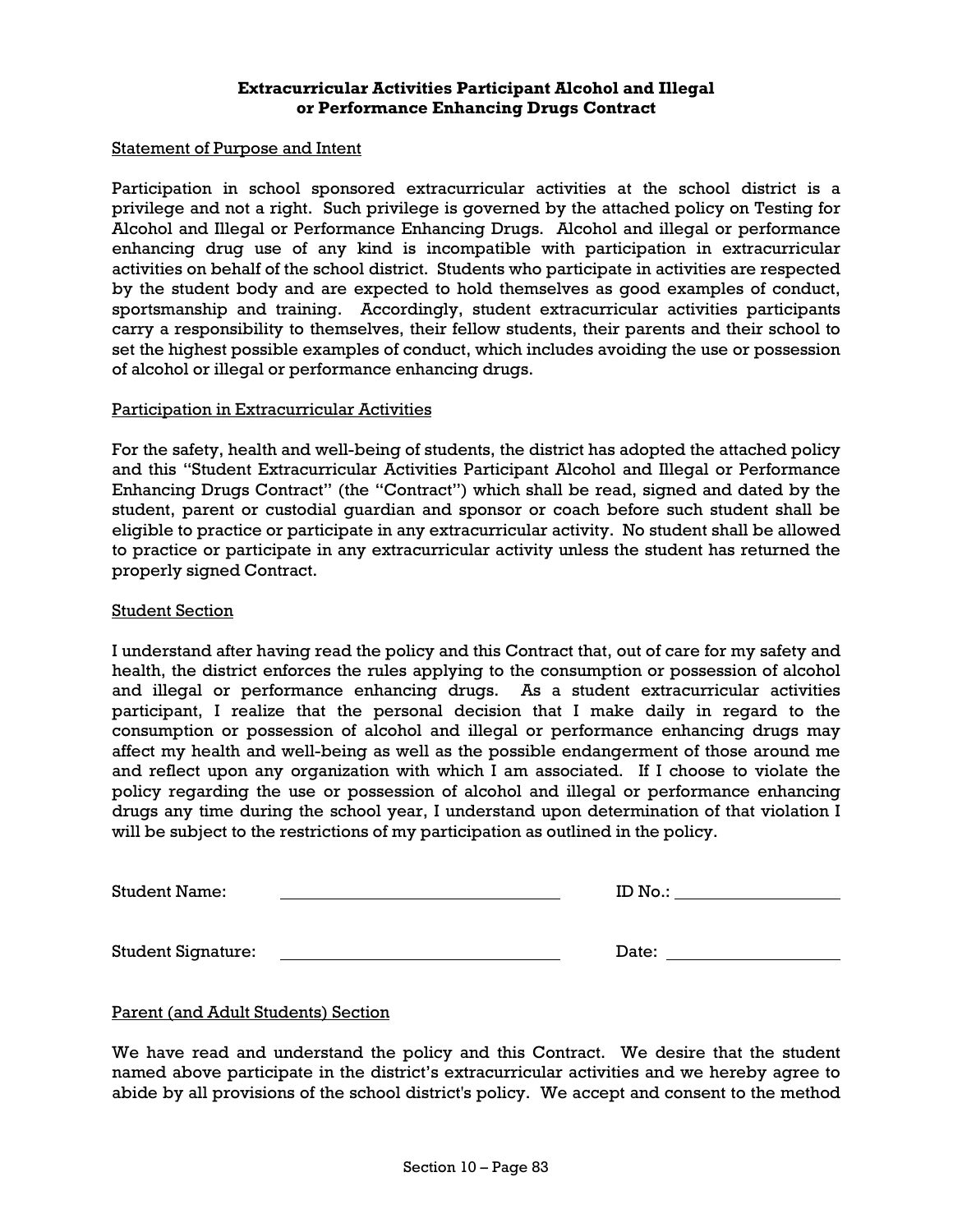**Extracurricular Activities Participant Alcohol and Illegal or Performance Enhancing Drugs Contract**

Statement of Purpose and Intent

Participation in school sponsored extracurricular activities at the school district is a privilege and not a right. Such privilege is governed by the attached policy on Testing for Alcohol and Illegal or Performance Enhancing Drugs. Alcohol and illegal or performance enhancing drug use of any kind is incompatible with participation in extracurricular activities on behalf of the school district. Students who participate in activities are respected by the student body and are expected to hold themselves as good examples of conduct, sportsmanship and training. Accordingly, student extracurricular activities participants carry a responsibility to themselves, their fellow students, their parents and their school to set the highest possible examples of conduct, which includes avoiding the use or possession of alcohol or illegal or performance enhancing drugs.

Participation in Extracurricular Activities

For the safety, health and well-being of students, the district has adopted the attached policy and this "Student Extracurricular Activities Participant Alcohol and Illegal or Performance Enhancing Drugs Contract" (the "Contract") which shall be read, signed and dated by the student, parent or custodial guardian and sponsor or coach before such student shall be eligible to practice or participate in any extracurricular activity. No student shall be allowed to practice or participate in any extracurricular activity unless the student has returned the properly signed Contract.

Student Section

I understand after having read the policy and this Contract that, out of care for my safety and health, the district enforces the rules applying to the consumption or possession of alcohol and illegal or performance enhancing drugs. As a student extracurricular activities participant, I realize that the personal decision that I make daily in regard to the consumption or possession of alcohol and illegal or performance enhancing drugs may affect my health and well-being as well as the possible endangerment of those around me and reflect upon any organization with which I am associated. If I choose to violate the policy regarding the use or possession of alcohol and illegal or performance enhancing drugs any time during the school year, I understand upon determination of that violation I will be subject to the restrictions of my participation as outlined in the policy.

Student Name: ______________________________ ID No.: ____________________

Student Signature: ______________________________ Date: ____________________

Parent (and Adult Students) Section

We have read and understand the policy and this Contract. We desire that the student named above participate in the district's extracurricular activities and we hereby agree to abide by all provisions of the school district's policy. We accept and consent to the method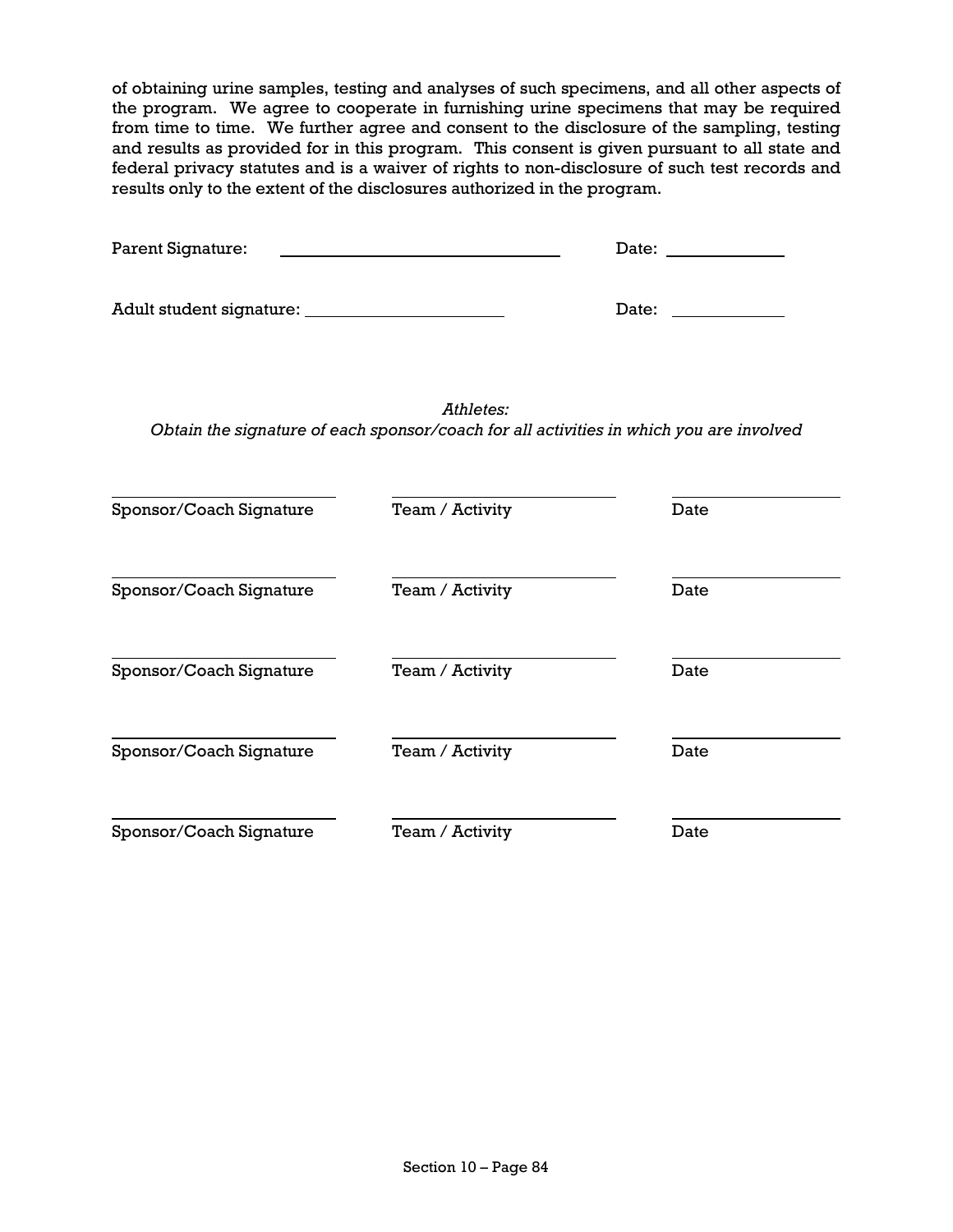of obtaining urine samples, testing and analyses of such specimens, and all other aspects of the program. We agree to cooperate in furnishing urine specimens that may be required from time to time. We further agree and consent to the disclosure of the sampling, testing and results as provided for in this program. This consent is given pursuant to all state and federal privacy statutes and is a waiver of rights to non-disclosure of such test records and results only to the extent of the disclosures authorized in the program.

Parent Signature: ______________________________ Date: ____________

Adult student signature: ____________________ Date: ____________

*Athletes:*
*Obtain the signature of each sponsor/coach for all activities in which you are involved*

| Sponsor/Coach Signature | Team / Activity | Date |
|---|---|---|
| ______________________ | ______________________ | ______________ |
| ______________________ | ______________________ | ______________ |
| ______________________ | ______________________ | ______________ |
| ______________________ | ______________________ | ______________ |
| ______________________ | ______________________ | ______________ |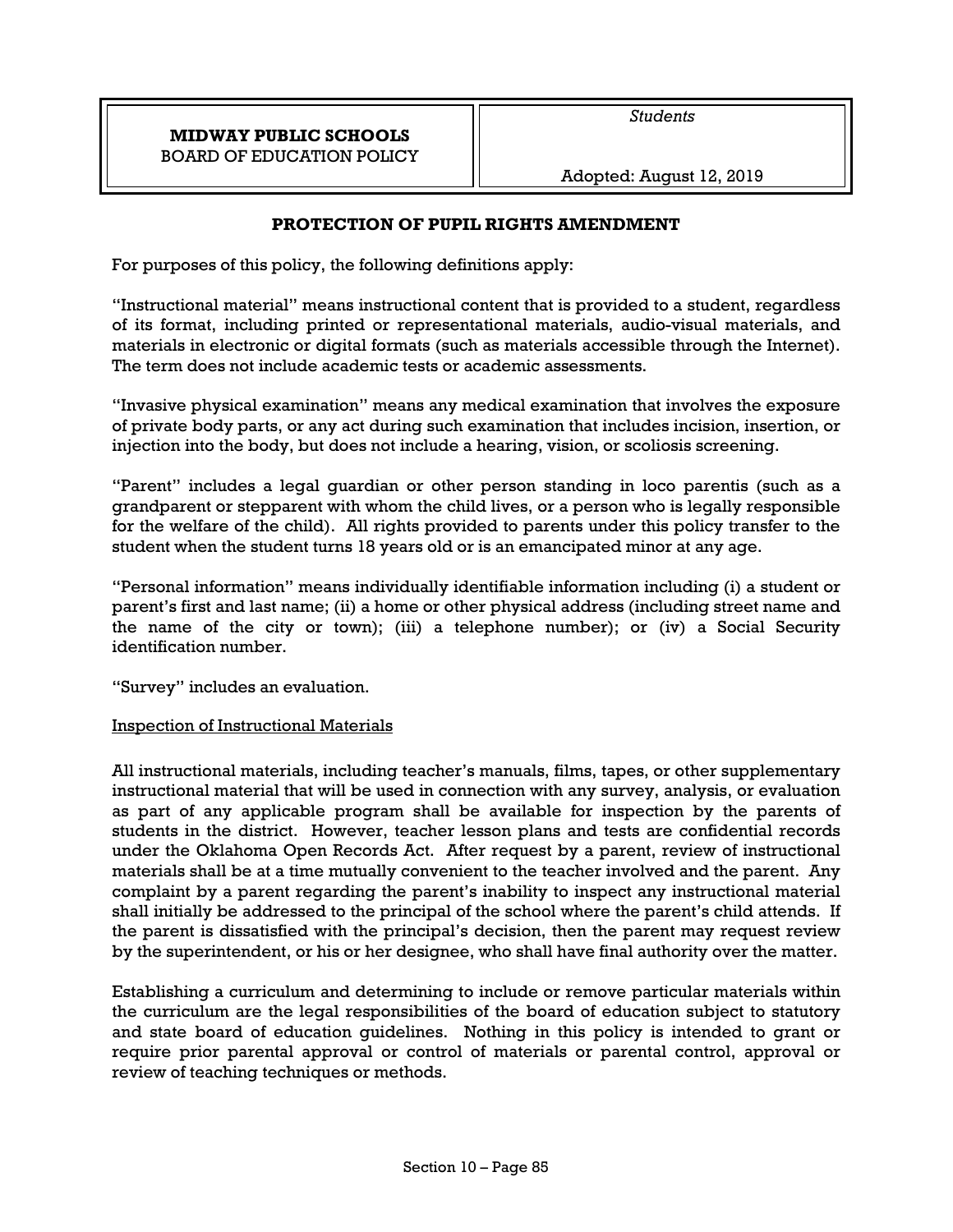**MIDWAY PUBLIC SCHOOLS**
BOARD OF EDUCATION POLICY

*Students*

Adopted: August 12, 2019

## PROTECTION OF PUPIL RIGHTS AMENDMENT

For purposes of this policy, the following definitions apply:

"Instructional material" means instructional content that is provided to a student, regardless of its format, including printed or representational materials, audio-visual materials, and materials in electronic or digital formats (such as materials accessible through the Internet). The term does not include academic tests or academic assessments.

"Invasive physical examination" means any medical examination that involves the exposure of private body parts, or any act during such examination that includes incision, insertion, or injection into the body, but does not include a hearing, vision, or scoliosis screening.

"Parent" includes a legal guardian or other person standing in loco parentis (such as a grandparent or stepparent with whom the child lives, or a person who is legally responsible for the welfare of the child). All rights provided to parents under this policy transfer to the student when the student turns 18 years old or is an emancipated minor at any age.

"Personal information" means individually identifiable information including (i) a student or parent's first and last name; (ii) a home or other physical address (including street name and the name of the city or town); (iii) a telephone number); or (iv) a Social Security identification number.

"Survey" includes an evaluation.

<u>Inspection of Instructional Materials</u>

All instructional materials, including teacher's manuals, films, tapes, or other supplementary instructional material that will be used in connection with any survey, analysis, or evaluation as part of any applicable program shall be available for inspection by the parents of students in the district. However, teacher lesson plans and tests are confidential records under the Oklahoma Open Records Act. After request by a parent, review of instructional materials shall be at a time mutually convenient to the teacher involved and the parent. Any complaint by a parent regarding the parent's inability to inspect any instructional material shall initially be addressed to the principal of the school where the parent's child attends. If the parent is dissatisfied with the principal's decision, then the parent may request review by the superintendent, or his or her designee, who shall have final authority over the matter.

Establishing a curriculum and determining to include or remove particular materials within the curriculum are the legal responsibilities of the board of education subject to statutory and state board of education guidelines. Nothing in this policy is intended to grant or require prior parental approval or control of materials or parental control, approval or review of teaching techniques or methods.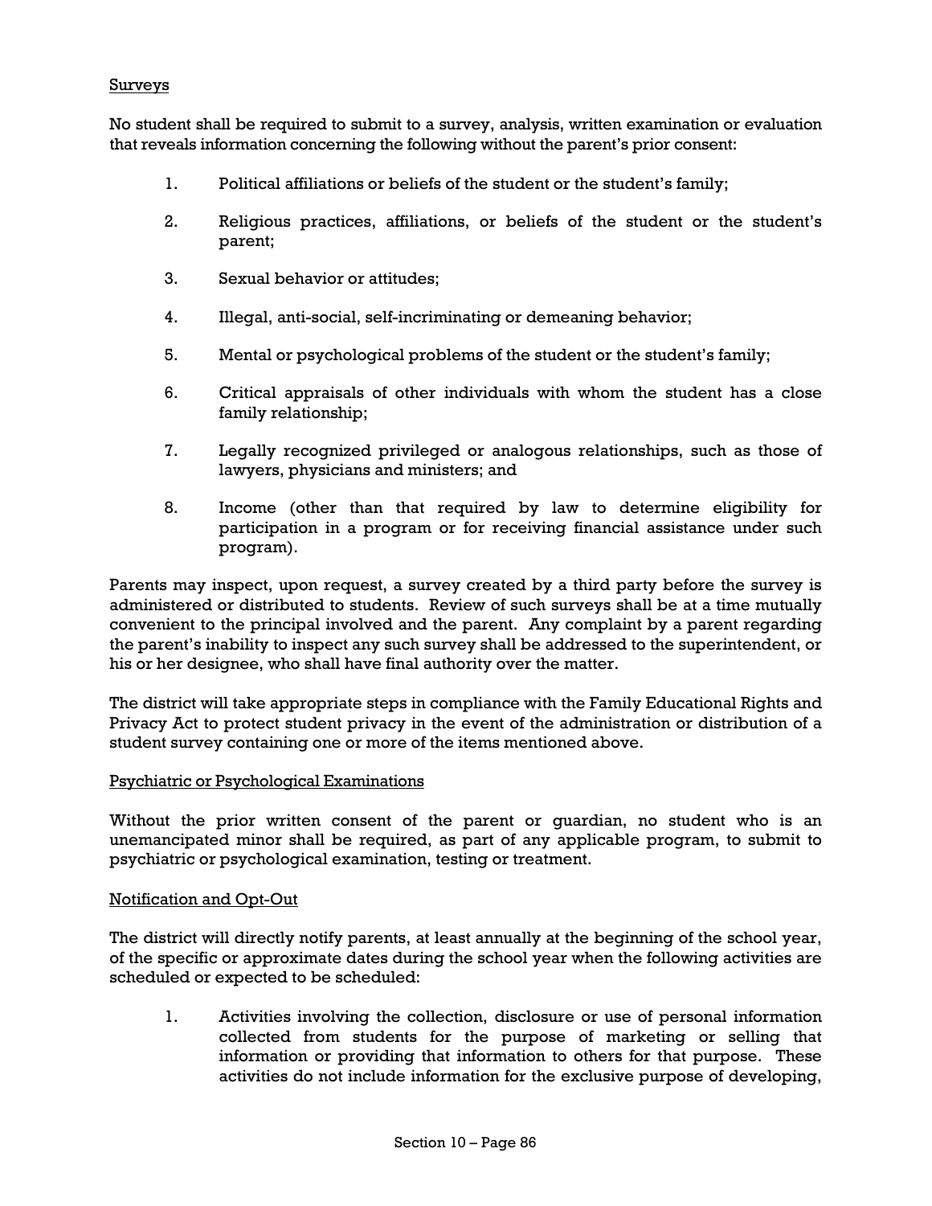Surveys

No student shall be required to submit to a survey, analysis, written examination or evaluation that reveals information concerning the following without the parent's prior consent:

1. Political affiliations or beliefs of the student or the student's family;
2. Religious practices, affiliations, or beliefs of the student or the student's parent;
3. Sexual behavior or attitudes;
4. Illegal, anti-social, self-incriminating or demeaning behavior;
5. Mental or psychological problems of the student or the student's family;
6. Critical appraisals of other individuals with whom the student has a close family relationship;
7. Legally recognized privileged or analogous relationships, such as those of lawyers, physicians and ministers; and
8. Income (other than that required by law to determine eligibility for participation in a program or for receiving financial assistance under such program).

Parents may inspect, upon request, a survey created by a third party before the survey is administered or distributed to students. Review of such surveys shall be at a time mutually convenient to the principal involved and the parent. Any complaint by a parent regarding the parent's inability to inspect any such survey shall be addressed to the superintendent, or his or her designee, who shall have final authority over the matter.

The district will take appropriate steps in compliance with the Family Educational Rights and Privacy Act to protect student privacy in the event of the administration or distribution of a student survey containing one or more of the items mentioned above.

Psychiatric or Psychological Examinations

Without the prior written consent of the parent or guardian, no student who is an unemancipated minor shall be required, as part of any applicable program, to submit to psychiatric or psychological examination, testing or treatment.

Notification and Opt-Out

The district will directly notify parents, at least annually at the beginning of the school year, of the specific or approximate dates during the school year when the following activities are scheduled or expected to be scheduled:

1. Activities involving the collection, disclosure or use of personal information collected from students for the purpose of marketing or selling that information or providing that information to others for that purpose. These activities do not include information for the exclusive purpose of developing,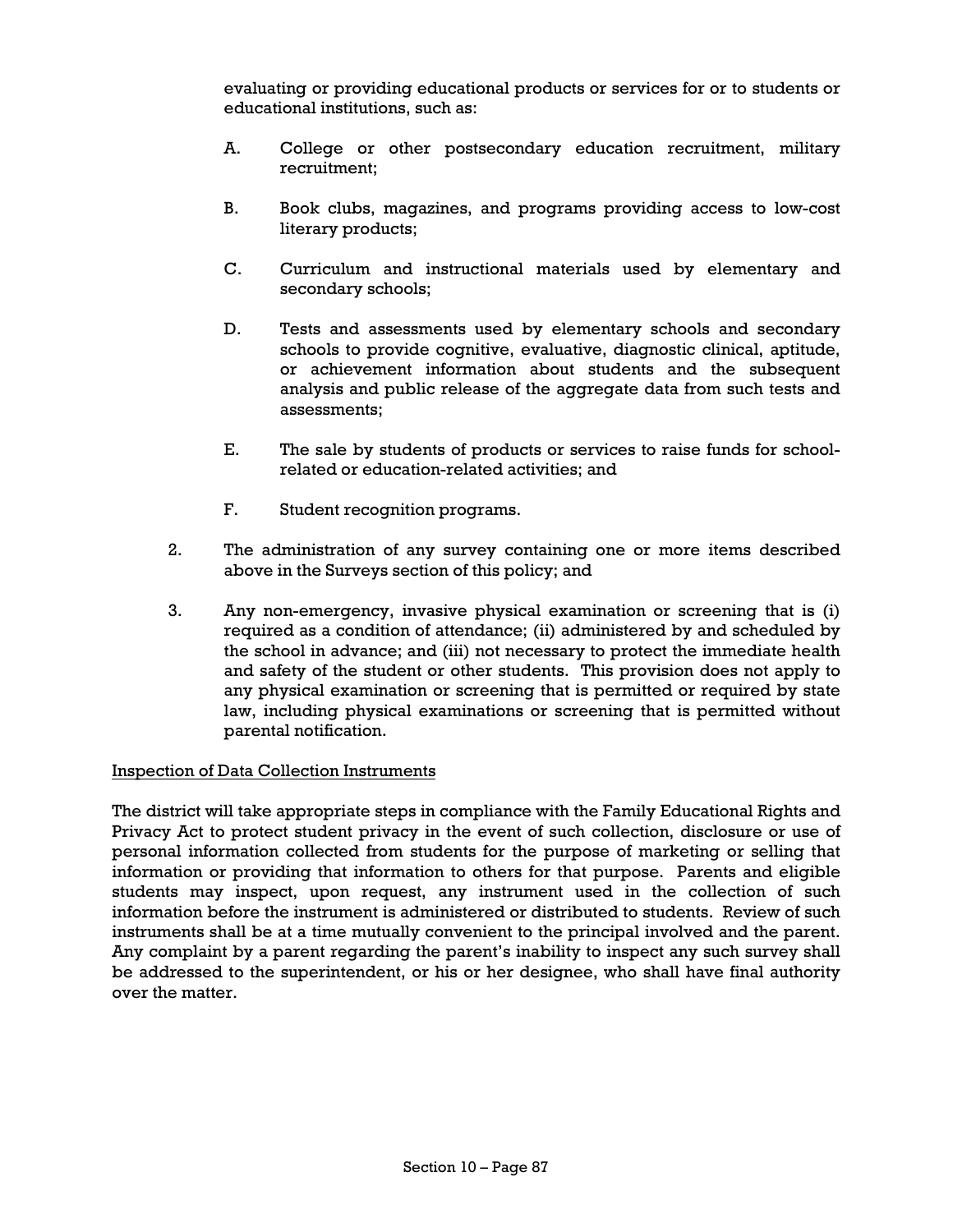evaluating or providing educational products or services for or to students or educational institutions, such as:

A. College or other postsecondary education recruitment, military recruitment;

B. Book clubs, magazines, and programs providing access to low-cost literary products;

C. Curriculum and instructional materials used by elementary and secondary schools;

D. Tests and assessments used by elementary schools and secondary schools to provide cognitive, evaluative, diagnostic clinical, aptitude, or achievement information about students and the subsequent analysis and public release of the aggregate data from such tests and assessments;

E. The sale by students of products or services to raise funds for school-related or education-related activities; and

F. Student recognition programs.

2. The administration of any survey containing one or more items described above in the Surveys section of this policy; and

3. Any non-emergency, invasive physical examination or screening that is (i) required as a condition of attendance; (ii) administered by and scheduled by the school in advance; and (iii) not necessary to protect the immediate health and safety of the student or other students. This provision does not apply to any physical examination or screening that is permitted or required by state law, including physical examinations or screening that is permitted without parental notification.

Inspection of Data Collection Instruments

The district will take appropriate steps in compliance with the Family Educational Rights and Privacy Act to protect student privacy in the event of such collection, disclosure or use of personal information collected from students for the purpose of marketing or selling that information or providing that information to others for that purpose. Parents and eligible students may inspect, upon request, any instrument used in the collection of such information before the instrument is administered or distributed to students. Review of such instruments shall be at a time mutually convenient to the principal involved and the parent. Any complaint by a parent regarding the parent's inability to inspect any such survey shall be addressed to the superintendent, or his or her designee, who shall have final authority over the matter.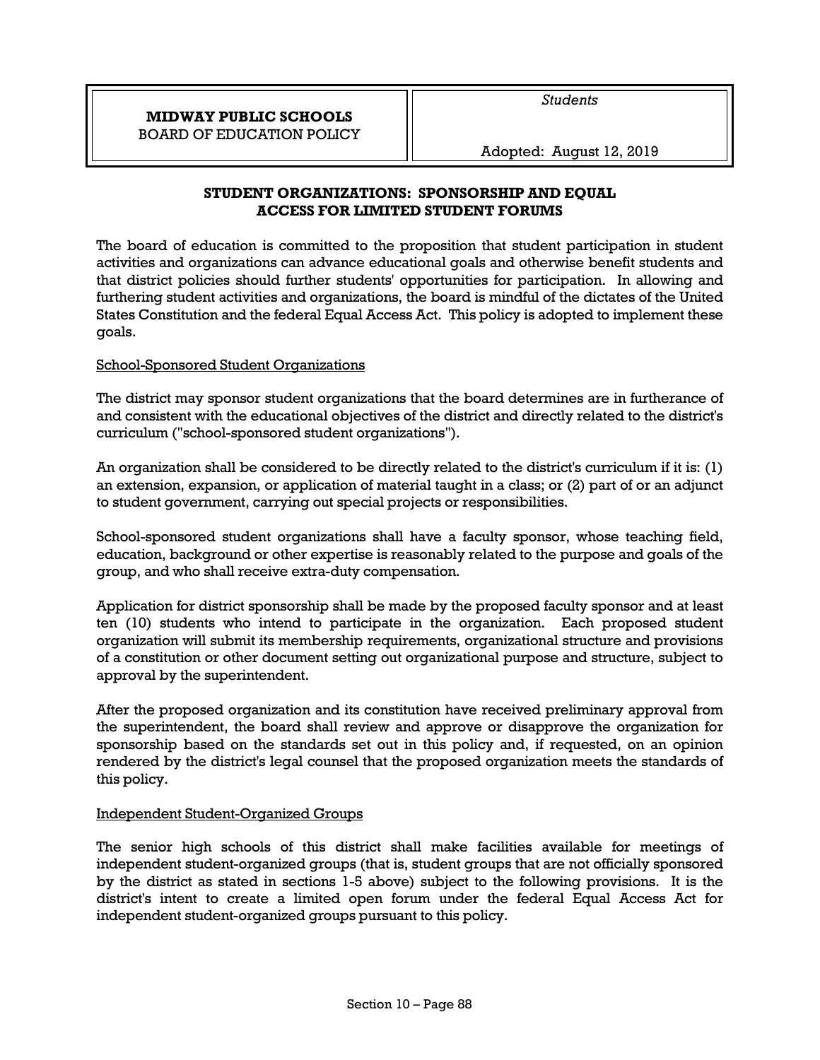| **MIDWAY PUBLIC SCHOOLS**<br>BOARD OF EDUCATION POLICY | *Students*<br><br>Adopted: August 12, 2019 |
| --- | --- |

## STUDENT ORGANIZATIONS: SPONSORSHIP AND EQUAL ACCESS FOR LIMITED STUDENT FORUMS

The board of education is committed to the proposition that student participation in student activities and organizations can advance educational goals and otherwise benefit students and that district policies should further students' opportunities for participation. In allowing and furthering student activities and organizations, the board is mindful of the dictates of the United States Constitution and the federal Equal Access Act. This policy is adopted to implement these goals.

### School-Sponsored Student Organizations

The district may sponsor student organizations that the board determines are in furtherance of and consistent with the educational objectives of the district and directly related to the district's curriculum ("school-sponsored student organizations").

An organization shall be considered to be directly related to the district's curriculum if it is: (1) an extension, expansion, or application of material taught in a class; or (2) part of or an adjunct to student government, carrying out special projects or responsibilities.

School-sponsored student organizations shall have a faculty sponsor, whose teaching field, education, background or other expertise is reasonably related to the purpose and goals of the group, and who shall receive extra-duty compensation.

Application for district sponsorship shall be made by the proposed faculty sponsor and at least ten (10) students who intend to participate in the organization. Each proposed student organization will submit its membership requirements, organizational structure and provisions of a constitution or other document setting out organizational purpose and structure, subject to approval by the superintendent.

After the proposed organization and its constitution have received preliminary approval from the superintendent, the board shall review and approve or disapprove the organization for sponsorship based on the standards set out in this policy and, if requested, on an opinion rendered by the district's legal counsel that the proposed organization meets the standards of this policy.

### Independent Student-Organized Groups

The senior high schools of this district shall make facilities available for meetings of independent student-organized groups (that is, student groups that are not officially sponsored by the district as stated in sections 1-5 above) subject to the following provisions. It is the district's intent to create a limited open forum under the federal Equal Access Act for independent student-organized groups pursuant to this policy.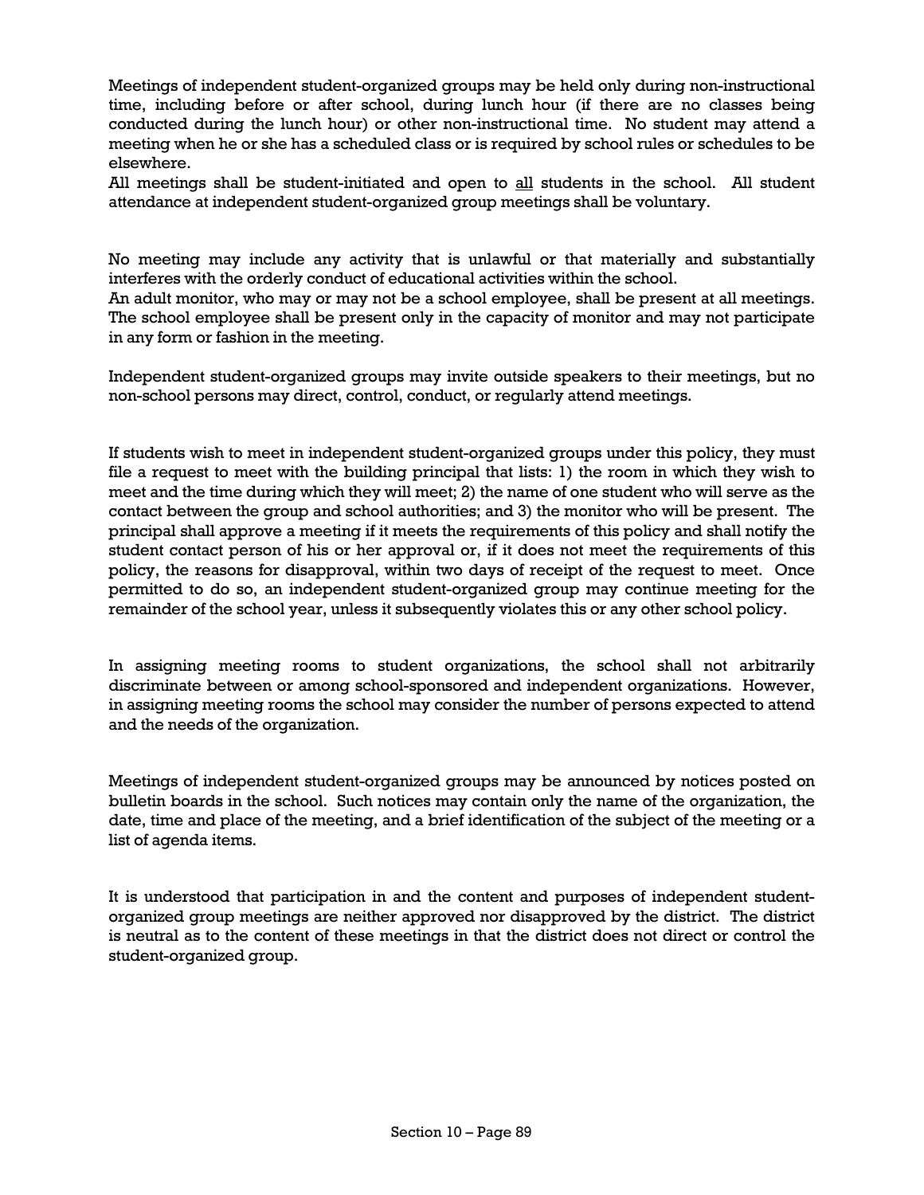Meetings of independent student-organized groups may be held only during non-instructional time, including before or after school, during lunch hour (if there are no classes being conducted during the lunch hour) or other non-instructional time. No student may attend a meeting when he or she has a scheduled class or is required by school rules or schedules to be elsewhere.

All meetings shall be student-initiated and open to <u>all</u> students in the school. All student attendance at independent student-organized group meetings shall be voluntary.

No meeting may include any activity that is unlawful or that materially and substantially interferes with the orderly conduct of educational activities within the school.

An adult monitor, who may or may not be a school employee, shall be present at all meetings. The school employee shall be present only in the capacity of monitor and may not participate in any form or fashion in the meeting.

Independent student-organized groups may invite outside speakers to their meetings, but no non-school persons may direct, control, conduct, or regularly attend meetings.

If students wish to meet in independent student-organized groups under this policy, they must file a request to meet with the building principal that lists: 1) the room in which they wish to meet and the time during which they will meet; 2) the name of one student who will serve as the contact between the group and school authorities; and 3) the monitor who will be present. The principal shall approve a meeting if it meets the requirements of this policy and shall notify the student contact person of his or her approval or, if it does not meet the requirements of this policy, the reasons for disapproval, within two days of receipt of the request to meet. Once permitted to do so, an independent student-organized group may continue meeting for the remainder of the school year, unless it subsequently violates this or any other school policy.

In assigning meeting rooms to student organizations, the school shall not arbitrarily discriminate between or among school-sponsored and independent organizations. However, in assigning meeting rooms the school may consider the number of persons expected to attend and the needs of the organization.

Meetings of independent student-organized groups may be announced by notices posted on bulletin boards in the school. Such notices may contain only the name of the organization, the date, time and place of the meeting, and a brief identification of the subject of the meeting or a list of agenda items.

It is understood that participation in and the content and purposes of independent student-organized group meetings are neither approved nor disapproved by the district. The district is neutral as to the content of these meetings in that the district does not direct or control the student-organized group.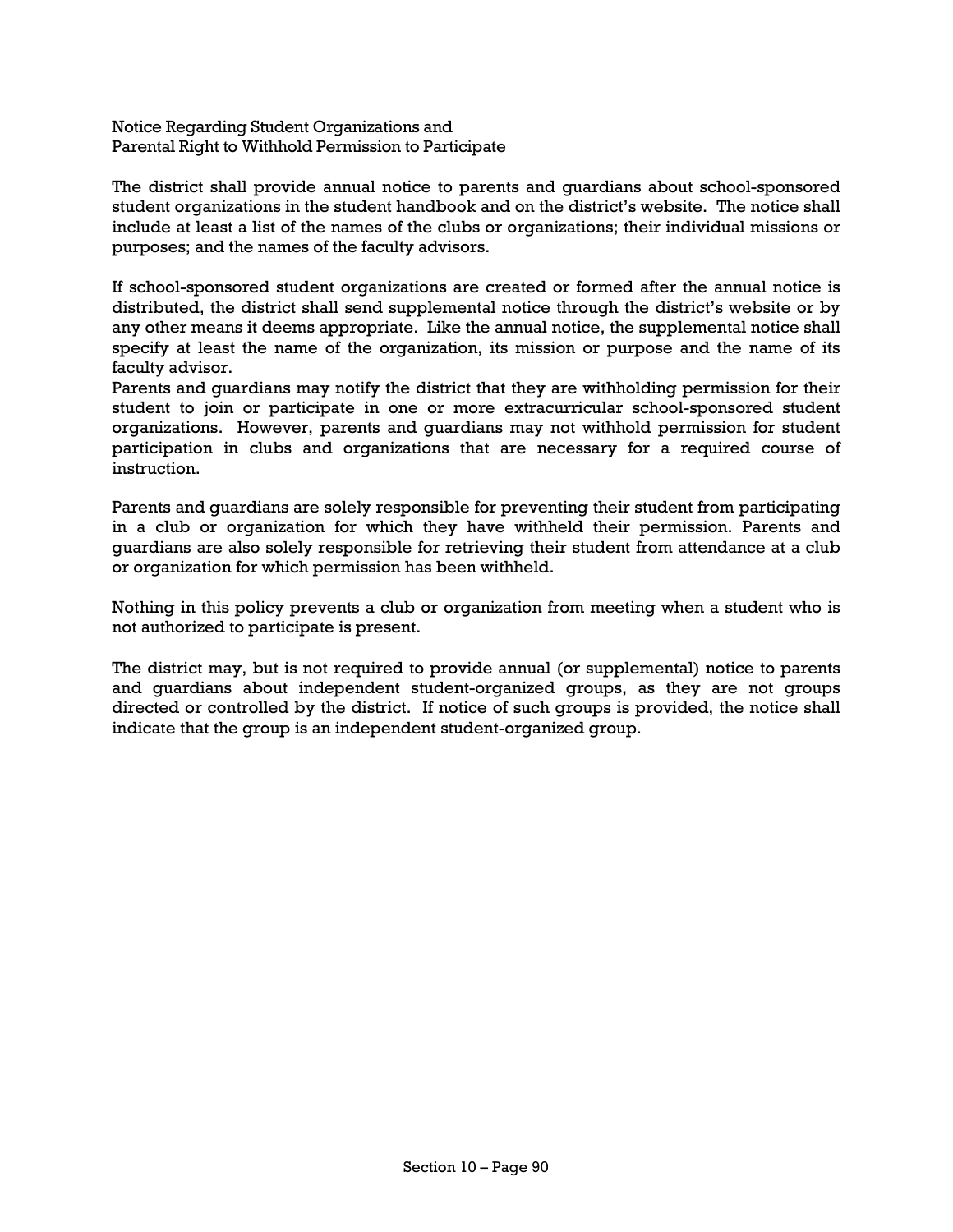Notice Regarding Student Organizations and
Parental Right to Withhold Permission to Participate

The district shall provide annual notice to parents and guardians about school-sponsored student organizations in the student handbook and on the district's website. The notice shall include at least a list of the names of the clubs or organizations; their individual missions or purposes; and the names of the faculty advisors.

If school-sponsored student organizations are created or formed after the annual notice is distributed, the district shall send supplemental notice through the district's website or by any other means it deems appropriate. Like the annual notice, the supplemental notice shall specify at least the name of the organization, its mission or purpose and the name of its faculty advisor.

Parents and guardians may notify the district that they are withholding permission for their student to join or participate in one or more extracurricular school-sponsored student organizations. However, parents and guardians may not withhold permission for student participation in clubs and organizations that are necessary for a required course of instruction.

Parents and guardians are solely responsible for preventing their student from participating in a club or organization for which they have withheld their permission. Parents and guardians are also solely responsible for retrieving their student from attendance at a club or organization for which permission has been withheld.

Nothing in this policy prevents a club or organization from meeting when a student who is not authorized to participate is present.

The district may, but is not required to provide annual (or supplemental) notice to parents and guardians about independent student-organized groups, as they are not groups directed or controlled by the district. If notice of such groups is provided, the notice shall indicate that the group is an independent student-organized group.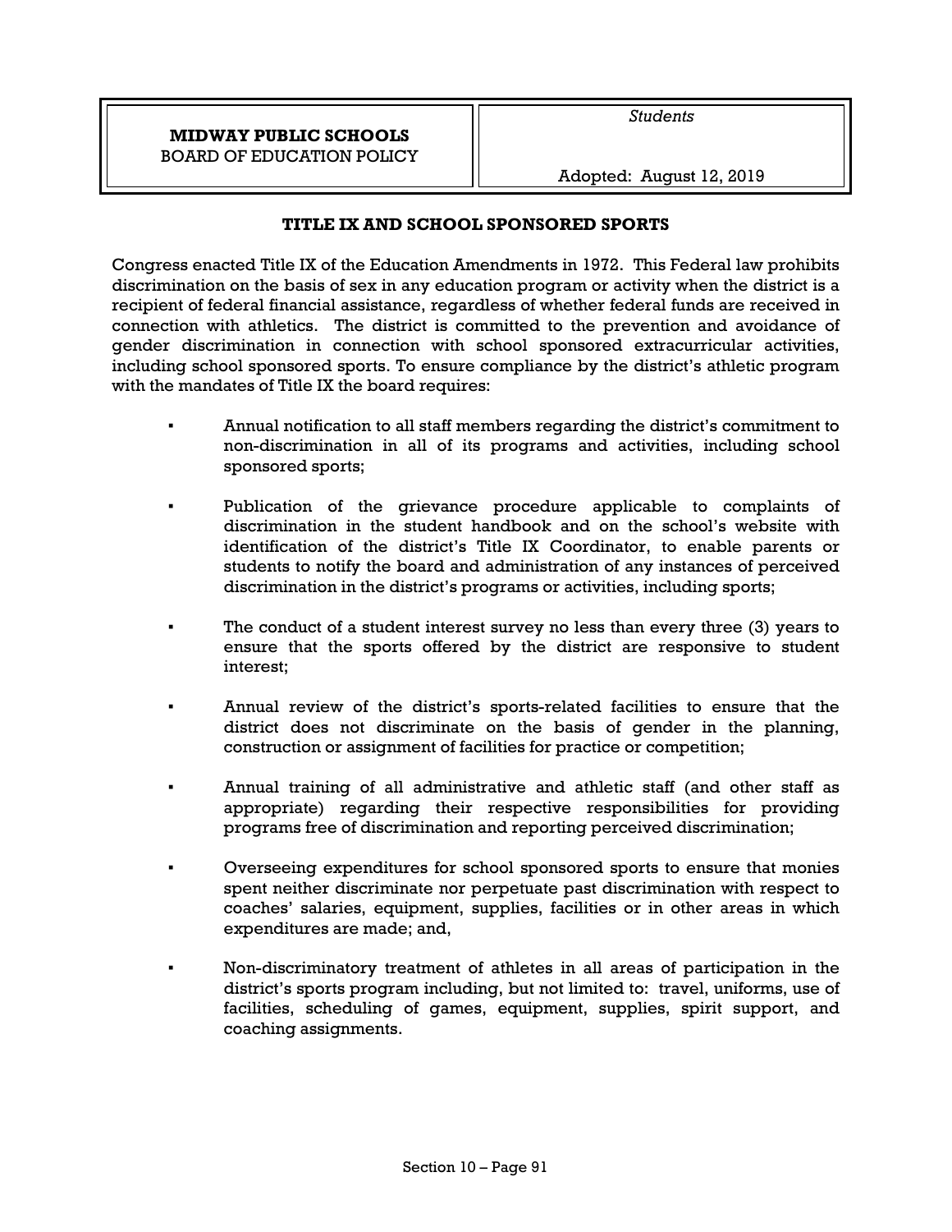| **MIDWAY PUBLIC SCHOOLS** BOARD OF EDUCATION POLICY | *Students* Adopted: August 12, 2019 |
|---|---|

## TITLE IX AND SCHOOL SPONSORED SPORTS

Congress enacted Title IX of the Education Amendments in 1972. This Federal law prohibits discrimination on the basis of sex in any education program or activity when the district is a recipient of federal financial assistance, regardless of whether federal funds are received in connection with athletics. The district is committed to the prevention and avoidance of gender discrimination in connection with school sponsored extracurricular activities, including school sponsored sports. To ensure compliance by the district's athletic program with the mandates of Title IX the board requires:

- Annual notification to all staff members regarding the district's commitment to non-discrimination in all of its programs and activities, including school sponsored sports;
- Publication of the grievance procedure applicable to complaints of discrimination in the student handbook and on the school's website with identification of the district's Title IX Coordinator, to enable parents or students to notify the board and administration of any instances of perceived discrimination in the district's programs or activities, including sports;
- The conduct of a student interest survey no less than every three (3) years to ensure that the sports offered by the district are responsive to student interest;
- Annual review of the district's sports-related facilities to ensure that the district does not discriminate on the basis of gender in the planning, construction or assignment of facilities for practice or competition;
- Annual training of all administrative and athletic staff (and other staff as appropriate) regarding their respective responsibilities for providing programs free of discrimination and reporting perceived discrimination;
- Overseeing expenditures for school sponsored sports to ensure that monies spent neither discriminate nor perpetuate past discrimination with respect to coaches' salaries, equipment, supplies, facilities or in other areas in which expenditures are made; and,
- Non-discriminatory treatment of athletes in all areas of participation in the district's sports program including, but not limited to: travel, uniforms, use of facilities, scheduling of games, equipment, supplies, spirit support, and coaching assignments.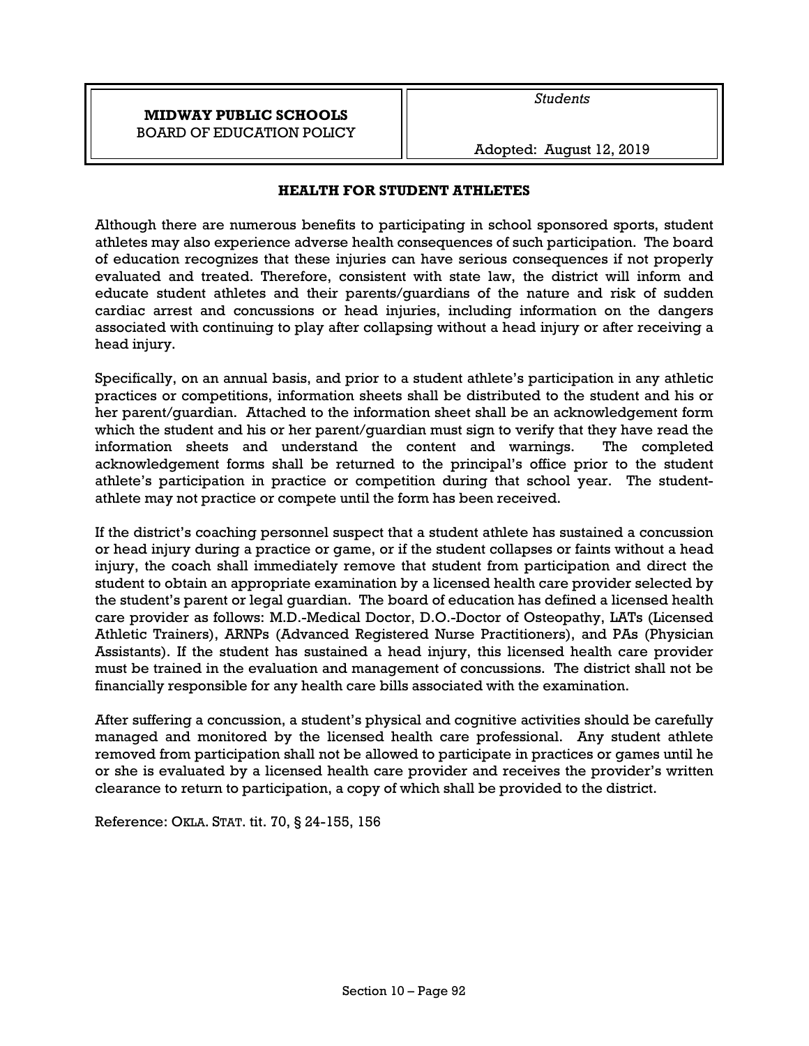**MIDWAY PUBLIC SCHOOLS**
BOARD OF EDUCATION POLICY

*Students*

Adopted: August 12, 2019

## HEALTH FOR STUDENT ATHLETES

Although there are numerous benefits to participating in school sponsored sports, student athletes may also experience adverse health consequences of such participation. The board of education recognizes that these injuries can have serious consequences if not properly evaluated and treated. Therefore, consistent with state law, the district will inform and educate student athletes and their parents/guardians of the nature and risk of sudden cardiac arrest and concussions or head injuries, including information on the dangers associated with continuing to play after collapsing without a head injury or after receiving a head injury.

Specifically, on an annual basis, and prior to a student athlete's participation in any athletic practices or competitions, information sheets shall be distributed to the student and his or her parent/guardian. Attached to the information sheet shall be an acknowledgement form which the student and his or her parent/guardian must sign to verify that they have read the information sheets and understand the content and warnings. The completed acknowledgement forms shall be returned to the principal's office prior to the student athlete's participation in practice or competition during that school year. The student-athlete may not practice or compete until the form has been received.

If the district's coaching personnel suspect that a student athlete has sustained a concussion or head injury during a practice or game, or if the student collapses or faints without a head injury, the coach shall immediately remove that student from participation and direct the student to obtain an appropriate examination by a licensed health care provider selected by the student's parent or legal guardian. The board of education has defined a licensed health care provider as follows: M.D.-Medical Doctor, D.O.-Doctor of Osteopathy, LATs (Licensed Athletic Trainers), ARNPs (Advanced Registered Nurse Practitioners), and PAs (Physician Assistants). If the student has sustained a head injury, this licensed health care provider must be trained in the evaluation and management of concussions. The district shall not be financially responsible for any health care bills associated with the examination.

After suffering a concussion, a student's physical and cognitive activities should be carefully managed and monitored by the licensed health care professional. Any student athlete removed from participation shall not be allowed to participate in practices or games until he or she is evaluated by a licensed health care provider and receives the provider's written clearance to return to participation, a copy of which shall be provided to the district.

Reference: OKLA. STAT. tit. 70, § 24-155, 156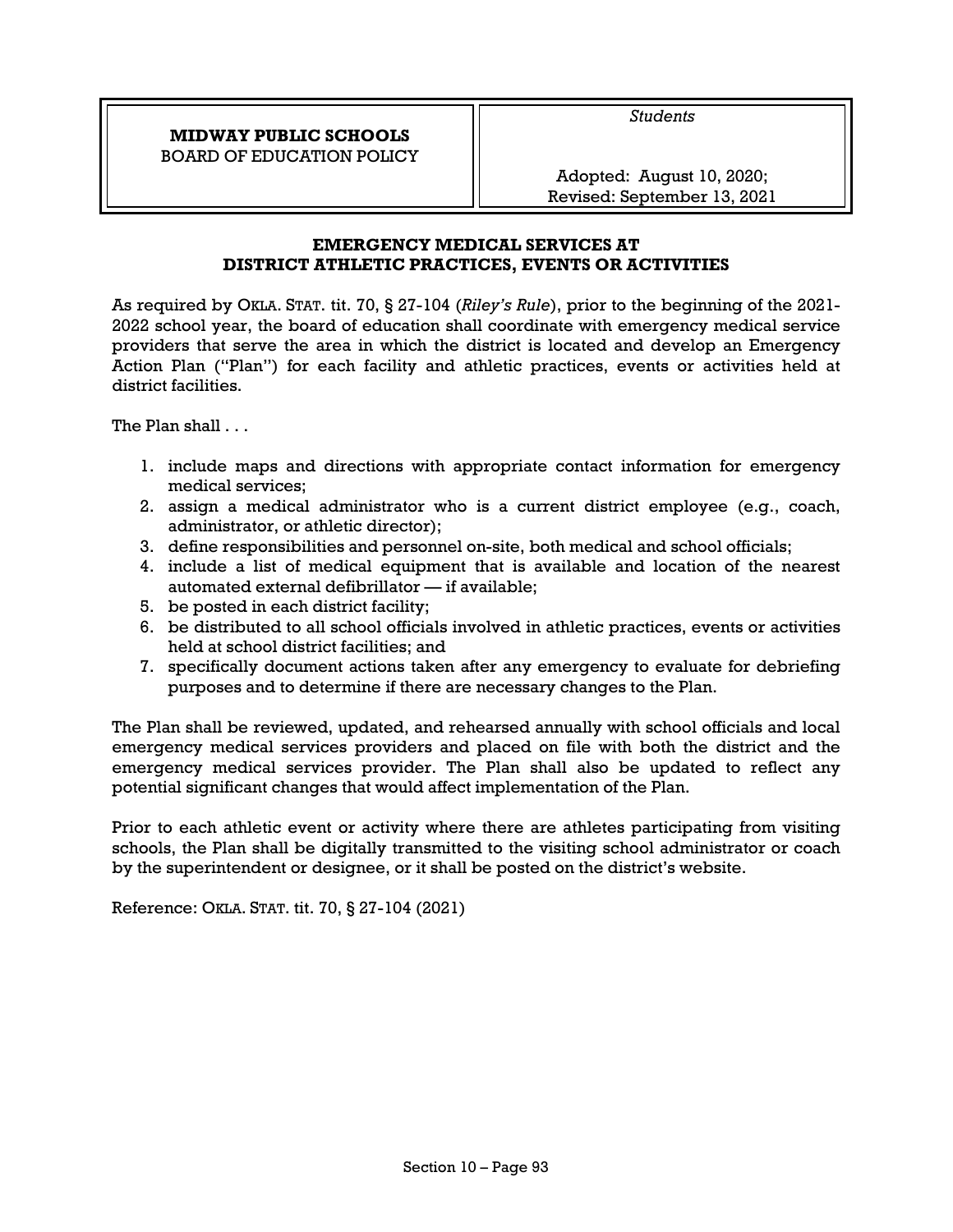| **MIDWAY PUBLIC SCHOOLS**<br>BOARD OF EDUCATION POLICY | *Students*<br><br>Adopted: August 10, 2020;<br>Revised: September 13, 2021 |
|---|---|

## EMERGENCY MEDICAL SERVICES AT DISTRICT ATHLETIC PRACTICES, EVENTS OR ACTIVITIES

As required by OKLA. STAT. tit. 70, § 27-104 (*Riley's Rule*), prior to the beginning of the 2021-2022 school year, the board of education shall coordinate with emergency medical service providers that serve the area in which the district is located and develop an Emergency Action Plan ("Plan") for each facility and athletic practices, events or activities held at district facilities.

The Plan shall . . .

1. include maps and directions with appropriate contact information for emergency medical services;
2. assign a medical administrator who is a current district employee (e.g., coach, administrator, or athletic director);
3. define responsibilities and personnel on-site, both medical and school officials;
4. include a list of medical equipment that is available and location of the nearest automated external defibrillator — if available;
5. be posted in each district facility;
6. be distributed to all school officials involved in athletic practices, events or activities held at school district facilities; and
7. specifically document actions taken after any emergency to evaluate for debriefing purposes and to determine if there are necessary changes to the Plan.

The Plan shall be reviewed, updated, and rehearsed annually with school officials and local emergency medical services providers and placed on file with both the district and the emergency medical services provider. The Plan shall also be updated to reflect any potential significant changes that would affect implementation of the Plan.

Prior to each athletic event or activity where there are athletes participating from visiting schools, the Plan shall be digitally transmitted to the visiting school administrator or coach by the superintendent or designee, or it shall be posted on the district's website.

Reference: OKLA. STAT. tit. 70, § 27-104 (2021)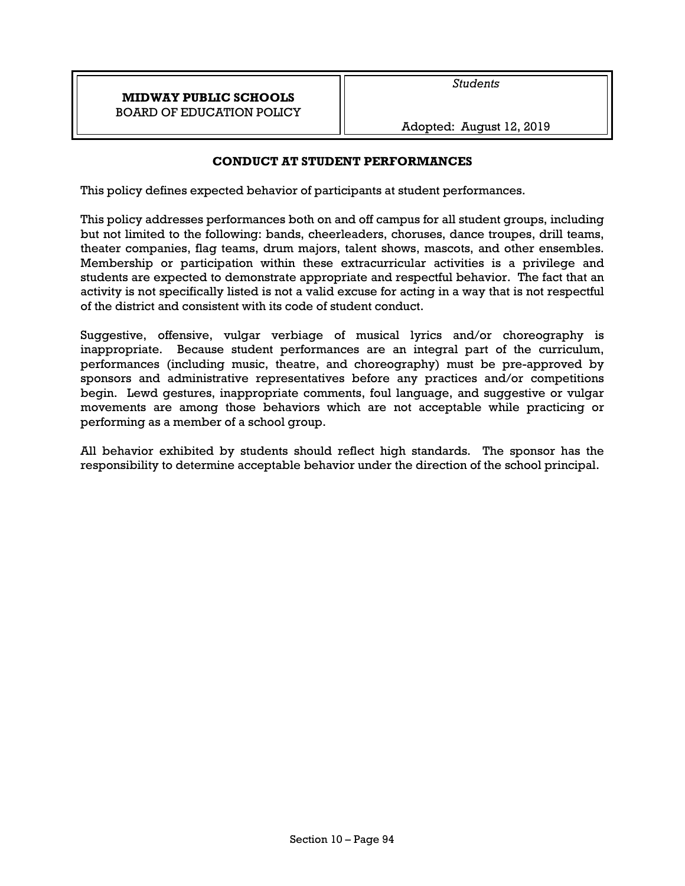| **MIDWAY PUBLIC SCHOOLS** BOARD OF EDUCATION POLICY | *Students* Adopted: August 12, 2019 |
| --- | --- |

## CONDUCT AT STUDENT PERFORMANCES

This policy defines expected behavior of participants at student performances.

This policy addresses performances both on and off campus for all student groups, including but not limited to the following: bands, cheerleaders, choruses, dance troupes, drill teams, theater companies, flag teams, drum majors, talent shows, mascots, and other ensembles. Membership or participation within these extracurricular activities is a privilege and students are expected to demonstrate appropriate and respectful behavior. The fact that an activity is not specifically listed is not a valid excuse for acting in a way that is not respectful of the district and consistent with its code of student conduct.

Suggestive, offensive, vulgar verbiage of musical lyrics and/or choreography is inappropriate. Because student performances are an integral part of the curriculum, performances (including music, theatre, and choreography) must be pre-approved by sponsors and administrative representatives before any practices and/or competitions begin. Lewd gestures, inappropriate comments, foul language, and suggestive or vulgar movements are among those behaviors which are not acceptable while practicing or performing as a member of a school group.

All behavior exhibited by students should reflect high standards. The sponsor has the responsibility to determine acceptable behavior under the direction of the school principal.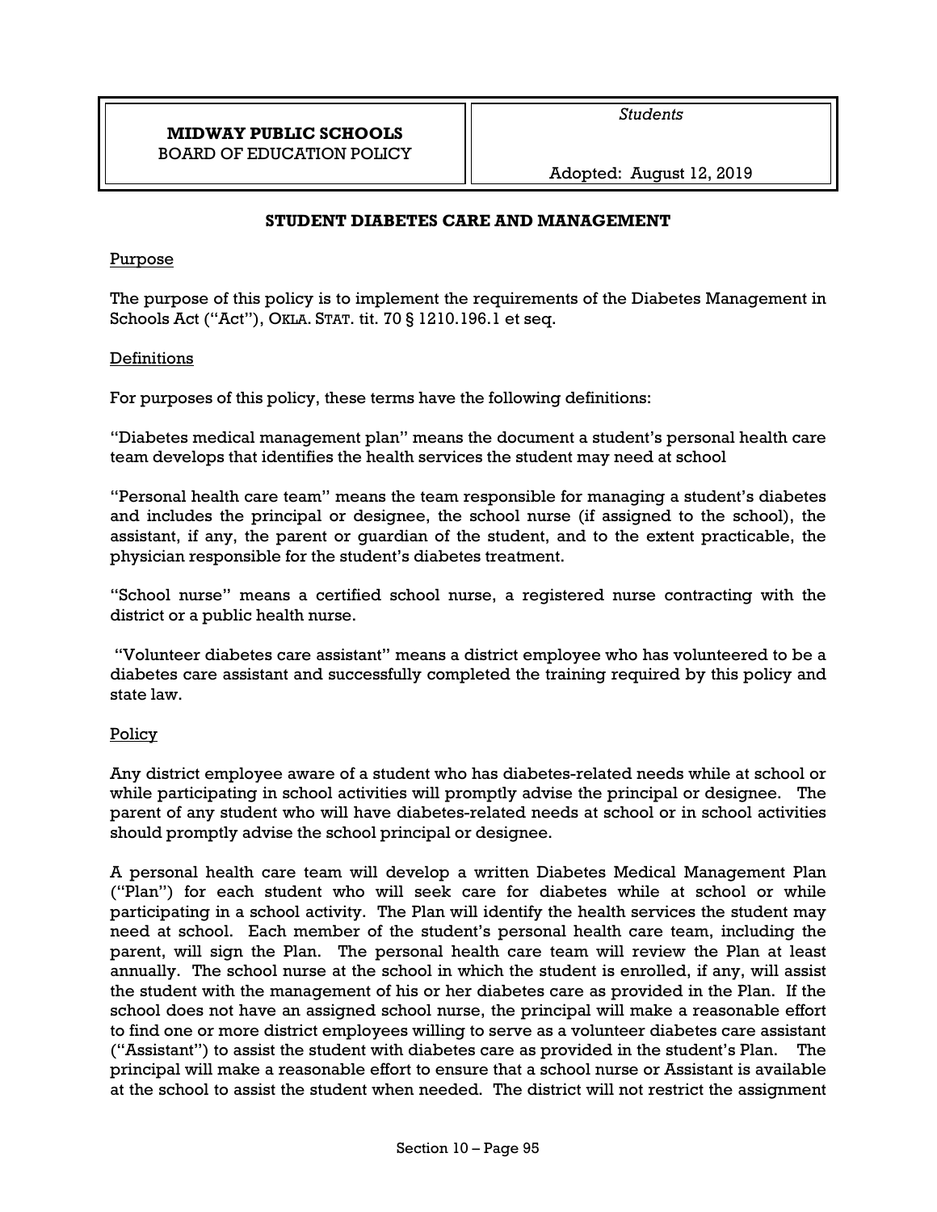| **MIDWAY PUBLIC SCHOOLS** BOARD OF EDUCATION POLICY | *Students* Adopted: August 12, 2019 |
| --- | --- |

## STUDENT DIABETES CARE AND MANAGEMENT

### Purpose

The purpose of this policy is to implement the requirements of the Diabetes Management in Schools Act ("Act"), OKLA. STAT. tit. 70 § 1210.196.1 et seq.

### Definitions

For purposes of this policy, these terms have the following definitions:

"Diabetes medical management plan" means the document a student's personal health care team develops that identifies the health services the student may need at school

"Personal health care team" means the team responsible for managing a student's diabetes and includes the principal or designee, the school nurse (if assigned to the school), the assistant, if any, the parent or guardian of the student, and to the extent practicable, the physician responsible for the student's diabetes treatment.

"School nurse" means a certified school nurse, a registered nurse contracting with the district or a public health nurse.

"Volunteer diabetes care assistant" means a district employee who has volunteered to be a diabetes care assistant and successfully completed the training required by this policy and state law.

### Policy

Any district employee aware of a student who has diabetes-related needs while at school or while participating in school activities will promptly advise the principal or designee. The parent of any student who will have diabetes-related needs at school or in school activities should promptly advise the school principal or designee.

A personal health care team will develop a written Diabetes Medical Management Plan ("Plan") for each student who will seek care for diabetes while at school or while participating in a school activity. The Plan will identify the health services the student may need at school. Each member of the student's personal health care team, including the parent, will sign the Plan. The personal health care team will review the Plan at least annually. The school nurse at the school in which the student is enrolled, if any, will assist the student with the management of his or her diabetes care as provided in the Plan. If the school does not have an assigned school nurse, the principal will make a reasonable effort to find one or more district employees willing to serve as a volunteer diabetes care assistant ("Assistant") to assist the student with diabetes care as provided in the student's Plan. The principal will make a reasonable effort to ensure that a school nurse or Assistant is available at the school to assist the student when needed. The district will not restrict the assignment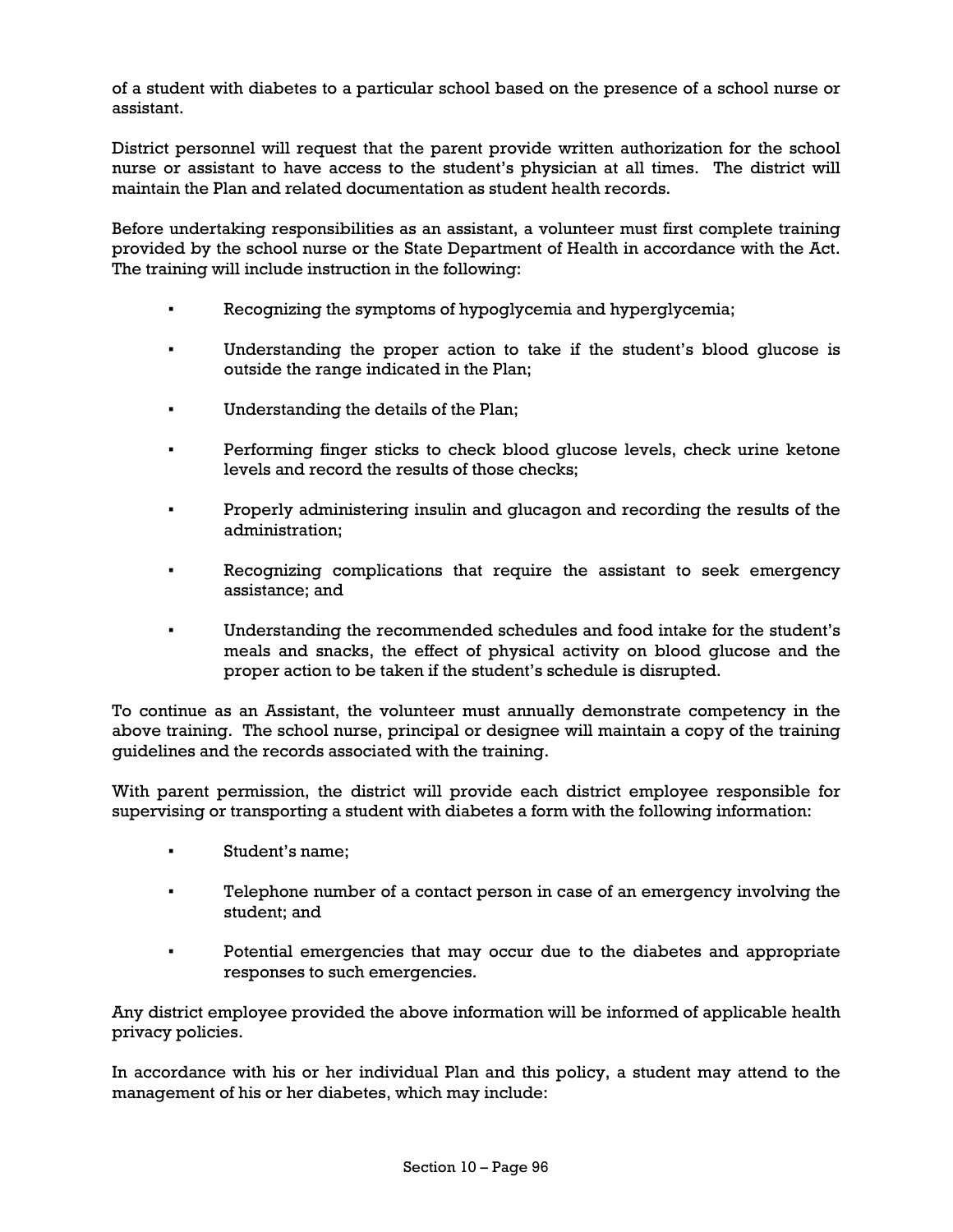of a student with diabetes to a particular school based on the presence of a school nurse or assistant.

District personnel will request that the parent provide written authorization for the school nurse or assistant to have access to the student's physician at all times. The district will maintain the Plan and related documentation as student health records.

Before undertaking responsibilities as an assistant, a volunteer must first complete training provided by the school nurse or the State Department of Health in accordance with the Act. The training will include instruction in the following:

- Recognizing the symptoms of hypoglycemia and hyperglycemia;
- Understanding the proper action to take if the student's blood glucose is outside the range indicated in the Plan;
- Understanding the details of the Plan;
- Performing finger sticks to check blood glucose levels, check urine ketone levels and record the results of those checks;
- Properly administering insulin and glucagon and recording the results of the administration;
- Recognizing complications that require the assistant to seek emergency assistance; and
- Understanding the recommended schedules and food intake for the student's meals and snacks, the effect of physical activity on blood glucose and the proper action to be taken if the student's schedule is disrupted.

To continue as an Assistant, the volunteer must annually demonstrate competency in the above training. The school nurse, principal or designee will maintain a copy of the training guidelines and the records associated with the training.

With parent permission, the district will provide each district employee responsible for supervising or transporting a student with diabetes a form with the following information:

- Student's name;
- Telephone number of a contact person in case of an emergency involving the student; and
- Potential emergencies that may occur due to the diabetes and appropriate responses to such emergencies.

Any district employee provided the above information will be informed of applicable health privacy policies.

In accordance with his or her individual Plan and this policy, a student may attend to the management of his or her diabetes, which may include: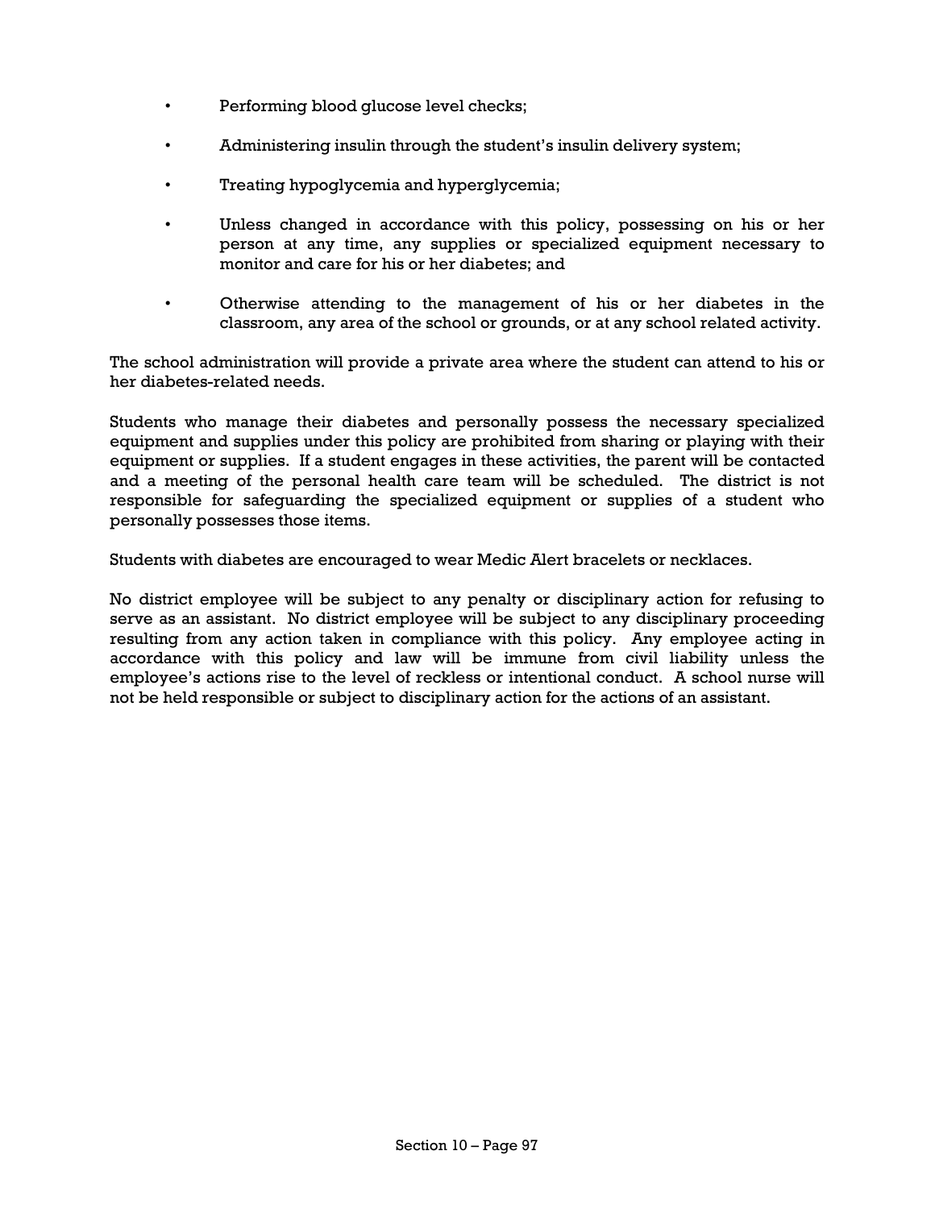- Performing blood glucose level checks;
- Administering insulin through the student's insulin delivery system;
- Treating hypoglycemia and hyperglycemia;
- Unless changed in accordance with this policy, possessing on his or her person at any time, any supplies or specialized equipment necessary to monitor and care for his or her diabetes; and
- Otherwise attending to the management of his or her diabetes in the classroom, any area of the school or grounds, or at any school related activity.

The school administration will provide a private area where the student can attend to his or her diabetes-related needs.

Students who manage their diabetes and personally possess the necessary specialized equipment and supplies under this policy are prohibited from sharing or playing with their equipment or supplies. If a student engages in these activities, the parent will be contacted and a meeting of the personal health care team will be scheduled. The district is not responsible for safeguarding the specialized equipment or supplies of a student who personally possesses those items.

Students with diabetes are encouraged to wear Medic Alert bracelets or necklaces.

No district employee will be subject to any penalty or disciplinary action for refusing to serve as an assistant. No district employee will be subject to any disciplinary proceeding resulting from any action taken in compliance with this policy. Any employee acting in accordance with this policy and law will be immune from civil liability unless the employee's actions rise to the level of reckless or intentional conduct. A school nurse will not be held responsible or subject to disciplinary action for the actions of an assistant.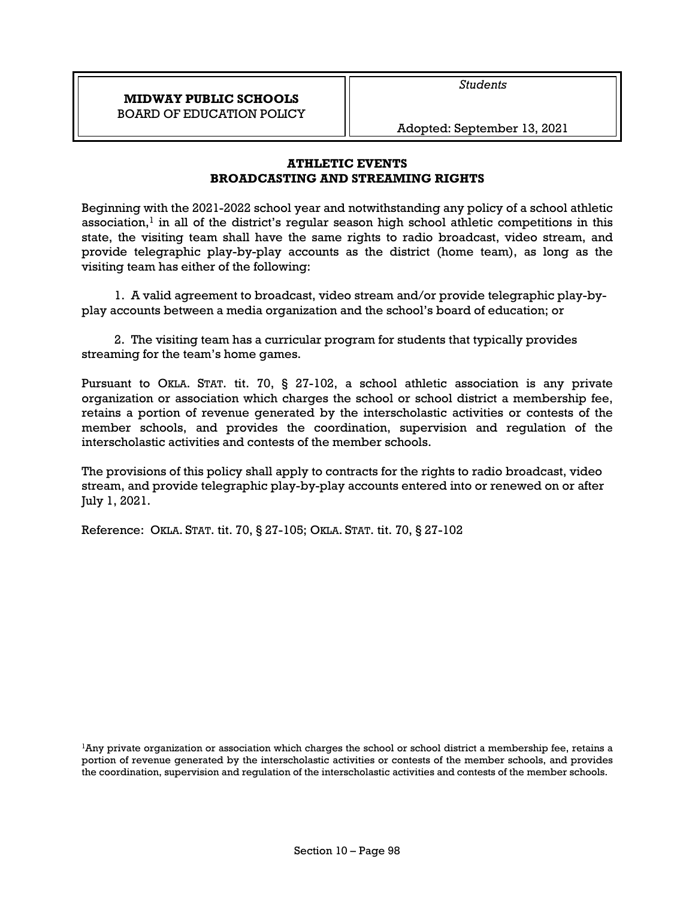| **MIDWAY PUBLIC SCHOOLS** BOARD OF EDUCATION POLICY | *Students* Adopted: September 13, 2021 |
| --- | --- |

## ATHLETIC EVENTS
## BROADCASTING AND STREAMING RIGHTS

Beginning with the 2021-2022 school year and notwithstanding any policy of a school athletic association,[1] in all of the district's regular season high school athletic competitions in this state, the visiting team shall have the same rights to radio broadcast, video stream, and provide telegraphic play-by-play accounts as the district (home team), as long as the visiting team has either of the following:

1. A valid agreement to broadcast, video stream and/or provide telegraphic play-by-play accounts between a media organization and the school's board of education; or

2. The visiting team has a curricular program for students that typically provides streaming for the team's home games.

Pursuant to OKLA. STAT. tit. 70, § 27-102, a school athletic association is any private organization or association which charges the school or school district a membership fee, retains a portion of revenue generated by the interscholastic activities or contests of the member schools, and provides the coordination, supervision and regulation of the interscholastic activities and contests of the member schools.

The provisions of this policy shall apply to contracts for the rights to radio broadcast, video stream, and provide telegraphic play-by-play accounts entered into or renewed on or after July 1, 2021.

Reference: OKLA. STAT. tit. 70, § 27-105; OKLA. STAT. tit. 70, § 27-102

[1]Any private organization or association which charges the school or school district a membership fee, retains a portion of revenue generated by the interscholastic activities or contests of the member schools, and provides the coordination, supervision and regulation of the interscholastic activities and contests of the member schools.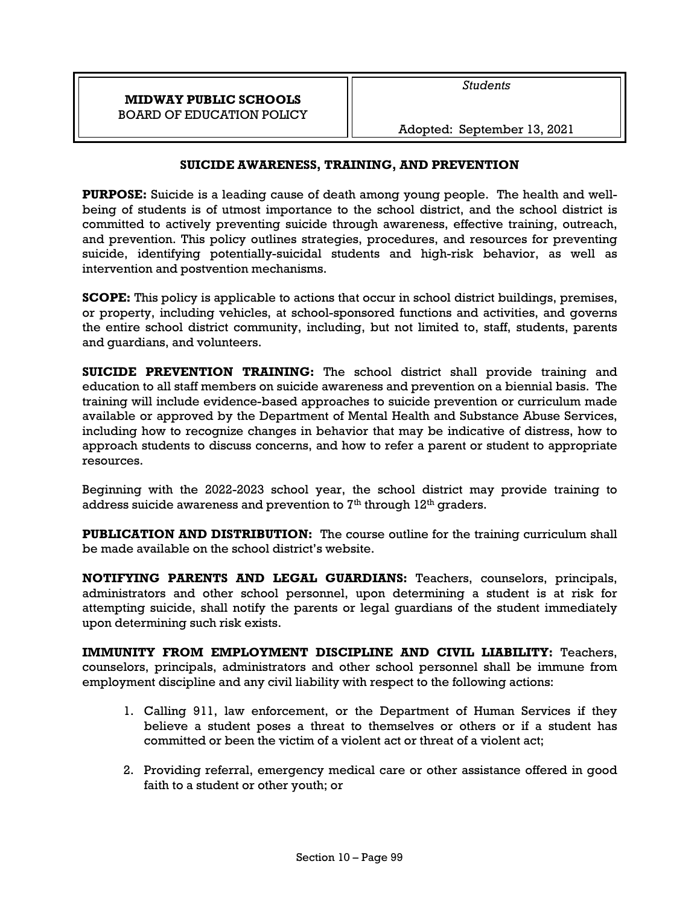| **MIDWAY PUBLIC SCHOOLS** BOARD OF EDUCATION POLICY | *Students* Adopted: September 13, 2021 |
|---|---|

## SUICIDE AWARENESS, TRAINING, AND PREVENTION

**PURPOSE:** Suicide is a leading cause of death among young people. The health and well-being of students is of utmost importance to the school district, and the school district is committed to actively preventing suicide through awareness, effective training, outreach, and prevention. This policy outlines strategies, procedures, and resources for preventing suicide, identifying potentially-suicidal students and high-risk behavior, as well as intervention and postvention mechanisms.

**SCOPE:** This policy is applicable to actions that occur in school district buildings, premises, or property, including vehicles, at school-sponsored functions and activities, and governs the entire school district community, including, but not limited to, staff, students, parents and guardians, and volunteers.

**SUICIDE PREVENTION TRAINING:** The school district shall provide training and education to all staff members on suicide awareness and prevention on a biennial basis. The training will include evidence-based approaches to suicide prevention or curriculum made available or approved by the Department of Mental Health and Substance Abuse Services, including how to recognize changes in behavior that may be indicative of distress, how to approach students to discuss concerns, and how to refer a parent or student to appropriate resources.

Beginning with the 2022-2023 school year, the school district may provide training to address suicide awareness and prevention to 7th through 12th graders.

**PUBLICATION AND DISTRIBUTION:** The course outline for the training curriculum shall be made available on the school district's website.

**NOTIFYING PARENTS AND LEGAL GUARDIANS:** Teachers, counselors, principals, administrators and other school personnel, upon determining a student is at risk for attempting suicide, shall notify the parents or legal guardians of the student immediately upon determining such risk exists.

**IMMUNITY FROM EMPLOYMENT DISCIPLINE AND CIVIL LIABILITY:** Teachers, counselors, principals, administrators and other school personnel shall be immune from employment discipline and any civil liability with respect to the following actions:

1. Calling 911, law enforcement, or the Department of Human Services if they believe a student poses a threat to themselves or others or if a student has committed or been the victim of a violent act or threat of a violent act;

2. Providing referral, emergency medical care or other assistance offered in good faith to a student or other youth; or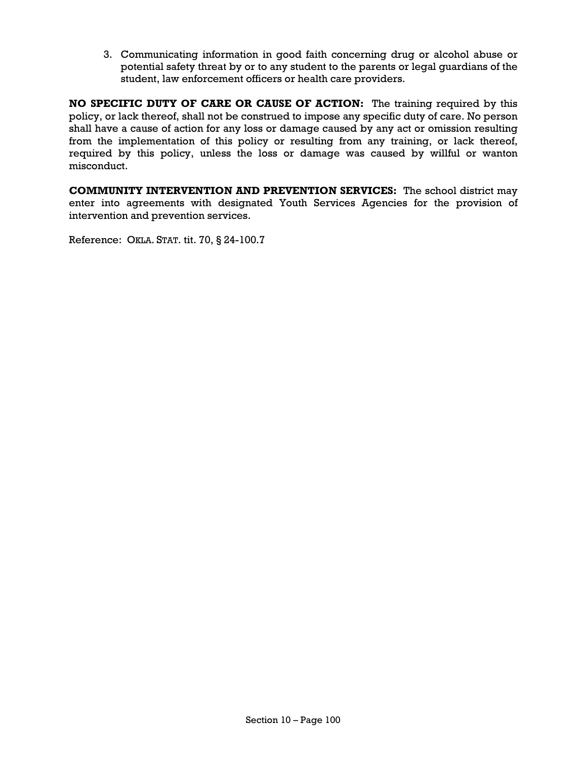3. Communicating information in good faith concerning drug or alcohol abuse or potential safety threat by or to any student to the parents or legal guardians of the student, law enforcement officers or health care providers.

**NO SPECIFIC DUTY OF CARE OR CAUSE OF ACTION:** The training required by this policy, or lack thereof, shall not be construed to impose any specific duty of care. No person shall have a cause of action for any loss or damage caused by any act or omission resulting from the implementation of this policy or resulting from any training, or lack thereof, required by this policy, unless the loss or damage was caused by willful or wanton misconduct.

**COMMUNITY INTERVENTION AND PREVENTION SERVICES:** The school district may enter into agreements with designated Youth Services Agencies for the provision of intervention and prevention services.

Reference: OKLA. STAT. tit. 70, § 24-100.7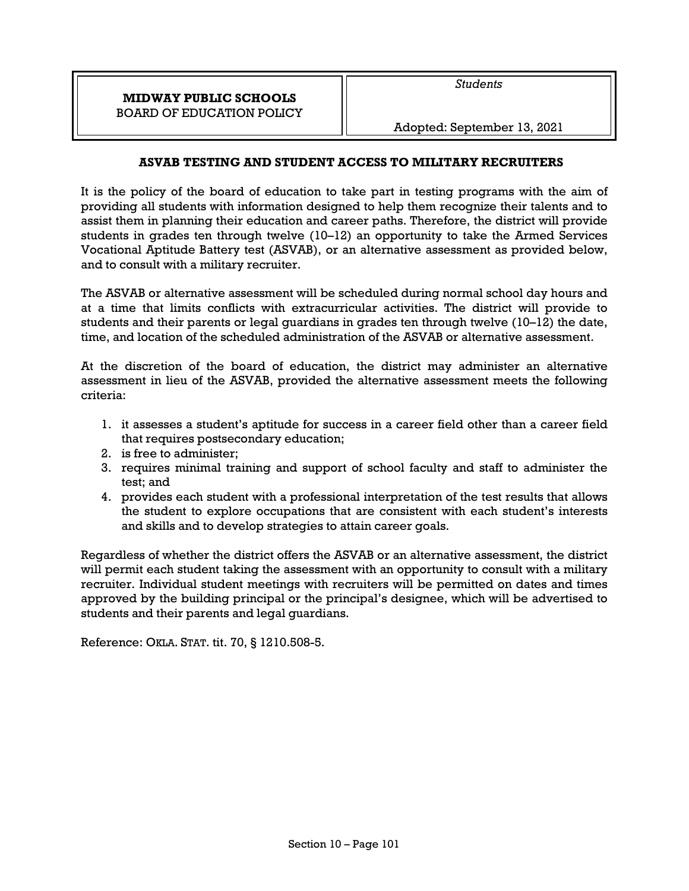**MIDWAY PUBLIC SCHOOLS**
BOARD OF EDUCATION POLICY

*Students*

Adopted: September 13, 2021

## ASVAB TESTING AND STUDENT ACCESS TO MILITARY RECRUITERS

It is the policy of the board of education to take part in testing programs with the aim of providing all students with information designed to help them recognize their talents and to assist them in planning their education and career paths. Therefore, the district will provide students in grades ten through twelve (10–12) an opportunity to take the Armed Services Vocational Aptitude Battery test (ASVAB), or an alternative assessment as provided below, and to consult with a military recruiter.

The ASVAB or alternative assessment will be scheduled during normal school day hours and at a time that limits conflicts with extracurricular activities. The district will provide to students and their parents or legal guardians in grades ten through twelve (10–12) the date, time, and location of the scheduled administration of the ASVAB or alternative assessment.

At the discretion of the board of education, the district may administer an alternative assessment in lieu of the ASVAB, provided the alternative assessment meets the following criteria:

1. it assesses a student's aptitude for success in a career field other than a career field that requires postsecondary education;
2. is free to administer;
3. requires minimal training and support of school faculty and staff to administer the test; and
4. provides each student with a professional interpretation of the test results that allows the student to explore occupations that are consistent with each student's interests and skills and to develop strategies to attain career goals.

Regardless of whether the district offers the ASVAB or an alternative assessment, the district will permit each student taking the assessment with an opportunity to consult with a military recruiter. Individual student meetings with recruiters will be permitted on dates and times approved by the building principal or the principal's designee, which will be advertised to students and their parents and legal guardians.

Reference: OKLA. STAT. tit. 70, § 1210.508-5.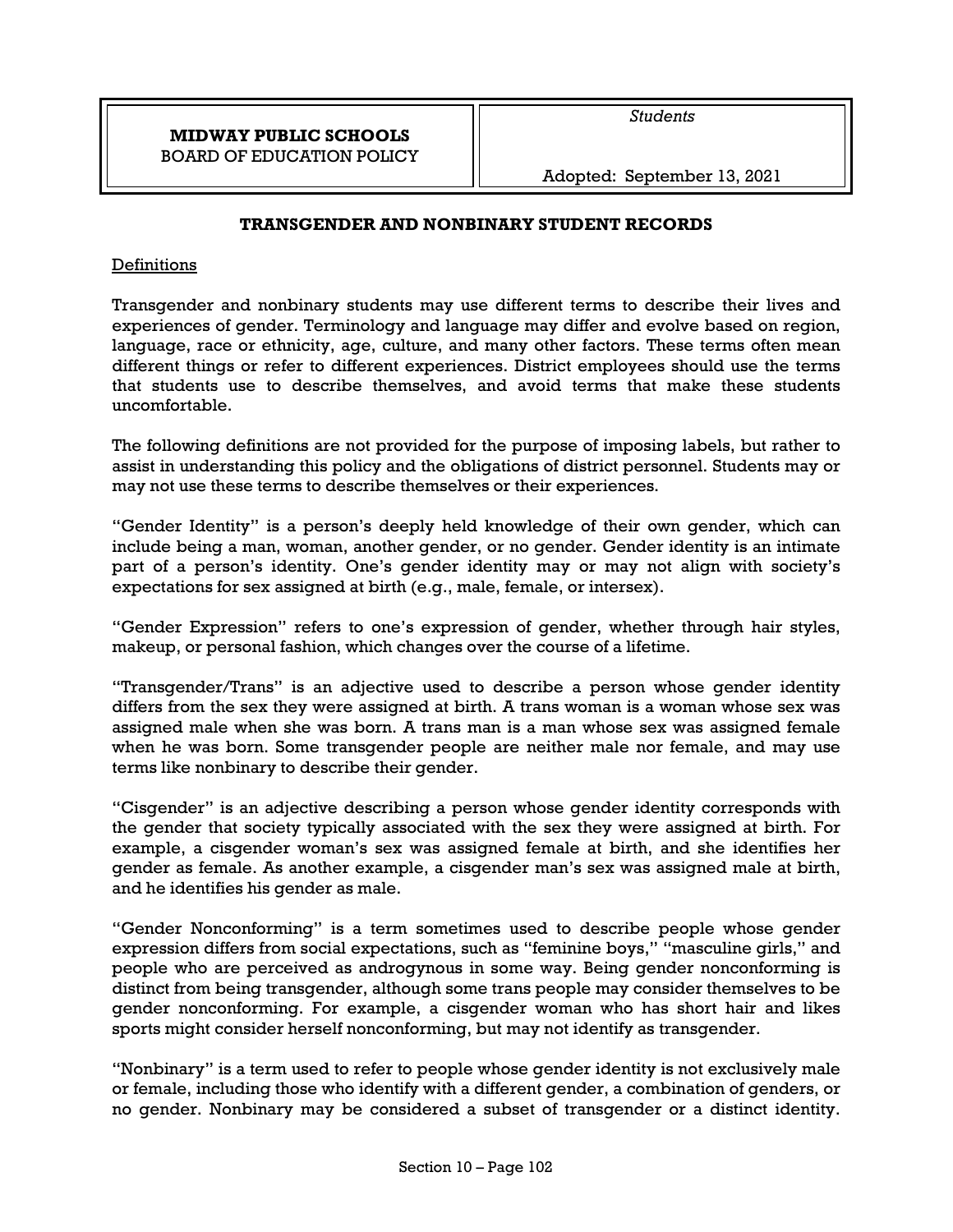| **MIDWAY PUBLIC SCHOOLS**<br>BOARD OF EDUCATION POLICY | *Students*<br><br>Adopted: September 13, 2021 |
| --- | --- |

## TRANSGENDER AND NONBINARY STUDENT RECORDS

### Definitions

Transgender and nonbinary students may use different terms to describe their lives and experiences of gender. Terminology and language may differ and evolve based on region, language, race or ethnicity, age, culture, and many other factors. These terms often mean different things or refer to different experiences. District employees should use the terms that students use to describe themselves, and avoid terms that make these students uncomfortable.

The following definitions are not provided for the purpose of imposing labels, but rather to assist in understanding this policy and the obligations of district personnel. Students may or may not use these terms to describe themselves or their experiences.

"Gender Identity" is a person's deeply held knowledge of their own gender, which can include being a man, woman, another gender, or no gender. Gender identity is an intimate part of a person's identity. One's gender identity may or may not align with society's expectations for sex assigned at birth (e.g., male, female, or intersex).

"Gender Expression" refers to one's expression of gender, whether through hair styles, makeup, or personal fashion, which changes over the course of a lifetime.

"Transgender/Trans" is an adjective used to describe a person whose gender identity differs from the sex they were assigned at birth. A trans woman is a woman whose sex was assigned male when she was born. A trans man is a man whose sex was assigned female when he was born. Some transgender people are neither male nor female, and may use terms like nonbinary to describe their gender.

"Cisgender" is an adjective describing a person whose gender identity corresponds with the gender that society typically associated with the sex they were assigned at birth. For example, a cisgender woman's sex was assigned female at birth, and she identifies her gender as female. As another example, a cisgender man's sex was assigned male at birth, and he identifies his gender as male.

"Gender Nonconforming" is a term sometimes used to describe people whose gender expression differs from social expectations, such as "feminine boys," "masculine girls," and people who are perceived as androgynous in some way. Being gender nonconforming is distinct from being transgender, although some trans people may consider themselves to be gender nonconforming. For example, a cisgender woman who has short hair and likes sports might consider herself nonconforming, but may not identify as transgender.

"Nonbinary" is a term used to refer to people whose gender identity is not exclusively male or female, including those who identify with a different gender, a combination of genders, or no gender. Nonbinary may be considered a subset of transgender or a distinct identity.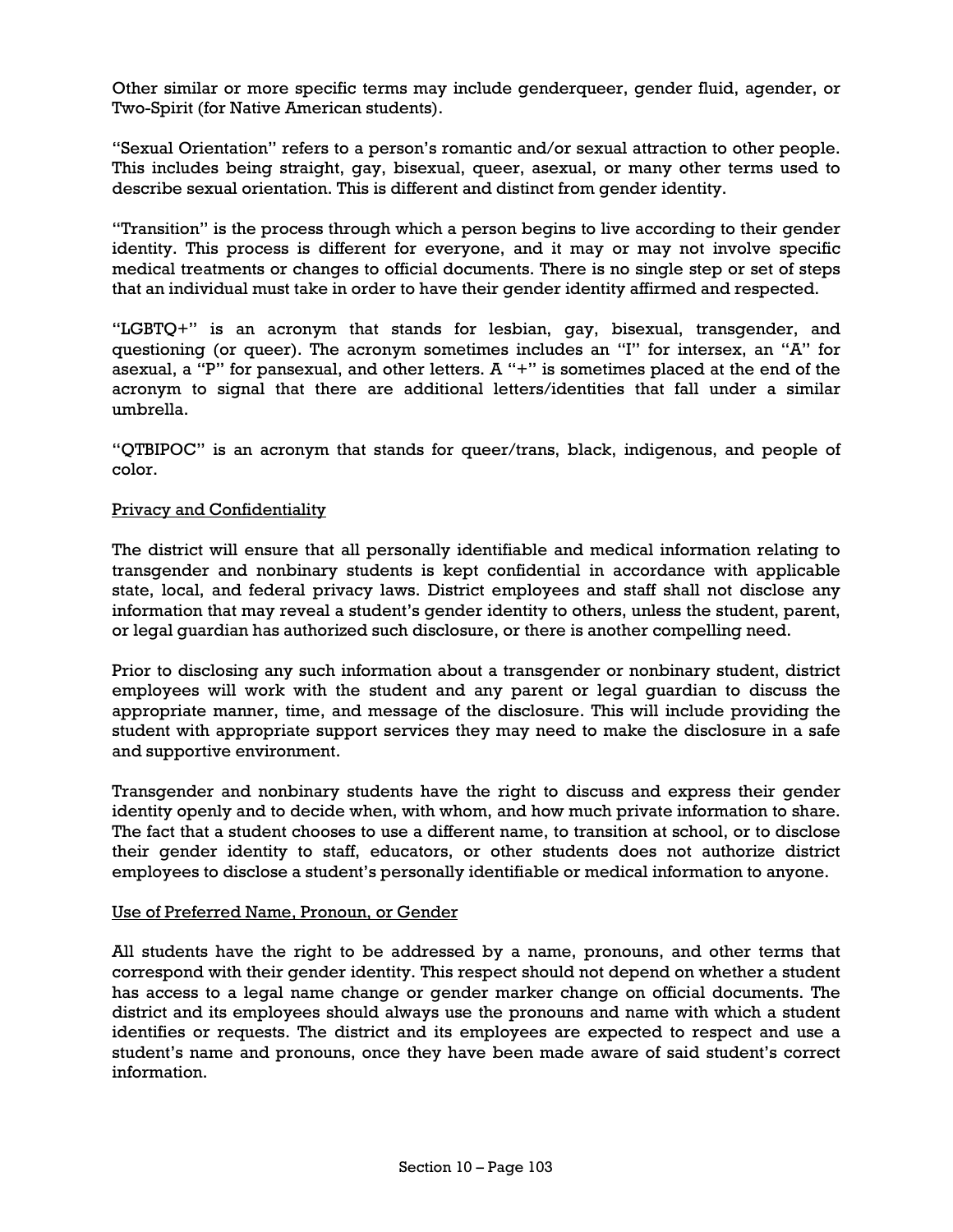Other similar or more specific terms may include genderqueer, gender fluid, agender, or Two-Spirit (for Native American students).

"Sexual Orientation" refers to a person's romantic and/or sexual attraction to other people. This includes being straight, gay, bisexual, queer, asexual, or many other terms used to describe sexual orientation. This is different and distinct from gender identity.

"Transition" is the process through which a person begins to live according to their gender identity. This process is different for everyone, and it may or may not involve specific medical treatments or changes to official documents. There is no single step or set of steps that an individual must take in order to have their gender identity affirmed and respected.

"LGBTQ+" is an acronym that stands for lesbian, gay, bisexual, transgender, and questioning (or queer). The acronym sometimes includes an "I" for intersex, an "A" for asexual, a "P" for pansexual, and other letters. A "+" is sometimes placed at the end of the acronym to signal that there are additional letters/identities that fall under a similar umbrella.

"QTBIPOC" is an acronym that stands for queer/trans, black, indigenous, and people of color.

<u>Privacy and Confidentiality</u>

The district will ensure that all personally identifiable and medical information relating to transgender and nonbinary students is kept confidential in accordance with applicable state, local, and federal privacy laws. District employees and staff shall not disclose any information that may reveal a student's gender identity to others, unless the student, parent, or legal guardian has authorized such disclosure, or there is another compelling need.

Prior to disclosing any such information about a transgender or nonbinary student, district employees will work with the student and any parent or legal guardian to discuss the appropriate manner, time, and message of the disclosure. This will include providing the student with appropriate support services they may need to make the disclosure in a safe and supportive environment.

Transgender and nonbinary students have the right to discuss and express their gender identity openly and to decide when, with whom, and how much private information to share. The fact that a student chooses to use a different name, to transition at school, or to disclose their gender identity to staff, educators, or other students does not authorize district employees to disclose a student's personally identifiable or medical information to anyone.

<u>Use of Preferred Name, Pronoun, or Gender</u>

All students have the right to be addressed by a name, pronouns, and other terms that correspond with their gender identity. This respect should not depend on whether a student has access to a legal name change or gender marker change on official documents. The district and its employees should always use the pronouns and name with which a student identifies or requests. The district and its employees are expected to respect and use a student's name and pronouns, once they have been made aware of said student's correct information.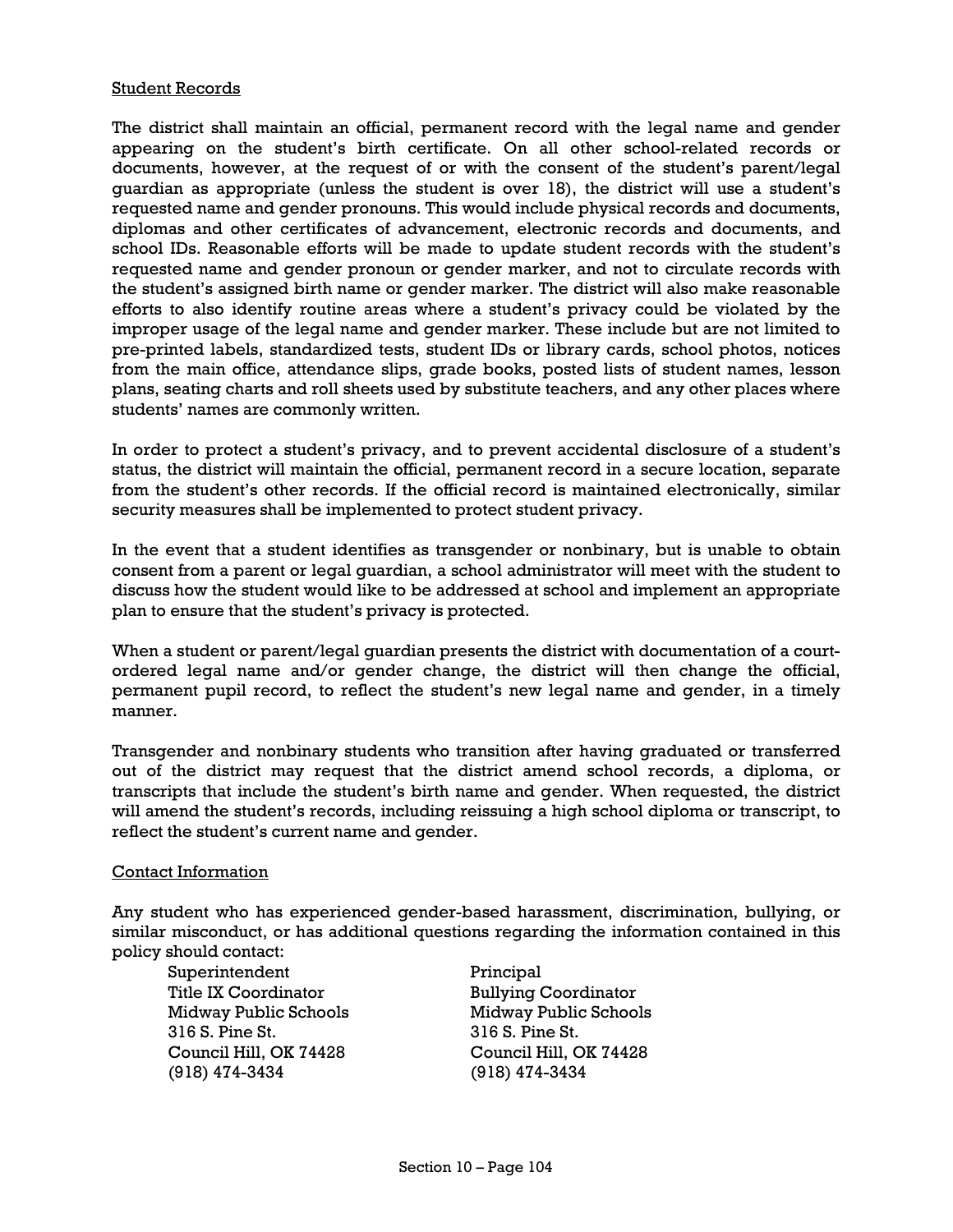Student Records

The district shall maintain an official, permanent record with the legal name and gender appearing on the student's birth certificate. On all other school-related records or documents, however, at the request of or with the consent of the student's parent/legal guardian as appropriate (unless the student is over 18), the district will use a student's requested name and gender pronouns. This would include physical records and documents, diplomas and other certificates of advancement, electronic records and documents, and school IDs. Reasonable efforts will be made to update student records with the student's requested name and gender pronoun or gender marker, and not to circulate records with the student's assigned birth name or gender marker. The district will also make reasonable efforts to also identify routine areas where a student's privacy could be violated by the improper usage of the legal name and gender marker. These include but are not limited to pre-printed labels, standardized tests, student IDs or library cards, school photos, notices from the main office, attendance slips, grade books, posted lists of student names, lesson plans, seating charts and roll sheets used by substitute teachers, and any other places where students' names are commonly written.

In order to protect a student's privacy, and to prevent accidental disclosure of a student's status, the district will maintain the official, permanent record in a secure location, separate from the student's other records. If the official record is maintained electronically, similar security measures shall be implemented to protect student privacy.

In the event that a student identifies as transgender or nonbinary, but is unable to obtain consent from a parent or legal guardian, a school administrator will meet with the student to discuss how the student would like to be addressed at school and implement an appropriate plan to ensure that the student's privacy is protected.

When a student or parent/legal guardian presents the district with documentation of a court-ordered legal name and/or gender change, the district will then change the official, permanent pupil record, to reflect the student's new legal name and gender, in a timely manner.

Transgender and nonbinary students who transition after having graduated or transferred out of the district may request that the district amend school records, a diploma, or transcripts that include the student's birth name and gender. When requested, the district will amend the student's records, including reissuing a high school diploma or transcript, to reflect the student's current name and gender.

Contact Information

Any student who has experienced gender-based harassment, discrimination, bullying, or similar misconduct, or has additional questions regarding the information contained in this policy should contact:

Superintendent
Title IX Coordinator
Midway Public Schools
316 S. Pine St.
Council Hill, OK 74428
(918) 474-3434

Principal
Bullying Coordinator
Midway Public Schools
316 S. Pine St.
Council Hill, OK 74428
(918) 474-3434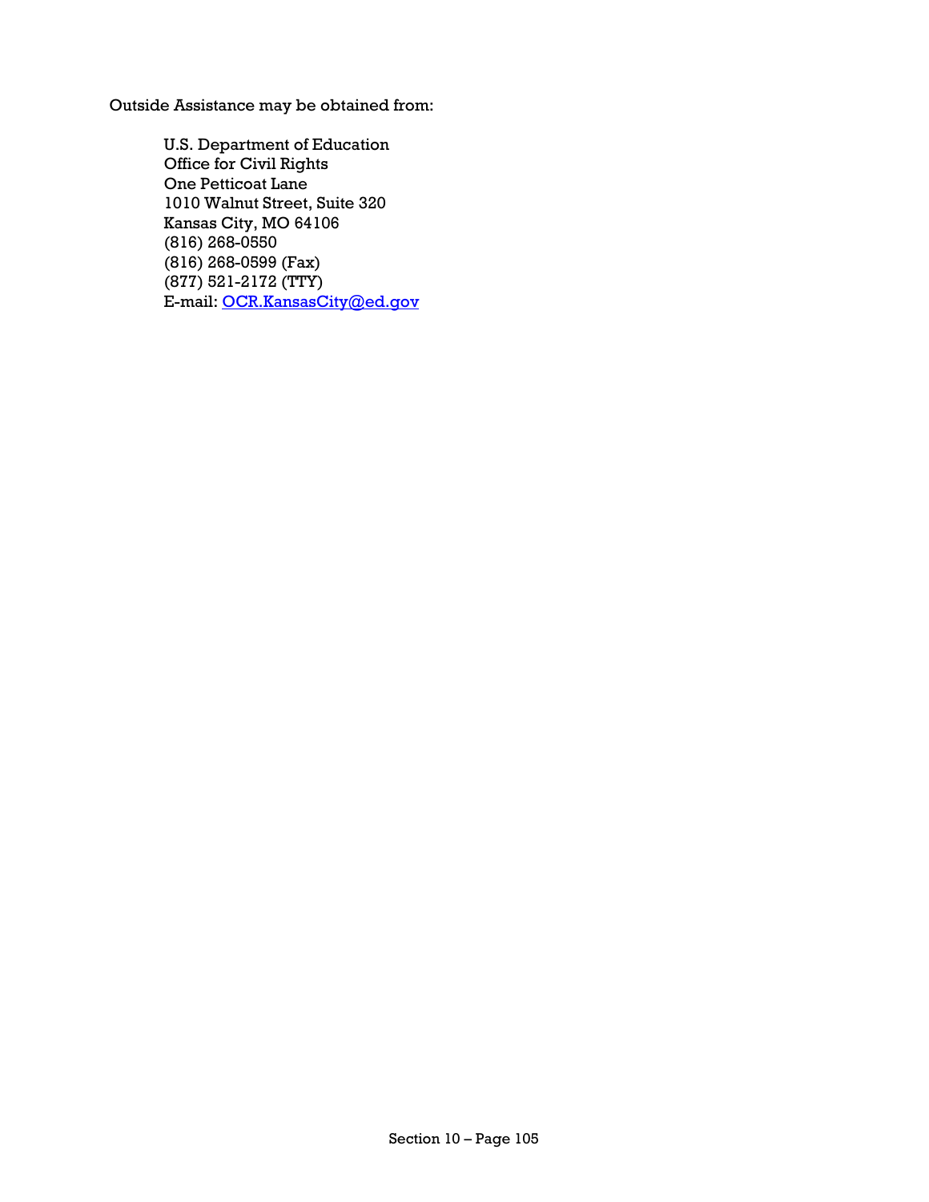Outside Assistance may be obtained from:

U.S. Department of Education  
Office for Civil Rights  
One Petticoat Lane  
1010 Walnut Street, Suite 320  
Kansas City, MO 64106  
(816) 268-0550  
(816) 268-0599 (Fax)  
(877) 521-2172 (TTY)  
E-mail: OCR.KansasCity@ed.gov